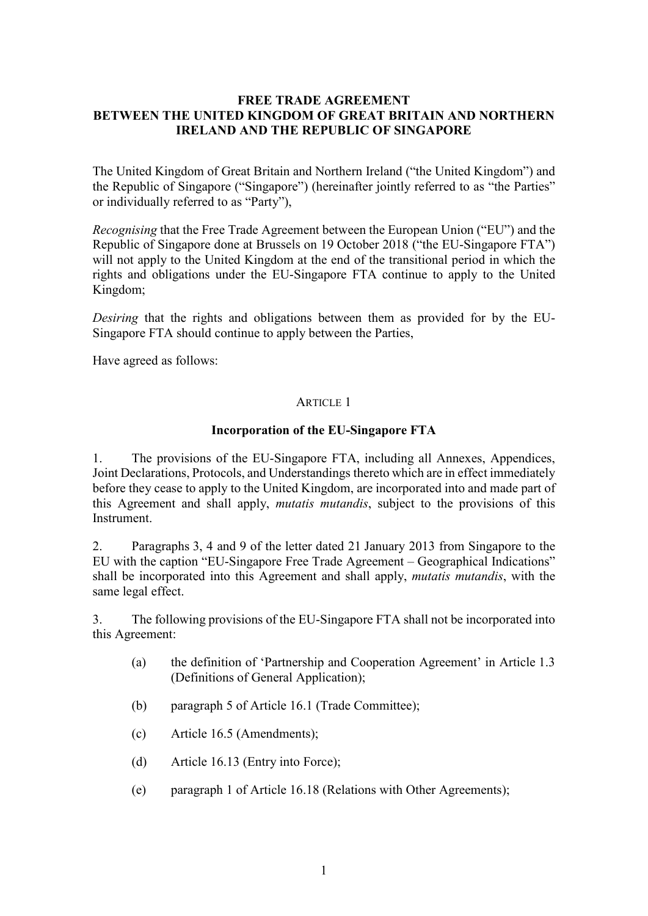# FREE TRADE AGREEMENT
# BETWEEN THE UNITED KINGDOM OF GREAT BRITAIN AND NORTHERN IRELAND AND THE REPUBLIC OF SINGAPORE

The United Kingdom of Great Britain and Northern Ireland ("the United Kingdom") and the Republic of Singapore ("Singapore") (hereinafter jointly referred to as "the Parties" or individually referred to as "Party"),

*Recognising* that the Free Trade Agreement between the European Union ("EU") and the Republic of Singapore done at Brussels on 19 October 2018 ("the EU-Singapore FTA") will not apply to the United Kingdom at the end of the transitional period in which the rights and obligations under the EU-Singapore FTA continue to apply to the United Kingdom;

*Desiring* that the rights and obligations between them as provided for by the EU-Singapore FTA should continue to apply between the Parties,

Have agreed as follows:

## ARTICLE 1

### Incorporation of the EU-Singapore FTA

1. The provisions of the EU-Singapore FTA, including all Annexes, Appendices, Joint Declarations, Protocols, and Understandings thereto which are in effect immediately before they cease to apply to the United Kingdom, are incorporated into and made part of this Agreement and shall apply, *mutatis mutandis*, subject to the provisions of this Instrument.

2. Paragraphs 3, 4 and 9 of the letter dated 21 January 2013 from Singapore to the EU with the caption "EU-Singapore Free Trade Agreement – Geographical Indications" shall be incorporated into this Agreement and shall apply, *mutatis mutandis*, with the same legal effect.

3. The following provisions of the EU-Singapore FTA shall not be incorporated into this Agreement:

(a) the definition of 'Partnership and Cooperation Agreement' in Article 1.3 (Definitions of General Application);

(b) paragraph 5 of Article 16.1 (Trade Committee);

(c) Article 16.5 (Amendments);

(d) Article 16.13 (Entry into Force);

(e) paragraph 1 of Article 16.18 (Relations with Other Agreements);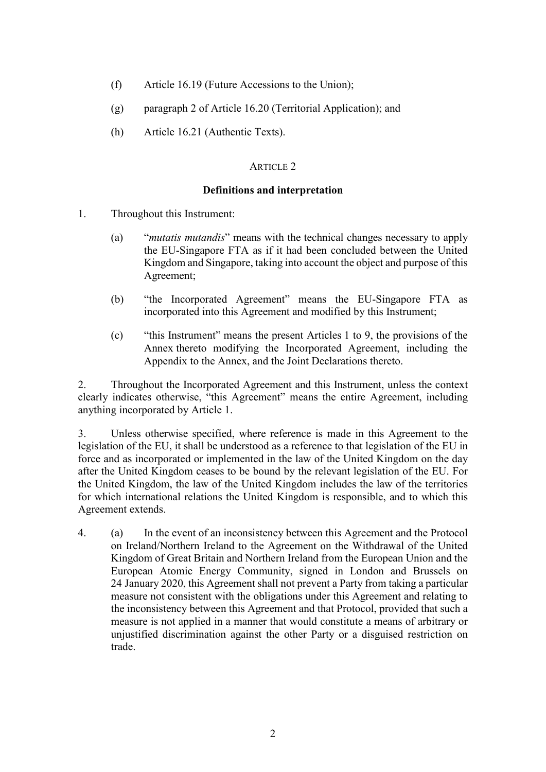(f) Article 16.19 (Future Accessions to the Union);

(g) paragraph 2 of Article 16.20 (Territorial Application); and

(h) Article 16.21 (Authentic Texts).

ARTICLE 2

**Definitions and interpretation**

1. Throughout this Instrument:

   (a) "*mutatis mutandis*" means with the technical changes necessary to apply the EU-Singapore FTA as if it had been concluded between the United Kingdom and Singapore, taking into account the object and purpose of this Agreement;

   (b) "the Incorporated Agreement" means the EU-Singapore FTA as incorporated into this Agreement and modified by this Instrument;

   (c) "this Instrument" means the present Articles 1 to 9, the provisions of the Annex thereto modifying the Incorporated Agreement, including the Appendix to the Annex, and the Joint Declarations thereto.

2. Throughout the Incorporated Agreement and this Instrument, unless the context clearly indicates otherwise, "this Agreement" means the entire Agreement, including anything incorporated by Article 1.

3. Unless otherwise specified, where reference is made in this Agreement to the legislation of the EU, it shall be understood as a reference to that legislation of the EU in force and as incorporated or implemented in the law of the United Kingdom on the day after the United Kingdom ceases to be bound by the relevant legislation of the EU. For the United Kingdom, the law of the United Kingdom includes the law of the territories for which international relations the United Kingdom is responsible, and to which this Agreement extends.

4. (a) In the event of an inconsistency between this Agreement and the Protocol on Ireland/Northern Ireland to the Agreement on the Withdrawal of the United Kingdom of Great Britain and Northern Ireland from the European Union and the European Atomic Energy Community, signed in London and Brussels on 24 January 2020, this Agreement shall not prevent a Party from taking a particular measure not consistent with the obligations under this Agreement and relating to the inconsistency between this Agreement and that Protocol, provided that such a measure is not applied in a manner that would constitute a means of arbitrary or unjustified discrimination against the other Party or a disguised restriction on trade.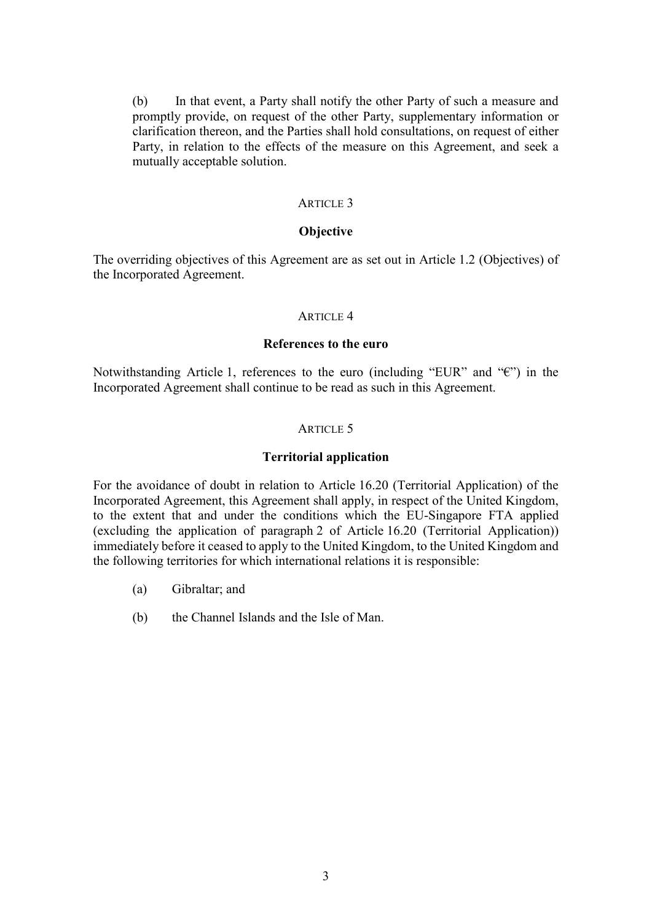(b) In that event, a Party shall notify the other Party of such a measure and promptly provide, on request of the other Party, supplementary information or clarification thereon, and the Parties shall hold consultations, on request of either Party, in relation to the effects of the measure on this Agreement, and seek a mutually acceptable solution.

ARTICLE 3

**Objective**

The overriding objectives of this Agreement are as set out in Article 1.2 (Objectives) of the Incorporated Agreement.

ARTICLE 4

**References to the euro**

Notwithstanding Article 1, references to the euro (including "EUR" and "€") in the Incorporated Agreement shall continue to be read as such in this Agreement.

ARTICLE 5

**Territorial application**

For the avoidance of doubt in relation to Article 16.20 (Territorial Application) of the Incorporated Agreement, this Agreement shall apply, in respect of the United Kingdom, to the extent that and under the conditions which the EU-Singapore FTA applied (excluding the application of paragraph 2 of Article 16.20 (Territorial Application)) immediately before it ceased to apply to the United Kingdom, to the United Kingdom and the following territories for which international relations it is responsible:

(a) Gibraltar; and

(b) the Channel Islands and the Isle of Man.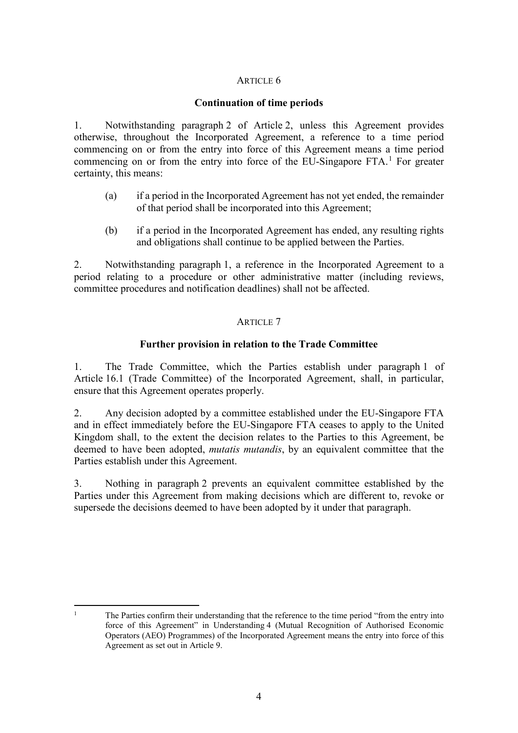## ARTICLE 6

### Continuation of time periods

1. Notwithstanding paragraph 2 of Article 2, unless this Agreement provides otherwise, throughout the Incorporated Agreement, a reference to a time period commencing on or from the entry into force of this Agreement means a time period commencing on or from the entry into force of the EU-Singapore FTA.[1] For greater certainty, this means:

   (a) if a period in the Incorporated Agreement has not yet ended, the remainder of that period shall be incorporated into this Agreement;

   (b) if a period in the Incorporated Agreement has ended, any resulting rights and obligations shall continue to be applied between the Parties.

2. Notwithstanding paragraph 1, a reference in the Incorporated Agreement to a period relating to a procedure or other administrative matter (including reviews, committee procedures and notification deadlines) shall not be affected.

## ARTICLE 7

### Further provision in relation to the Trade Committee

1. The Trade Committee, which the Parties establish under paragraph 1 of Article 16.1 (Trade Committee) of the Incorporated Agreement, shall, in particular, ensure that this Agreement operates properly.

2. Any decision adopted by a committee established under the EU-Singapore FTA and in effect immediately before the EU-Singapore FTA ceases to apply to the United Kingdom shall, to the extent the decision relates to the Parties to this Agreement, be deemed to have been adopted, *mutatis mutandis*, by an equivalent committee that the Parties establish under this Agreement.

3. Nothing in paragraph 2 prevents an equivalent committee established by the Parties under this Agreement from making decisions which are different to, revoke or supersede the decisions deemed to have been adopted by it under that paragraph.

---

[1] The Parties confirm their understanding that the reference to the time period "from the entry into force of this Agreement" in Understanding 4 (Mutual Recognition of Authorised Economic Operators (AEO) Programmes) of the Incorporated Agreement means the entry into force of this Agreement as set out in Article 9.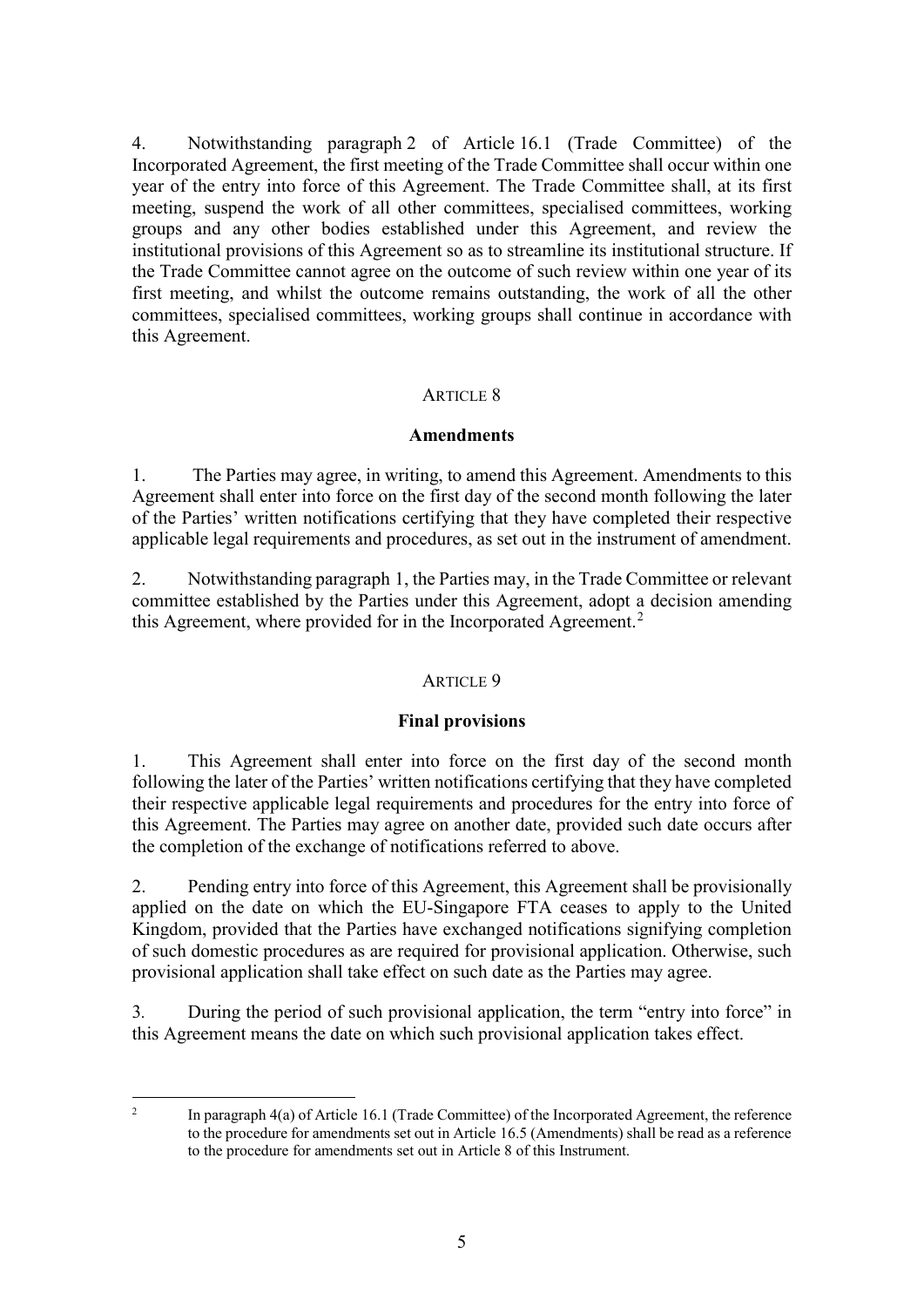4. Notwithstanding paragraph 2 of Article 16.1 (Trade Committee) of the Incorporated Agreement, the first meeting of the Trade Committee shall occur within one year of the entry into force of this Agreement. The Trade Committee shall, at its first meeting, suspend the work of all other committees, specialised committees, working groups and any other bodies established under this Agreement, and review the institutional provisions of this Agreement so as to streamline its institutional structure. If the Trade Committee cannot agree on the outcome of such review within one year of its first meeting, and whilst the outcome remains outstanding, the work of all the other committees, specialised committees, working groups shall continue in accordance with this Agreement.

## ARTICLE 8

### Amendments

1. The Parties may agree, in writing, to amend this Agreement. Amendments to this Agreement shall enter into force on the first day of the second month following the later of the Parties' written notifications certifying that they have completed their respective applicable legal requirements and procedures, as set out in the instrument of amendment.

2. Notwithstanding paragraph 1, the Parties may, in the Trade Committee or relevant committee established by the Parties under this Agreement, adopt a decision amending this Agreement, where provided for in the Incorporated Agreement.[2]

## ARTICLE 9

### Final provisions

1. This Agreement shall enter into force on the first day of the second month following the later of the Parties' written notifications certifying that they have completed their respective applicable legal requirements and procedures for the entry into force of this Agreement. The Parties may agree on another date, provided such date occurs after the completion of the exchange of notifications referred to above.

2. Pending entry into force of this Agreement, this Agreement shall be provisionally applied on the date on which the EU-Singapore FTA ceases to apply to the United Kingdom, provided that the Parties have exchanged notifications signifying completion of such domestic procedures as are required for provisional application. Otherwise, such provisional application shall take effect on such date as the Parties may agree.

3. During the period of such provisional application, the term "entry into force" in this Agreement means the date on which such provisional application takes effect.

---

[2] In paragraph 4(a) of Article 16.1 (Trade Committee) of the Incorporated Agreement, the reference to the procedure for amendments set out in Article 16.5 (Amendments) shall be read as a reference to the procedure for amendments set out in Article 8 of this Instrument.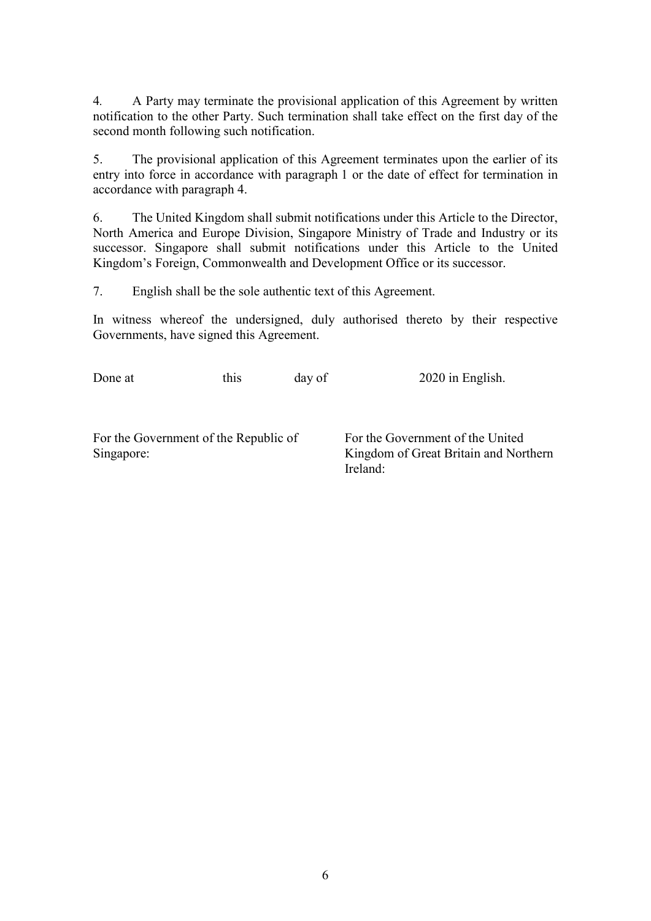4. A Party may terminate the provisional application of this Agreement by written notification to the other Party. Such termination shall take effect on the first day of the second month following such notification.

5. The provisional application of this Agreement terminates upon the earlier of its entry into force in accordance with paragraph 1 or the date of effect for termination in accordance with paragraph 4.

6. The United Kingdom shall submit notifications under this Article to the Director, North America and Europe Division, Singapore Ministry of Trade and Industry or its successor. Singapore shall submit notifications under this Article to the United Kingdom's Foreign, Commonwealth and Development Office or its successor.

7. English shall be the sole authentic text of this Agreement.

In witness whereof the undersigned, duly authorised thereto by their respective Governments, have signed this Agreement.

Done at this day of 2020 in English.

For the Government of the Republic of Singapore:

For the Government of the United Kingdom of Great Britain and Northern Ireland: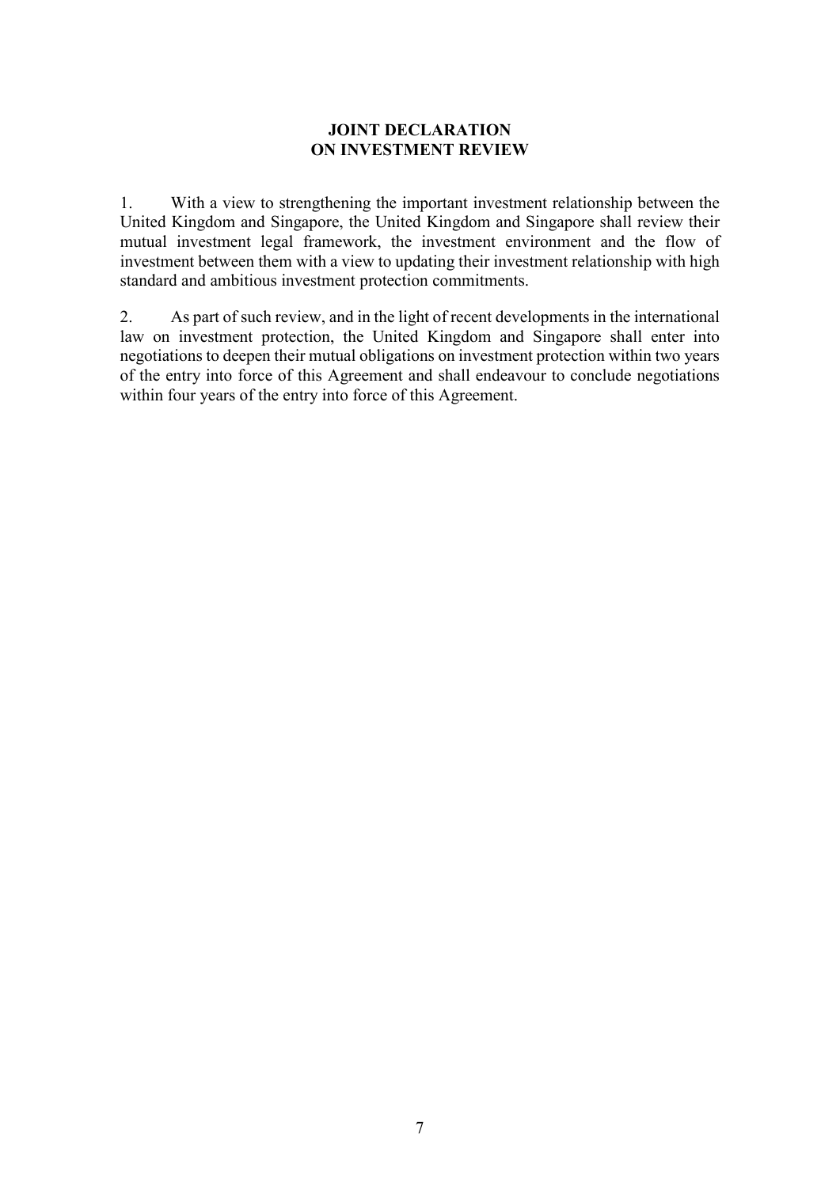**JOINT DECLARATION**
**ON INVESTMENT REVIEW**

1. With a view to strengthening the important investment relationship between the United Kingdom and Singapore, the United Kingdom and Singapore shall review their mutual investment legal framework, the investment environment and the flow of investment between them with a view to updating their investment relationship with high standard and ambitious investment protection commitments.

2. As part of such review, and in the light of recent developments in the international law on investment protection, the United Kingdom and Singapore shall enter into negotiations to deepen their mutual obligations on investment protection within two years of the entry into force of this Agreement and shall endeavour to conclude negotiations within four years of the entry into force of this Agreement.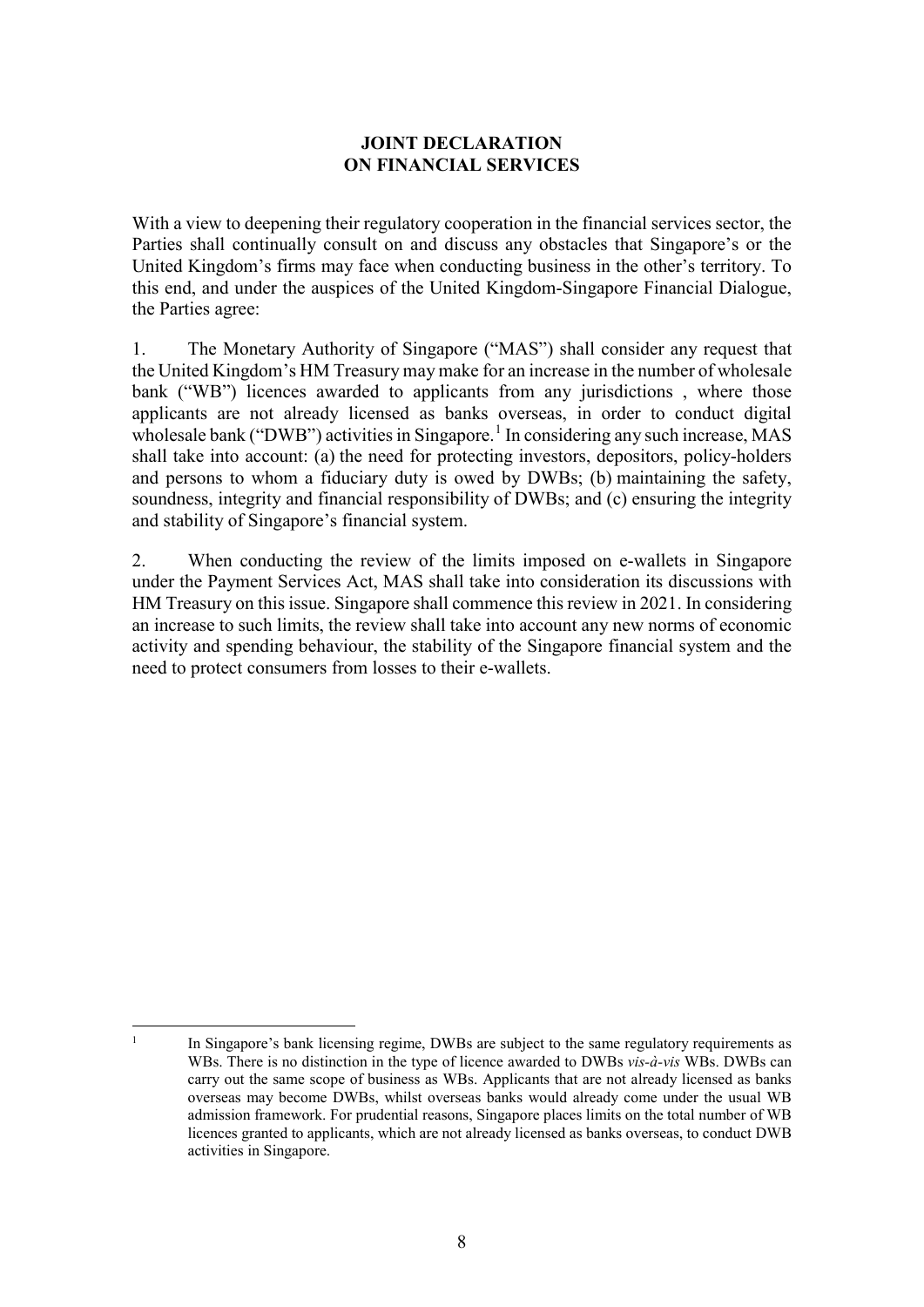**JOINT DECLARATION
ON FINANCIAL SERVICES**

With a view to deepening their regulatory cooperation in the financial services sector, the Parties shall continually consult on and discuss any obstacles that Singapore's or the United Kingdom's firms may face when conducting business in the other's territory. To this end, and under the auspices of the United Kingdom-Singapore Financial Dialogue, the Parties agree:

1. The Monetary Authority of Singapore ("MAS") shall consider any request that the United Kingdom's HM Treasury may make for an increase in the number of wholesale bank ("WB") licences awarded to applicants from any jurisdictions , where those applicants are not already licensed as banks overseas, in order to conduct digital wholesale bank ("DWB") activities in Singapore.[1] In considering any such increase, MAS shall take into account: (a) the need for protecting investors, depositors, policy-holders and persons to whom a fiduciary duty is owed by DWBs; (b) maintaining the safety, soundness, integrity and financial responsibility of DWBs; and (c) ensuring the integrity and stability of Singapore's financial system.

2. When conducting the review of the limits imposed on e-wallets in Singapore under the Payment Services Act, MAS shall take into consideration its discussions with HM Treasury on this issue. Singapore shall commence this review in 2021. In considering an increase to such limits, the review shall take into account any new norms of economic activity and spending behaviour, the stability of the Singapore financial system and the need to protect consumers from losses to their e-wallets.

---

[1] In Singapore's bank licensing regime, DWBs are subject to the same regulatory requirements as WBs. There is no distinction in the type of licence awarded to DWBs *vis-à-vis* WBs. DWBs can carry out the same scope of business as WBs. Applicants that are not already licensed as banks overseas may become DWBs, whilst overseas banks would already come under the usual WB admission framework. For prudential reasons, Singapore places limits on the total number of WB licences granted to applicants, which are not already licensed as banks overseas, to conduct DWB activities in Singapore.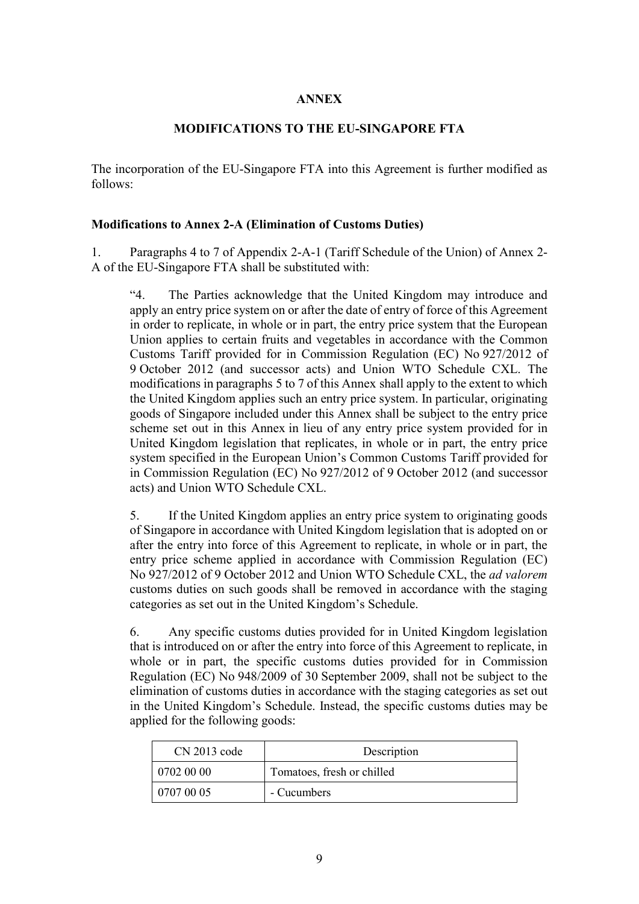**ANNEX**

**MODIFICATIONS TO THE EU-SINGAPORE FTA**

The incorporation of the EU-Singapore FTA into this Agreement is further modified as follows:

**Modifications to Annex 2-A (Elimination of Customs Duties)**

1. Paragraphs 4 to 7 of Appendix 2-A-1 (Tariff Schedule of the Union) of Annex 2-A of the EU-Singapore FTA shall be substituted with:

> "4. The Parties acknowledge that the United Kingdom may introduce and apply an entry price system on or after the date of entry of force of this Agreement in order to replicate, in whole or in part, the entry price system that the European Union applies to certain fruits and vegetables in accordance with the Common Customs Tariff provided for in Commission Regulation (EC) No 927/2012 of 9 October 2012 (and successor acts) and Union WTO Schedule CXL. The modifications in paragraphs 5 to 7 of this Annex shall apply to the extent to which the United Kingdom applies such an entry price system. In particular, originating goods of Singapore included under this Annex shall be subject to the entry price scheme set out in this Annex in lieu of any entry price system provided for in United Kingdom legislation that replicates, in whole or in part, the entry price system specified in the European Union's Common Customs Tariff provided for in Commission Regulation (EC) No 927/2012 of 9 October 2012 (and successor acts) and Union WTO Schedule CXL.
>
> 5. If the United Kingdom applies an entry price system to originating goods of Singapore in accordance with United Kingdom legislation that is adopted on or after the entry into force of this Agreement to replicate, in whole or in part, the entry price scheme applied in accordance with Commission Regulation (EC) No 927/2012 of 9 October 2012 and Union WTO Schedule CXL, the *ad valorem* customs duties on such goods shall be removed in accordance with the staging categories as set out in the United Kingdom's Schedule.
>
> 6. Any specific customs duties provided for in United Kingdom legislation that is introduced on or after the entry into force of this Agreement to replicate, in whole or in part, the specific customs duties provided for in Commission Regulation (EC) No 948/2009 of 30 September 2009, shall not be subject to the elimination of customs duties in accordance with the staging categories as set out in the United Kingdom's Schedule. Instead, the specific customs duties may be applied for the following goods:

| CN 2013 code | Description |
|---|---|
| 0702 00 00 | Tomatoes, fresh or chilled |
| 0707 00 05 | - Cucumbers |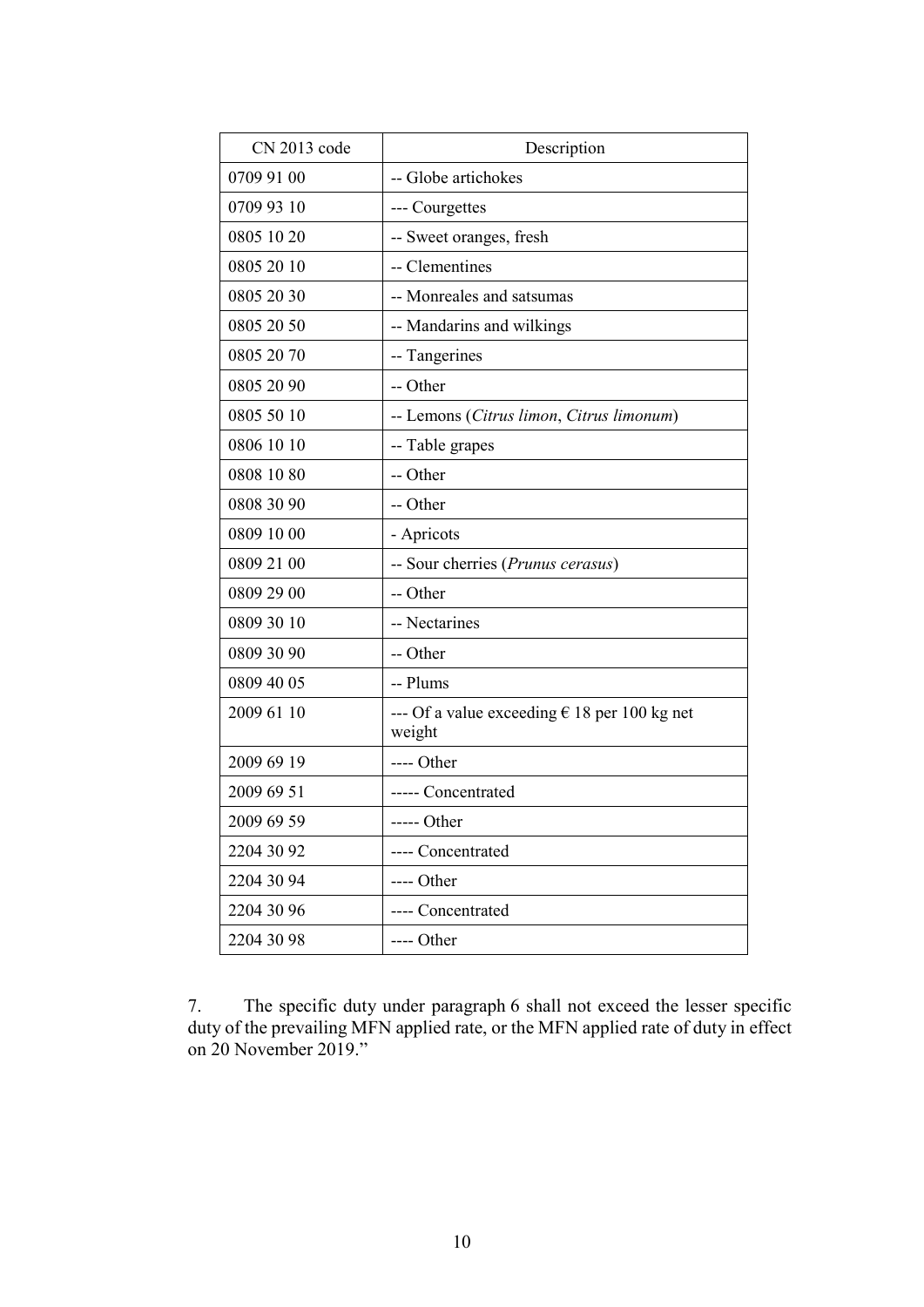| CN 2013 code | Description |
|---|---|
| 0709 91 00 | -- Globe artichokes |
| 0709 93 10 | --- Courgettes |
| 0805 10 20 | -- Sweet oranges, fresh |
| 0805 20 10 | -- Clementines |
| 0805 20 30 | -- Monreales and satsumas |
| 0805 20 50 | -- Mandarins and wilkings |
| 0805 20 70 | -- Tangerines |
| 0805 20 90 | -- Other |
| 0805 50 10 | -- Lemons (*Citrus limon*, *Citrus limonum*) |
| 0806 10 10 | -- Table grapes |
| 0808 10 80 | -- Other |
| 0808 30 90 | -- Other |
| 0809 10 00 | - Apricots |
| 0809 21 00 | -- Sour cherries (*Prunus cerasus*) |
| 0809 29 00 | -- Other |
| 0809 30 10 | -- Nectarines |
| 0809 30 90 | -- Other |
| 0809 40 05 | -- Plums |
| 2009 61 10 | --- Of a value exceeding € 18 per 100 kg net weight |
| 2009 69 19 | ---- Other |
| 2009 69 51 | ----- Concentrated |
| 2009 69 59 | ----- Other |
| 2204 30 92 | ---- Concentrated |
| 2204 30 94 | ---- Other |
| 2204 30 96 | ---- Concentrated |
| 2204 30 98 | ---- Other |

7. The specific duty under paragraph 6 shall not exceed the lesser specific duty of the prevailing MFN applied rate, or the MFN applied rate of duty in effect on 20 November 2019."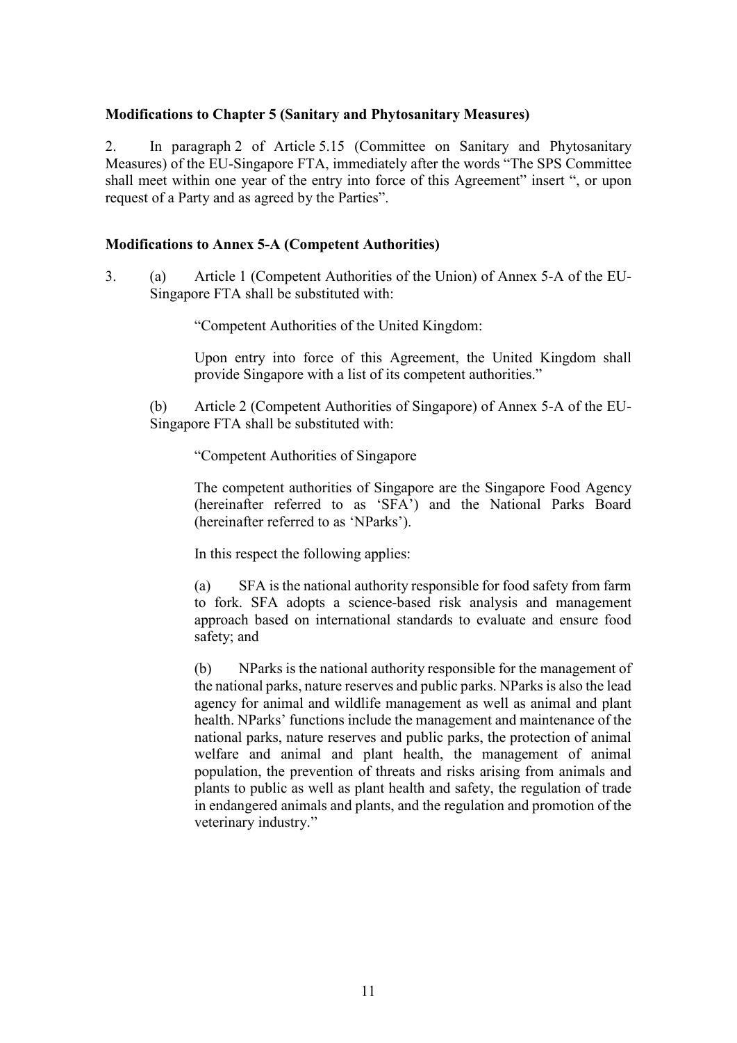**Modifications to Chapter 5 (Sanitary and Phytosanitary Measures)**

2. In paragraph 2 of Article 5.15 (Committee on Sanitary and Phytosanitary Measures) of the EU-Singapore FTA, immediately after the words "The SPS Committee shall meet within one year of the entry into force of this Agreement" insert ", or upon request of a Party and as agreed by the Parties".

**Modifications to Annex 5-A (Competent Authorities)**

3. (a) Article 1 (Competent Authorities of the Union) of Annex 5-A of the EU-Singapore FTA shall be substituted with:

> "Competent Authorities of the United Kingdom:
>
> Upon entry into force of this Agreement, the United Kingdom shall provide Singapore with a list of its competent authorities."

(b) Article 2 (Competent Authorities of Singapore) of Annex 5-A of the EU-Singapore FTA shall be substituted with:

> "Competent Authorities of Singapore
>
> The competent authorities of Singapore are the Singapore Food Agency (hereinafter referred to as 'SFA') and the National Parks Board (hereinafter referred to as 'NParks').
>
> In this respect the following applies:
>
> (a) SFA is the national authority responsible for food safety from farm to fork. SFA adopts a science-based risk analysis and management approach based on international standards to evaluate and ensure food safety; and
>
> (b) NParks is the national authority responsible for the management of the national parks, nature reserves and public parks. NParks is also the lead agency for animal and wildlife management as well as animal and plant health. NParks' functions include the management and maintenance of the national parks, nature reserves and public parks, the protection of animal welfare and animal and plant health, the management of animal population, the prevention of threats and risks arising from animals and plants to public as well as plant health and safety, the regulation of trade in endangered animals and plants, and the regulation and promotion of the veterinary industry."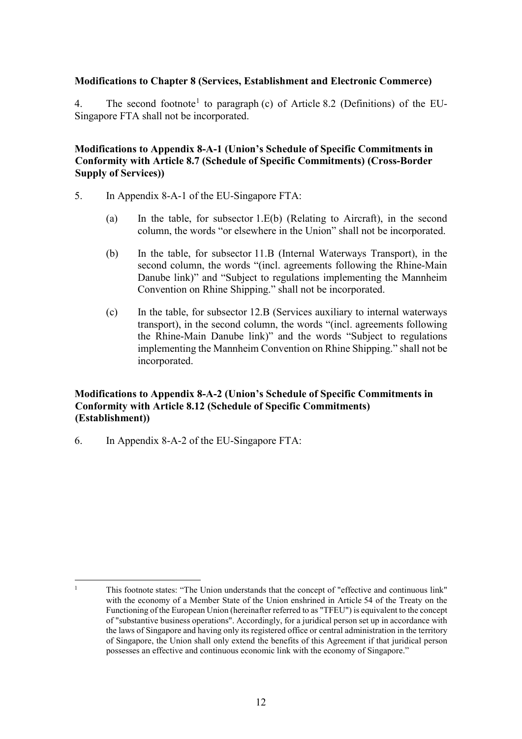**Modifications to Chapter 8 (Services, Establishment and Electronic Commerce)**

4. The second footnote[1] to paragraph (c) of Article 8.2 (Definitions) of the EU-Singapore FTA shall not be incorporated.

**Modifications to Appendix 8-A-1 (Union's Schedule of Specific Commitments in Conformity with Article 8.7 (Schedule of Specific Commitments) (Cross-Border Supply of Services))**

5. In Appendix 8-A-1 of the EU-Singapore FTA:

   (a) In the table, for subsector 1.E(b) (Relating to Aircraft), in the second column, the words "or elsewhere in the Union" shall not be incorporated.

   (b) In the table, for subsector 11.B (Internal Waterways Transport), in the second column, the words "(incl. agreements following the Rhine-Main Danube link)" and "Subject to regulations implementing the Mannheim Convention on Rhine Shipping." shall not be incorporated.

   (c) In the table, for subsector 12.B (Services auxiliary to internal waterways transport), in the second column, the words "(incl. agreements following the Rhine-Main Danube link)" and the words "Subject to regulations implementing the Mannheim Convention on Rhine Shipping." shall not be incorporated.

**Modifications to Appendix 8-A-2 (Union's Schedule of Specific Commitments in Conformity with Article 8.12 (Schedule of Specific Commitments) (Establishment))**

6. In Appendix 8-A-2 of the EU-Singapore FTA:

[1] This footnote states: "The Union understands that the concept of "effective and continuous link" with the economy of a Member State of the Union enshrined in Article 54 of the Treaty on the Functioning of the European Union (hereinafter referred to as "TFEU") is equivalent to the concept of "substantive business operations". Accordingly, for a juridical person set up in accordance with the laws of Singapore and having only its registered office or central administration in the territory of Singapore, the Union shall only extend the benefits of this Agreement if that juridical person possesses an effective and continuous economic link with the economy of Singapore."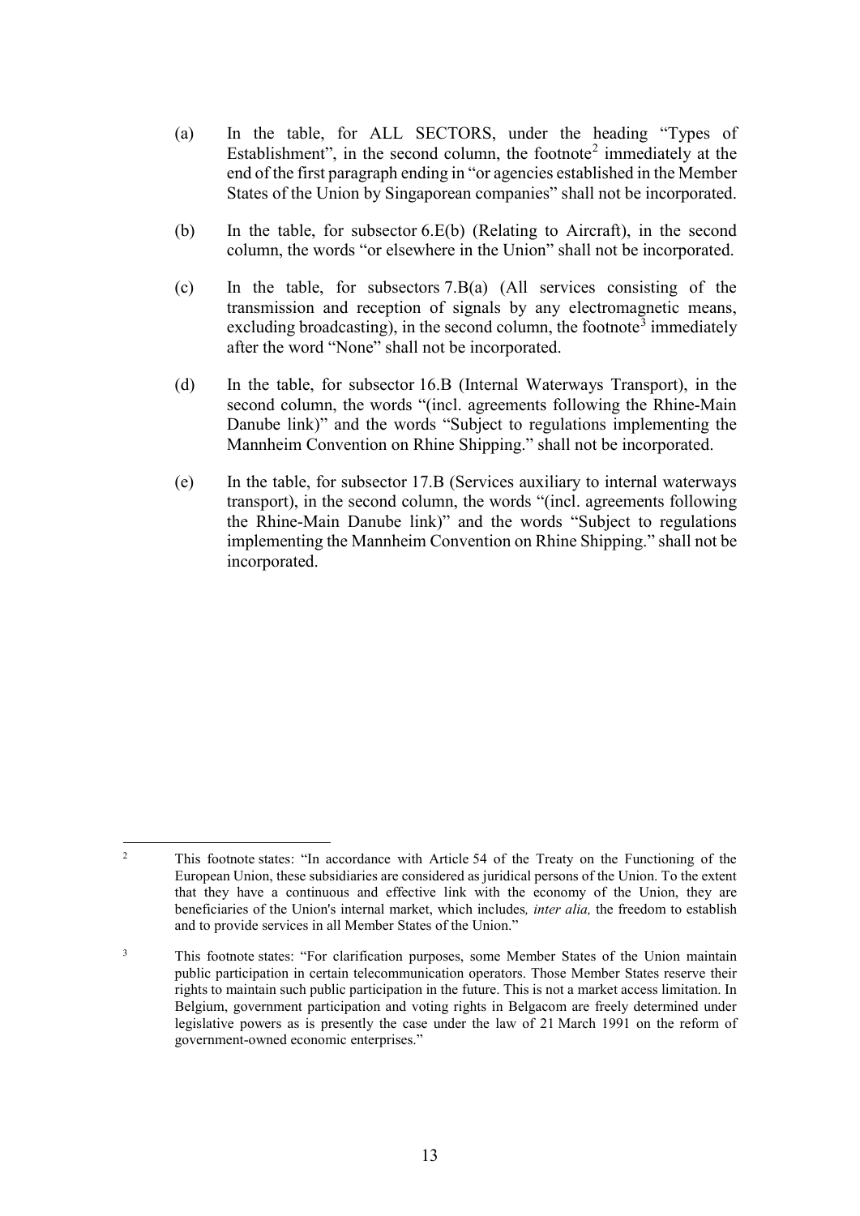(a) In the table, for ALL SECTORS, under the heading "Types of Establishment", in the second column, the footnote[2] immediately at the end of the first paragraph ending in "or agencies established in the Member States of the Union by Singaporean companies" shall not be incorporated.

(b) In the table, for subsector 6.E(b) (Relating to Aircraft), in the second column, the words "or elsewhere in the Union" shall not be incorporated.

(c) In the table, for subsectors 7.B(a) (All services consisting of the transmission and reception of signals by any electromagnetic means, excluding broadcasting), in the second column, the footnote[3] immediately after the word "None" shall not be incorporated.

(d) In the table, for subsector 16.B (Internal Waterways Transport), in the second column, the words "(incl. agreements following the Rhine-Main Danube link)" and the words "Subject to regulations implementing the Mannheim Convention on Rhine Shipping." shall not be incorporated.

(e) In the table, for subsector 17.B (Services auxiliary to internal waterways transport), in the second column, the words "(incl. agreements following the Rhine-Main Danube link)" and the words "Subject to regulations implementing the Mannheim Convention on Rhine Shipping." shall not be incorporated.

---

[2] This footnote states: "In accordance with Article 54 of the Treaty on the Functioning of the European Union, these subsidiaries are considered as juridical persons of the Union. To the extent that they have a continuous and effective link with the economy of the Union, they are beneficiaries of the Union's internal market, which includes*, inter alia,* the freedom to establish and to provide services in all Member States of the Union."

[3] This footnote states: "For clarification purposes, some Member States of the Union maintain public participation in certain telecommunication operators. Those Member States reserve their rights to maintain such public participation in the future. This is not a market access limitation. In Belgium, government participation and voting rights in Belgacom are freely determined under legislative powers as is presently the case under the law of 21 March 1991 on the reform of government-owned economic enterprises."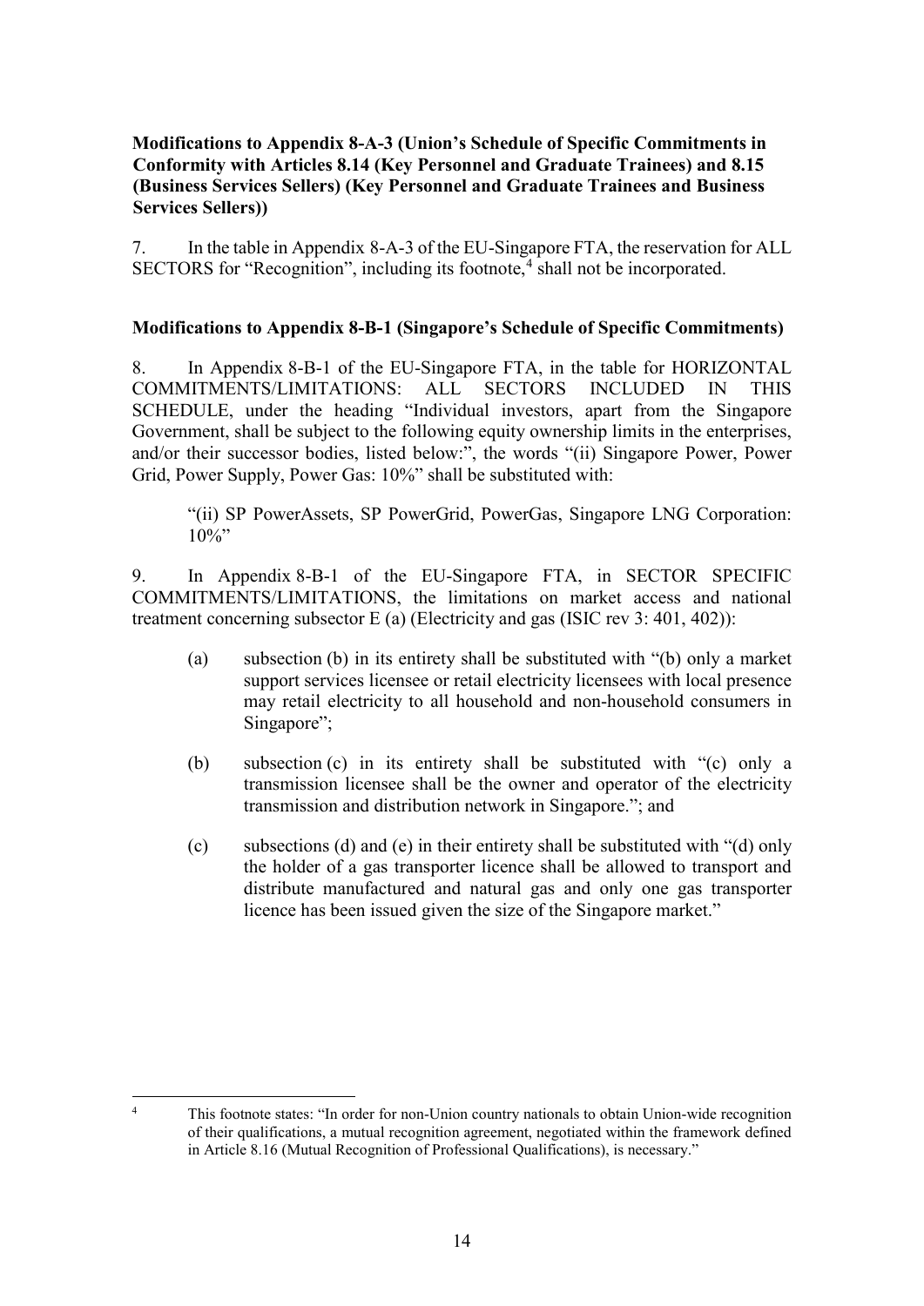**Modifications to Appendix 8-A-3 (Union's Schedule of Specific Commitments in Conformity with Articles 8.14 (Key Personnel and Graduate Trainees) and 8.15 (Business Services Sellers) (Key Personnel and Graduate Trainees and Business Services Sellers))**

7. In the table in Appendix 8-A-3 of the EU-Singapore FTA, the reservation for ALL SECTORS for "Recognition", including its footnote,[4] shall not be incorporated.

**Modifications to Appendix 8-B-1 (Singapore's Schedule of Specific Commitments)**

8. In Appendix 8-B-1 of the EU-Singapore FTA, in the table for HORIZONTAL COMMITMENTS/LIMITATIONS: ALL SECTORS INCLUDED IN THIS SCHEDULE, under the heading "Individual investors, apart from the Singapore Government, shall be subject to the following equity ownership limits in the enterprises, and/or their successor bodies, listed below:", the words "(ii) Singapore Power, Power Grid, Power Supply, Power Gas: 10%" shall be substituted with:

> "(ii) SP PowerAssets, SP PowerGrid, PowerGas, Singapore LNG Corporation: 10%"

9. In Appendix 8-B-1 of the EU-Singapore FTA, in SECTOR SPECIFIC COMMITMENTS/LIMITATIONS, the limitations on market access and national treatment concerning subsector E (a) (Electricity and gas (ISIC rev 3: 401, 402)):

(a) subsection (b) in its entirety shall be substituted with "(b) only a market support services licensee or retail electricity licensees with local presence may retail electricity to all household and non-household consumers in Singapore";

(b) subsection (c) in its entirety shall be substituted with "(c) only a transmission licensee shall be the owner and operator of the electricity transmission and distribution network in Singapore."; and

(c) subsections (d) and (e) in their entirety shall be substituted with "(d) only the holder of a gas transporter licence shall be allowed to transport and distribute manufactured and natural gas and only one gas transporter licence has been issued given the size of the Singapore market."

---

[4] This footnote states: "In order for non-Union country nationals to obtain Union-wide recognition of their qualifications, a mutual recognition agreement, negotiated within the framework defined in Article 8.16 (Mutual Recognition of Professional Qualifications), is necessary."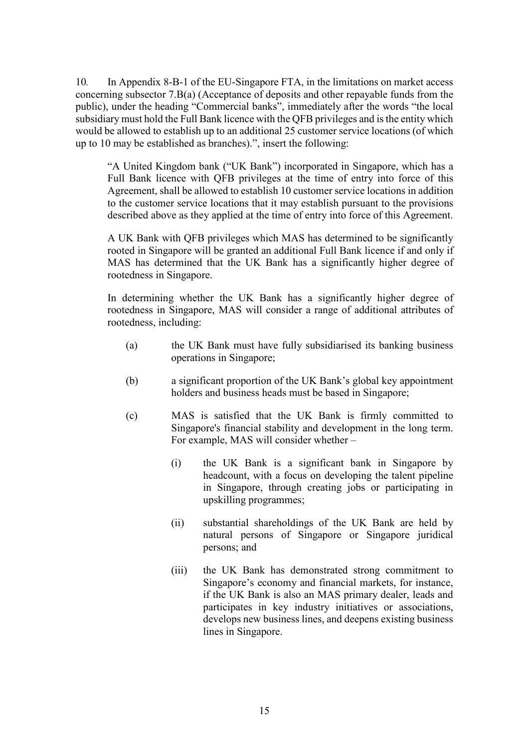10. In Appendix 8-B-1 of the EU-Singapore FTA, in the limitations on market access concerning subsector 7.B(a) (Acceptance of deposits and other repayable funds from the public), under the heading "Commercial banks", immediately after the words "the local subsidiary must hold the Full Bank licence with the QFB privileges and is the entity which would be allowed to establish up to an additional 25 customer service locations (of which up to 10 may be established as branches).", insert the following:

> "A United Kingdom bank ("UK Bank") incorporated in Singapore, which has a Full Bank licence with QFB privileges at the time of entry into force of this Agreement, shall be allowed to establish 10 customer service locations in addition to the customer service locations that it may establish pursuant to the provisions described above as they applied at the time of entry into force of this Agreement.
>
> A UK Bank with QFB privileges which MAS has determined to be significantly rooted in Singapore will be granted an additional Full Bank licence if and only if MAS has determined that the UK Bank has a significantly higher degree of rootedness in Singapore.
>
> In determining whether the UK Bank has a significantly higher degree of rootedness in Singapore, MAS will consider a range of additional attributes of rootedness, including:
>
> (a) the UK Bank must have fully subsidiarised its banking business operations in Singapore;
>
> (b) a significant proportion of the UK Bank's global key appointment holders and business heads must be based in Singapore;
>
> (c) MAS is satisfied that the UK Bank is firmly committed to Singapore's financial stability and development in the long term. For example, MAS will consider whether –
>
> (i) the UK Bank is a significant bank in Singapore by headcount, with a focus on developing the talent pipeline in Singapore, through creating jobs or participating in upskilling programmes;
>
> (ii) substantial shareholdings of the UK Bank are held by natural persons of Singapore or Singapore juridical persons; and
>
> (iii) the UK Bank has demonstrated strong commitment to Singapore's economy and financial markets, for instance, if the UK Bank is also an MAS primary dealer, leads and participates in key industry initiatives or associations, develops new business lines, and deepens existing business lines in Singapore.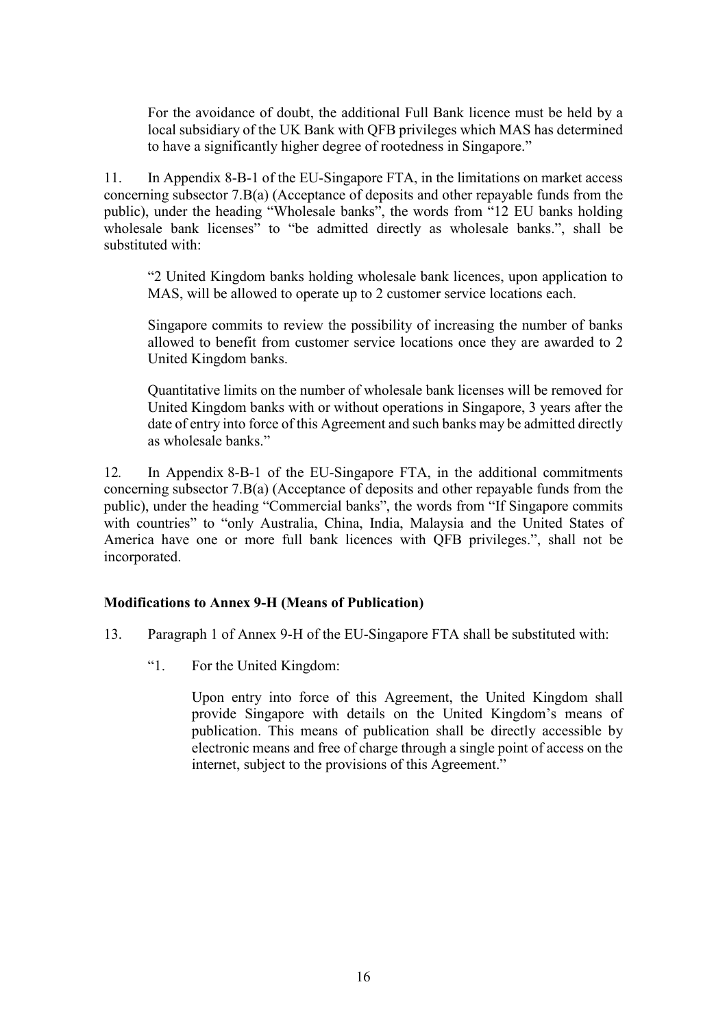For the avoidance of doubt, the additional Full Bank licence must be held by a local subsidiary of the UK Bank with QFB privileges which MAS has determined to have a significantly higher degree of rootedness in Singapore."

11. In Appendix 8-B-1 of the EU-Singapore FTA, in the limitations on market access concerning subsector 7.B(a) (Acceptance of deposits and other repayable funds from the public), under the heading "Wholesale banks", the words from "12 EU banks holding wholesale bank licenses" to "be admitted directly as wholesale banks.", shall be substituted with:

> "2 United Kingdom banks holding wholesale bank licences, upon application to MAS, will be allowed to operate up to 2 customer service locations each.
>
> Singapore commits to review the possibility of increasing the number of banks allowed to benefit from customer service locations once they are awarded to 2 United Kingdom banks.
>
> Quantitative limits on the number of wholesale bank licenses will be removed for United Kingdom banks with or without operations in Singapore, 3 years after the date of entry into force of this Agreement and such banks may be admitted directly as wholesale banks."

12. In Appendix 8-B-1 of the EU-Singapore FTA, in the additional commitments concerning subsector 7.B(a) (Acceptance of deposits and other repayable funds from the public), under the heading "Commercial banks", the words from "If Singapore commits with countries" to "only Australia, China, India, Malaysia and the United States of America have one or more full bank licences with QFB privileges.", shall not be incorporated.

**Modifications to Annex 9-H (Means of Publication)**

13. Paragraph 1 of Annex 9-H of the EU-Singapore FTA shall be substituted with:

> "1. For the United Kingdom:
>
> Upon entry into force of this Agreement, the United Kingdom shall provide Singapore with details on the United Kingdom's means of publication. This means of publication shall be directly accessible by electronic means and free of charge through a single point of access on the internet, subject to the provisions of this Agreement."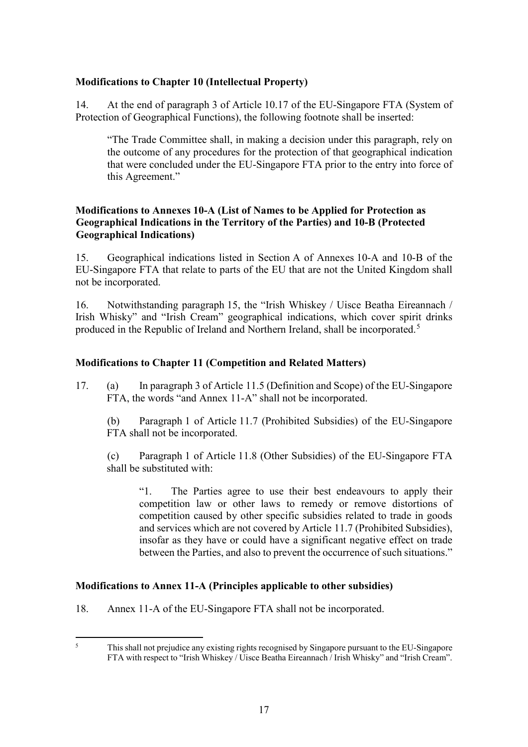**Modifications to Chapter 10 (Intellectual Property)**

14. At the end of paragraph 3 of Article 10.17 of the EU-Singapore FTA (System of Protection of Geographical Functions), the following footnote shall be inserted:

> "The Trade Committee shall, in making a decision under this paragraph, rely on the outcome of any procedures for the protection of that geographical indication that were concluded under the EU-Singapore FTA prior to the entry into force of this Agreement."

**Modifications to Annexes 10-A (List of Names to be Applied for Protection as Geographical Indications in the Territory of the Parties) and 10-B (Protected Geographical Indications)**

15. Geographical indications listed in Section A of Annexes 10-A and 10-B of the EU-Singapore FTA that relate to parts of the EU that are not the United Kingdom shall not be incorporated.

16. Notwithstanding paragraph 15, the "Irish Whiskey / Uisce Beatha Eireannach / Irish Whisky" and "Irish Cream" geographical indications, which cover spirit drinks produced in the Republic of Ireland and Northern Ireland, shall be incorporated.[5]

**Modifications to Chapter 11 (Competition and Related Matters)**

17. (a) In paragraph 3 of Article 11.5 (Definition and Scope) of the EU-Singapore FTA, the words "and Annex 11-A" shall not be incorporated.

(b) Paragraph 1 of Article 11.7 (Prohibited Subsidies) of the EU-Singapore FTA shall not be incorporated.

(c) Paragraph 1 of Article 11.8 (Other Subsidies) of the EU-Singapore FTA shall be substituted with:

> "1. The Parties agree to use their best endeavours to apply their competition law or other laws to remedy or remove distortions of competition caused by other specific subsidies related to trade in goods and services which are not covered by Article 11.7 (Prohibited Subsidies), insofar as they have or could have a significant negative effect on trade between the Parties, and also to prevent the occurrence of such situations."

**Modifications to Annex 11-A (Principles applicable to other subsidies)**

18. Annex 11-A of the EU-Singapore FTA shall not be incorporated.

---

[5] This shall not prejudice any existing rights recognised by Singapore pursuant to the EU-Singapore FTA with respect to "Irish Whiskey / Uisce Beatha Eireannach / Irish Whisky" and "Irish Cream".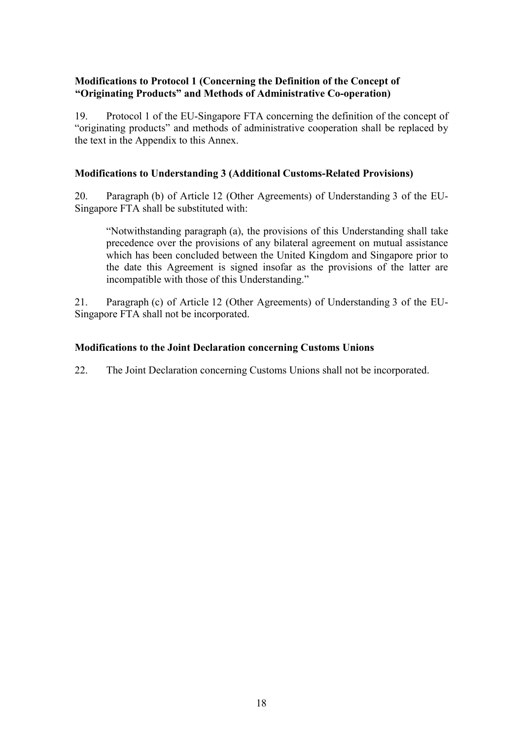**Modifications to Protocol 1 (Concerning the Definition of the Concept of "Originating Products" and Methods of Administrative Co-operation)**

19. Protocol 1 of the EU-Singapore FTA concerning the definition of the concept of "originating products" and methods of administrative cooperation shall be replaced by the text in the Appendix to this Annex.

**Modifications to Understanding 3 (Additional Customs-Related Provisions)**

20. Paragraph (b) of Article 12 (Other Agreements) of Understanding 3 of the EU-Singapore FTA shall be substituted with:

> "Notwithstanding paragraph (a), the provisions of this Understanding shall take precedence over the provisions of any bilateral agreement on mutual assistance which has been concluded between the United Kingdom and Singapore prior to the date this Agreement is signed insofar as the provisions of the latter are incompatible with those of this Understanding."

21. Paragraph (c) of Article 12 (Other Agreements) of Understanding 3 of the EU-Singapore FTA shall not be incorporated.

**Modifications to the Joint Declaration concerning Customs Unions**

22. The Joint Declaration concerning Customs Unions shall not be incorporated.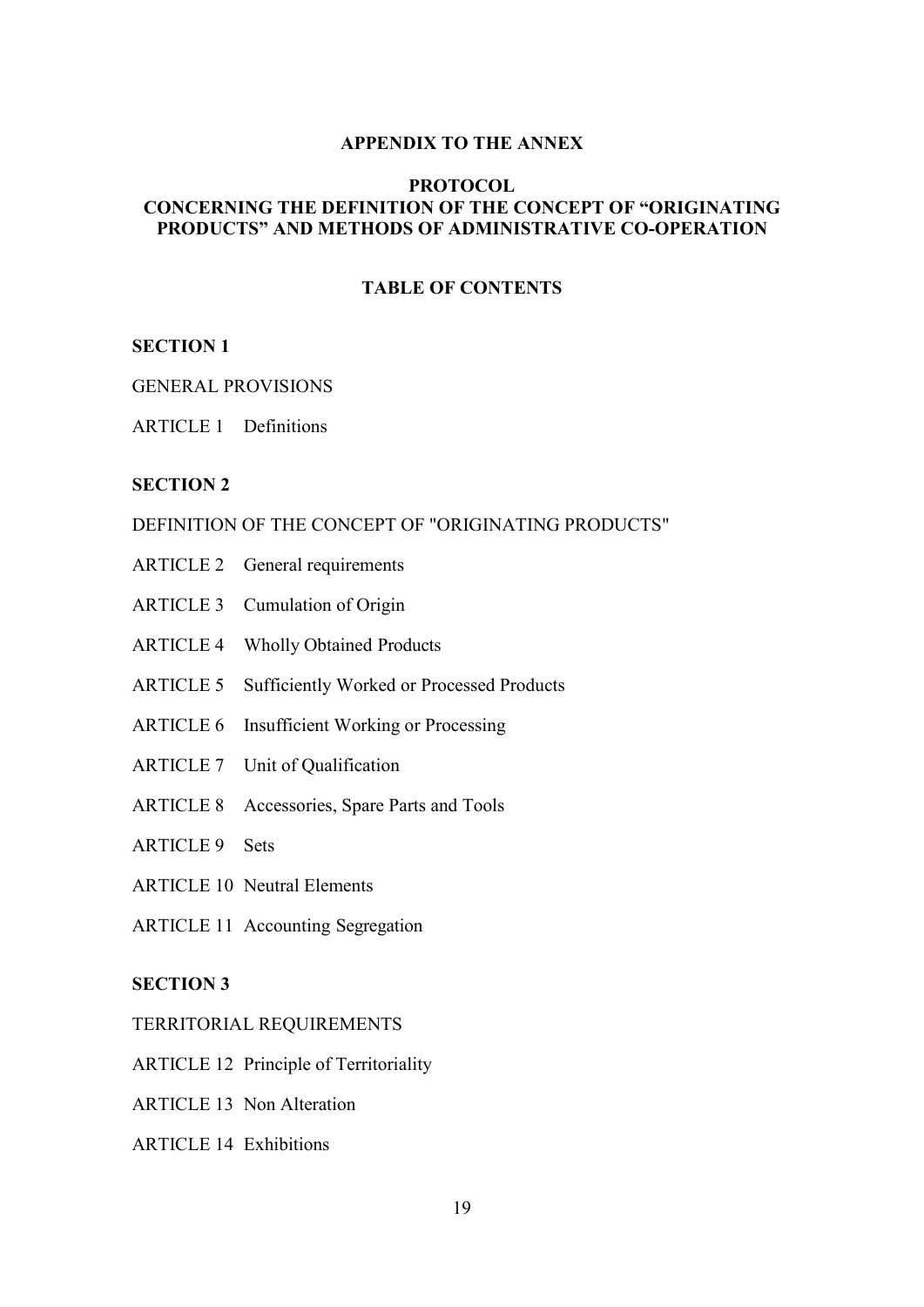**APPENDIX TO THE ANNEX**

**PROTOCOL**
**CONCERNING THE DEFINITION OF THE CONCEPT OF "ORIGINATING PRODUCTS" AND METHODS OF ADMINISTRATIVE CO-OPERATION**

**TABLE OF CONTENTS**

**SECTION 1**

GENERAL PROVISIONS

ARTICLE 1 Definitions

**SECTION 2**

DEFINITION OF THE CONCEPT OF "ORIGINATING PRODUCTS"

ARTICLE 2 General requirements

ARTICLE 3 Cumulation of Origin

ARTICLE 4 Wholly Obtained Products

ARTICLE 5 Sufficiently Worked or Processed Products

ARTICLE 6 Insufficient Working or Processing

ARTICLE 7 Unit of Qualification

ARTICLE 8 Accessories, Spare Parts and Tools

ARTICLE 9 Sets

ARTICLE 10 Neutral Elements

ARTICLE 11 Accounting Segregation

**SECTION 3**

TERRITORIAL REQUIREMENTS

ARTICLE 12 Principle of Territoriality

ARTICLE 13 Non Alteration

ARTICLE 14 Exhibitions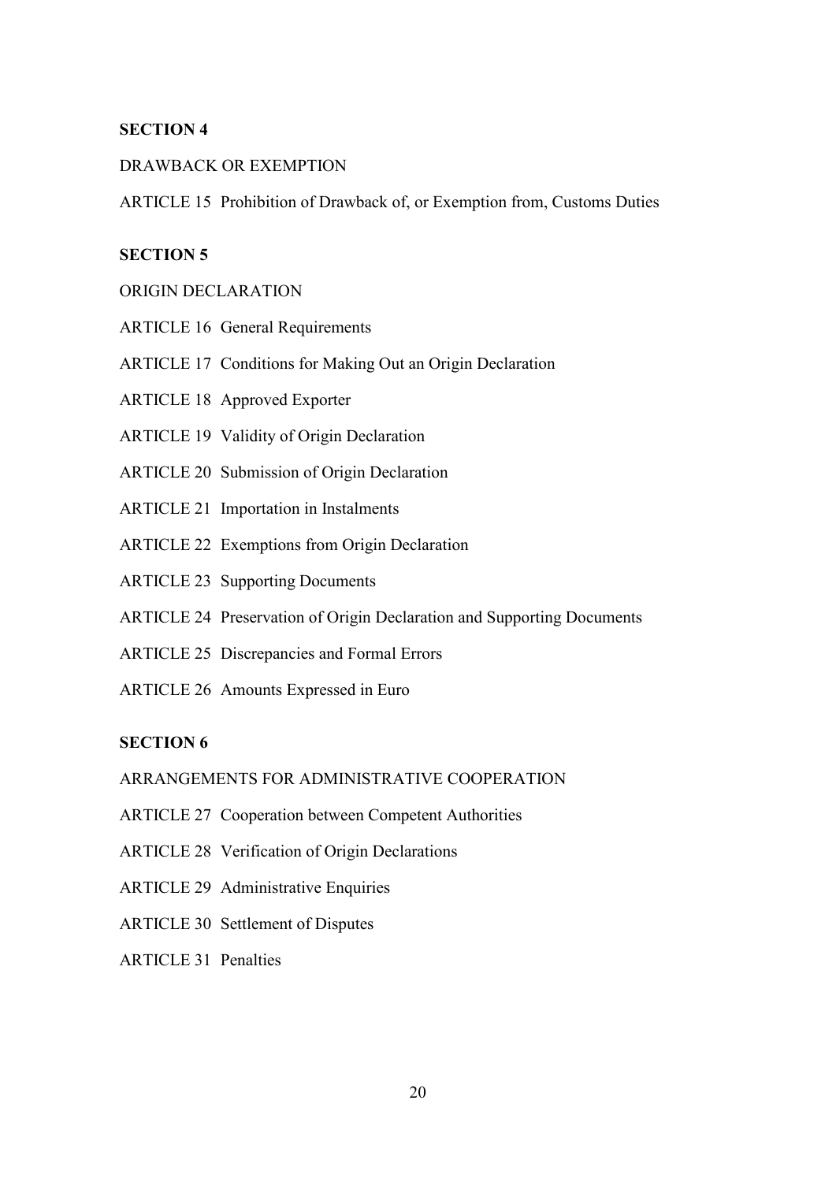**SECTION 4**

DRAWBACK OR EXEMPTION

ARTICLE 15 Prohibition of Drawback of, or Exemption from, Customs Duties

**SECTION 5**

ORIGIN DECLARATION

ARTICLE 16 General Requirements

ARTICLE 17 Conditions for Making Out an Origin Declaration

ARTICLE 18 Approved Exporter

ARTICLE 19 Validity of Origin Declaration

ARTICLE 20 Submission of Origin Declaration

ARTICLE 21 Importation in Instalments

ARTICLE 22 Exemptions from Origin Declaration

ARTICLE 23 Supporting Documents

ARTICLE 24 Preservation of Origin Declaration and Supporting Documents

ARTICLE 25 Discrepancies and Formal Errors

ARTICLE 26 Amounts Expressed in Euro

**SECTION 6**

ARRANGEMENTS FOR ADMINISTRATIVE COOPERATION

ARTICLE 27 Cooperation between Competent Authorities

ARTICLE 28 Verification of Origin Declarations

ARTICLE 29 Administrative Enquiries

ARTICLE 30 Settlement of Disputes

ARTICLE 31 Penalties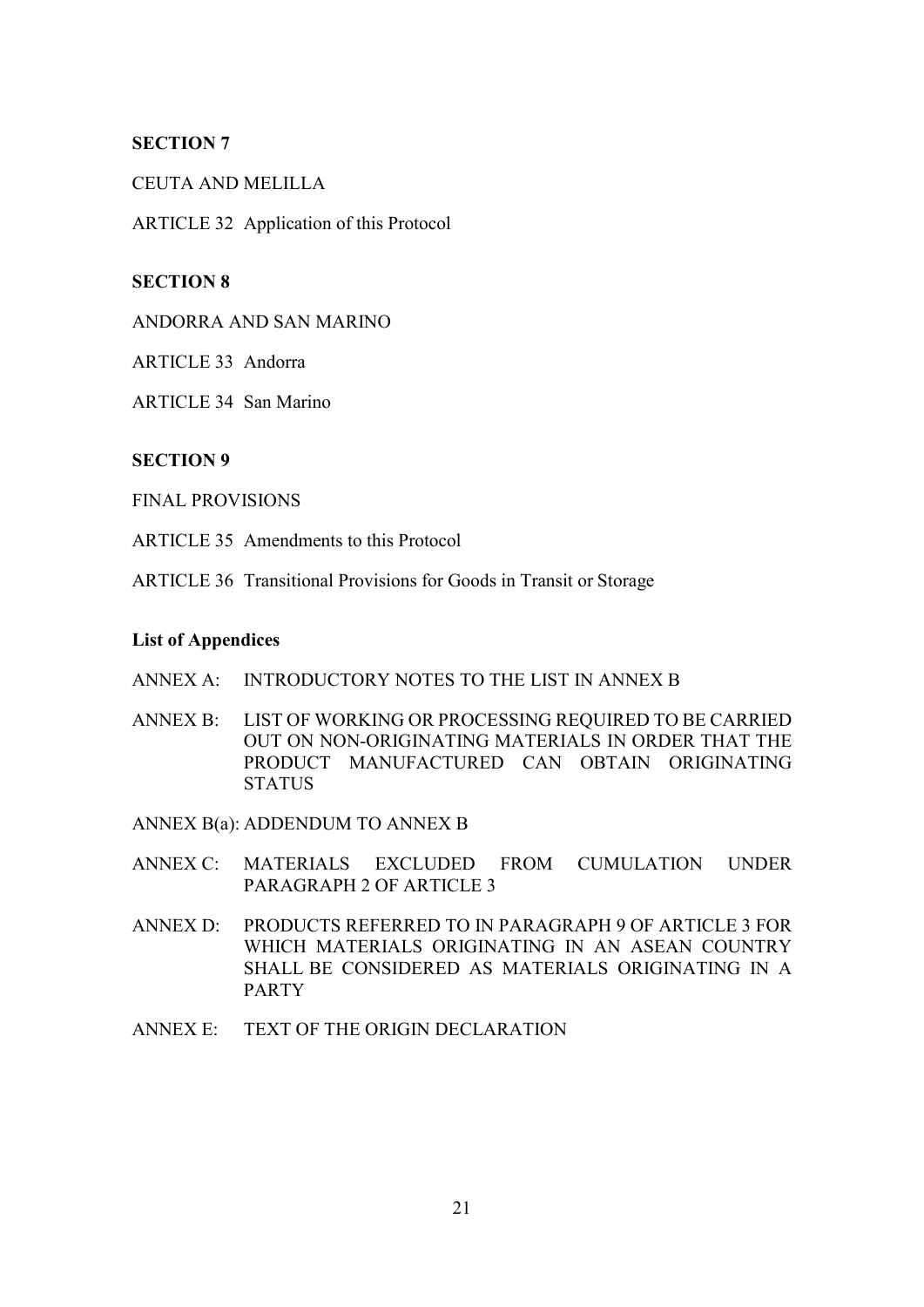**SECTION 7**

CEUTA AND MELILLA

ARTICLE 32 Application of this Protocol

**SECTION 8**

ANDORRA AND SAN MARINO

ARTICLE 33 Andorra

ARTICLE 34 San Marino

**SECTION 9**

FINAL PROVISIONS

ARTICLE 35 Amendments to this Protocol

ARTICLE 36 Transitional Provisions for Goods in Transit or Storage

**List of Appendices**

ANNEX A: INTRODUCTORY NOTES TO THE LIST IN ANNEX B

ANNEX B: LIST OF WORKING OR PROCESSING REQUIRED TO BE CARRIED OUT ON NON-ORIGINATING MATERIALS IN ORDER THAT THE PRODUCT MANUFACTURED CAN OBTAIN ORIGINATING STATUS

ANNEX B(a): ADDENDUM TO ANNEX B

ANNEX C: MATERIALS EXCLUDED FROM CUMULATION UNDER PARAGRAPH 2 OF ARTICLE 3

ANNEX D: PRODUCTS REFERRED TO IN PARAGRAPH 9 OF ARTICLE 3 FOR WHICH MATERIALS ORIGINATING IN AN ASEAN COUNTRY SHALL BE CONSIDERED AS MATERIALS ORIGINATING IN A PARTY

ANNEX E: TEXT OF THE ORIGIN DECLARATION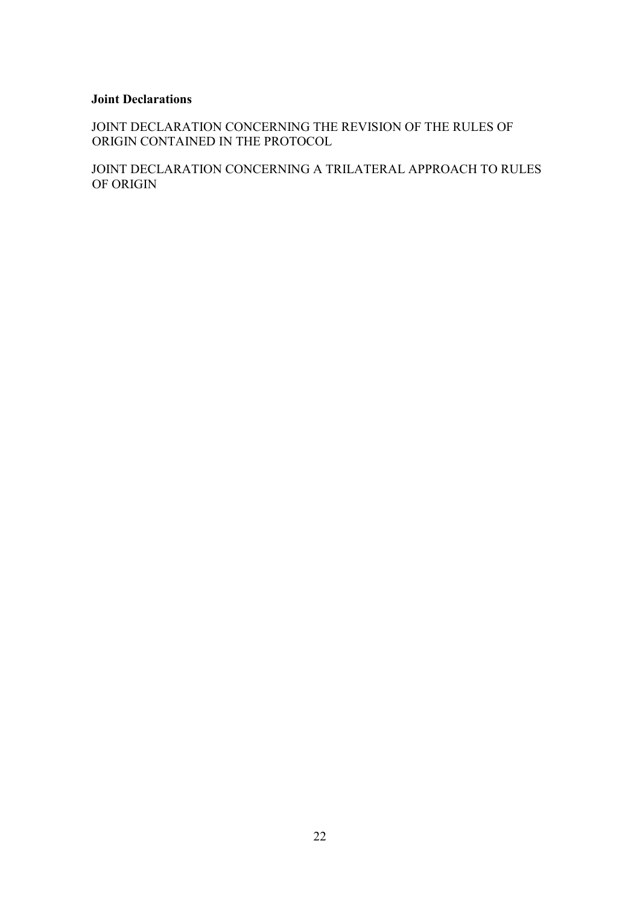**Joint Declarations**

JOINT DECLARATION CONCERNING THE REVISION OF THE RULES OF ORIGIN CONTAINED IN THE PROTOCOL

JOINT DECLARATION CONCERNING A TRILATERAL APPROACH TO RULES OF ORIGIN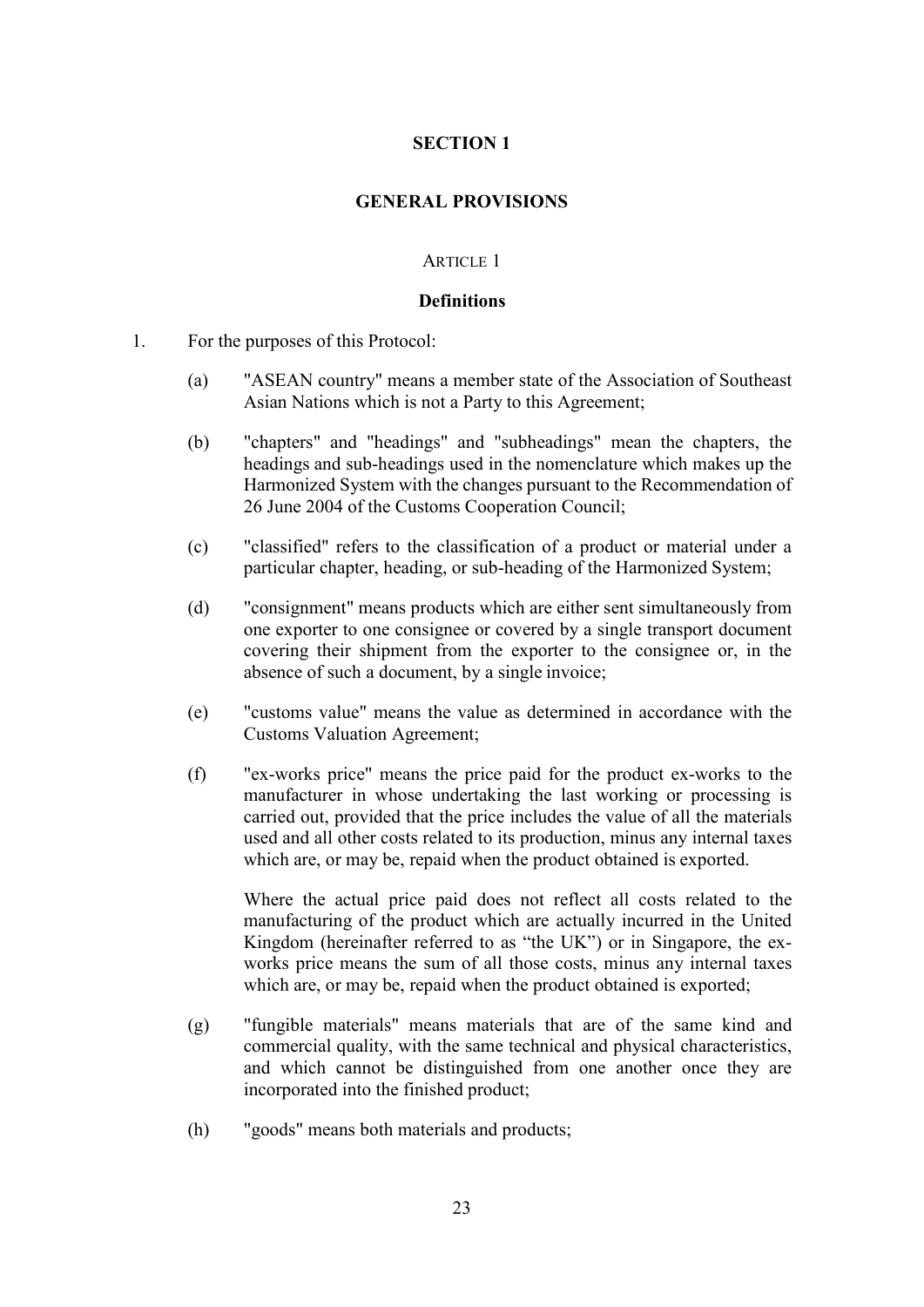## SECTION 1

## GENERAL PROVISIONS

ARTICLE 1

**Definitions**

1. For the purposes of this Protocol:

   (a) "ASEAN country" means a member state of the Association of Southeast Asian Nations which is not a Party to this Agreement;

   (b) "chapters" and "headings" and "subheadings" mean the chapters, the headings and sub-headings used in the nomenclature which makes up the Harmonized System with the changes pursuant to the Recommendation of 26 June 2004 of the Customs Cooperation Council;

   (c) "classified" refers to the classification of a product or material under a particular chapter, heading, or sub-heading of the Harmonized System;

   (d) "consignment" means products which are either sent simultaneously from one exporter to one consignee or covered by a single transport document covering their shipment from the exporter to the consignee or, in the absence of such a document, by a single invoice;

   (e) "customs value" means the value as determined in accordance with the Customs Valuation Agreement;

   (f) "ex-works price" means the price paid for the product ex-works to the manufacturer in whose undertaking the last working or processing is carried out, provided that the price includes the value of all the materials used and all other costs related to its production, minus any internal taxes which are, or may be, repaid when the product obtained is exported.

       Where the actual price paid does not reflect all costs related to the manufacturing of the product which are actually incurred in the United Kingdom (hereinafter referred to as "the UK") or in Singapore, the ex-works price means the sum of all those costs, minus any internal taxes which are, or may be, repaid when the product obtained is exported;

   (g) "fungible materials" means materials that are of the same kind and commercial quality, with the same technical and physical characteristics, and which cannot be distinguished from one another once they are incorporated into the finished product;

   (h) "goods" means both materials and products;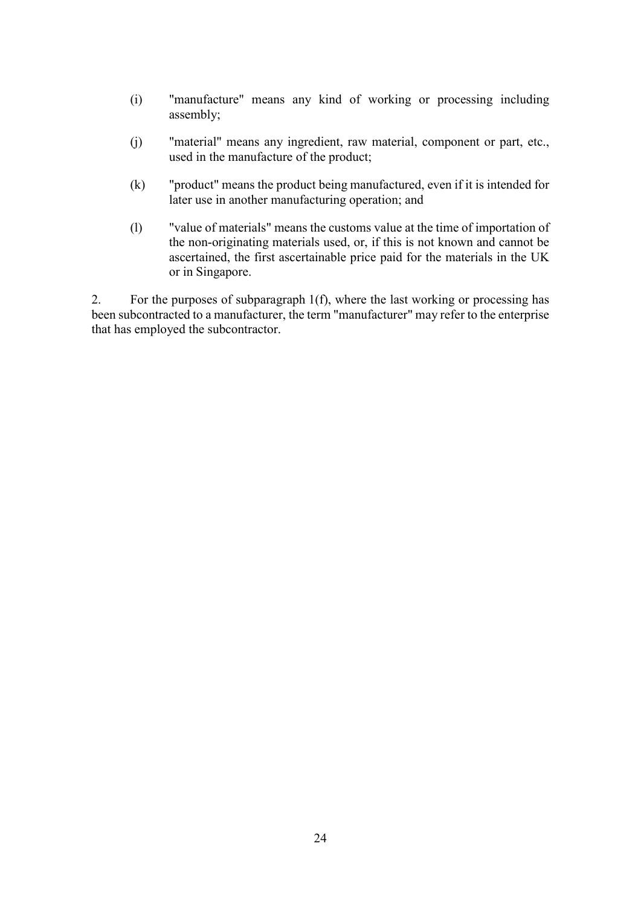(i) "manufacture" means any kind of working or processing including assembly;

(j) "material" means any ingredient, raw material, component or part, etc., used in the manufacture of the product;

(k) "product" means the product being manufactured, even if it is intended for later use in another manufacturing operation; and

(l) "value of materials" means the customs value at the time of importation of the non-originating materials used, or, if this is not known and cannot be ascertained, the first ascertainable price paid for the materials in the UK or in Singapore.

2. For the purposes of subparagraph 1(f), where the last working or processing has been subcontracted to a manufacturer, the term "manufacturer" may refer to the enterprise that has employed the subcontractor.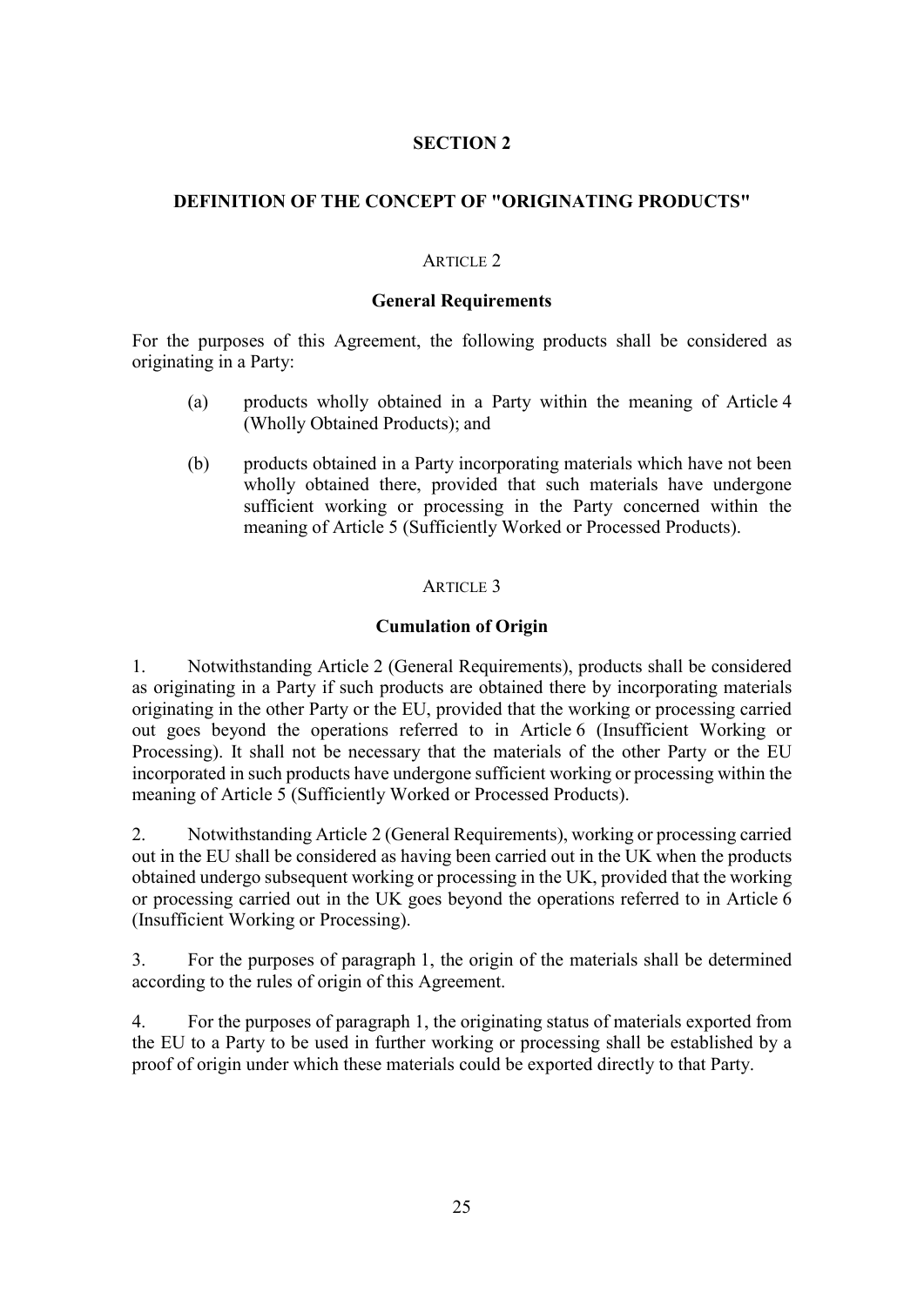## SECTION 2

## DEFINITION OF THE CONCEPT OF "ORIGINATING PRODUCTS"

### ARTICLE 2

### General Requirements

For the purposes of this Agreement, the following products shall be considered as originating in a Party:

(a) products wholly obtained in a Party within the meaning of Article 4 (Wholly Obtained Products); and

(b) products obtained in a Party incorporating materials which have not been wholly obtained there, provided that such materials have undergone sufficient working or processing in the Party concerned within the meaning of Article 5 (Sufficiently Worked or Processed Products).

### ARTICLE 3

### Cumulation of Origin

1. Notwithstanding Article 2 (General Requirements), products shall be considered as originating in a Party if such products are obtained there by incorporating materials originating in the other Party or the EU, provided that the working or processing carried out goes beyond the operations referred to in Article 6 (Insufficient Working or Processing). It shall not be necessary that the materials of the other Party or the EU incorporated in such products have undergone sufficient working or processing within the meaning of Article 5 (Sufficiently Worked or Processed Products).

2. Notwithstanding Article 2 (General Requirements), working or processing carried out in the EU shall be considered as having been carried out in the UK when the products obtained undergo subsequent working or processing in the UK, provided that the working or processing carried out in the UK goes beyond the operations referred to in Article 6 (Insufficient Working or Processing).

3. For the purposes of paragraph 1, the origin of the materials shall be determined according to the rules of origin of this Agreement.

4. For the purposes of paragraph 1, the originating status of materials exported from the EU to a Party to be used in further working or processing shall be established by a proof of origin under which these materials could be exported directly to that Party.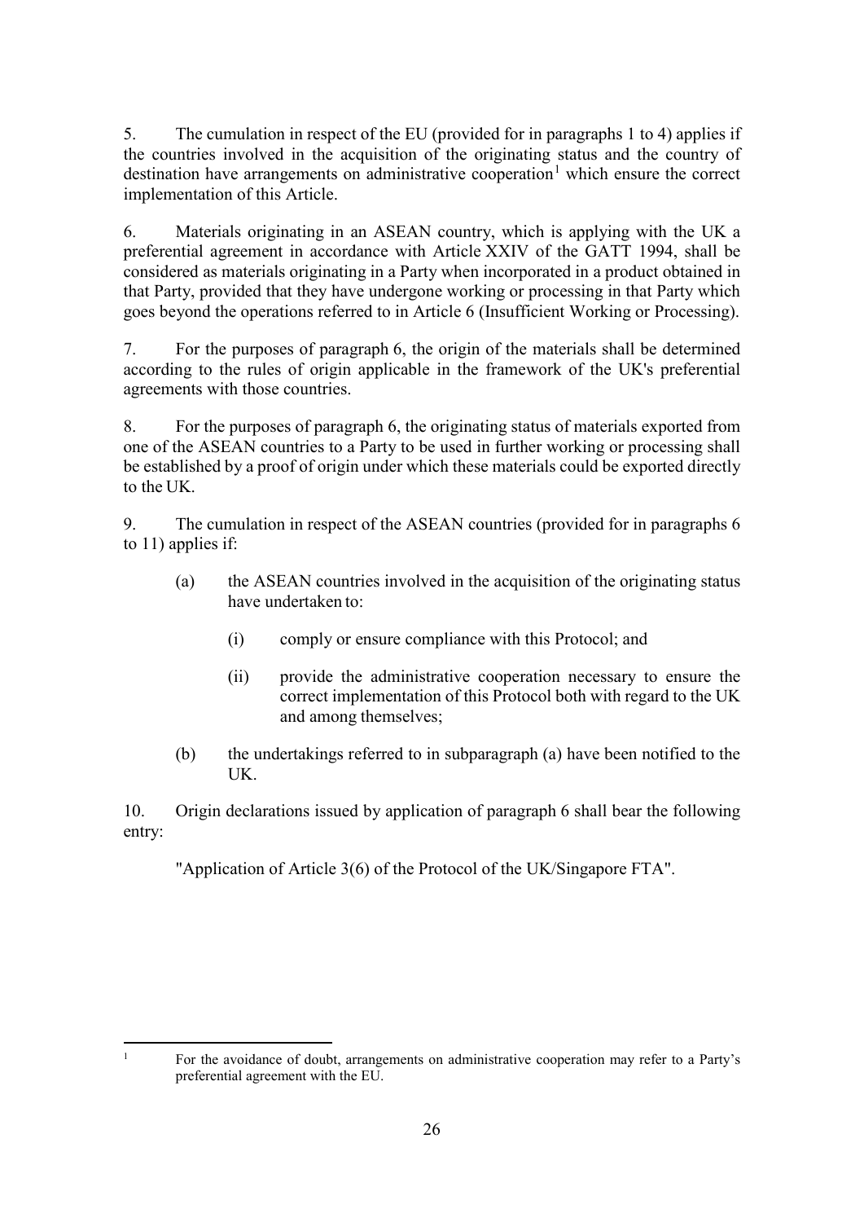5. The cumulation in respect of the EU (provided for in paragraphs 1 to 4) applies if the countries involved in the acquisition of the originating status and the country of destination have arrangements on administrative cooperation[1] which ensure the correct implementation of this Article.

6. Materials originating in an ASEAN country, which is applying with the UK a preferential agreement in accordance with Article XXIV of the GATT 1994, shall be considered as materials originating in a Party when incorporated in a product obtained in that Party, provided that they have undergone working or processing in that Party which goes beyond the operations referred to in Article 6 (Insufficient Working or Processing).

7. For the purposes of paragraph 6, the origin of the materials shall be determined according to the rules of origin applicable in the framework of the UK's preferential agreements with those countries.

8. For the purposes of paragraph 6, the originating status of materials exported from one of the ASEAN countries to a Party to be used in further working or processing shall be established by a proof of origin under which these materials could be exported directly to the UK.

9. The cumulation in respect of the ASEAN countries (provided for in paragraphs 6 to 11) applies if:

   (a) the ASEAN countries involved in the acquisition of the originating status have undertaken to:

      (i) comply or ensure compliance with this Protocol; and

      (ii) provide the administrative cooperation necessary to ensure the correct implementation of this Protocol both with regard to the UK and among themselves;

   (b) the undertakings referred to in subparagraph (a) have been notified to the UK.

10. Origin declarations issued by application of paragraph 6 shall bear the following entry:

"Application of Article 3(6) of the Protocol of the UK/Singapore FTA".

---

[1] For the avoidance of doubt, arrangements on administrative cooperation may refer to a Party's preferential agreement with the EU.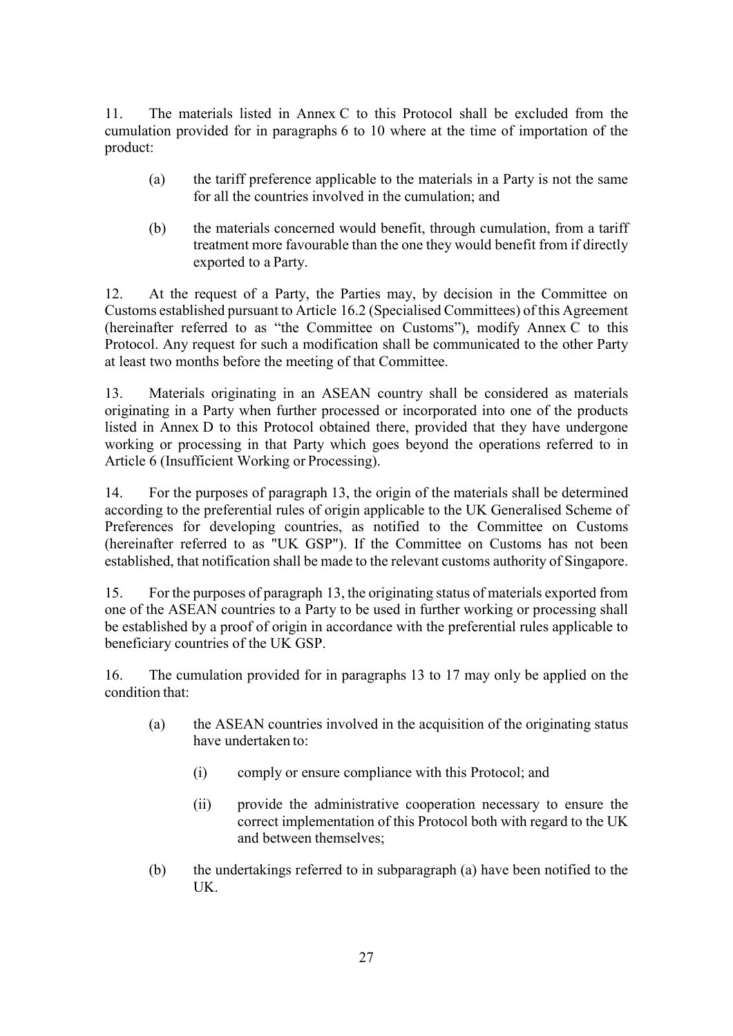11. The materials listed in Annex C to this Protocol shall be excluded from the cumulation provided for in paragraphs 6 to 10 where at the time of importation of the product:

(a) the tariff preference applicable to the materials in a Party is not the same for all the countries involved in the cumulation; and

(b) the materials concerned would benefit, through cumulation, from a tariff treatment more favourable than the one they would benefit from if directly exported to a Party.

12. At the request of a Party, the Parties may, by decision in the Committee on Customs established pursuant to Article 16.2 (Specialised Committees) of this Agreement (hereinafter referred to as "the Committee on Customs"), modify Annex C to this Protocol. Any request for such a modification shall be communicated to the other Party at least two months before the meeting of that Committee.

13. Materials originating in an ASEAN country shall be considered as materials originating in a Party when further processed or incorporated into one of the products listed in Annex D to this Protocol obtained there, provided that they have undergone working or processing in that Party which goes beyond the operations referred to in Article 6 (Insufficient Working or Processing).

14. For the purposes of paragraph 13, the origin of the materials shall be determined according to the preferential rules of origin applicable to the UK Generalised Scheme of Preferences for developing countries, as notified to the Committee on Customs (hereinafter referred to as "UK GSP"). If the Committee on Customs has not been established, that notification shall be made to the relevant customs authority of Singapore.

15. For the purposes of paragraph 13, the originating status of materials exported from one of the ASEAN countries to a Party to be used in further working or processing shall be established by a proof of origin in accordance with the preferential rules applicable to beneficiary countries of the UK GSP.

16. The cumulation provided for in paragraphs 13 to 17 may only be applied on the condition that:

(a) the ASEAN countries involved in the acquisition of the originating status have undertaken to:

   (i) comply or ensure compliance with this Protocol; and

   (ii) provide the administrative cooperation necessary to ensure the correct implementation of this Protocol both with regard to the UK and between themselves;

(b) the undertakings referred to in subparagraph (a) have been notified to the UK.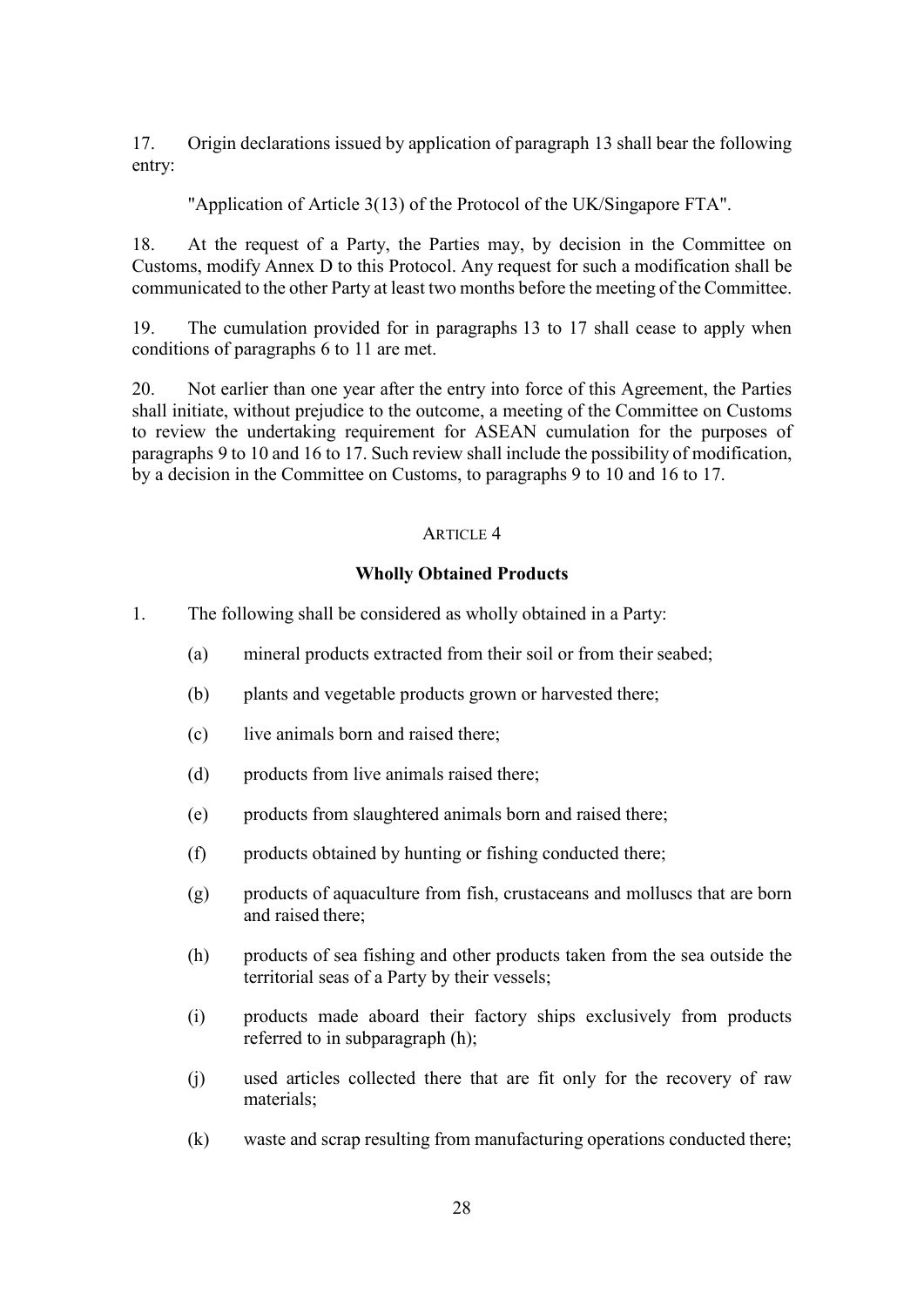17. Origin declarations issued by application of paragraph 13 shall bear the following entry:

"Application of Article 3(13) of the Protocol of the UK/Singapore FTA".

18. At the request of a Party, the Parties may, by decision in the Committee on Customs, modify Annex D to this Protocol. Any request for such a modification shall be communicated to the other Party at least two months before the meeting of the Committee.

19. The cumulation provided for in paragraphs 13 to 17 shall cease to apply when conditions of paragraphs 6 to 11 are met.

20. Not earlier than one year after the entry into force of this Agreement, the Parties shall initiate, without prejudice to the outcome, a meeting of the Committee on Customs to review the undertaking requirement for ASEAN cumulation for the purposes of paragraphs 9 to 10 and 16 to 17. Such review shall include the possibility of modification, by a decision in the Committee on Customs, to paragraphs 9 to 10 and 16 to 17.

## ARTICLE 4

### Wholly Obtained Products

1. The following shall be considered as wholly obtained in a Party:

   (a) mineral products extracted from their soil or from their seabed;

   (b) plants and vegetable products grown or harvested there;

   (c) live animals born and raised there;

   (d) products from live animals raised there;

   (e) products from slaughtered animals born and raised there;

   (f) products obtained by hunting or fishing conducted there;

   (g) products of aquaculture from fish, crustaceans and molluscs that are born and raised there;

   (h) products of sea fishing and other products taken from the sea outside the territorial seas of a Party by their vessels;

   (i) products made aboard their factory ships exclusively from products referred to in subparagraph (h);

   (j) used articles collected there that are fit only for the recovery of raw materials;

   (k) waste and scrap resulting from manufacturing operations conducted there;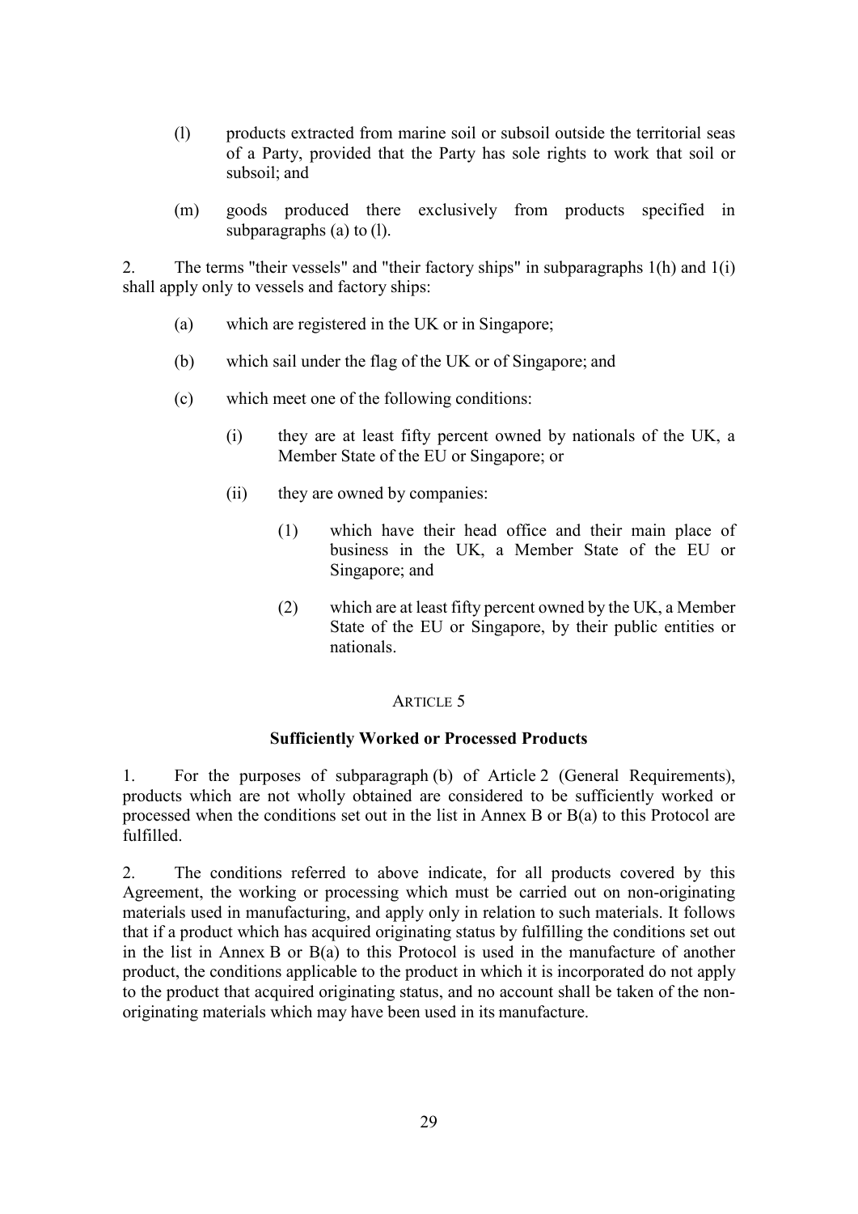(l) products extracted from marine soil or subsoil outside the territorial seas of a Party, provided that the Party has sole rights to work that soil or subsoil; and

(m) goods produced there exclusively from products specified in subparagraphs (a) to (l).

2. The terms "their vessels" and "their factory ships" in subparagraphs 1(h) and 1(i) shall apply only to vessels and factory ships:

(a) which are registered in the UK or in Singapore;

(b) which sail under the flag of the UK or of Singapore; and

(c) which meet one of the following conditions:

(i) they are at least fifty percent owned by nationals of the UK, a Member State of the EU or Singapore; or

(ii) they are owned by companies:

(1) which have their head office and their main place of business in the UK, a Member State of the EU or Singapore; and

(2) which are at least fifty percent owned by the UK, a Member State of the EU or Singapore, by their public entities or nationals.

## ARTICLE 5

### Sufficiently Worked or Processed Products

1. For the purposes of subparagraph (b) of Article 2 (General Requirements), products which are not wholly obtained are considered to be sufficiently worked or processed when the conditions set out in the list in Annex B or B(a) to this Protocol are fulfilled.

2. The conditions referred to above indicate, for all products covered by this Agreement, the working or processing which must be carried out on non-originating materials used in manufacturing, and apply only in relation to such materials. It follows that if a product which has acquired originating status by fulfilling the conditions set out in the list in Annex B or B(a) to this Protocol is used in the manufacture of another product, the conditions applicable to the product in which it is incorporated do not apply to the product that acquired originating status, and no account shall be taken of the non-originating materials which may have been used in its manufacture.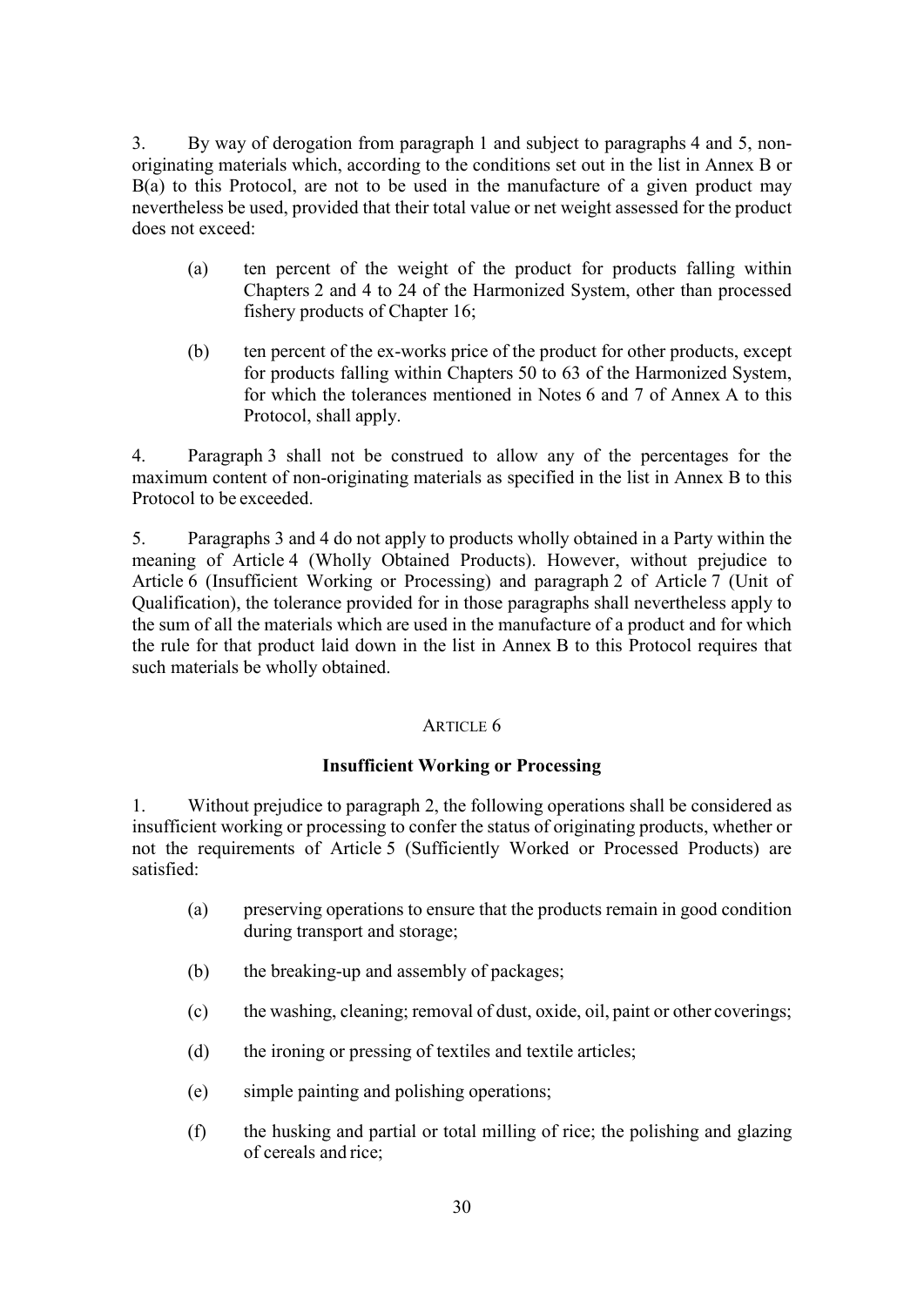3. By way of derogation from paragraph 1 and subject to paragraphs 4 and 5, non-originating materials which, according to the conditions set out in the list in Annex B or B(a) to this Protocol, are not to be used in the manufacture of a given product may nevertheless be used, provided that their total value or net weight assessed for the product does not exceed:

(a) ten percent of the weight of the product for products falling within Chapters 2 and 4 to 24 of the Harmonized System, other than processed fishery products of Chapter 16;

(b) ten percent of the ex-works price of the product for other products, except for products falling within Chapters 50 to 63 of the Harmonized System, for which the tolerances mentioned in Notes 6 and 7 of Annex A to this Protocol, shall apply.

4. Paragraph 3 shall not be construed to allow any of the percentages for the maximum content of non-originating materials as specified in the list in Annex B to this Protocol to be exceeded.

5. Paragraphs 3 and 4 do not apply to products wholly obtained in a Party within the meaning of Article 4 (Wholly Obtained Products). However, without prejudice to Article 6 (Insufficient Working or Processing) and paragraph 2 of Article 7 (Unit of Qualification), the tolerance provided for in those paragraphs shall nevertheless apply to the sum of all the materials which are used in the manufacture of a product and for which the rule for that product laid down in the list in Annex B to this Protocol requires that such materials be wholly obtained.

## ARTICLE 6

### Insufficient Working or Processing

1. Without prejudice to paragraph 2, the following operations shall be considered as insufficient working or processing to confer the status of originating products, whether or not the requirements of Article 5 (Sufficiently Worked or Processed Products) are satisfied:

(a) preserving operations to ensure that the products remain in good condition during transport and storage;

(b) the breaking-up and assembly of packages;

(c) the washing, cleaning; removal of dust, oxide, oil, paint or other coverings;

(d) the ironing or pressing of textiles and textile articles;

(e) simple painting and polishing operations;

(f) the husking and partial or total milling of rice; the polishing and glazing of cereals and rice;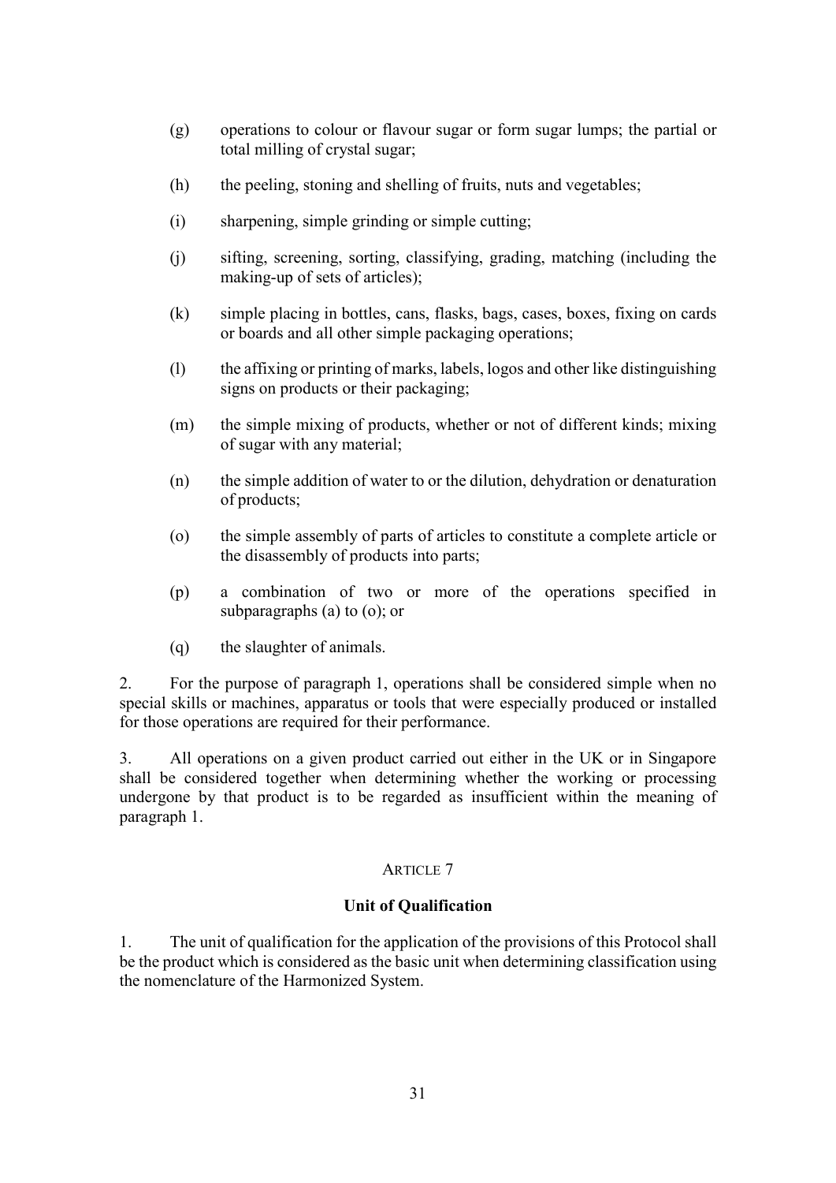(g) operations to colour or flavour sugar or form sugar lumps; the partial or total milling of crystal sugar;

(h) the peeling, stoning and shelling of fruits, nuts and vegetables;

(i) sharpening, simple grinding or simple cutting;

(j) sifting, screening, sorting, classifying, grading, matching (including the making-up of sets of articles);

(k) simple placing in bottles, cans, flasks, bags, cases, boxes, fixing on cards or boards and all other simple packaging operations;

(l) the affixing or printing of marks, labels, logos and other like distinguishing signs on products or their packaging;

(m) the simple mixing of products, whether or not of different kinds; mixing of sugar with any material;

(n) the simple addition of water to or the dilution, dehydration or denaturation of products;

(o) the simple assembly of parts of articles to constitute a complete article or the disassembly of products into parts;

(p) a combination of two or more of the operations specified in subparagraphs (a) to (o); or

(q) the slaughter of animals.

2. For the purpose of paragraph 1, operations shall be considered simple when no special skills or machines, apparatus or tools that were especially produced or installed for those operations are required for their performance.

3. All operations on a given product carried out either in the UK or in Singapore shall be considered together when determining whether the working or processing undergone by that product is to be regarded as insufficient within the meaning of paragraph 1.

ARTICLE 7

**Unit of Qualification**

1. The unit of qualification for the application of the provisions of this Protocol shall be the product which is considered as the basic unit when determining classification using the nomenclature of the Harmonized System.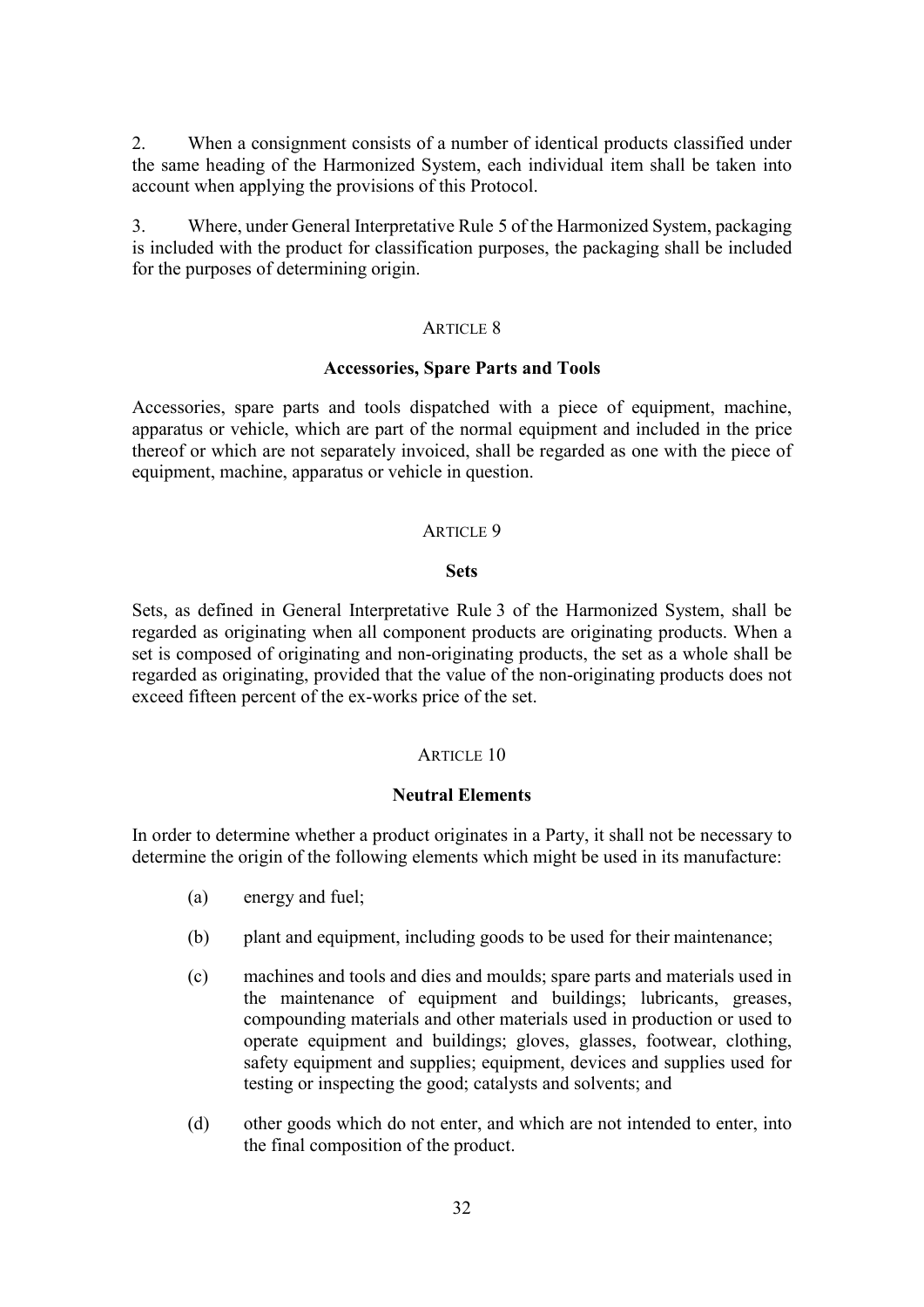2. When a consignment consists of a number of identical products classified under the same heading of the Harmonized System, each individual item shall be taken into account when applying the provisions of this Protocol.

3. Where, under General Interpretative Rule 5 of the Harmonized System, packaging is included with the product for classification purposes, the packaging shall be included for the purposes of determining origin.

## ARTICLE 8

### Accessories, Spare Parts and Tools

Accessories, spare parts and tools dispatched with a piece of equipment, machine, apparatus or vehicle, which are part of the normal equipment and included in the price thereof or which are not separately invoiced, shall be regarded as one with the piece of equipment, machine, apparatus or vehicle in question.

## ARTICLE 9

### Sets

Sets, as defined in General Interpretative Rule 3 of the Harmonized System, shall be regarded as originating when all component products are originating products. When a set is composed of originating and non-originating products, the set as a whole shall be regarded as originating, provided that the value of the non-originating products does not exceed fifteen percent of the ex-works price of the set.

## ARTICLE 10

### Neutral Elements

In order to determine whether a product originates in a Party, it shall not be necessary to determine the origin of the following elements which might be used in its manufacture:

(a) energy and fuel;

(b) plant and equipment, including goods to be used for their maintenance;

(c) machines and tools and dies and moulds; spare parts and materials used in the maintenance of equipment and buildings; lubricants, greases, compounding materials and other materials used in production or used to operate equipment and buildings; gloves, glasses, footwear, clothing, safety equipment and supplies; equipment, devices and supplies used for testing or inspecting the good; catalysts and solvents; and

(d) other goods which do not enter, and which are not intended to enter, into the final composition of the product.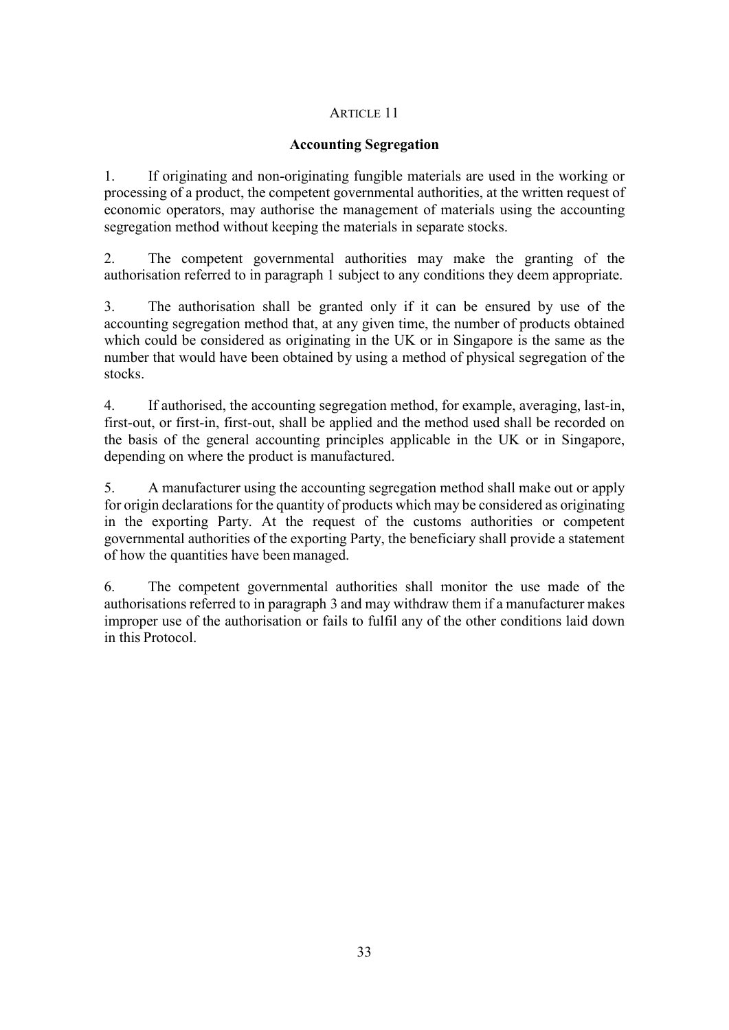ARTICLE 11

**Accounting Segregation**

1. If originating and non-originating fungible materials are used in the working or processing of a product, the competent governmental authorities, at the written request of economic operators, may authorise the management of materials using the accounting segregation method without keeping the materials in separate stocks.

2. The competent governmental authorities may make the granting of the authorisation referred to in paragraph 1 subject to any conditions they deem appropriate.

3. The authorisation shall be granted only if it can be ensured by use of the accounting segregation method that, at any given time, the number of products obtained which could be considered as originating in the UK or in Singapore is the same as the number that would have been obtained by using a method of physical segregation of the stocks.

4. If authorised, the accounting segregation method, for example, averaging, last-in, first-out, or first-in, first-out, shall be applied and the method used shall be recorded on the basis of the general accounting principles applicable in the UK or in Singapore, depending on where the product is manufactured.

5. A manufacturer using the accounting segregation method shall make out or apply for origin declarations for the quantity of products which may be considered as originating in the exporting Party. At the request of the customs authorities or competent governmental authorities of the exporting Party, the beneficiary shall provide a statement of how the quantities have been managed.

6. The competent governmental authorities shall monitor the use made of the authorisations referred to in paragraph 3 and may withdraw them if a manufacturer makes improper use of the authorisation or fails to fulfil any of the other conditions laid down in this Protocol.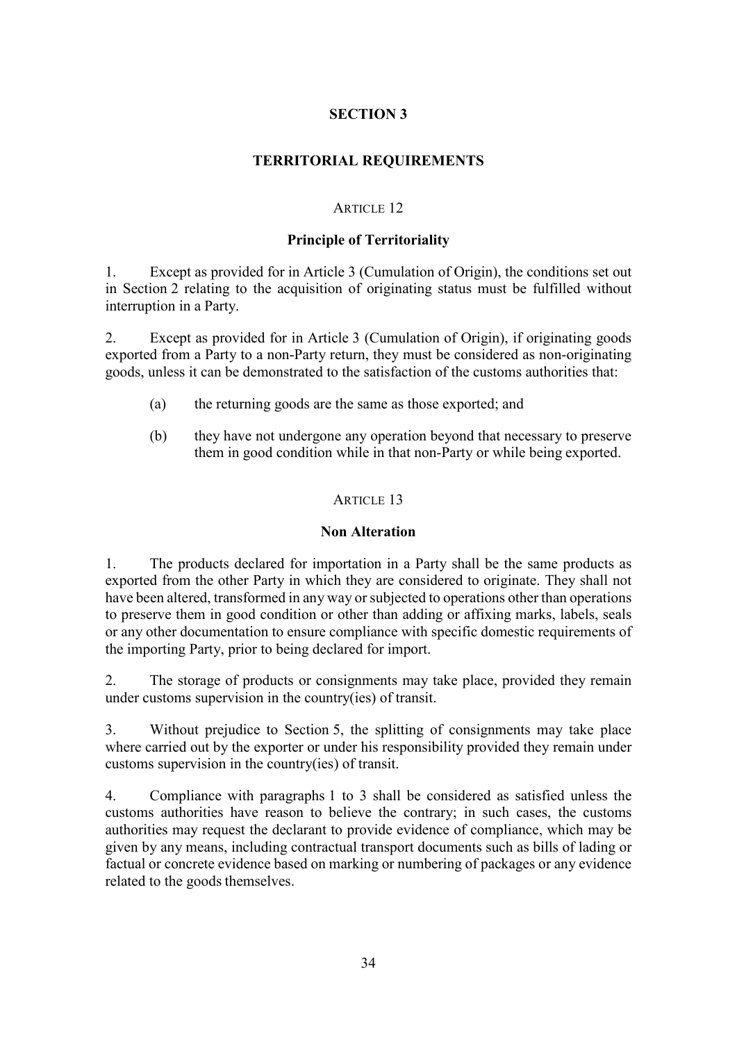## SECTION 3

## TERRITORIAL REQUIREMENTS

### ARTICLE 12

### Principle of Territoriality

1. Except as provided for in Article 3 (Cumulation of Origin), the conditions set out in Section 2 relating to the acquisition of originating status must be fulfilled without interruption in a Party.

2. Except as provided for in Article 3 (Cumulation of Origin), if originating goods exported from a Party to a non-Party return, they must be considered as non-originating goods, unless it can be demonstrated to the satisfaction of the customs authorities that:

   (a) the returning goods are the same as those exported; and

   (b) they have not undergone any operation beyond that necessary to preserve them in good condition while in that non-Party or while being exported.

### ARTICLE 13

### Non Alteration

1. The products declared for importation in a Party shall be the same products as exported from the other Party in which they are considered to originate. They shall not have been altered, transformed in any way or subjected to operations other than operations to preserve them in good condition or other than adding or affixing marks, labels, seals or any other documentation to ensure compliance with specific domestic requirements of the importing Party, prior to being declared for import.

2. The storage of products or consignments may take place, provided they remain under customs supervision in the country(ies) of transit.

3. Without prejudice to Section 5, the splitting of consignments may take place where carried out by the exporter or under his responsibility provided they remain under customs supervision in the country(ies) of transit.

4. Compliance with paragraphs 1 to 3 shall be considered as satisfied unless the customs authorities have reason to believe the contrary; in such cases, the customs authorities may request the declarant to provide evidence of compliance, which may be given by any means, including contractual transport documents such as bills of lading or factual or concrete evidence based on marking or numbering of packages or any evidence related to the goods themselves.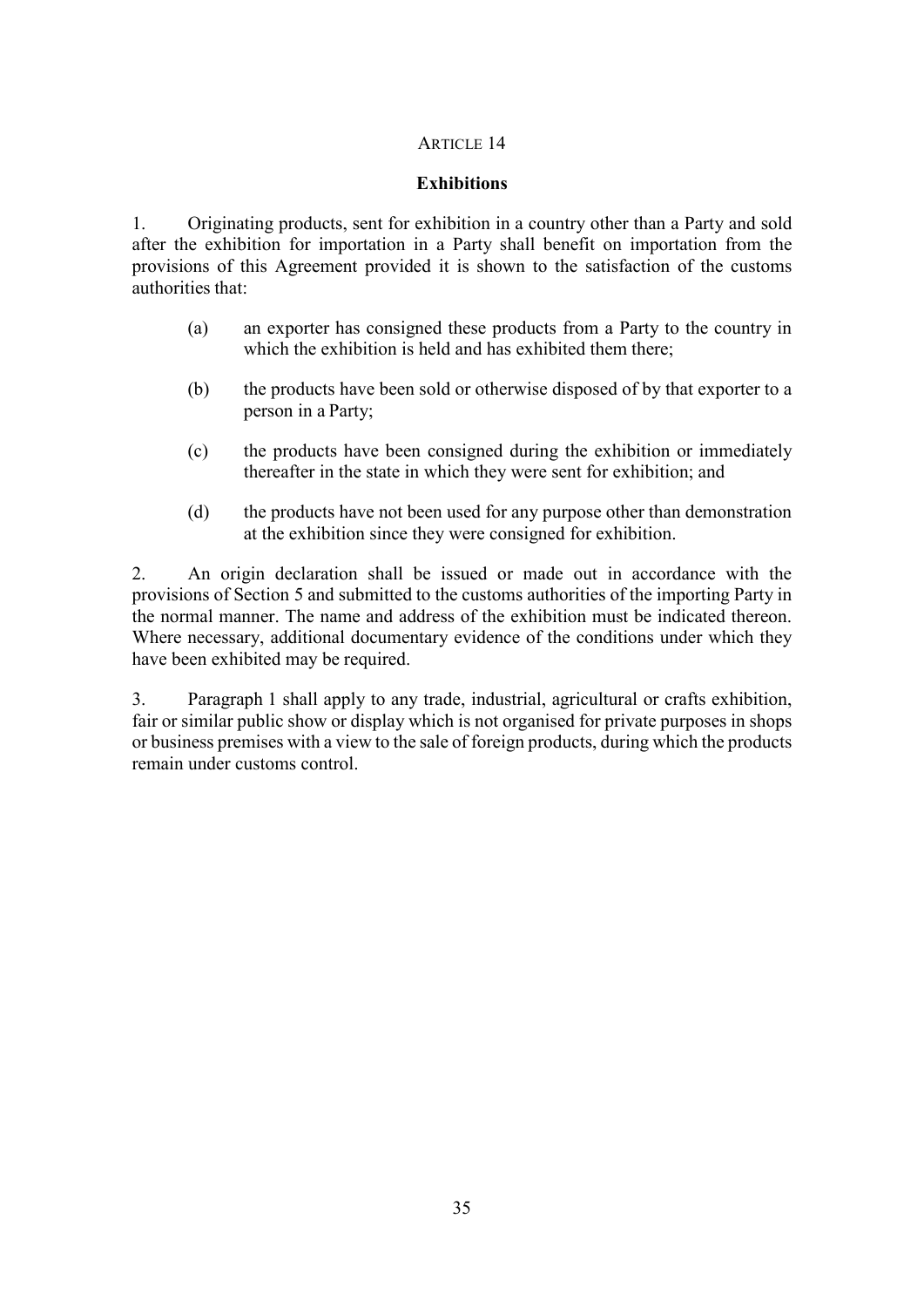## ARTICLE 14

### Exhibitions

1. Originating products, sent for exhibition in a country other than a Party and sold after the exhibition for importation in a Party shall benefit on importation from the provisions of this Agreement provided it is shown to the satisfaction of the customs authorities that:

   (a) an exporter has consigned these products from a Party to the country in which the exhibition is held and has exhibited them there;

   (b) the products have been sold or otherwise disposed of by that exporter to a person in a Party;

   (c) the products have been consigned during the exhibition or immediately thereafter in the state in which they were sent for exhibition; and

   (d) the products have not been used for any purpose other than demonstration at the exhibition since they were consigned for exhibition.

2. An origin declaration shall be issued or made out in accordance with the provisions of Section 5 and submitted to the customs authorities of the importing Party in the normal manner. The name and address of the exhibition must be indicated thereon. Where necessary, additional documentary evidence of the conditions under which they have been exhibited may be required.

3. Paragraph 1 shall apply to any trade, industrial, agricultural or crafts exhibition, fair or similar public show or display which is not organised for private purposes in shops or business premises with a view to the sale of foreign products, during which the products remain under customs control.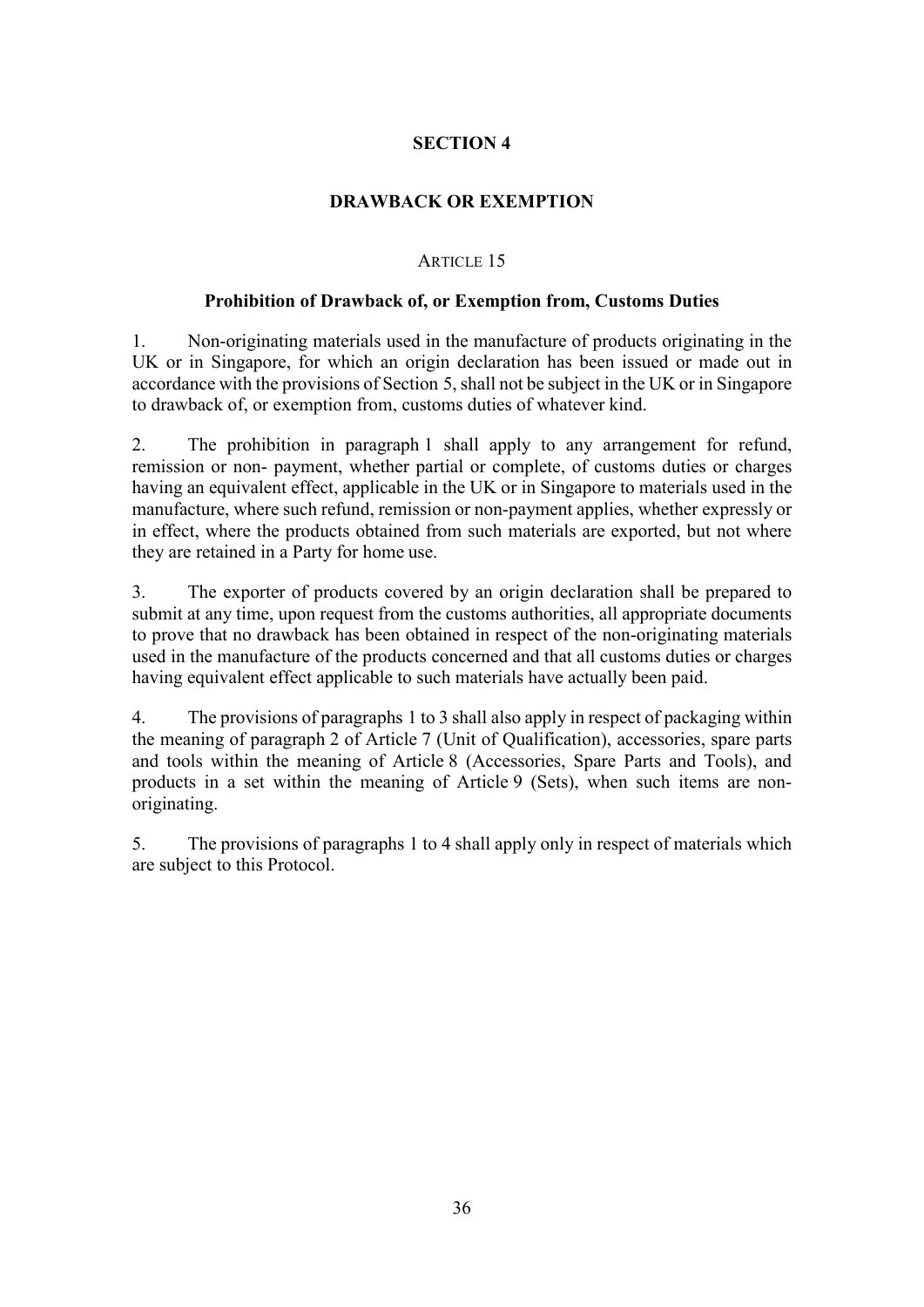## SECTION 4

## DRAWBACK OR EXEMPTION

### ARTICLE 15

### Prohibition of Drawback of, or Exemption from, Customs Duties

1. Non-originating materials used in the manufacture of products originating in the UK or in Singapore, for which an origin declaration has been issued or made out in accordance with the provisions of Section 5, shall not be subject in the UK or in Singapore to drawback of, or exemption from, customs duties of whatever kind.

2. The prohibition in paragraph 1 shall apply to any arrangement for refund, remission or non- payment, whether partial or complete, of customs duties or charges having an equivalent effect, applicable in the UK or in Singapore to materials used in the manufacture, where such refund, remission or non-payment applies, whether expressly or in effect, where the products obtained from such materials are exported, but not where they are retained in a Party for home use.

3. The exporter of products covered by an origin declaration shall be prepared to submit at any time, upon request from the customs authorities, all appropriate documents to prove that no drawback has been obtained in respect of the non-originating materials used in the manufacture of the products concerned and that all customs duties or charges having equivalent effect applicable to such materials have actually been paid.

4. The provisions of paragraphs 1 to 3 shall also apply in respect of packaging within the meaning of paragraph 2 of Article 7 (Unit of Qualification), accessories, spare parts and tools within the meaning of Article 8 (Accessories, Spare Parts and Tools), and products in a set within the meaning of Article 9 (Sets), when such items are non-originating.

5. The provisions of paragraphs 1 to 4 shall apply only in respect of materials which are subject to this Protocol.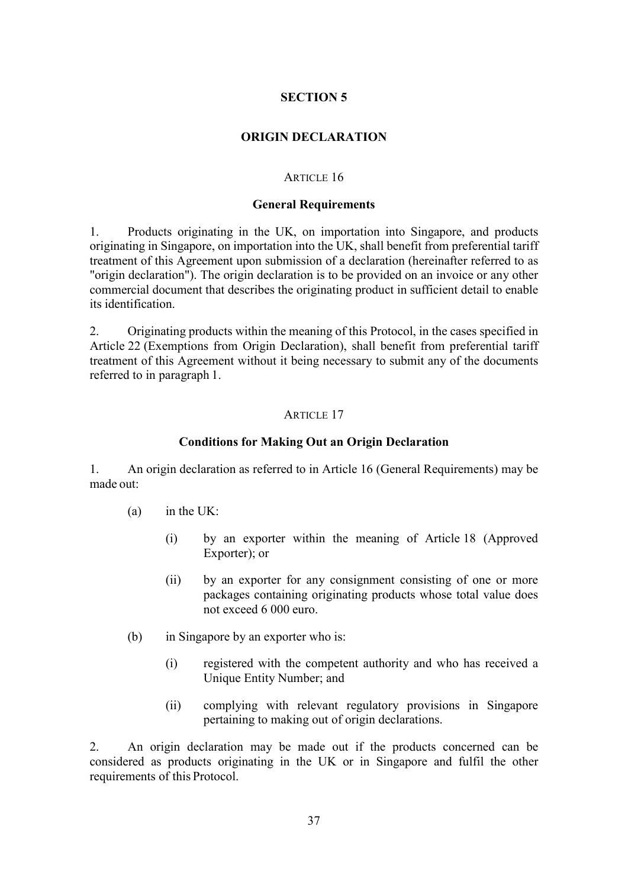## SECTION 5

## ORIGIN DECLARATION

ARTICLE 16

### General Requirements

1. Products originating in the UK, on importation into Singapore, and products originating in Singapore, on importation into the UK, shall benefit from preferential tariff treatment of this Agreement upon submission of a declaration (hereinafter referred to as "origin declaration"). The origin declaration is to be provided on an invoice or any other commercial document that describes the originating product in sufficient detail to enable its identification.

2. Originating products within the meaning of this Protocol, in the cases specified in Article 22 (Exemptions from Origin Declaration), shall benefit from preferential tariff treatment of this Agreement without it being necessary to submit any of the documents referred to in paragraph 1.

ARTICLE 17

### Conditions for Making Out an Origin Declaration

1. An origin declaration as referred to in Article 16 (General Requirements) may be made out:

(a) in the UK:

(i) by an exporter within the meaning of Article 18 (Approved Exporter); or

(ii) by an exporter for any consignment consisting of one or more packages containing originating products whose total value does not exceed 6 000 euro.

(b) in Singapore by an exporter who is:

(i) registered with the competent authority and who has received a Unique Entity Number; and

(ii) complying with relevant regulatory provisions in Singapore pertaining to making out of origin declarations.

2. An origin declaration may be made out if the products concerned can be considered as products originating in the UK or in Singapore and fulfil the other requirements of this Protocol.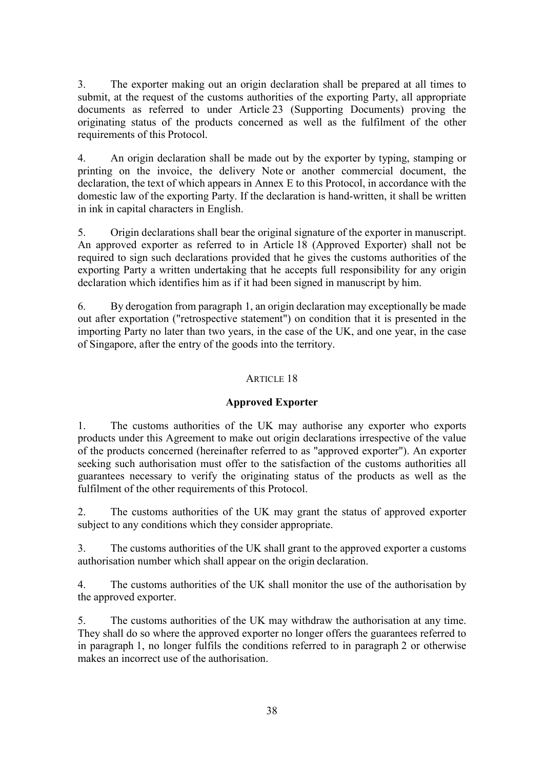3. The exporter making out an origin declaration shall be prepared at all times to submit, at the request of the customs authorities of the exporting Party, all appropriate documents as referred to under Article 23 (Supporting Documents) proving the originating status of the products concerned as well as the fulfilment of the other requirements of this Protocol.

4. An origin declaration shall be made out by the exporter by typing, stamping or printing on the invoice, the delivery Note or another commercial document, the declaration, the text of which appears in Annex E to this Protocol, in accordance with the domestic law of the exporting Party. If the declaration is hand-written, it shall be written in ink in capital characters in English.

5. Origin declarations shall bear the original signature of the exporter in manuscript. An approved exporter as referred to in Article 18 (Approved Exporter) shall not be required to sign such declarations provided that he gives the customs authorities of the exporting Party a written undertaking that he accepts full responsibility for any origin declaration which identifies him as if it had been signed in manuscript by him.

6. By derogation from paragraph 1, an origin declaration may exceptionally be made out after exportation ("retrospective statement") on condition that it is presented in the importing Party no later than two years, in the case of the UK, and one year, in the case of Singapore, after the entry of the goods into the territory.

## ARTICLE 18

### Approved Exporter

1. The customs authorities of the UK may authorise any exporter who exports products under this Agreement to make out origin declarations irrespective of the value of the products concerned (hereinafter referred to as "approved exporter"). An exporter seeking such authorisation must offer to the satisfaction of the customs authorities all guarantees necessary to verify the originating status of the products as well as the fulfilment of the other requirements of this Protocol.

2. The customs authorities of the UK may grant the status of approved exporter subject to any conditions which they consider appropriate.

3. The customs authorities of the UK shall grant to the approved exporter a customs authorisation number which shall appear on the origin declaration.

4. The customs authorities of the UK shall monitor the use of the authorisation by the approved exporter.

5. The customs authorities of the UK may withdraw the authorisation at any time. They shall do so where the approved exporter no longer offers the guarantees referred to in paragraph 1, no longer fulfils the conditions referred to in paragraph 2 or otherwise makes an incorrect use of the authorisation.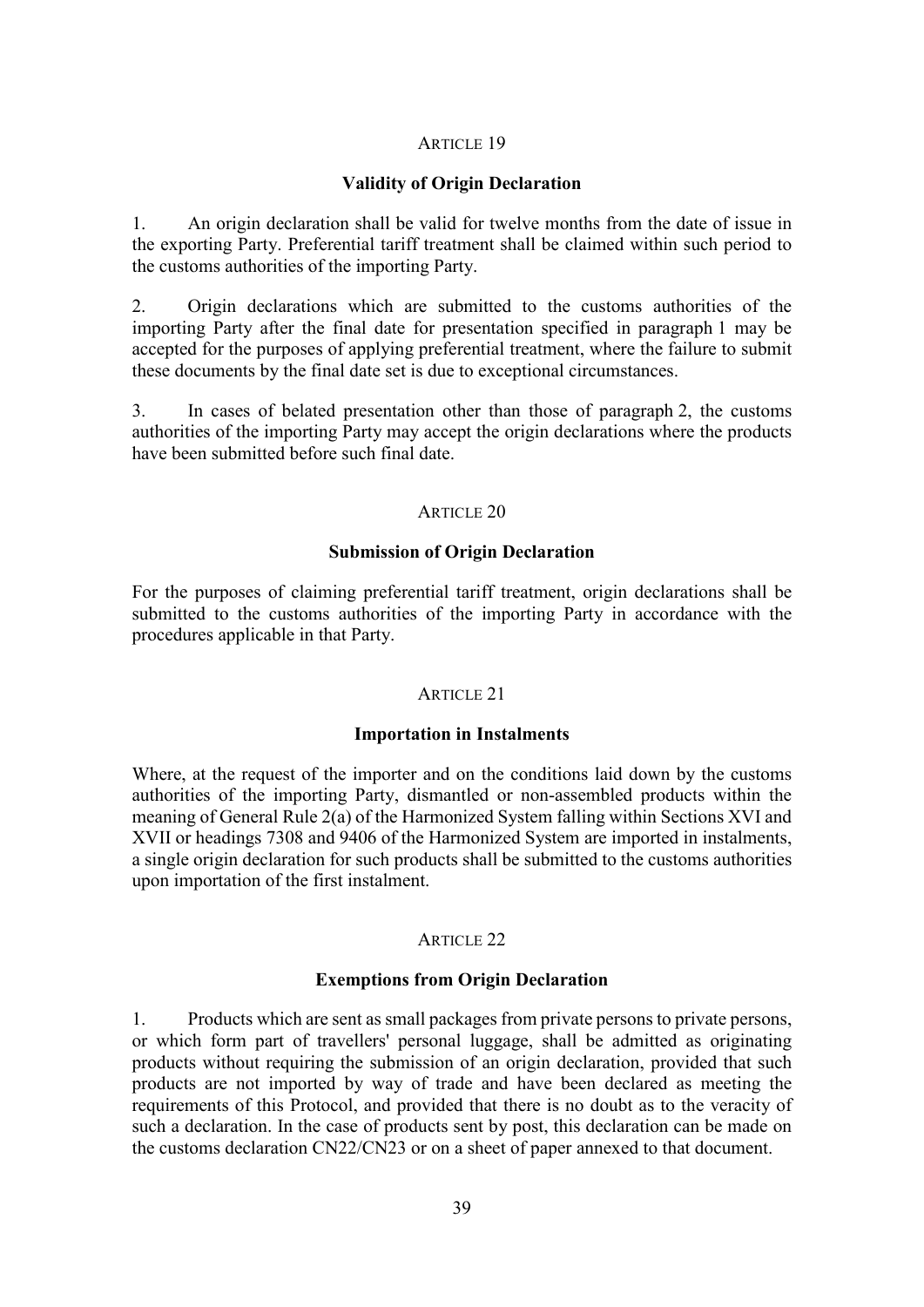ARTICLE 19

**Validity of Origin Declaration**

1. An origin declaration shall be valid for twelve months from the date of issue in the exporting Party. Preferential tariff treatment shall be claimed within such period to the customs authorities of the importing Party.

2. Origin declarations which are submitted to the customs authorities of the importing Party after the final date for presentation specified in paragraph 1 may be accepted for the purposes of applying preferential treatment, where the failure to submit these documents by the final date set is due to exceptional circumstances.

3. In cases of belated presentation other than those of paragraph 2, the customs authorities of the importing Party may accept the origin declarations where the products have been submitted before such final date.

ARTICLE 20

**Submission of Origin Declaration**

For the purposes of claiming preferential tariff treatment, origin declarations shall be submitted to the customs authorities of the importing Party in accordance with the procedures applicable in that Party.

ARTICLE 21

**Importation in Instalments**

Where, at the request of the importer and on the conditions laid down by the customs authorities of the importing Party, dismantled or non-assembled products within the meaning of General Rule 2(a) of the Harmonized System falling within Sections XVI and XVII or headings 7308 and 9406 of the Harmonized System are imported in instalments, a single origin declaration for such products shall be submitted to the customs authorities upon importation of the first instalment.

ARTICLE 22

**Exemptions from Origin Declaration**

1. Products which are sent as small packages from private persons to private persons, or which form part of travellers' personal luggage, shall be admitted as originating products without requiring the submission of an origin declaration, provided that such products are not imported by way of trade and have been declared as meeting the requirements of this Protocol, and provided that there is no doubt as to the veracity of such a declaration. In the case of products sent by post, this declaration can be made on the customs declaration CN22/CN23 or on a sheet of paper annexed to that document.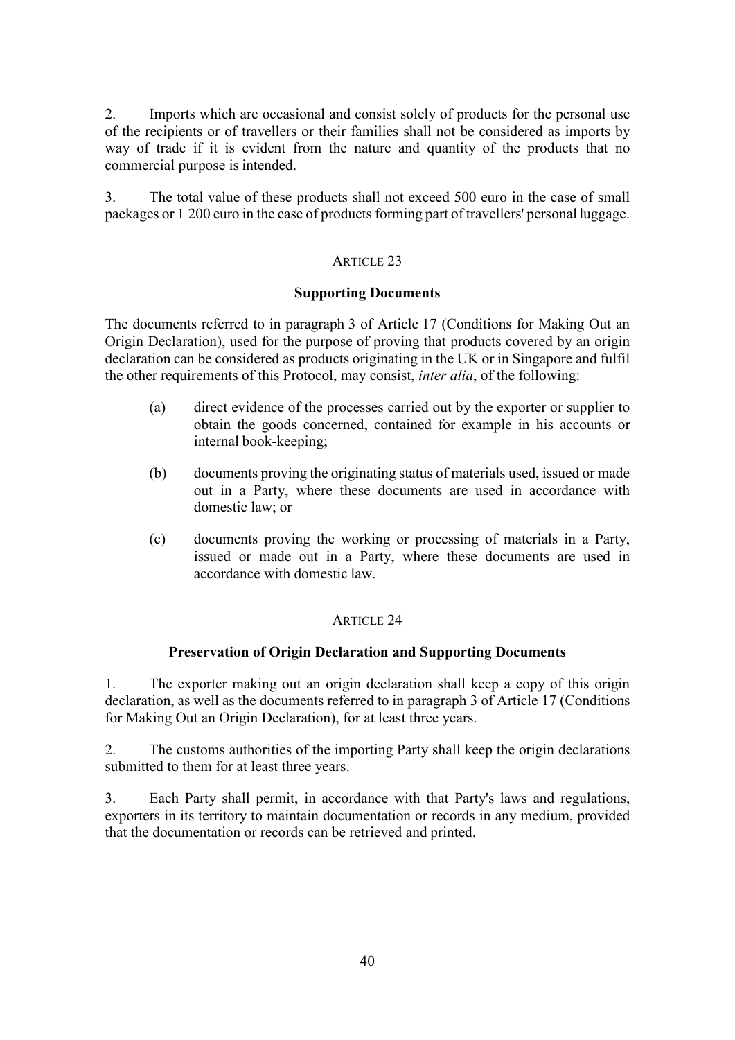2. Imports which are occasional and consist solely of products for the personal use of the recipients or of travellers or their families shall not be considered as imports by way of trade if it is evident from the nature and quantity of the products that no commercial purpose is intended.

3. The total value of these products shall not exceed 500 euro in the case of small packages or 1 200 euro in the case of products forming part of travellers' personal luggage.

ARTICLE 23

**Supporting Documents**

The documents referred to in paragraph 3 of Article 17 (Conditions for Making Out an Origin Declaration), used for the purpose of proving that products covered by an origin declaration can be considered as products originating in the UK or in Singapore and fulfil the other requirements of this Protocol, may consist, *inter alia*, of the following:

(a) direct evidence of the processes carried out by the exporter or supplier to obtain the goods concerned, contained for example in his accounts or internal book-keeping;

(b) documents proving the originating status of materials used, issued or made out in a Party, where these documents are used in accordance with domestic law; or

(c) documents proving the working or processing of materials in a Party, issued or made out in a Party, where these documents are used in accordance with domestic law.

ARTICLE 24

**Preservation of Origin Declaration and Supporting Documents**

1. The exporter making out an origin declaration shall keep a copy of this origin declaration, as well as the documents referred to in paragraph 3 of Article 17 (Conditions for Making Out an Origin Declaration), for at least three years.

2. The customs authorities of the importing Party shall keep the origin declarations submitted to them for at least three years.

3. Each Party shall permit, in accordance with that Party's laws and regulations, exporters in its territory to maintain documentation or records in any medium, provided that the documentation or records can be retrieved and printed.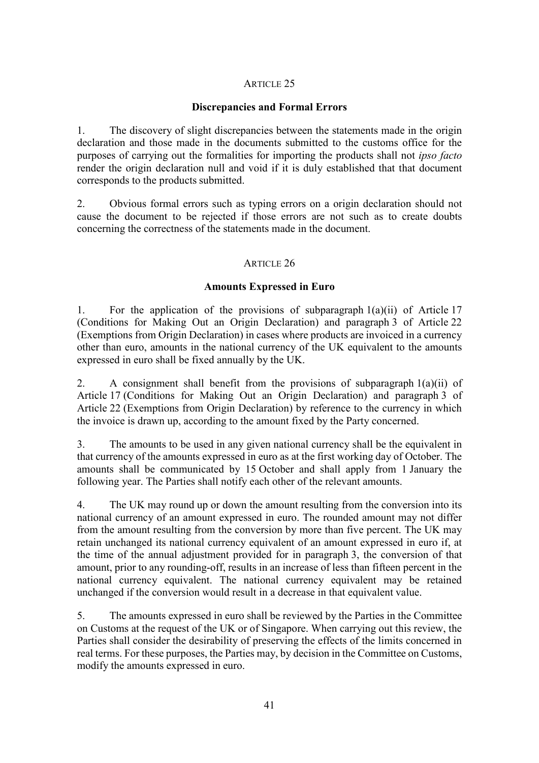## ARTICLE 25

### Discrepancies and Formal Errors

1. The discovery of slight discrepancies between the statements made in the origin declaration and those made in the documents submitted to the customs office for the purposes of carrying out the formalities for importing the products shall not *ipso facto* render the origin declaration null and void if it is duly established that that document corresponds to the products submitted.

2. Obvious formal errors such as typing errors on a origin declaration should not cause the document to be rejected if those errors are not such as to create doubts concerning the correctness of the statements made in the document.

## ARTICLE 26

### Amounts Expressed in Euro

1. For the application of the provisions of subparagraph 1(a)(ii) of Article 17 (Conditions for Making Out an Origin Declaration) and paragraph 3 of Article 22 (Exemptions from Origin Declaration) in cases where products are invoiced in a currency other than euro, amounts in the national currency of the UK equivalent to the amounts expressed in euro shall be fixed annually by the UK.

2. A consignment shall benefit from the provisions of subparagraph 1(a)(ii) of Article 17 (Conditions for Making Out an Origin Declaration) and paragraph 3 of Article 22 (Exemptions from Origin Declaration) by reference to the currency in which the invoice is drawn up, according to the amount fixed by the Party concerned.

3. The amounts to be used in any given national currency shall be the equivalent in that currency of the amounts expressed in euro as at the first working day of October. The amounts shall be communicated by 15 October and shall apply from 1 January the following year. The Parties shall notify each other of the relevant amounts.

4. The UK may round up or down the amount resulting from the conversion into its national currency of an amount expressed in euro. The rounded amount may not differ from the amount resulting from the conversion by more than five percent. The UK may retain unchanged its national currency equivalent of an amount expressed in euro if, at the time of the annual adjustment provided for in paragraph 3, the conversion of that amount, prior to any rounding-off, results in an increase of less than fifteen percent in the national currency equivalent. The national currency equivalent may be retained unchanged if the conversion would result in a decrease in that equivalent value.

5. The amounts expressed in euro shall be reviewed by the Parties in the Committee on Customs at the request of the UK or of Singapore. When carrying out this review, the Parties shall consider the desirability of preserving the effects of the limits concerned in real terms. For these purposes, the Parties may, by decision in the Committee on Customs, modify the amounts expressed in euro.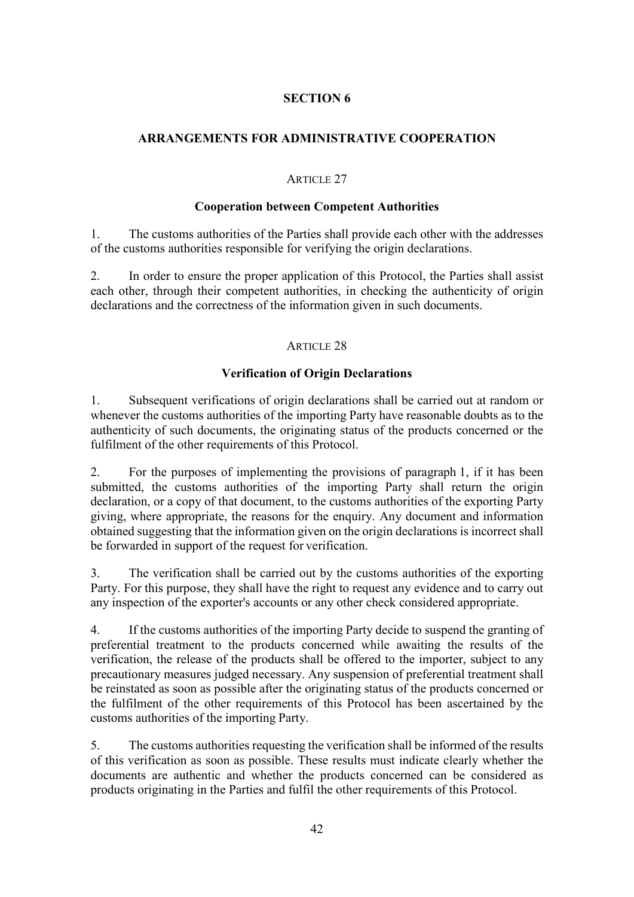## SECTION 6

## ARRANGEMENTS FOR ADMINISTRATIVE COOPERATION

### ARTICLE 27

### Cooperation between Competent Authorities

1. The customs authorities of the Parties shall provide each other with the addresses of the customs authorities responsible for verifying the origin declarations.

2. In order to ensure the proper application of this Protocol, the Parties shall assist each other, through their competent authorities, in checking the authenticity of origin declarations and the correctness of the information given in such documents.

### ARTICLE 28

### Verification of Origin Declarations

1. Subsequent verifications of origin declarations shall be carried out at random or whenever the customs authorities of the importing Party have reasonable doubts as to the authenticity of such documents, the originating status of the products concerned or the fulfilment of the other requirements of this Protocol.

2. For the purposes of implementing the provisions of paragraph 1, if it has been submitted, the customs authorities of the importing Party shall return the origin declaration, or a copy of that document, to the customs authorities of the exporting Party giving, where appropriate, the reasons for the enquiry. Any document and information obtained suggesting that the information given on the origin declarations is incorrect shall be forwarded in support of the request for verification.

3. The verification shall be carried out by the customs authorities of the exporting Party. For this purpose, they shall have the right to request any evidence and to carry out any inspection of the exporter's accounts or any other check considered appropriate.

4. If the customs authorities of the importing Party decide to suspend the granting of preferential treatment to the products concerned while awaiting the results of the verification, the release of the products shall be offered to the importer, subject to any precautionary measures judged necessary. Any suspension of preferential treatment shall be reinstated as soon as possible after the originating status of the products concerned or the fulfilment of the other requirements of this Protocol has been ascertained by the customs authorities of the importing Party.

5. The customs authorities requesting the verification shall be informed of the results of this verification as soon as possible. These results must indicate clearly whether the documents are authentic and whether the products concerned can be considered as products originating in the Parties and fulfil the other requirements of this Protocol.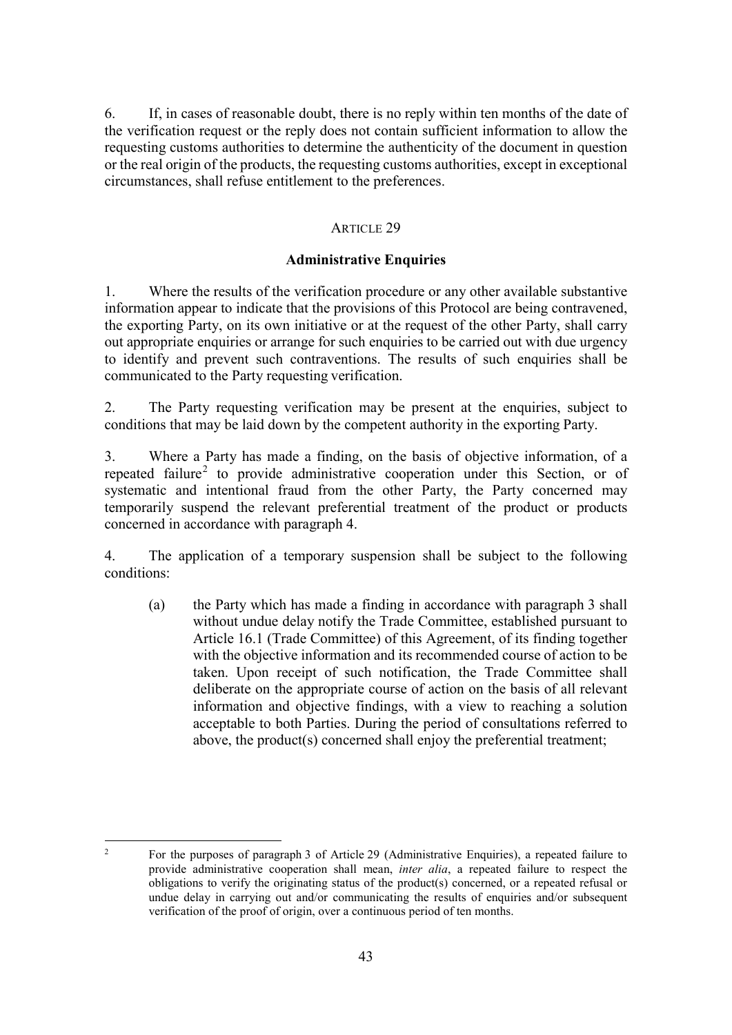6. If, in cases of reasonable doubt, there is no reply within ten months of the date of the verification request or the reply does not contain sufficient information to allow the requesting customs authorities to determine the authenticity of the document in question or the real origin of the products, the requesting customs authorities, except in exceptional circumstances, shall refuse entitlement to the preferences.

## ARTICLE 29

### Administrative Enquiries

1. Where the results of the verification procedure or any other available substantive information appear to indicate that the provisions of this Protocol are being contravened, the exporting Party, on its own initiative or at the request of the other Party, shall carry out appropriate enquiries or arrange for such enquiries to be carried out with due urgency to identify and prevent such contraventions. The results of such enquiries shall be communicated to the Party requesting verification.

2. The Party requesting verification may be present at the enquiries, subject to conditions that may be laid down by the competent authority in the exporting Party.

3. Where a Party has made a finding, on the basis of objective information, of a repeated failure[2] to provide administrative cooperation under this Section, or of systematic and intentional fraud from the other Party, the Party concerned may temporarily suspend the relevant preferential treatment of the product or products concerned in accordance with paragraph 4.

4. The application of a temporary suspension shall be subject to the following conditions:

   (a) the Party which has made a finding in accordance with paragraph 3 shall without undue delay notify the Trade Committee, established pursuant to Article 16.1 (Trade Committee) of this Agreement, of its finding together with the objective information and its recommended course of action to be taken. Upon receipt of such notification, the Trade Committee shall deliberate on the appropriate course of action on the basis of all relevant information and objective findings, with a view to reaching a solution acceptable to both Parties. During the period of consultations referred to above, the product(s) concerned shall enjoy the preferential treatment;

[2] For the purposes of paragraph 3 of Article 29 (Administrative Enquiries), a repeated failure to provide administrative cooperation shall mean, *inter alia*, a repeated failure to respect the obligations to verify the originating status of the product(s) concerned, or a repeated refusal or undue delay in carrying out and/or communicating the results of enquiries and/or subsequent verification of the proof of origin, over a continuous period of ten months.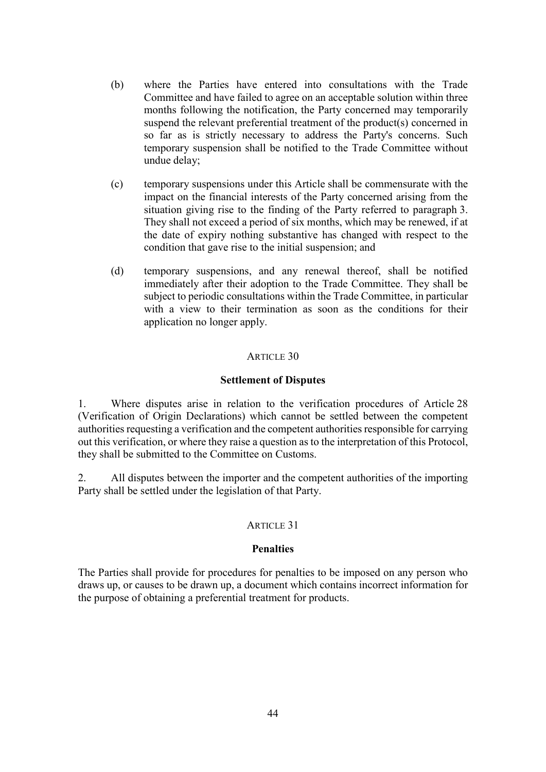(b) where the Parties have entered into consultations with the Trade Committee and have failed to agree on an acceptable solution within three months following the notification, the Party concerned may temporarily suspend the relevant preferential treatment of the product(s) concerned in so far as is strictly necessary to address the Party's concerns. Such temporary suspension shall be notified to the Trade Committee without undue delay;

(c) temporary suspensions under this Article shall be commensurate with the impact on the financial interests of the Party concerned arising from the situation giving rise to the finding of the Party referred to paragraph 3. They shall not exceed a period of six months, which may be renewed, if at the date of expiry nothing substantive has changed with respect to the condition that gave rise to the initial suspension; and

(d) temporary suspensions, and any renewal thereof, shall be notified immediately after their adoption to the Trade Committee. They shall be subject to periodic consultations within the Trade Committee, in particular with a view to their termination as soon as the conditions for their application no longer apply.

ARTICLE 30

**Settlement of Disputes**

1. Where disputes arise in relation to the verification procedures of Article 28 (Verification of Origin Declarations) which cannot be settled between the competent authorities requesting a verification and the competent authorities responsible for carrying out this verification, or where they raise a question as to the interpretation of this Protocol, they shall be submitted to the Committee on Customs.

2. All disputes between the importer and the competent authorities of the importing Party shall be settled under the legislation of that Party.

ARTICLE 31

**Penalties**

The Parties shall provide for procedures for penalties to be imposed on any person who draws up, or causes to be drawn up, a document which contains incorrect information for the purpose of obtaining a preferential treatment for products.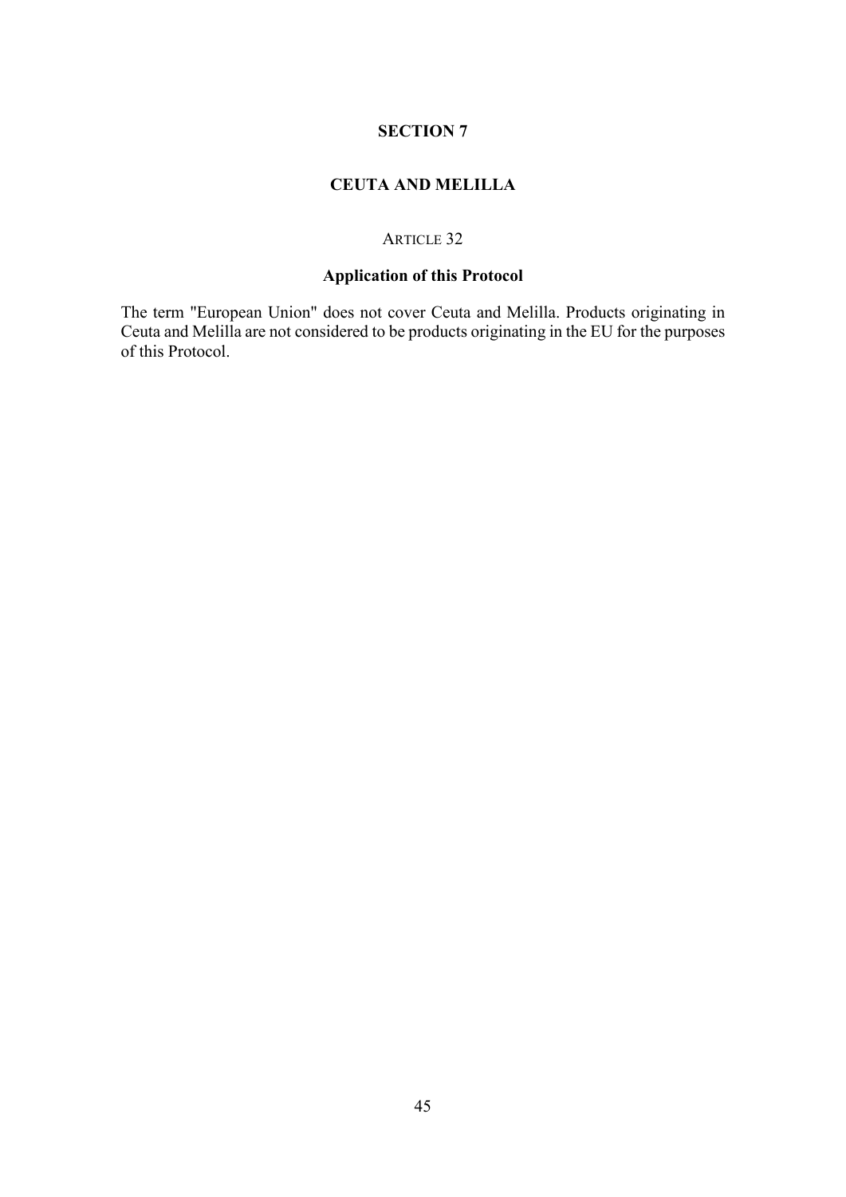## SECTION 7

## CEUTA AND MELILLA

### ARTICLE 32

### Application of this Protocol

The term "European Union" does not cover Ceuta and Melilla. Products originating in Ceuta and Melilla are not considered to be products originating in the EU for the purposes of this Protocol.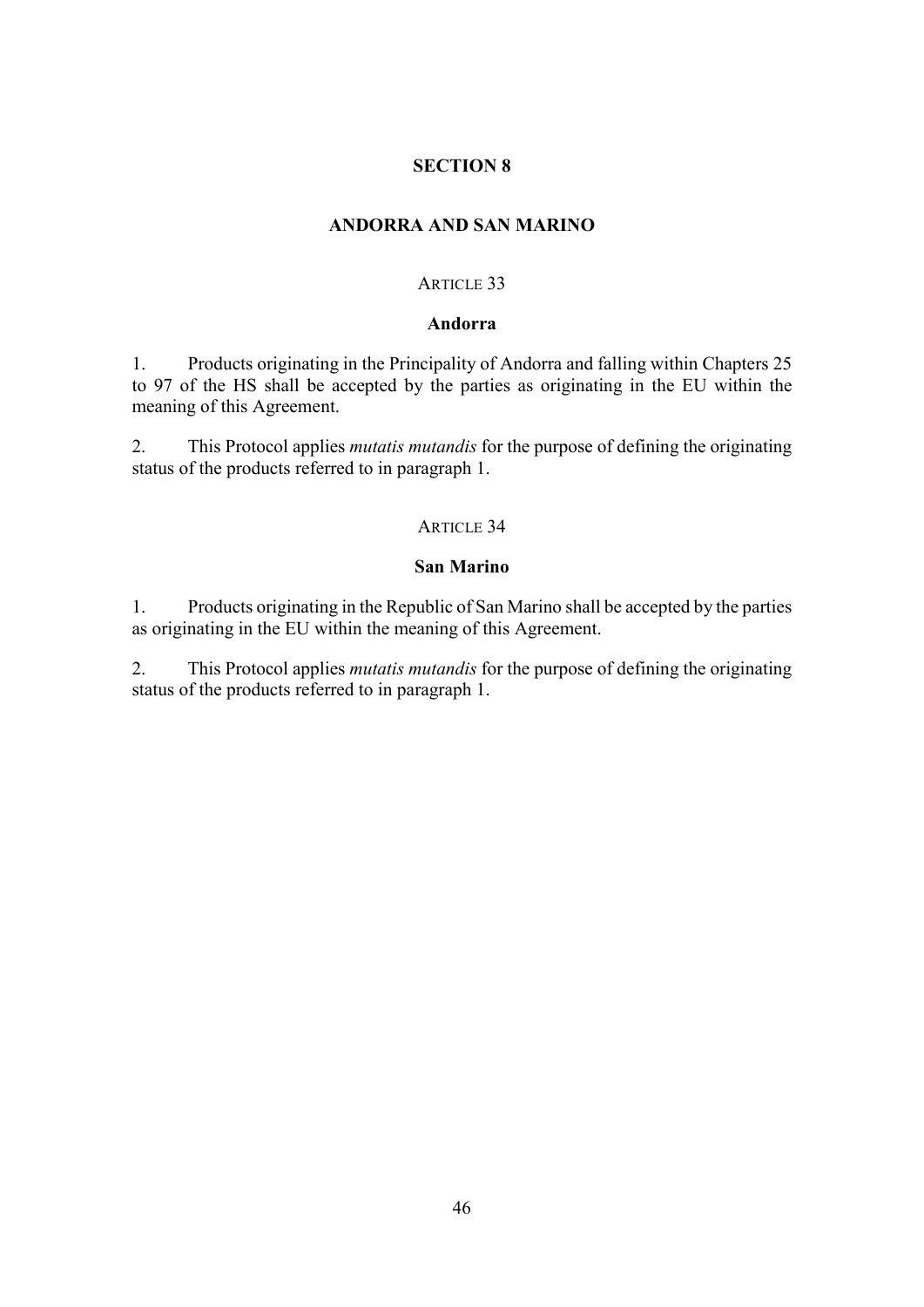## SECTION 8

## ANDORRA AND SAN MARINO

ARTICLE 33

**Andorra**

1. Products originating in the Principality of Andorra and falling within Chapters 25 to 97 of the HS shall be accepted by the parties as originating in the EU within the meaning of this Agreement.

2. This Protocol applies *mutatis mutandis* for the purpose of defining the originating status of the products referred to in paragraph 1.

ARTICLE 34

**San Marino**

1. Products originating in the Republic of San Marino shall be accepted by the parties as originating in the EU within the meaning of this Agreement.

2. This Protocol applies *mutatis mutandis* for the purpose of defining the originating status of the products referred to in paragraph 1.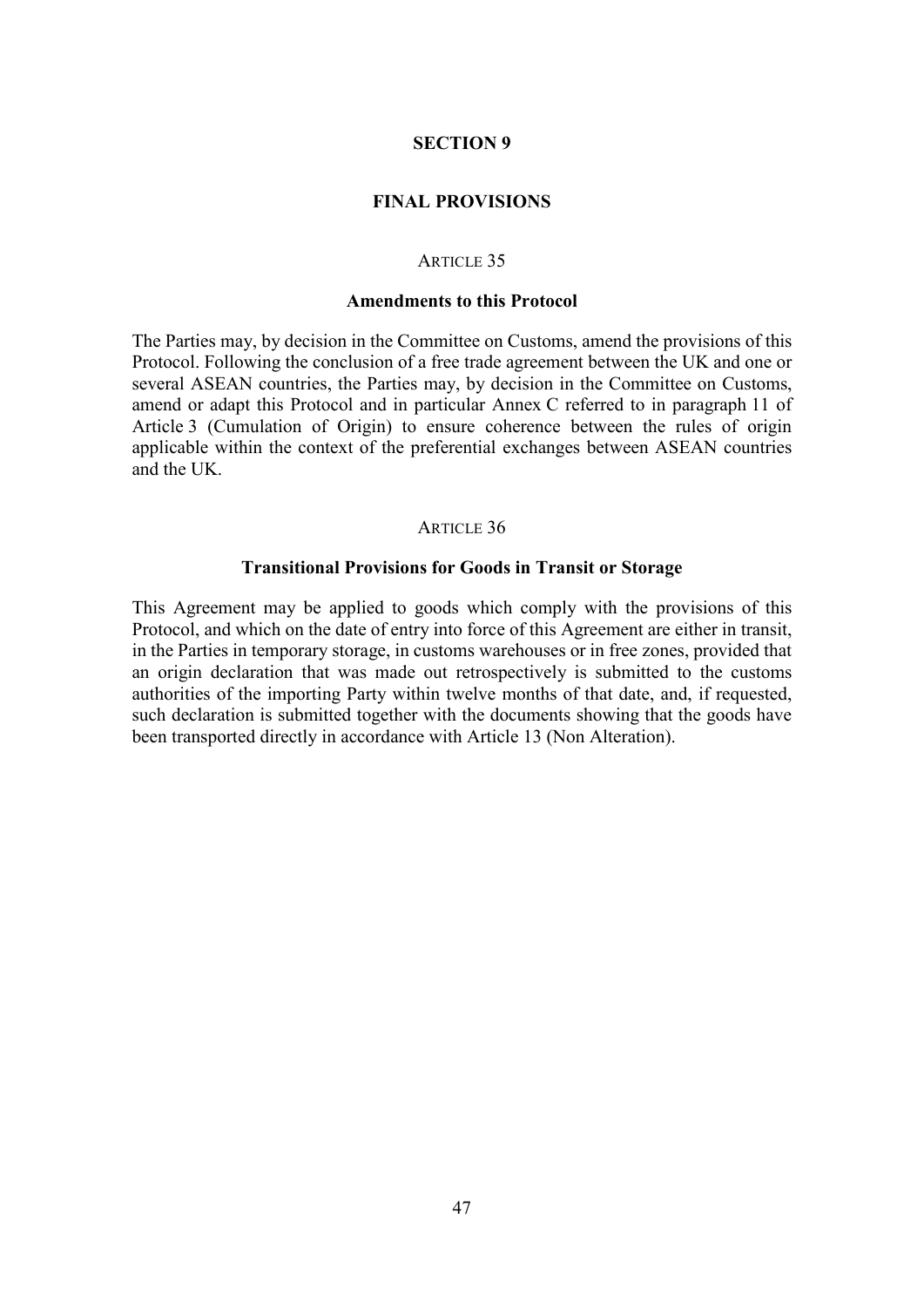## SECTION 9

## FINAL PROVISIONS

### ARTICLE 35

### Amendments to this Protocol

The Parties may, by decision in the Committee on Customs, amend the provisions of this Protocol. Following the conclusion of a free trade agreement between the UK and one or several ASEAN countries, the Parties may, by decision in the Committee on Customs, amend or adapt this Protocol and in particular Annex C referred to in paragraph 11 of Article 3 (Cumulation of Origin) to ensure coherence between the rules of origin applicable within the context of the preferential exchanges between ASEAN countries and the UK.

### ARTICLE 36

### Transitional Provisions for Goods in Transit or Storage

This Agreement may be applied to goods which comply with the provisions of this Protocol, and which on the date of entry into force of this Agreement are either in transit, in the Parties in temporary storage, in customs warehouses or in free zones, provided that an origin declaration that was made out retrospectively is submitted to the customs authorities of the importing Party within twelve months of that date, and, if requested, such declaration is submitted together with the documents showing that the goods have been transported directly in accordance with Article 13 (Non Alteration).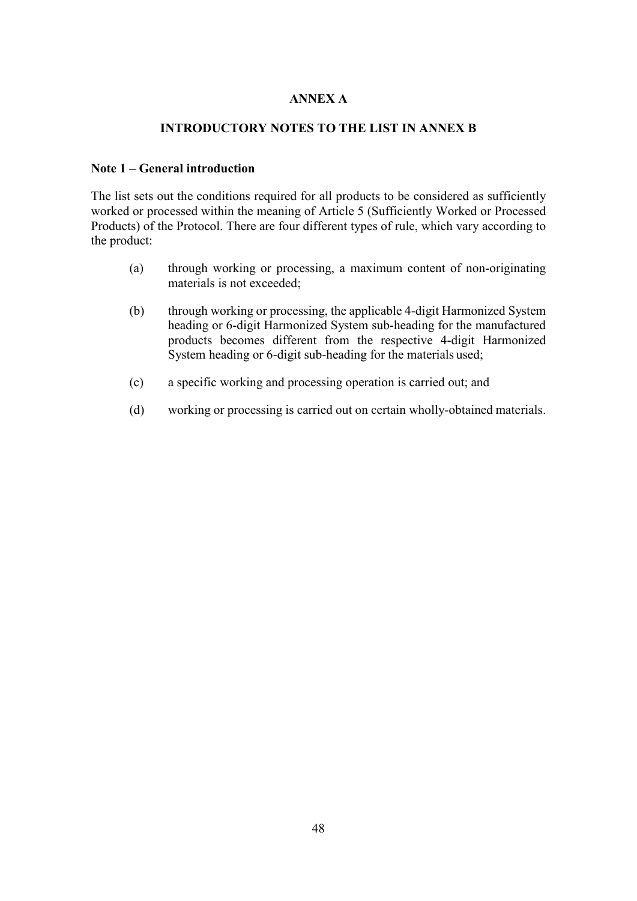# ANNEX A

## INTRODUCTORY NOTES TO THE LIST IN ANNEX B

### Note 1 – General introduction

The list sets out the conditions required for all products to be considered as sufficiently worked or processed within the meaning of Article 5 (Sufficiently Worked or Processed Products) of the Protocol. There are four different types of rule, which vary according to the product:

(a) through working or processing, a maximum content of non-originating materials is not exceeded;

(b) through working or processing, the applicable 4-digit Harmonized System heading or 6-digit Harmonized System sub-heading for the manufactured products becomes different from the respective 4-digit Harmonized System heading or 6-digit sub-heading for the materials used;

(c) a specific working and processing operation is carried out; and

(d) working or processing is carried out on certain wholly-obtained materials.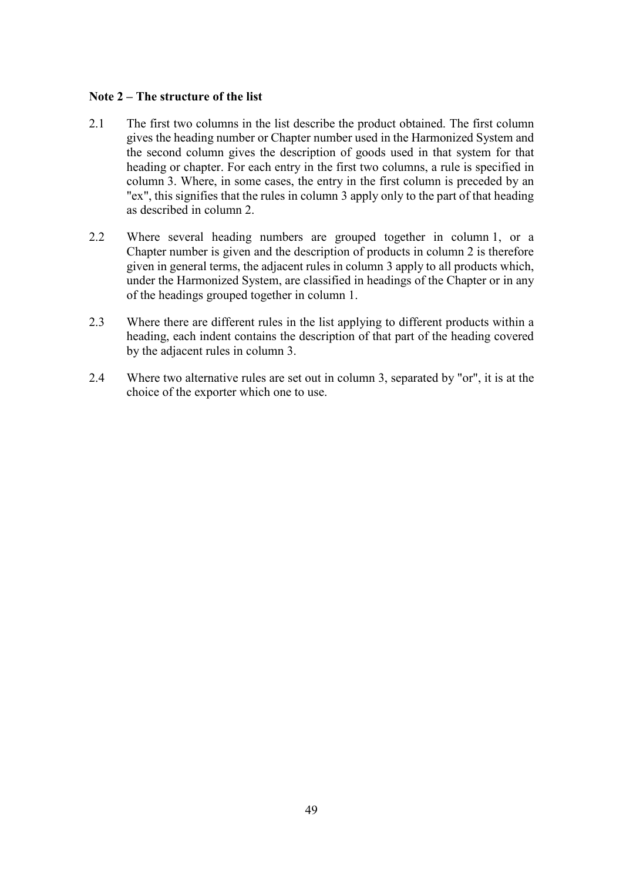**Note 2 – The structure of the list**

2.1 The first two columns in the list describe the product obtained. The first column gives the heading number or Chapter number used in the Harmonized System and the second column gives the description of goods used in that system for that heading or chapter. For each entry in the first two columns, a rule is specified in column 3. Where, in some cases, the entry in the first column is preceded by an "ex", this signifies that the rules in column 3 apply only to the part of that heading as described in column 2.

2.2 Where several heading numbers are grouped together in column 1, or a Chapter number is given and the description of products in column 2 is therefore given in general terms, the adjacent rules in column 3 apply to all products which, under the Harmonized System, are classified in headings of the Chapter or in any of the headings grouped together in column 1.

2.3 Where there are different rules in the list applying to different products within a heading, each indent contains the description of that part of the heading covered by the adjacent rules in column 3.

2.4 Where two alternative rules are set out in column 3, separated by "or", it is at the choice of the exporter which one to use.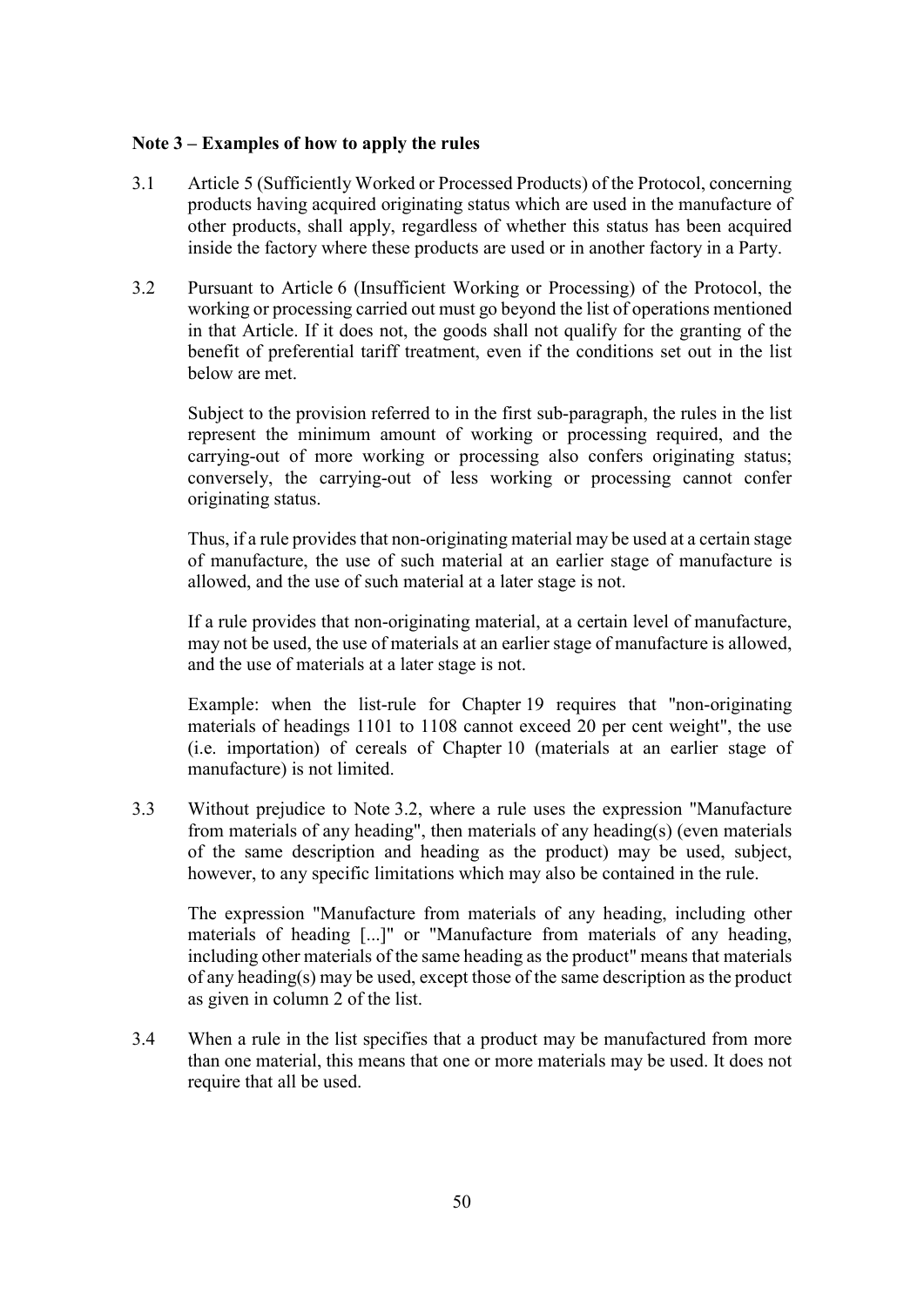**Note 3 – Examples of how to apply the rules**

3.1 Article 5 (Sufficiently Worked or Processed Products) of the Protocol, concerning products having acquired originating status which are used in the manufacture of other products, shall apply, regardless of whether this status has been acquired inside the factory where these products are used or in another factory in a Party.

3.2 Pursuant to Article 6 (Insufficient Working or Processing) of the Protocol, the working or processing carried out must go beyond the list of operations mentioned in that Article. If it does not, the goods shall not qualify for the granting of the benefit of preferential tariff treatment, even if the conditions set out in the list below are met.

Subject to the provision referred to in the first sub-paragraph, the rules in the list represent the minimum amount of working or processing required, and the carrying-out of more working or processing also confers originating status; conversely, the carrying-out of less working or processing cannot confer originating status.

Thus, if a rule provides that non-originating material may be used at a certain stage of manufacture, the use of such material at an earlier stage of manufacture is allowed, and the use of such material at a later stage is not.

If a rule provides that non-originating material, at a certain level of manufacture, may not be used, the use of materials at an earlier stage of manufacture is allowed, and the use of materials at a later stage is not.

Example: when the list-rule for Chapter 19 requires that "non-originating materials of headings 1101 to 1108 cannot exceed 20 per cent weight", the use (i.e. importation) of cereals of Chapter 10 (materials at an earlier stage of manufacture) is not limited.

3.3 Without prejudice to Note 3.2, where a rule uses the expression "Manufacture from materials of any heading", then materials of any heading(s) (even materials of the same description and heading as the product) may be used, subject, however, to any specific limitations which may also be contained in the rule.

The expression "Manufacture from materials of any heading, including other materials of heading [...]" or "Manufacture from materials of any heading, including other materials of the same heading as the product" means that materials of any heading(s) may be used, except those of the same description as the product as given in column 2 of the list.

3.4 When a rule in the list specifies that a product may be manufactured from more than one material, this means that one or more materials may be used. It does not require that all be used.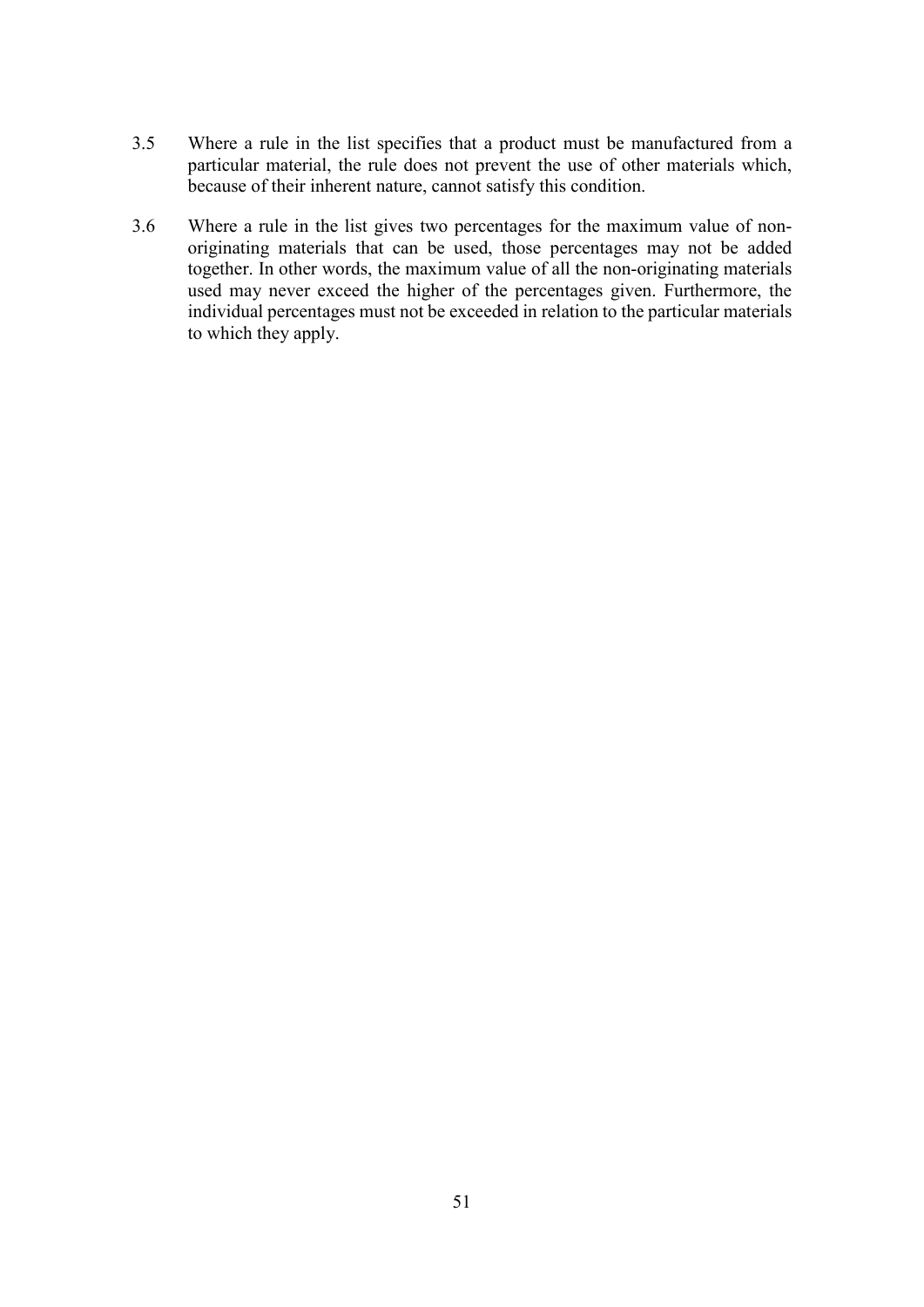3.5 Where a rule in the list specifies that a product must be manufactured from a particular material, the rule does not prevent the use of other materials which, because of their inherent nature, cannot satisfy this condition.

3.6 Where a rule in the list gives two percentages for the maximum value of non-originating materials that can be used, those percentages may not be added together. In other words, the maximum value of all the non-originating materials used may never exceed the higher of the percentages given. Furthermore, the individual percentages must not be exceeded in relation to the particular materials to which they apply.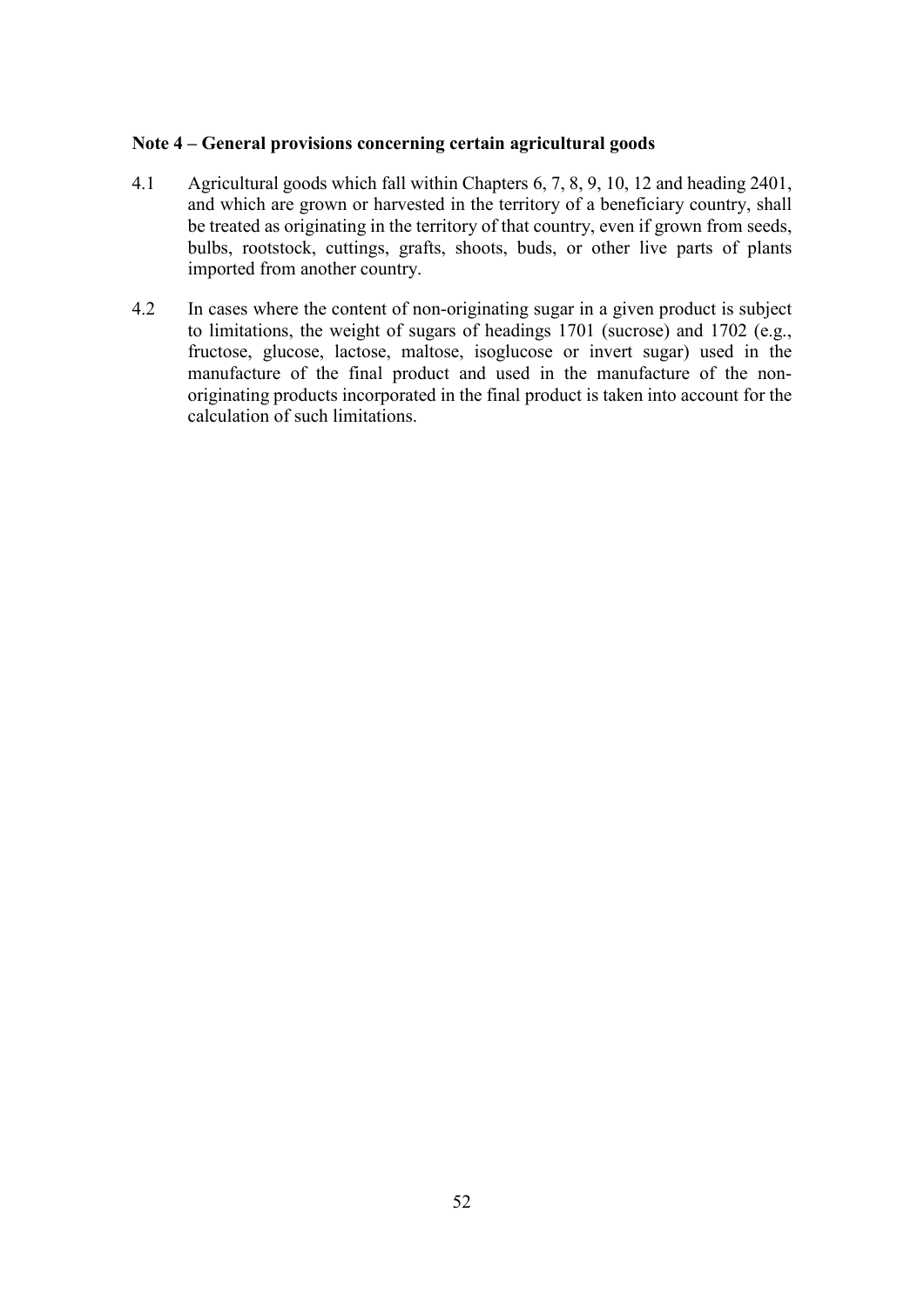**Note 4 – General provisions concerning certain agricultural goods**

4.1 Agricultural goods which fall within Chapters 6, 7, 8, 9, 10, 12 and heading 2401, and which are grown or harvested in the territory of a beneficiary country, shall be treated as originating in the territory of that country, even if grown from seeds, bulbs, rootstock, cuttings, grafts, shoots, buds, or other live parts of plants imported from another country.

4.2 In cases where the content of non-originating sugar in a given product is subject to limitations, the weight of sugars of headings 1701 (sucrose) and 1702 (e.g., fructose, glucose, lactose, maltose, isoglucose or invert sugar) used in the manufacture of the final product and used in the manufacture of the non-originating products incorporated in the final product is taken into account for the calculation of such limitations.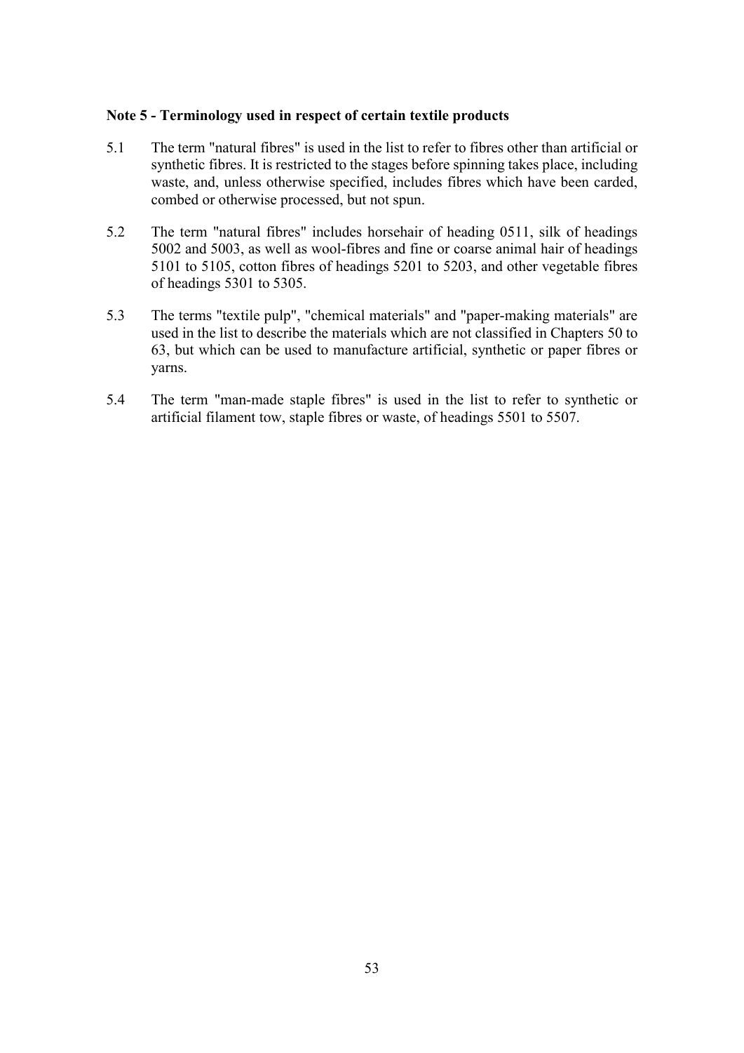**Note 5 - Terminology used in respect of certain textile products**

5.1 The term "natural fibres" is used in the list to refer to fibres other than artificial or synthetic fibres. It is restricted to the stages before spinning takes place, including waste, and, unless otherwise specified, includes fibres which have been carded, combed or otherwise processed, but not spun.

5.2 The term "natural fibres" includes horsehair of heading 0511, silk of headings 5002 and 5003, as well as wool-fibres and fine or coarse animal hair of headings 5101 to 5105, cotton fibres of headings 5201 to 5203, and other vegetable fibres of headings 5301 to 5305.

5.3 The terms "textile pulp", "chemical materials" and "paper-making materials" are used in the list to describe the materials which are not classified in Chapters 50 to 63, but which can be used to manufacture artificial, synthetic or paper fibres or yarns.

5.4 The term "man-made staple fibres" is used in the list to refer to synthetic or artificial filament tow, staple fibres or waste, of headings 5501 to 5507.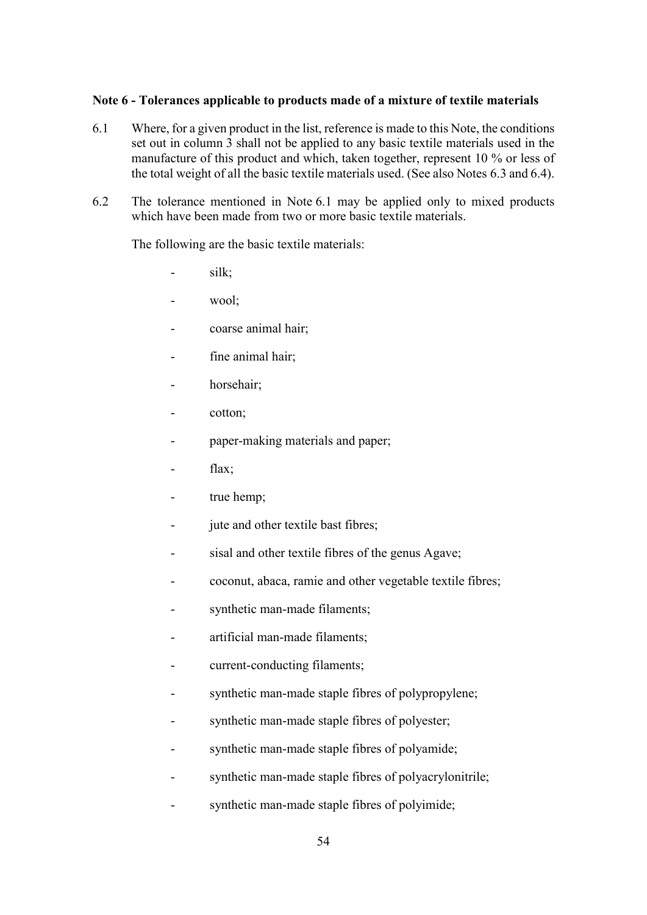**Note 6 - Tolerances applicable to products made of a mixture of textile materials**

6.1 Where, for a given product in the list, reference is made to this Note, the conditions set out in column 3 shall not be applied to any basic textile materials used in the manufacture of this product and which, taken together, represent 10 % or less of the total weight of all the basic textile materials used. (See also Notes 6.3 and 6.4).

6.2 The tolerance mentioned in Note 6.1 may be applied only to mixed products which have been made from two or more basic textile materials.

The following are the basic textile materials:

- silk;
- wool;
- coarse animal hair;
- fine animal hair;
- horsehair;
- cotton;
- paper-making materials and paper;
- flax;
- true hemp;
- jute and other textile bast fibres;
- sisal and other textile fibres of the genus Agave;
- coconut, abaca, ramie and other vegetable textile fibres;
- synthetic man-made filaments;
- artificial man-made filaments;
- current-conducting filaments;
- synthetic man-made staple fibres of polypropylene;
- synthetic man-made staple fibres of polyester;
- synthetic man-made staple fibres of polyamide;
- synthetic man-made staple fibres of polyacrylonitrile;
- synthetic man-made staple fibres of polyimide;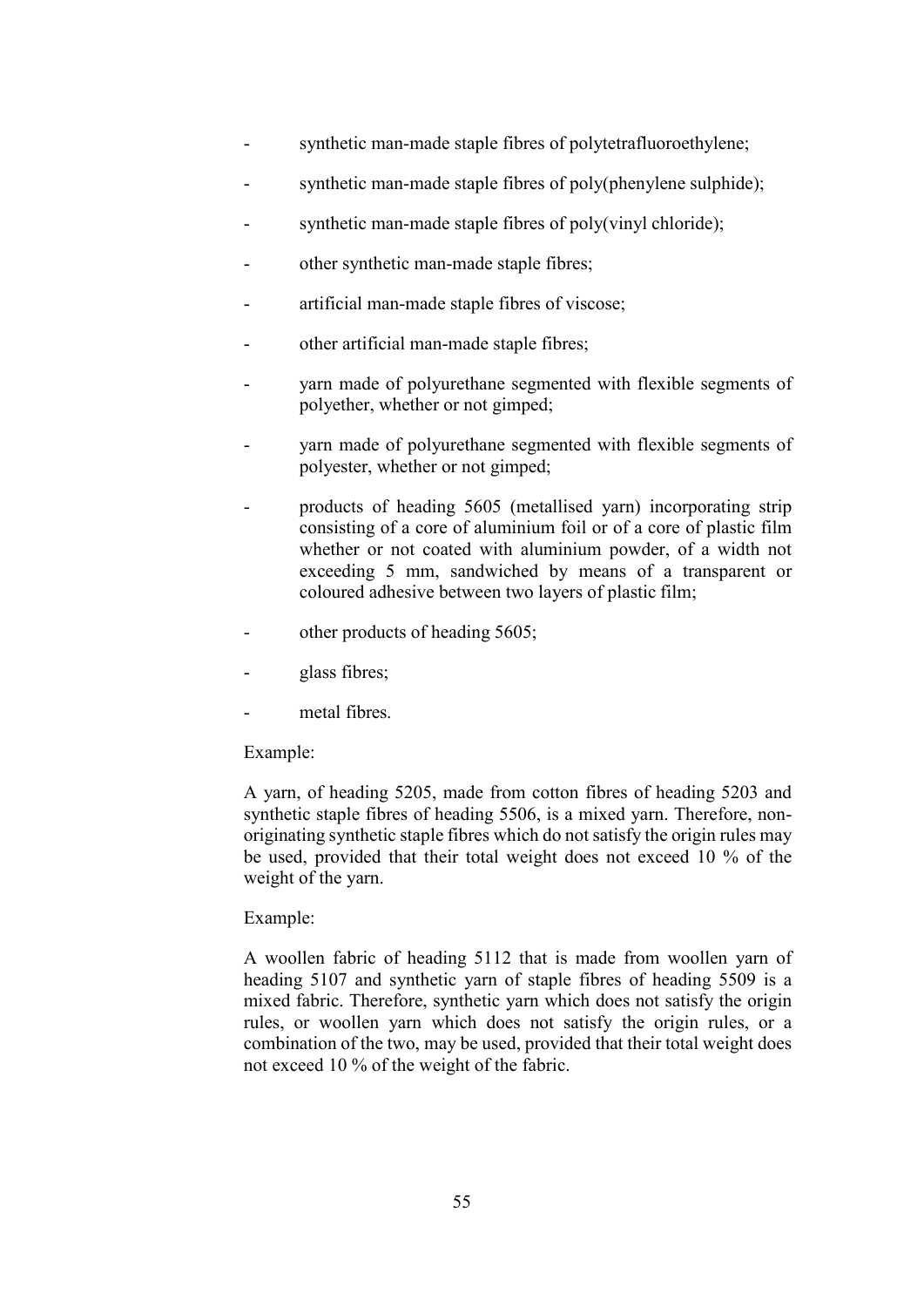- synthetic man-made staple fibres of polytetrafluoroethylene;
- synthetic man-made staple fibres of poly(phenylene sulphide);
- synthetic man-made staple fibres of poly(vinyl chloride);
- other synthetic man-made staple fibres;
- artificial man-made staple fibres of viscose;
- other artificial man-made staple fibres;
- yarn made of polyurethane segmented with flexible segments of polyether, whether or not gimped;
- yarn made of polyurethane segmented with flexible segments of polyester, whether or not gimped;
- products of heading 5605 (metallised yarn) incorporating strip consisting of a core of aluminium foil or of a core of plastic film whether or not coated with aluminium powder, of a width not exceeding 5 mm, sandwiched by means of a transparent or coloured adhesive between two layers of plastic film;
- other products of heading 5605;
- glass fibres;
- metal fibres.

Example:

A yarn, of heading 5205, made from cotton fibres of heading 5203 and synthetic staple fibres of heading 5506, is a mixed yarn. Therefore, non-originating synthetic staple fibres which do not satisfy the origin rules may be used, provided that their total weight does not exceed 10 % of the weight of the yarn.

Example:

A woollen fabric of heading 5112 that is made from woollen yarn of heading 5107 and synthetic yarn of staple fibres of heading 5509 is a mixed fabric. Therefore, synthetic yarn which does not satisfy the origin rules, or woollen yarn which does not satisfy the origin rules, or a combination of the two, may be used, provided that their total weight does not exceed 10 % of the weight of the fabric.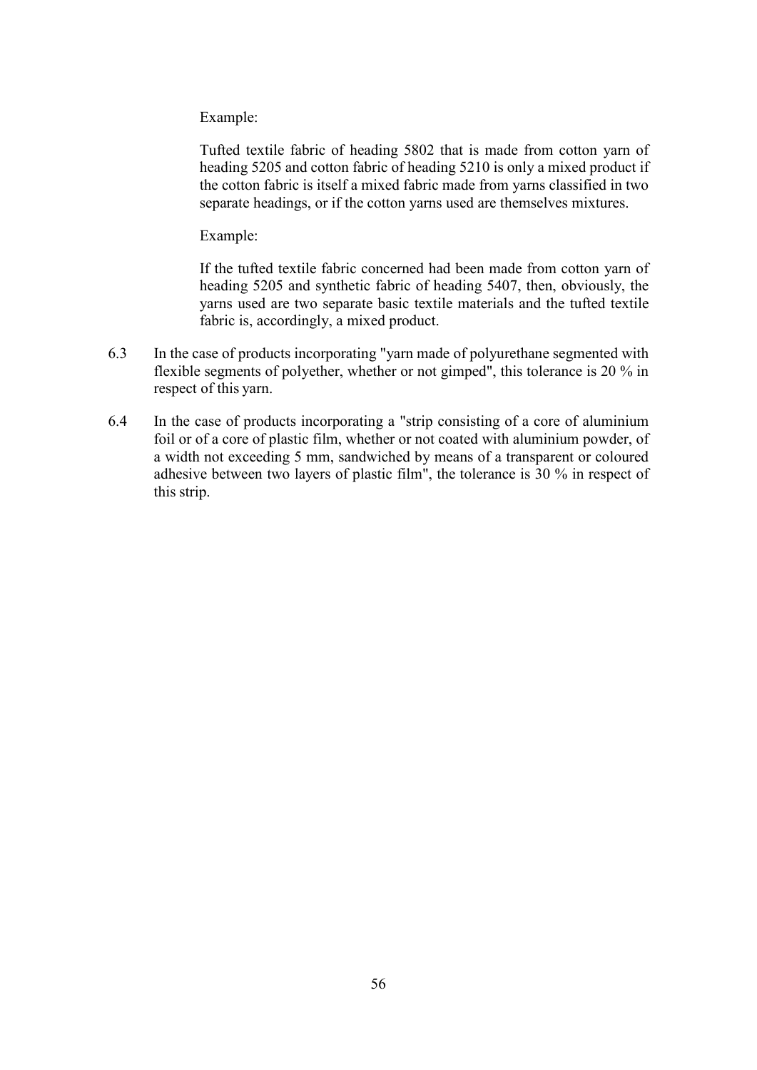Example:

Tufted textile fabric of heading 5802 that is made from cotton yarn of heading 5205 and cotton fabric of heading 5210 is only a mixed product if the cotton fabric is itself a mixed fabric made from yarns classified in two separate headings, or if the cotton yarns used are themselves mixtures.

Example:

If the tufted textile fabric concerned had been made from cotton yarn of heading 5205 and synthetic fabric of heading 5407, then, obviously, the yarns used are two separate basic textile materials and the tufted textile fabric is, accordingly, a mixed product.

6.3 In the case of products incorporating "yarn made of polyurethane segmented with flexible segments of polyether, whether or not gimped", this tolerance is 20 % in respect of this yarn.

6.4 In the case of products incorporating a "strip consisting of a core of aluminium foil or of a core of plastic film, whether or not coated with aluminium powder, of a width not exceeding 5 mm, sandwiched by means of a transparent or coloured adhesive between two layers of plastic film", the tolerance is 30 % in respect of this strip.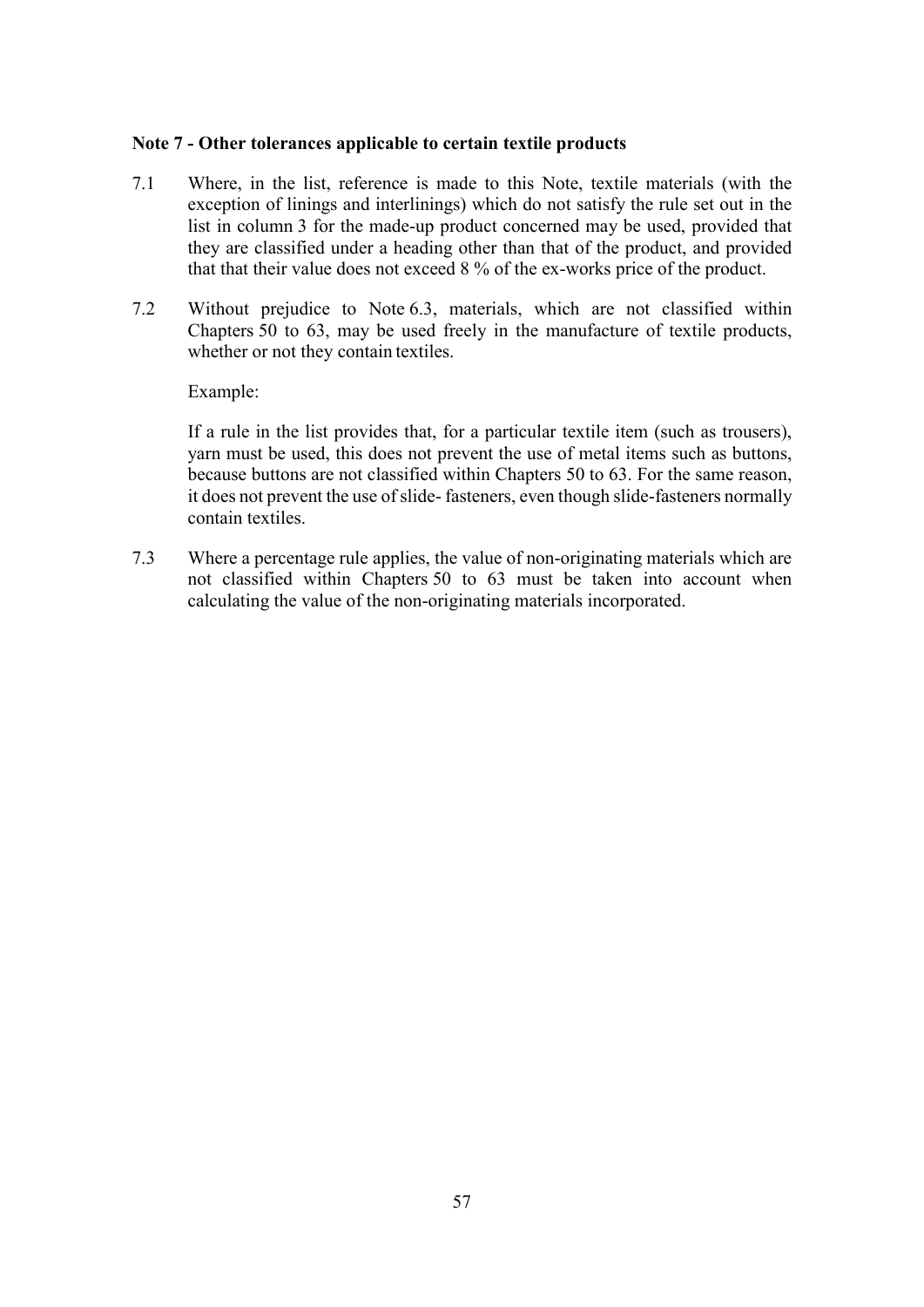**Note 7 - Other tolerances applicable to certain textile products**

7.1 Where, in the list, reference is made to this Note, textile materials (with the exception of linings and interlinings) which do not satisfy the rule set out in the list in column 3 for the made-up product concerned may be used, provided that they are classified under a heading other than that of the product, and provided that that their value does not exceed 8 % of the ex-works price of the product.

7.2 Without prejudice to Note 6.3, materials, which are not classified within Chapters 50 to 63, may be used freely in the manufacture of textile products, whether or not they contain textiles.

Example:

If a rule in the list provides that, for a particular textile item (such as trousers), yarn must be used, this does not prevent the use of metal items such as buttons, because buttons are not classified within Chapters 50 to 63. For the same reason, it does not prevent the use of slide- fasteners, even though slide-fasteners normally contain textiles.

7.3 Where a percentage rule applies, the value of non-originating materials which are not classified within Chapters 50 to 63 must be taken into account when calculating the value of the non-originating materials incorporated.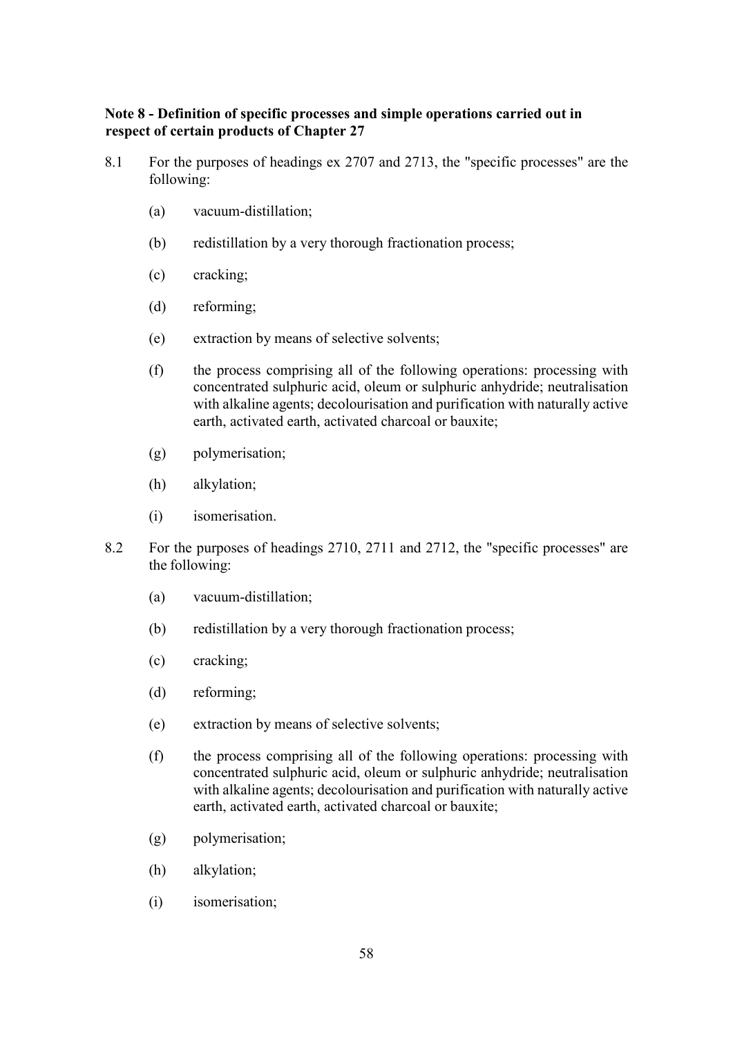**Note 8 - Definition of specific processes and simple operations carried out in respect of certain products of Chapter 27**

8.1 For the purposes of headings ex 2707 and 2713, the "specific processes" are the following:

- (a) vacuum-distillation;
- (b) redistillation by a very thorough fractionation process;
- (c) cracking;
- (d) reforming;
- (e) extraction by means of selective solvents;
- (f) the process comprising all of the following operations: processing with concentrated sulphuric acid, oleum or sulphuric anhydride; neutralisation with alkaline agents; decolourisation and purification with naturally active earth, activated earth, activated charcoal or bauxite;
- (g) polymerisation;
- (h) alkylation;
- (i) isomerisation.

8.2 For the purposes of headings 2710, 2711 and 2712, the "specific processes" are the following:

- (a) vacuum-distillation;
- (b) redistillation by a very thorough fractionation process;
- (c) cracking;
- (d) reforming;
- (e) extraction by means of selective solvents;
- (f) the process comprising all of the following operations: processing with concentrated sulphuric acid, oleum or sulphuric anhydride; neutralisation with alkaline agents; decolourisation and purification with naturally active earth, activated earth, activated charcoal or bauxite;
- (g) polymerisation;
- (h) alkylation;
- (i) isomerisation;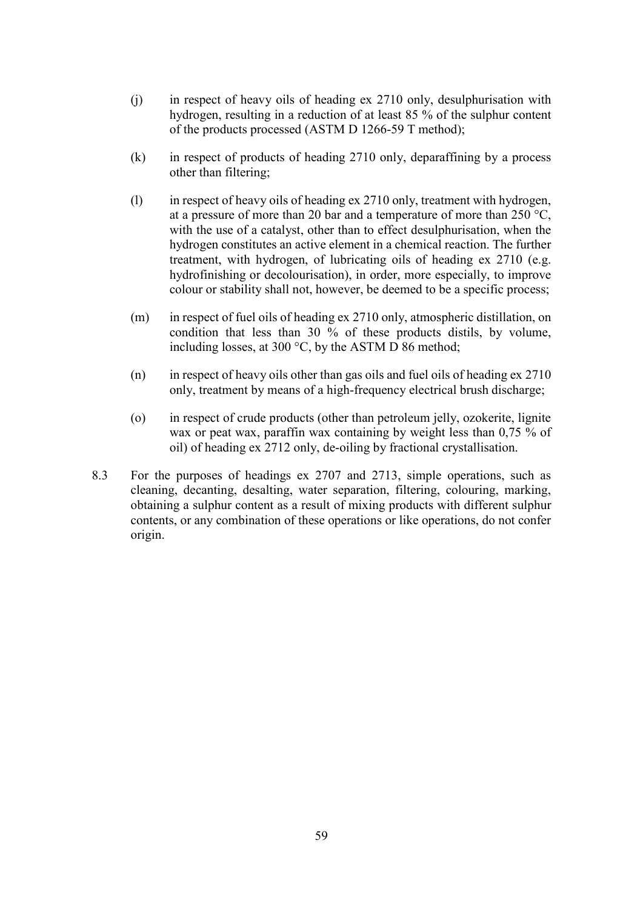(j) in respect of heavy oils of heading ex 2710 only, desulphurisation with hydrogen, resulting in a reduction of at least 85 % of the sulphur content of the products processed (ASTM D 1266-59 T method);

(k) in respect of products of heading 2710 only, deparaffining by a process other than filtering;

(l) in respect of heavy oils of heading ex 2710 only, treatment with hydrogen, at a pressure of more than 20 bar and a temperature of more than 250 °C, with the use of a catalyst, other than to effect desulphurisation, when the hydrogen constitutes an active element in a chemical reaction. The further treatment, with hydrogen, of lubricating oils of heading ex 2710 (e.g. hydrofinishing or decolourisation), in order, more especially, to improve colour or stability shall not, however, be deemed to be a specific process;

(m) in respect of fuel oils of heading ex 2710 only, atmospheric distillation, on condition that less than 30 % of these products distils, by volume, including losses, at 300 °C, by the ASTM D 86 method;

(n) in respect of heavy oils other than gas oils and fuel oils of heading ex 2710 only, treatment by means of a high-frequency electrical brush discharge;

(o) in respect of crude products (other than petroleum jelly, ozokerite, lignite wax or peat wax, paraffin wax containing by weight less than 0,75 % of oil) of heading ex 2712 only, de-oiling by fractional crystallisation.

8.3 For the purposes of headings ex 2707 and 2713, simple operations, such as cleaning, decanting, desalting, water separation, filtering, colouring, marking, obtaining a sulphur content as a result of mixing products with different sulphur contents, or any combination of these operations or like operations, do not confer origin.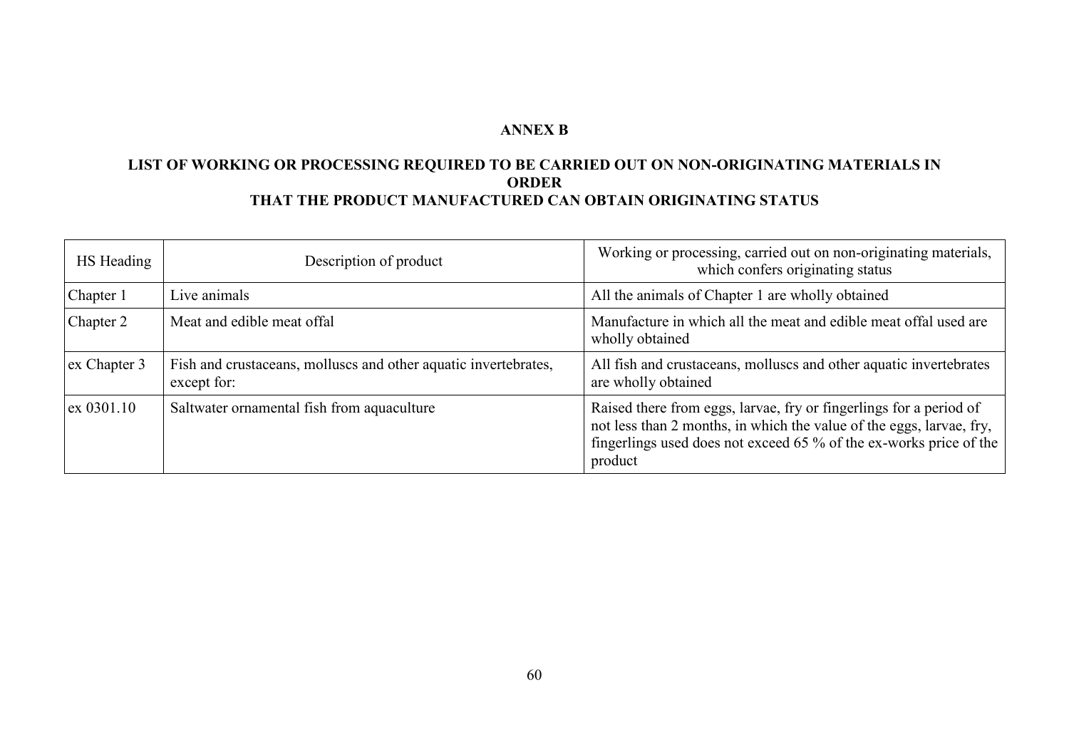# ANNEX B

## LIST OF WORKING OR PROCESSING REQUIRED TO BE CARRIED OUT ON NON-ORIGINATING MATERIALS IN ORDER THAT THE PRODUCT MANUFACTURED CAN OBTAIN ORIGINATING STATUS

| HS Heading | Description of product | Working or processing, carried out on non-originating materials, which confers originating status |
|---|---|---|
| Chapter 1 | Live animals | All the animals of Chapter 1 are wholly obtained |
| Chapter 2 | Meat and edible meat offal | Manufacture in which all the meat and edible meat offal used are wholly obtained |
| ex Chapter 3 | Fish and crustaceans, molluscs and other aquatic invertebrates, except for: | All fish and crustaceans, molluscs and other aquatic invertebrates are wholly obtained |
| ex 0301.10 | Saltwater ornamental fish from aquaculture | Raised there from eggs, larvae, fry or fingerlings for a period of not less than 2 months, in which the value of the eggs, larvae, fry, fingerlings used does not exceed 65 % of the ex-works price of the product |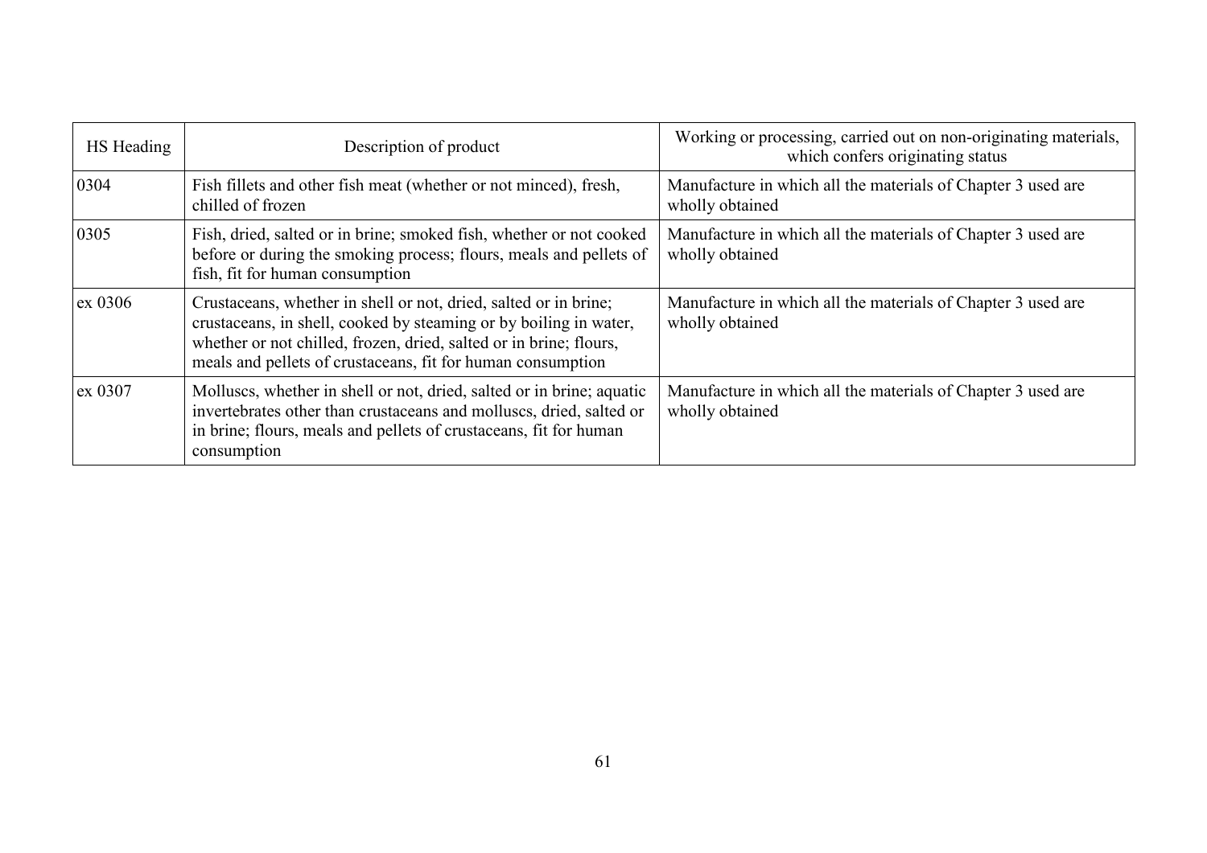| HS Heading | Description of product | Working or processing, carried out on non-originating materials, which confers originating status |
|---|---|---|
| 0304 | Fish fillets and other fish meat (whether or not minced), fresh, chilled of frozen | Manufacture in which all the materials of Chapter 3 used are wholly obtained |
| 0305 | Fish, dried, salted or in brine; smoked fish, whether or not cooked before or during the smoking process; flours, meals and pellets of fish, fit for human consumption | Manufacture in which all the materials of Chapter 3 used are wholly obtained |
| ex 0306 | Crustaceans, whether in shell or not, dried, salted or in brine; crustaceans, in shell, cooked by steaming or by boiling in water, whether or not chilled, frozen, dried, salted or in brine; flours, meals and pellets of crustaceans, fit for human consumption | Manufacture in which all the materials of Chapter 3 used are wholly obtained |
| ex 0307 | Molluscs, whether in shell or not, dried, salted or in brine; aquatic invertebrates other than crustaceans and molluscs, dried, salted or in brine; flours, meals and pellets of crustaceans, fit for human consumption | Manufacture in which all the materials of Chapter 3 used are wholly obtained |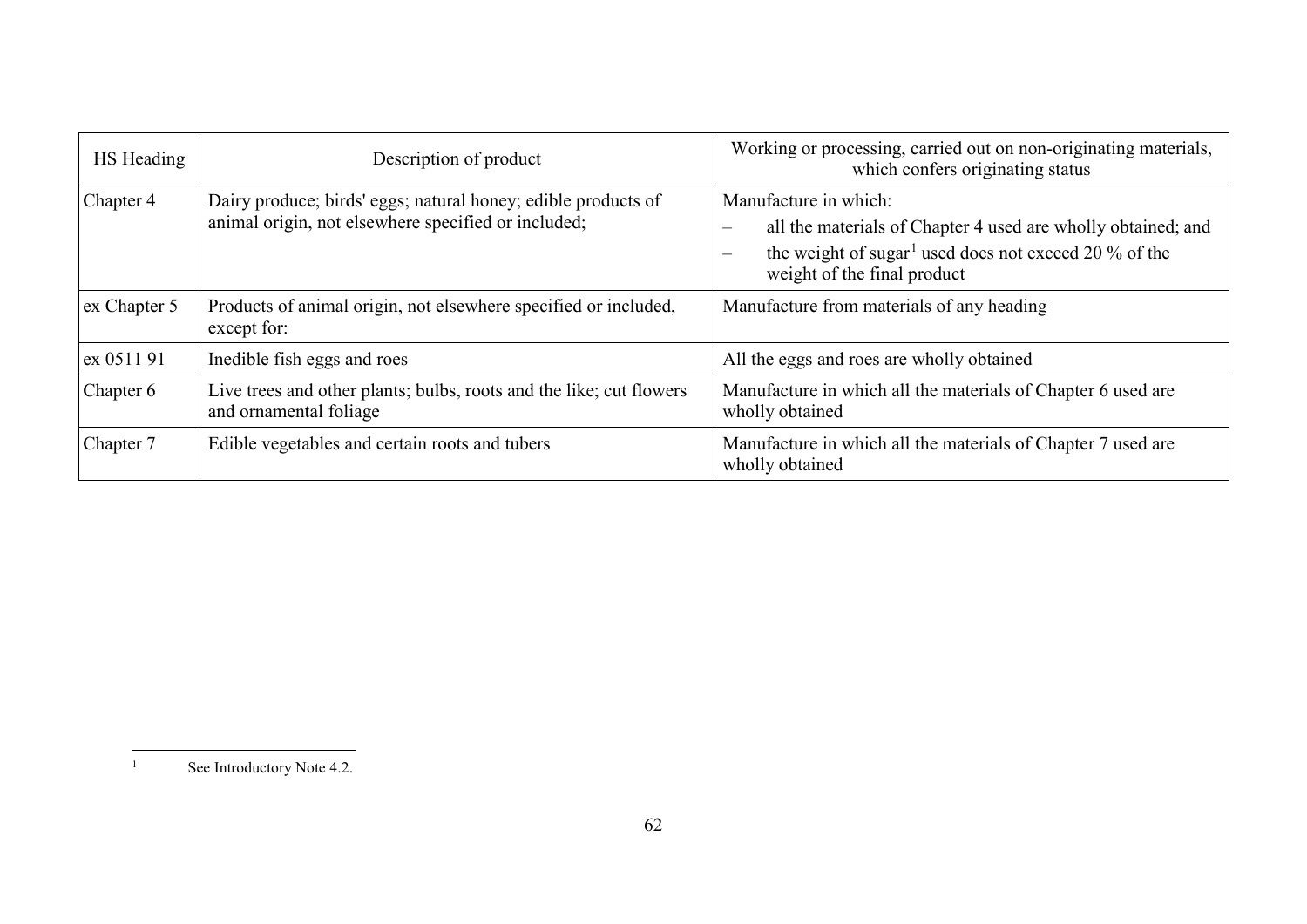| HS Heading | Description of product | Working or processing, carried out on non-originating materials, which confers originating status |
|---|---|---|
| Chapter 4 | Dairy produce; birds' eggs; natural honey; edible products of animal origin, not elsewhere specified or included; | Manufacture in which:<br>– all the materials of Chapter 4 used are wholly obtained; and<br>– the weight of sugar[1] used does not exceed 20 % of the weight of the final product |
| ex Chapter 5 | Products of animal origin, not elsewhere specified or included, except for: | Manufacture from materials of any heading |
| ex 0511 91 | Inedible fish eggs and roes | All the eggs and roes are wholly obtained |
| Chapter 6 | Live trees and other plants; bulbs, roots and the like; cut flowers and ornamental foliage | Manufacture in which all the materials of Chapter 6 used are wholly obtained |
| Chapter 7 | Edible vegetables and certain roots and tubers | Manufacture in which all the materials of Chapter 7 used are wholly obtained |

[1] See Introductory Note 4.2.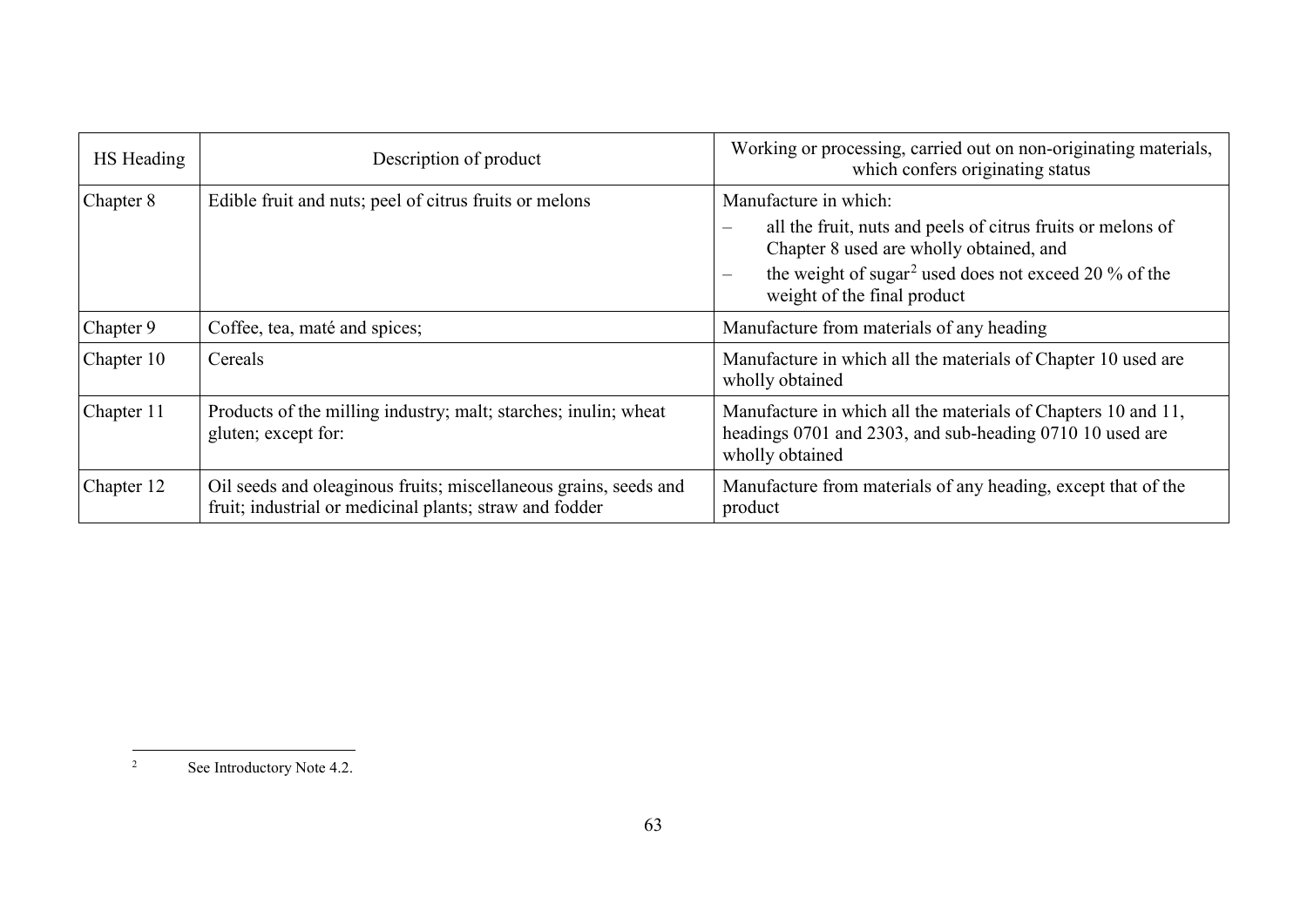| HS Heading | Description of product | Working or processing, carried out on non-originating materials, which confers originating status |
|---|---|---|
| Chapter 8 | Edible fruit and nuts; peel of citrus fruits or melons | Manufacture in which:<br>– all the fruit, nuts and peels of citrus fruits or melons of Chapter 8 used are wholly obtained, and<br>– the weight of sugar[2] used does not exceed 20 % of the weight of the final product |
| Chapter 9 | Coffee, tea, maté and spices; | Manufacture from materials of any heading |
| Chapter 10 | Cereals | Manufacture in which all the materials of Chapter 10 used are wholly obtained |
| Chapter 11 | Products of the milling industry; malt; starches; inulin; wheat gluten; except for: | Manufacture in which all the materials of Chapters 10 and 11, headings 0701 and 2303, and sub-heading 0710 10 used are wholly obtained |
| Chapter 12 | Oil seeds and oleaginous fruits; miscellaneous grains, seeds and fruit; industrial or medicinal plants; straw and fodder | Manufacture from materials of any heading, except that of the product |

[2] See Introductory Note 4.2.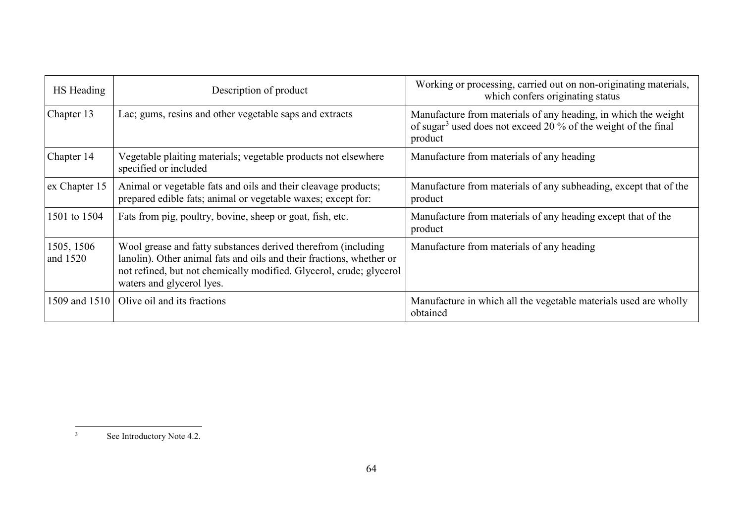| HS Heading | Description of product | Working or processing, carried out on non-originating materials, which confers originating status |
|---|---|---|
| Chapter 13 | Lac; gums, resins and other vegetable saps and extracts | Manufacture from materials of any heading, in which the weight of sugar[3] used does not exceed 20 % of the weight of the final product |
| Chapter 14 | Vegetable plaiting materials; vegetable products not elsewhere specified or included | Manufacture from materials of any heading |
| ex Chapter 15 | Animal or vegetable fats and oils and their cleavage products; prepared edible fats; animal or vegetable waxes; except for: | Manufacture from materials of any subheading, except that of the product |
| 1501 to 1504 | Fats from pig, poultry, bovine, sheep or goat, fish, etc. | Manufacture from materials of any heading except that of the product |
| 1505, 1506 and 1520 | Wool grease and fatty substances derived therefrom (including lanolin). Other animal fats and oils and their fractions, whether or not refined, but not chemically modified. Glycerol, crude; glycerol waters and glycerol lyes. | Manufacture from materials of any heading |
| 1509 and 1510 | Olive oil and its fractions | Manufacture in which all the vegetable materials used are wholly obtained |

[3] See Introductory Note 4.2.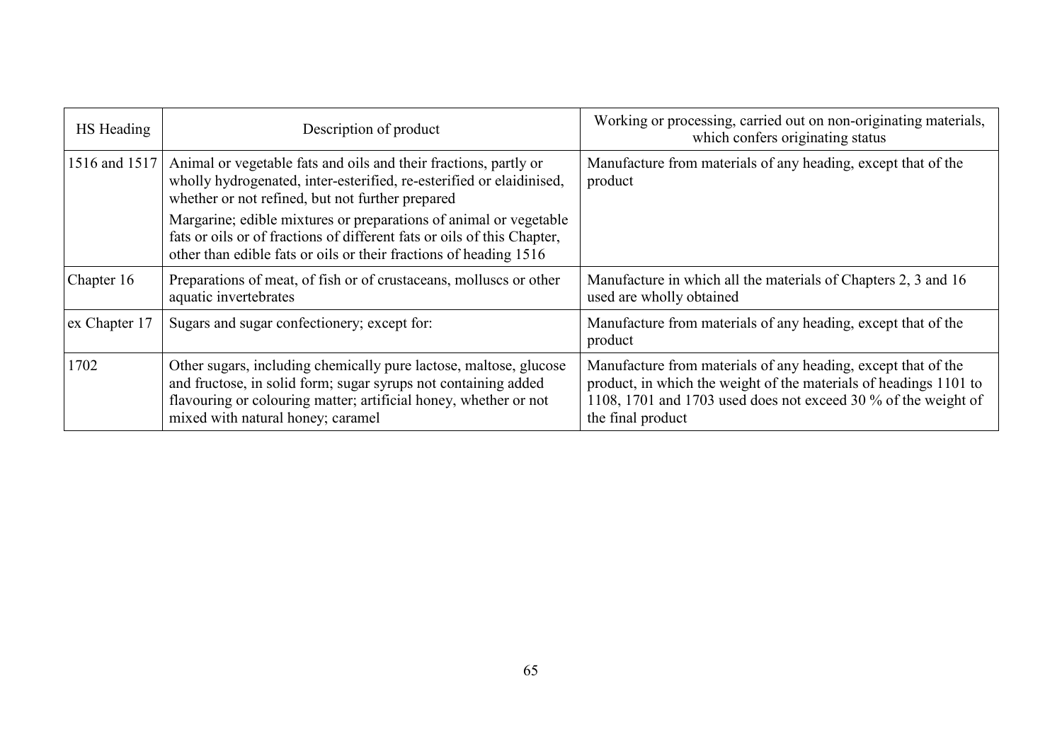| HS Heading | Description of product | Working or processing, carried out on non-originating materials, which confers originating status |
|---|---|---|
| 1516 and 1517 | Animal or vegetable fats and oils and their fractions, partly or wholly hydrogenated, inter-esterified, re-esterified or elaidinised, whether or not refined, but not further prepared<br><br>Margarine; edible mixtures or preparations of animal or vegetable fats or oils or of fractions of different fats or oils of this Chapter, other than edible fats or oils or their fractions of heading 1516 | Manufacture from materials of any heading, except that of the product |
| Chapter 16 | Preparations of meat, of fish or of crustaceans, molluscs or other aquatic invertebrates | Manufacture in which all the materials of Chapters 2, 3 and 16 used are wholly obtained |
| ex Chapter 17 | Sugars and sugar confectionery; except for: | Manufacture from materials of any heading, except that of the product |
| 1702 | Other sugars, including chemically pure lactose, maltose, glucose and fructose, in solid form; sugar syrups not containing added flavouring or colouring matter; artificial honey, whether or not mixed with natural honey; caramel | Manufacture from materials of any heading, except that of the product, in which the weight of the materials of headings 1101 to 1108, 1701 and 1703 used does not exceed 30 % of the weight of the final product |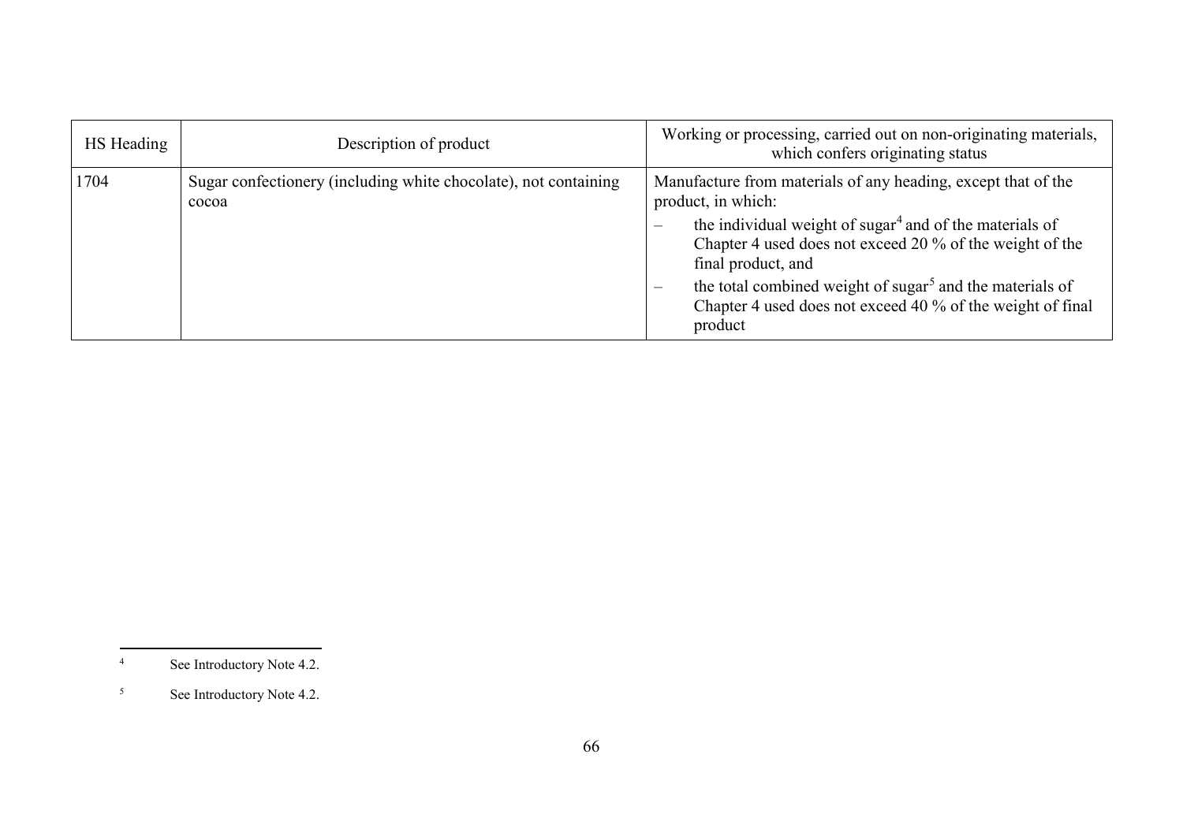| HS Heading | Description of product | Working or processing, carried out on non-originating materials, which confers originating status |
|---|---|---|
| 1704 | Sugar confectionery (including white chocolate), not containing cocoa | Manufacture from materials of any heading, except that of the product, in which:<br>– the individual weight of sugar[4] and of the materials of Chapter 4 used does not exceed 20 % of the weight of the final product, and<br>– the total combined weight of sugar[5] and the materials of Chapter 4 used does not exceed 40 % of the weight of final product |

[4] See Introductory Note 4.2.

[5] See Introductory Note 4.2.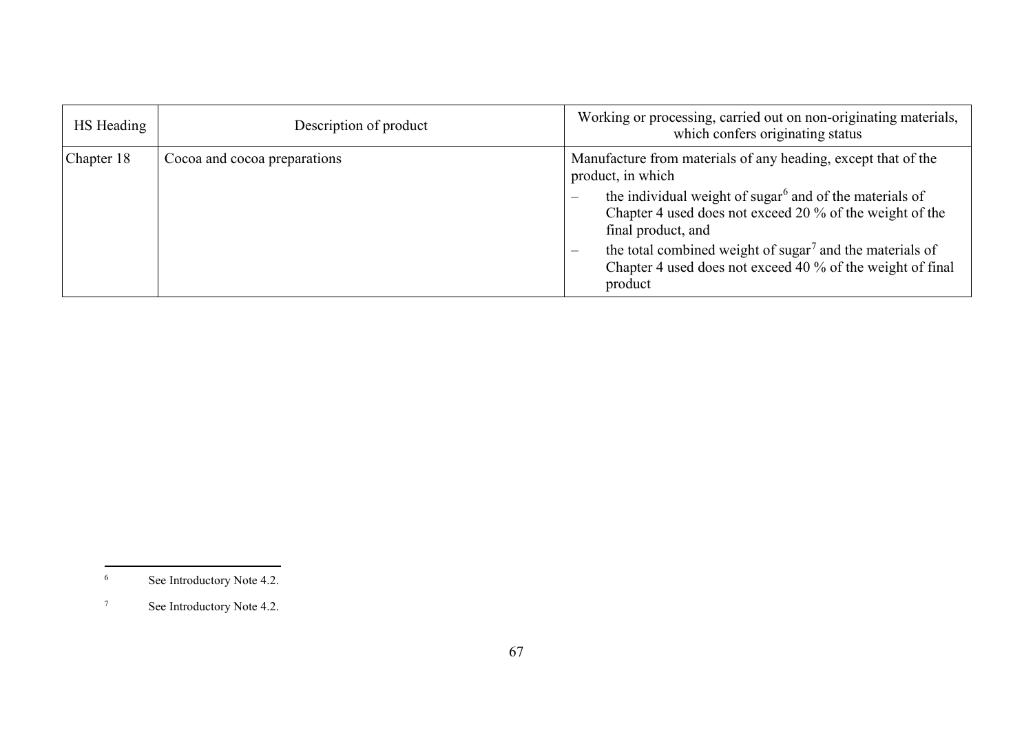| HS Heading | Description of product | Working or processing, carried out on non-originating materials, which confers originating status |
|---|---|---|
| Chapter 18 | Cocoa and cocoa preparations | Manufacture from materials of any heading, except that of the product, in which<br>– the individual weight of sugar[6] and of the materials of Chapter 4 used does not exceed 20 % of the weight of the final product, and<br>– the total combined weight of sugar[7] and the materials of Chapter 4 used does not exceed 40 % of the weight of final product |

[6] See Introductory Note 4.2.

[7] See Introductory Note 4.2.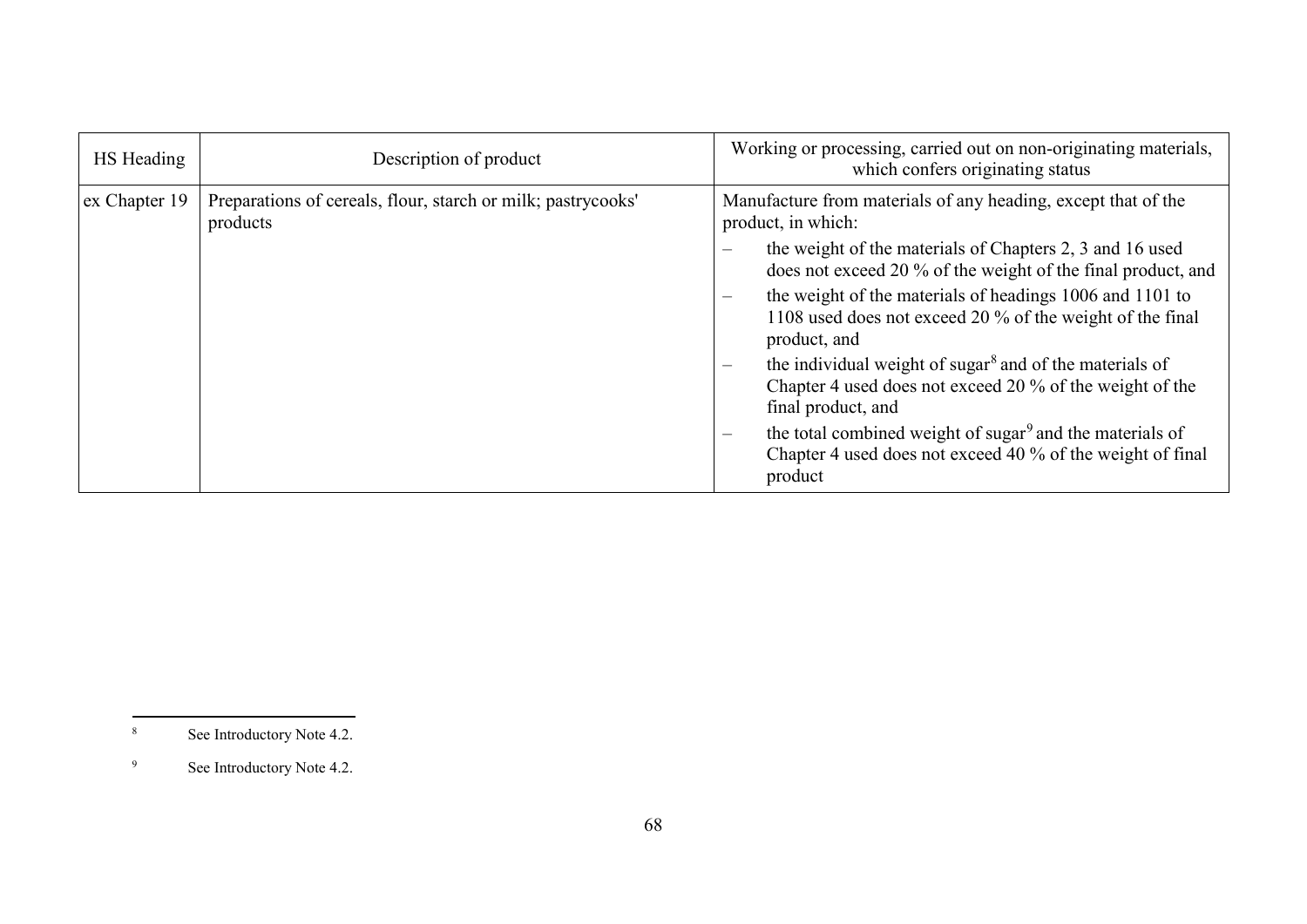| HS Heading | Description of product | Working or processing, carried out on non-originating materials, which confers originating status |
|---|---|---|
| ex Chapter 19 | Preparations of cereals, flour, starch or milk; pastrycooks' products | Manufacture from materials of any heading, except that of the product, in which:<br>– the weight of the materials of Chapters 2, 3 and 16 used does not exceed 20 % of the weight of the final product, and<br>– the weight of the materials of headings 1006 and 1101 to 1108 used does not exceed 20 % of the weight of the final product, and<br>– the individual weight of sugar[8] and of the materials of Chapter 4 used does not exceed 20 % of the weight of the final product, and<br>– the total combined weight of sugar[9] and the materials of Chapter 4 used does not exceed 40 % of the weight of final product |

[8] See Introductory Note 4.2.

[9] See Introductory Note 4.2.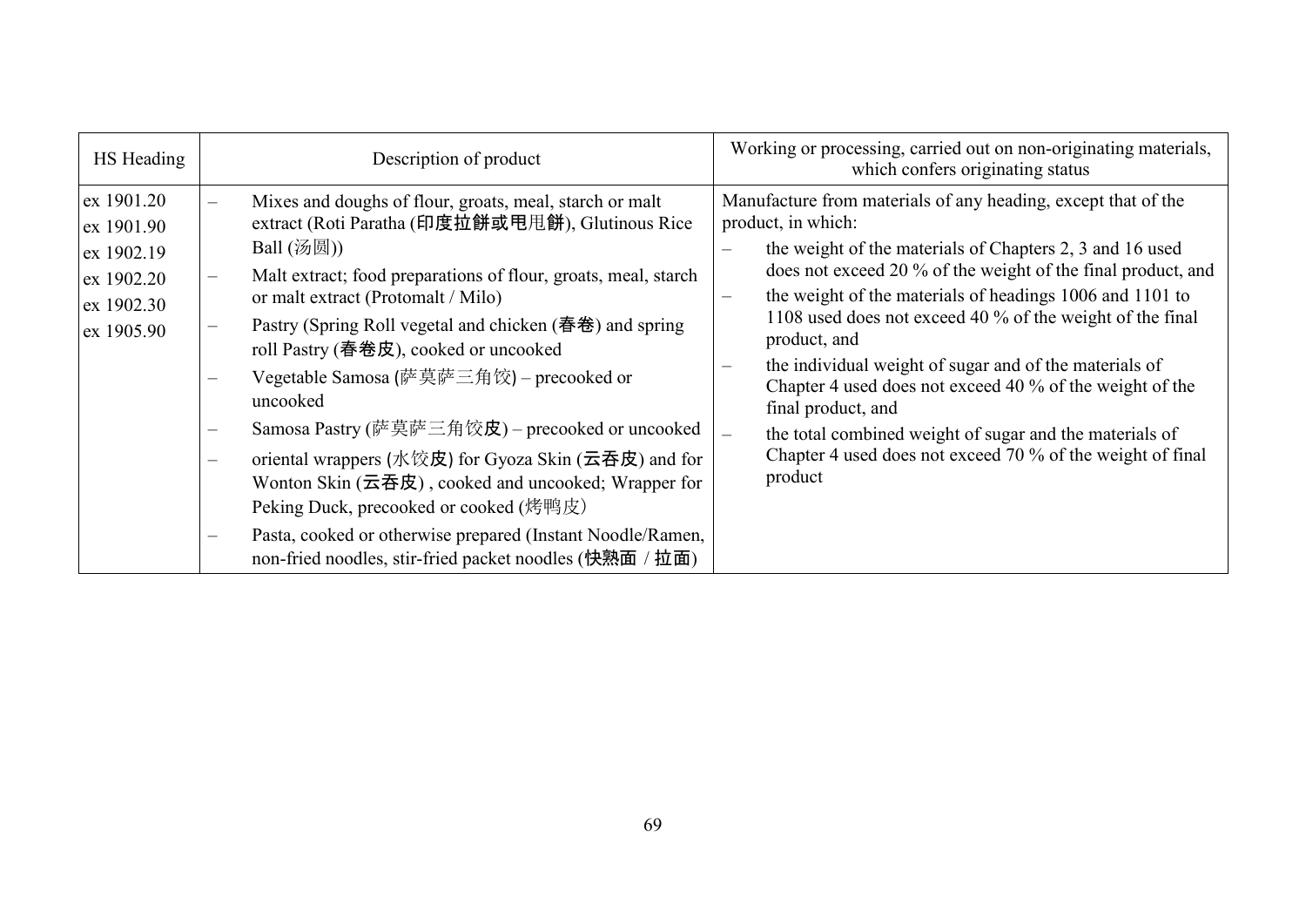| HS Heading | Description of product | Working or processing, carried out on non-originating materials, which confers originating status |
|---|---|---|
| ex 1901.20<br>ex 1901.90<br>ex 1902.19<br>ex 1902.20<br>ex 1902.30<br>ex 1905.90 | – Mixes and doughs of flour, groats, meal, starch or malt extract (Roti Paratha (印度拉餅或甩甩餅), Glutinous Rice Ball (汤圆))<br>– Malt extract; food preparations of flour, groats, meal, starch or malt extract (Protomalt / Milo)<br>– Pastry (Spring Roll vegetal and chicken (春卷) and spring roll Pastry (春卷皮), cooked or uncooked<br>– Vegetable Samosa (萨莫萨三角饺) – precooked or uncooked<br>– Samosa Pastry (萨莫萨三角饺皮) – precooked or uncooked<br>– oriental wrappers (水饺皮) for Gyoza Skin (云吞皮) and for Wonton Skin (云吞皮) , cooked and uncooked; Wrapper for Peking Duck, precooked or cooked (烤鸭皮)<br>– Pasta, cooked or otherwise prepared (Instant Noodle/Ramen, non-fried noodles, stir-fried packet noodles (快熟面 / 拉面) | Manufacture from materials of any heading, except that of the product, in which:<br>– the weight of the materials of Chapters 2, 3 and 16 used does not exceed 20 % of the weight of the final product, and<br>– the weight of the materials of headings 1006 and 1101 to 1108 used does not exceed 40 % of the weight of the final product, and<br>– the individual weight of sugar and of the materials of Chapter 4 used does not exceed 40 % of the weight of the final product, and<br>– the total combined weight of sugar and the materials of Chapter 4 used does not exceed 70 % of the weight of final product |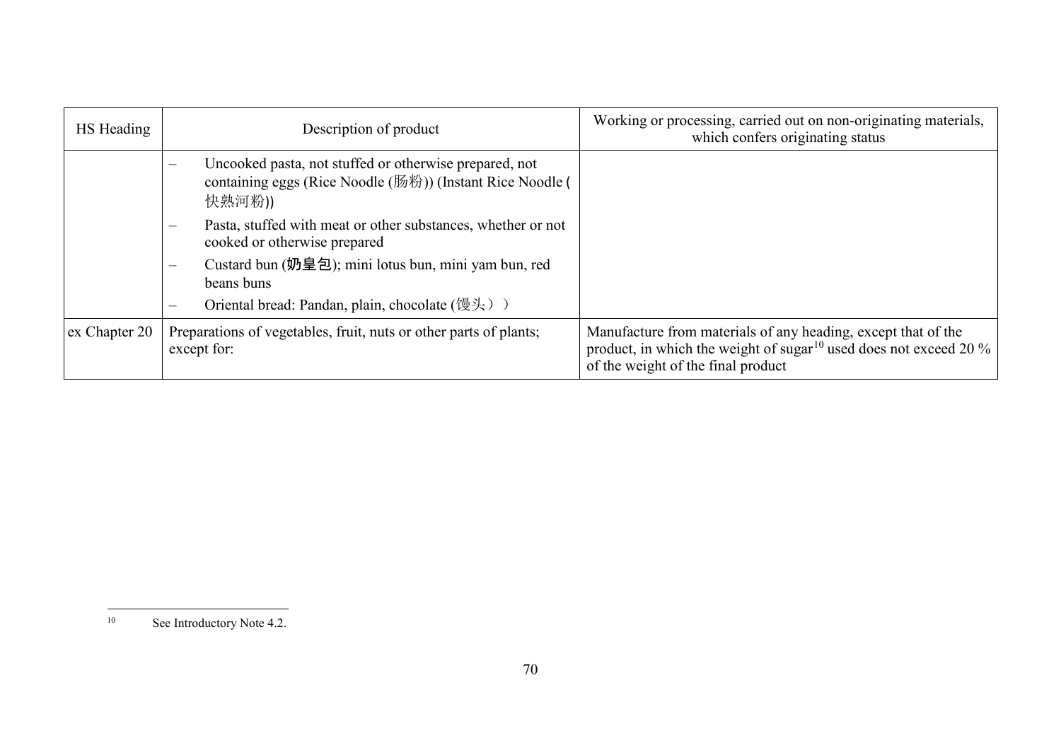| HS Heading | Description of product | Working or processing, carried out on non-originating materials, which confers originating status |
|---|---|---|
| | – Uncooked pasta, not stuffed or otherwise prepared, not containing eggs (Rice Noodle (肠粉)) (Instant Rice Noodle (快熟河粉)) | |
| | – Pasta, stuffed with meat or other substances, whether or not cooked or otherwise prepared | |
| | – Custard bun (**奶皇包**); mini lotus bun, mini yam bun, red beans buns | |
| | – Oriental bread: Pandan, plain, chocolate (馒头）) | |
| ex Chapter 20 | Preparations of vegetables, fruit, nuts or other parts of plants; except for: | Manufacture from materials of any heading, except that of the product, in which the weight of sugar[10] used does not exceed 20 % of the weight of the final product |

[10] See Introductory Note 4.2.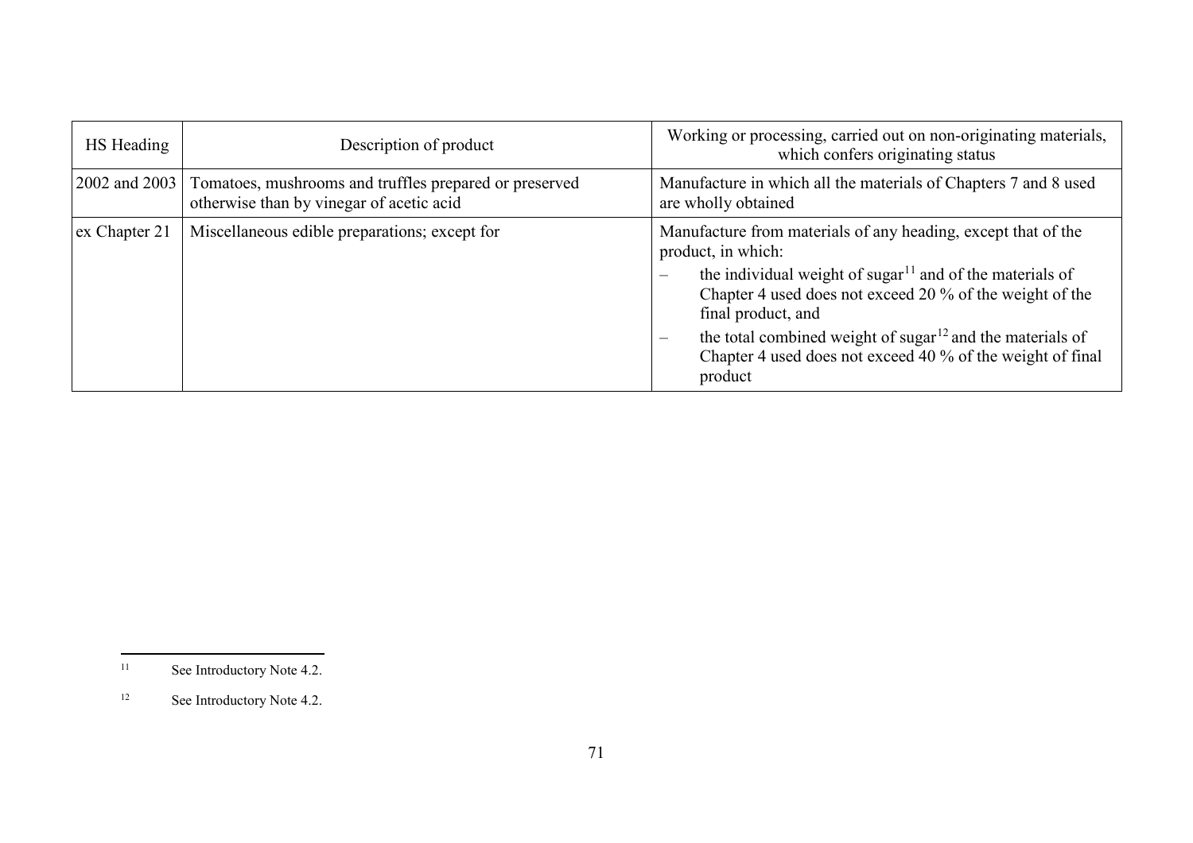| HS Heading | Description of product | Working or processing, carried out on non-originating materials, which confers originating status |
|---|---|---|
| 2002 and 2003 | Tomatoes, mushrooms and truffles prepared or preserved otherwise than by vinegar of acetic acid | Manufacture in which all the materials of Chapters 7 and 8 used are wholly obtained |
| ex Chapter 21 | Miscellaneous edible preparations; except for | Manufacture from materials of any heading, except that of the product, in which:<br>– the individual weight of sugar[11] and of the materials of Chapter 4 used does not exceed 20 % of the weight of the final product, and<br>– the total combined weight of sugar[12] and the materials of Chapter 4 used does not exceed 40 % of the weight of final product |

[11] See Introductory Note 4.2.

[12] See Introductory Note 4.2.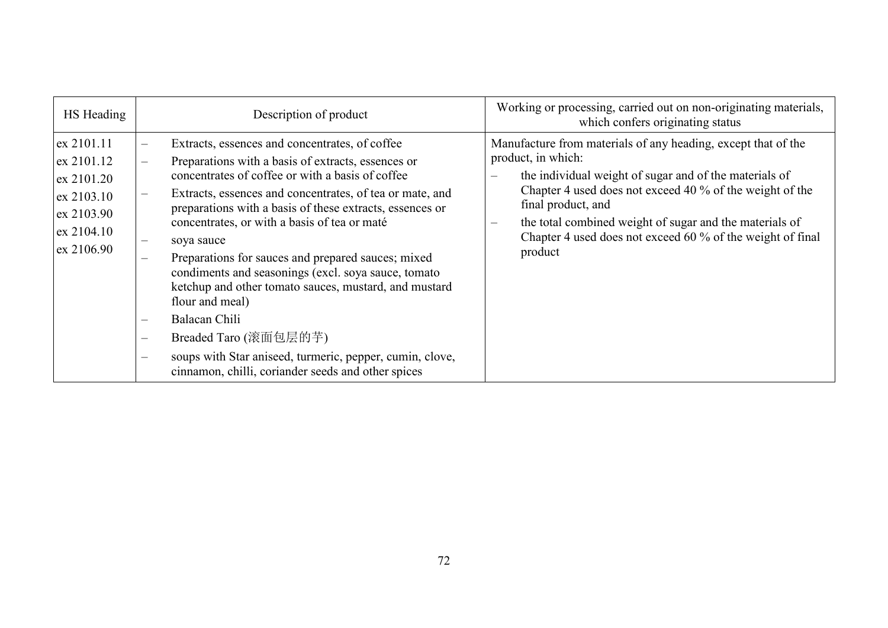| HS Heading | Description of product | Working or processing, carried out on non-originating materials, which confers originating status |
|---|---|---|
| ex 2101.11<br>ex 2101.12<br>ex 2101.20<br>ex 2103.10<br>ex 2103.90<br>ex 2104.10<br>ex 2106.90 | – Extracts, essences and concentrates, of coffee<br>– Preparations with a basis of extracts, essences or concentrates of coffee or with a basis of coffee<br>– Extracts, essences and concentrates, of tea or mate, and preparations with a basis of these extracts, essences or concentrates, or with a basis of tea or maté<br>– soya sauce<br>– Preparations for sauces and prepared sauces; mixed condiments and seasonings (excl. soya sauce, tomato ketchup and other tomato sauces, mustard, and mustard flour and meal)<br>– Balacan Chili<br>– Breaded Taro (滚面包层的芋)<br>– soups with Star aniseed, turmeric, pepper, cumin, clove, cinnamon, chilli, coriander seeds and other spices | Manufacture from materials of any heading, except that of the product, in which:<br>– the individual weight of sugar and of the materials of Chapter 4 used does not exceed 40 % of the weight of the final product, and<br>– the total combined weight of sugar and the materials of Chapter 4 used does not exceed 60 % of the weight of final product |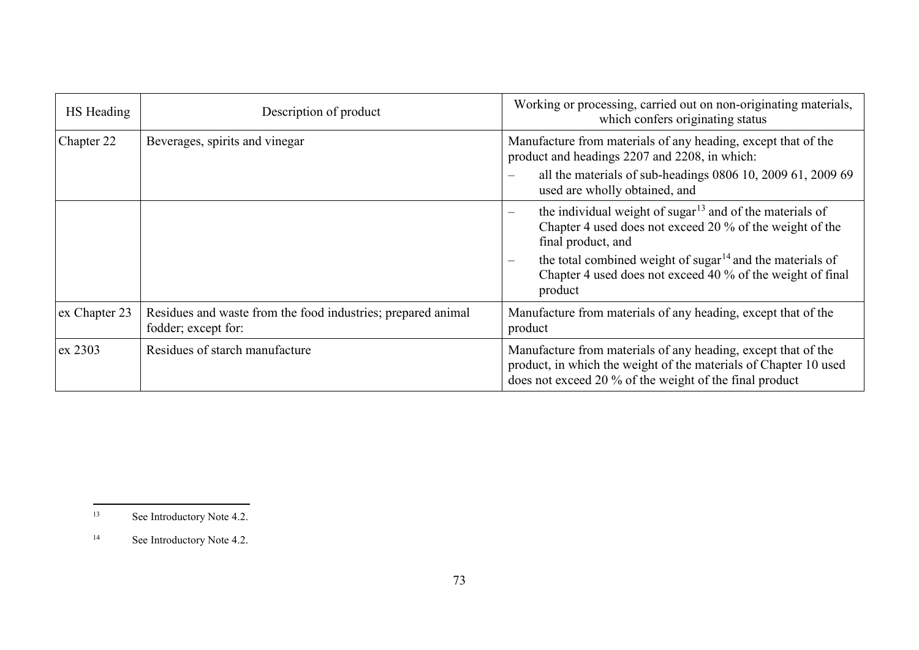| HS Heading | Description of product | Working or processing, carried out on non-originating materials, which confers originating status |
|---|---|---|
| Chapter 22 | Beverages, spirits and vinegar | Manufacture from materials of any heading, except that of the product and headings 2207 and 2208, in which:<br>– all the materials of sub-headings 0806 10, 2009 61, 2009 69 used are wholly obtained, and |
| | | – the individual weight of sugar[13] and of the materials of Chapter 4 used does not exceed 20 % of the weight of the final product, and<br>– the total combined weight of sugar[14] and the materials of Chapter 4 used does not exceed 40 % of the weight of final product |
| ex Chapter 23 | Residues and waste from the food industries; prepared animal fodder; except for: | Manufacture from materials of any heading, except that of the product |
| ex 2303 | Residues of starch manufacture | Manufacture from materials of any heading, except that of the product, in which the weight of the materials of Chapter 10 used does not exceed 20 % of the weight of the final product |

[13] See Introductory Note 4.2.

[14] See Introductory Note 4.2.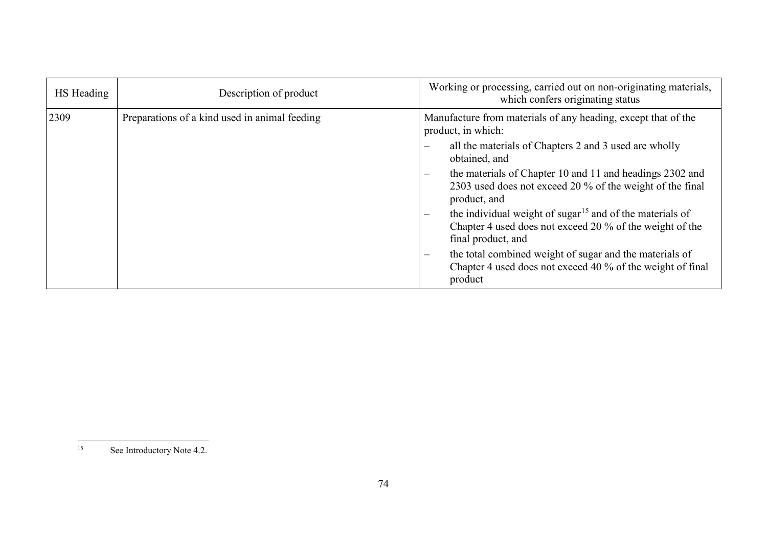| HS Heading | Description of product | Working or processing, carried out on non-originating materials, which confers originating status |
|---|---|---|
| 2309 | Preparations of a kind used in animal feeding | Manufacture from materials of any heading, except that of the product, in which:<br>– all the materials of Chapters 2 and 3 used are wholly obtained, and<br>– the materials of Chapter 10 and 11 and headings 2302 and 2303 used does not exceed 20 % of the weight of the final product, and<br>– the individual weight of sugar[15] and of the materials of Chapter 4 used does not exceed 20 % of the weight of the final product, and<br>– the total combined weight of sugar and the materials of Chapter 4 used does not exceed 40 % of the weight of final product |

[15] See Introductory Note 4.2.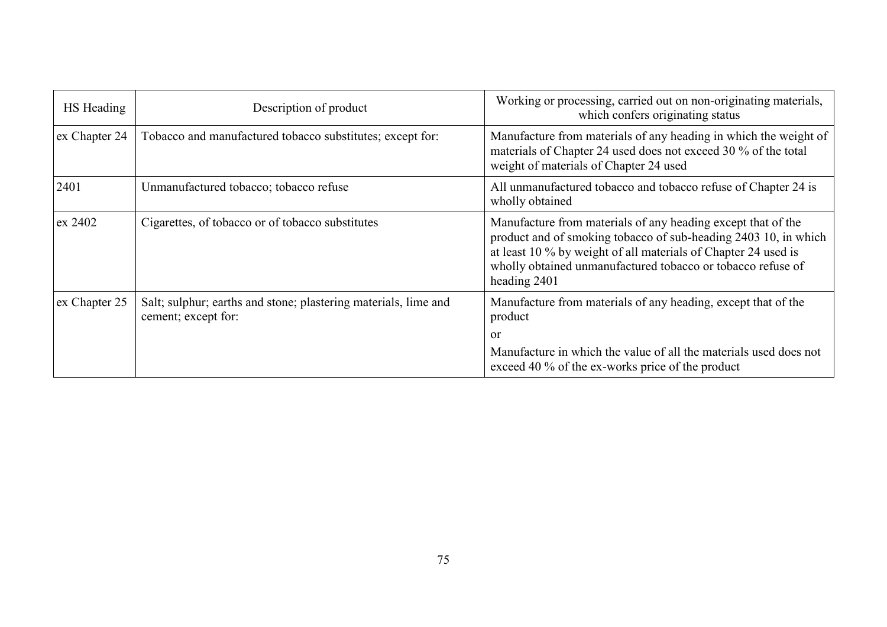| HS Heading | Description of product | Working or processing, carried out on non-originating materials, which confers originating status |
|---|---|---|
| ex Chapter 24 | Tobacco and manufactured tobacco substitutes; except for: | Manufacture from materials of any heading in which the weight of materials of Chapter 24 used does not exceed 30 % of the total weight of materials of Chapter 24 used |
| 2401 | Unmanufactured tobacco; tobacco refuse | All unmanufactured tobacco and tobacco refuse of Chapter 24 is wholly obtained |
| ex 2402 | Cigarettes, of tobacco or of tobacco substitutes | Manufacture from materials of any heading except that of the product and of smoking tobacco of sub-heading 2403 10, in which at least 10 % by weight of all materials of Chapter 24 used is wholly obtained unmanufactured tobacco or tobacco refuse of heading 2401 |
| ex Chapter 25 | Salt; sulphur; earths and stone; plastering materials, lime and cement; except for: | Manufacture from materials of any heading, except that of the product<br>or<br>Manufacture in which the value of all the materials used does not exceed 40 % of the ex-works price of the product |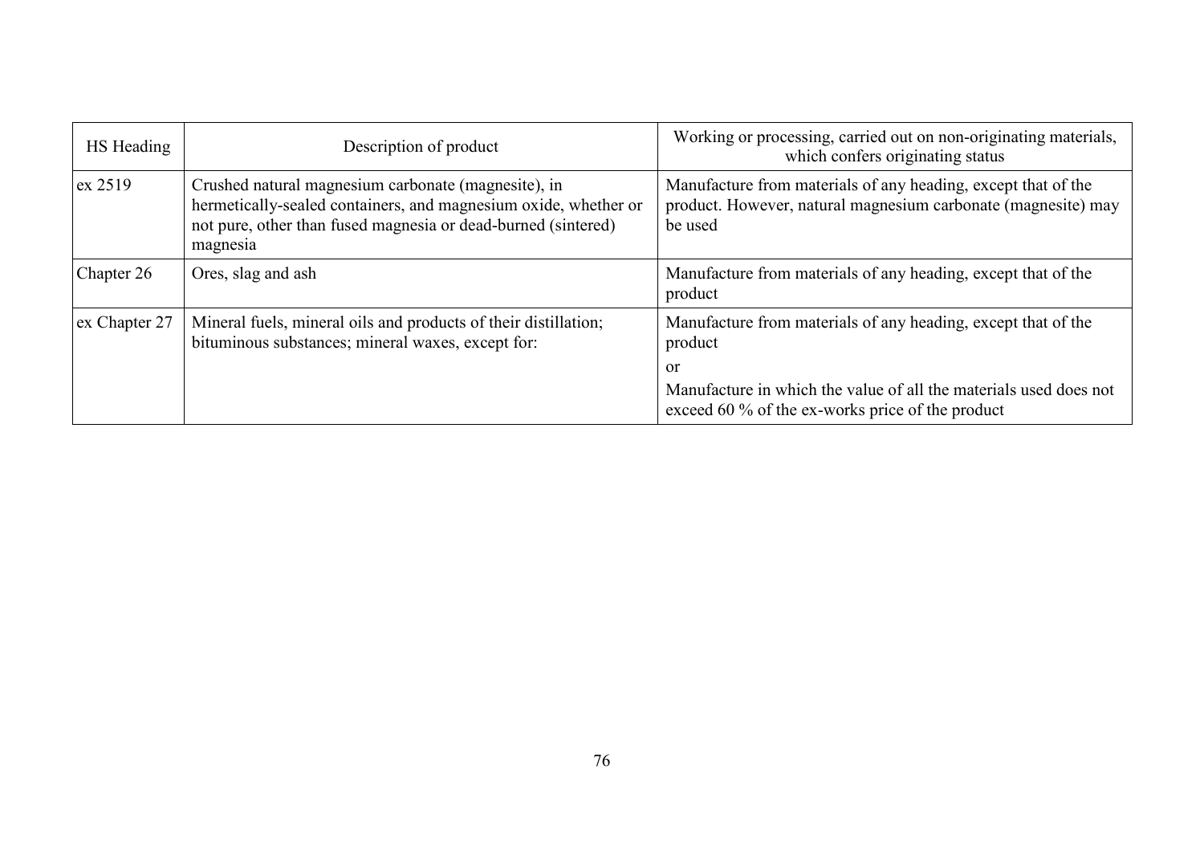| HS Heading | Description of product | Working or processing, carried out on non-originating materials, which confers originating status |
|---|---|---|
| ex 2519 | Crushed natural magnesium carbonate (magnesite), in hermetically-sealed containers, and magnesium oxide, whether or not pure, other than fused magnesia or dead-burned (sintered) magnesia | Manufacture from materials of any heading, except that of the product. However, natural magnesium carbonate (magnesite) may be used |
| Chapter 26 | Ores, slag and ash | Manufacture from materials of any heading, except that of the product |
| ex Chapter 27 | Mineral fuels, mineral oils and products of their distillation; bituminous substances; mineral waxes, except for: | Manufacture from materials of any heading, except that of the product<br>or<br>Manufacture in which the value of all the materials used does not exceed 60 % of the ex-works price of the product |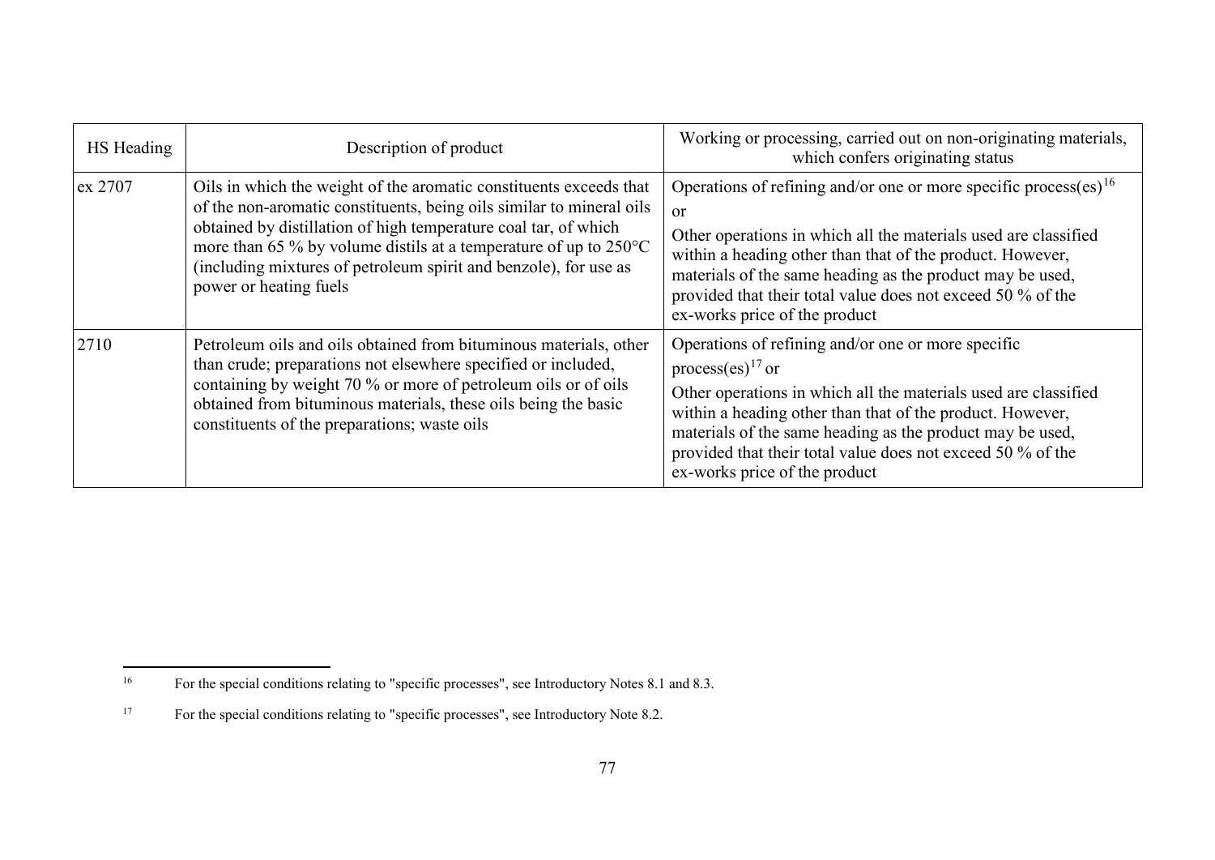| HS Heading | Description of product | Working or processing, carried out on non-originating materials, which confers originating status |
|---|---|---|
| ex 2707 | Oils in which the weight of the aromatic constituents exceeds that of the non-aromatic constituents, being oils similar to mineral oils obtained by distillation of high temperature coal tar, of which more than 65 % by volume distils at a temperature of up to 250°C (including mixtures of petroleum spirit and benzole), for use as power or heating fuels | Operations of refining and/or one or more specific process(es)[16] <br> or <br> Other operations in which all the materials used are classified within a heading other than that of the product. However, materials of the same heading as the product may be used, provided that their total value does not exceed 50 % of the ex-works price of the product |
| 2710 | Petroleum oils and oils obtained from bituminous materials, other than crude; preparations not elsewhere specified or included, containing by weight 70 % or more of petroleum oils or of oils obtained from bituminous materials, these oils being the basic constituents of the preparations; waste oils | Operations of refining and/or one or more specific process(es)[17] or <br> Other operations in which all the materials used are classified within a heading other than that of the product. However, materials of the same heading as the product may be used, provided that their total value does not exceed 50 % of the ex-works price of the product |

[16] For the special conditions relating to "specific processes", see Introductory Notes 8.1 and 8.3.

[17] For the special conditions relating to "specific processes", see Introductory Note 8.2.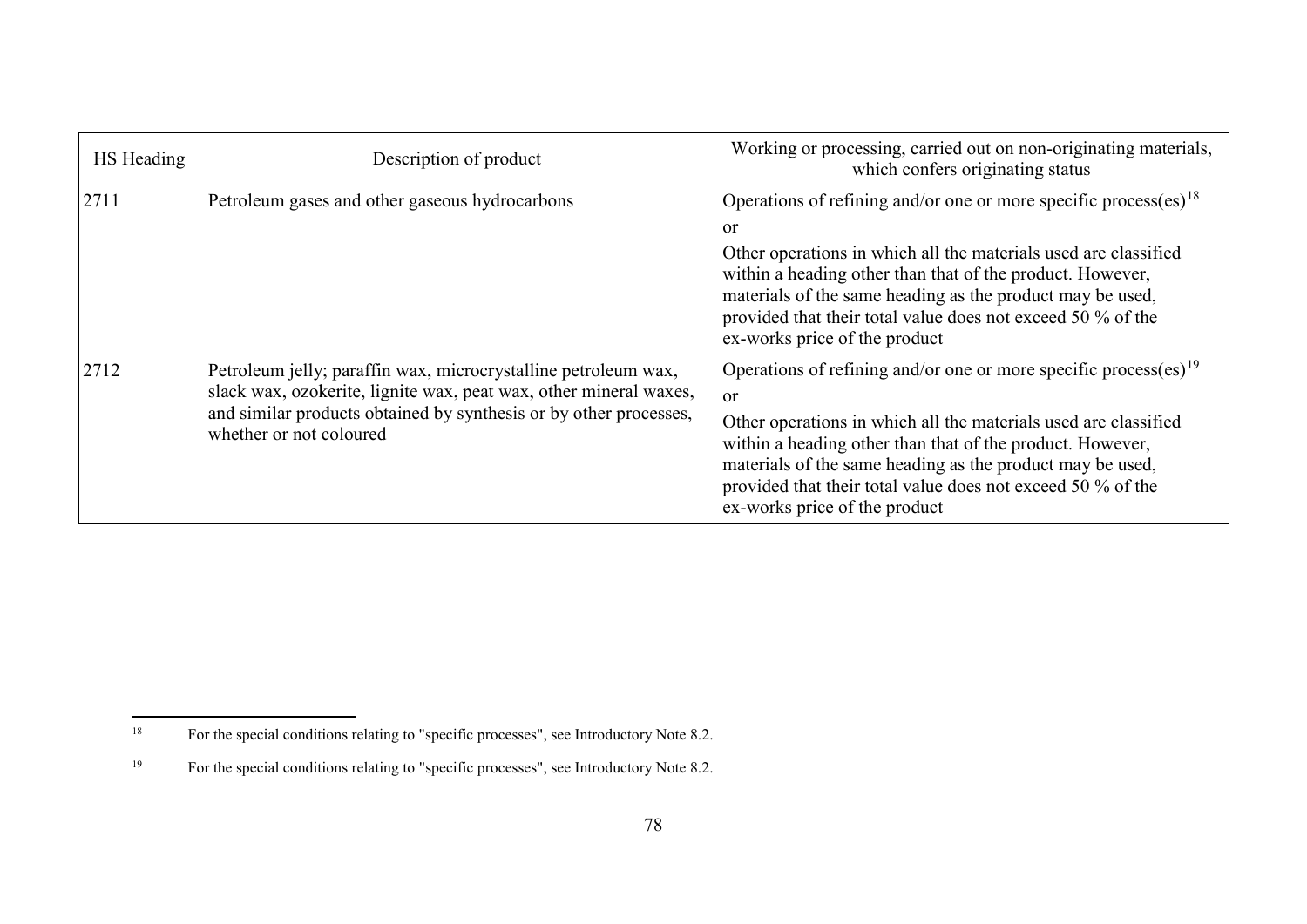| HS Heading | Description of product | Working or processing, carried out on non-originating materials, which confers originating status |
|---|---|---|
| 2711 | Petroleum gases and other gaseous hydrocarbons | Operations of refining and/or one or more specific process(es)[18]<br>or<br>Other operations in which all the materials used are classified within a heading other than that of the product. However, materials of the same heading as the product may be used, provided that their total value does not exceed 50 % of the ex-works price of the product |
| 2712 | Petroleum jelly; paraffin wax, microcrystalline petroleum wax, slack wax, ozokerite, lignite wax, peat wax, other mineral waxes, and similar products obtained by synthesis or by other processes, whether or not coloured | Operations of refining and/or one or more specific process(es)[19]<br>or<br>Other operations in which all the materials used are classified within a heading other than that of the product. However, materials of the same heading as the product may be used, provided that their total value does not exceed 50 % of the ex-works price of the product |

[18] For the special conditions relating to "specific processes", see Introductory Note 8.2.

[19] For the special conditions relating to "specific processes", see Introductory Note 8.2.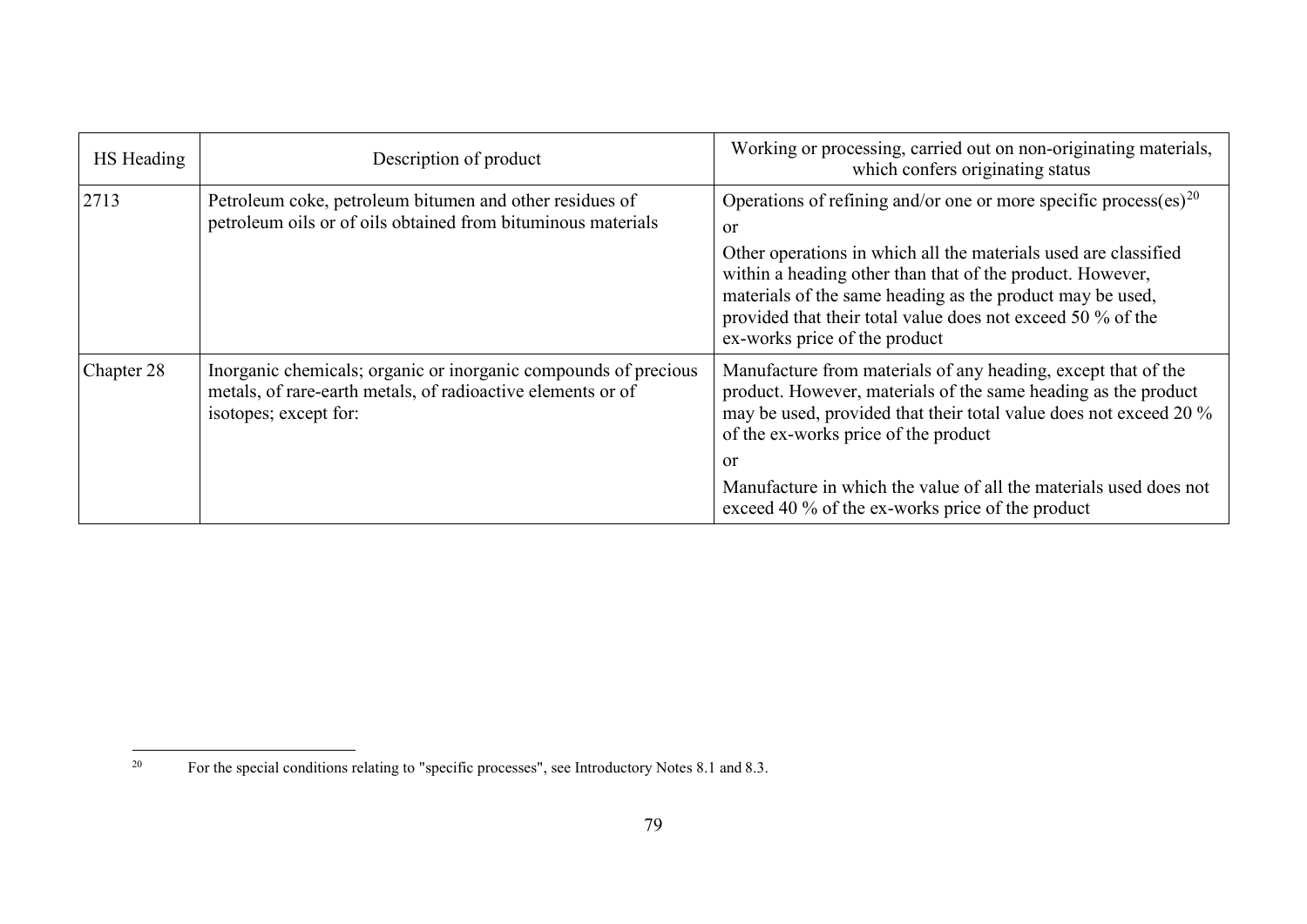| HS Heading | Description of product | Working or processing, carried out on non-originating materials, which confers originating status |
|---|---|---|
| 2713 | Petroleum coke, petroleum bitumen and other residues of petroleum oils or of oils obtained from bituminous materials | Operations of refining and/or one or more specific process(es)[20]<br><br>or<br><br>Other operations in which all the materials used are classified within a heading other than that of the product. However, materials of the same heading as the product may be used, provided that their total value does not exceed 50 % of the ex-works price of the product |
| Chapter 28 | Inorganic chemicals; organic or inorganic compounds of precious metals, of rare-earth metals, of radioactive elements or of isotopes; except for: | Manufacture from materials of any heading, except that of the product. However, materials of the same heading as the product may be used, provided that their total value does not exceed 20 % of the ex-works price of the product<br><br>or<br><br>Manufacture in which the value of all the materials used does not exceed 40 % of the ex-works price of the product |

[20] For the special conditions relating to "specific processes", see Introductory Notes 8.1 and 8.3.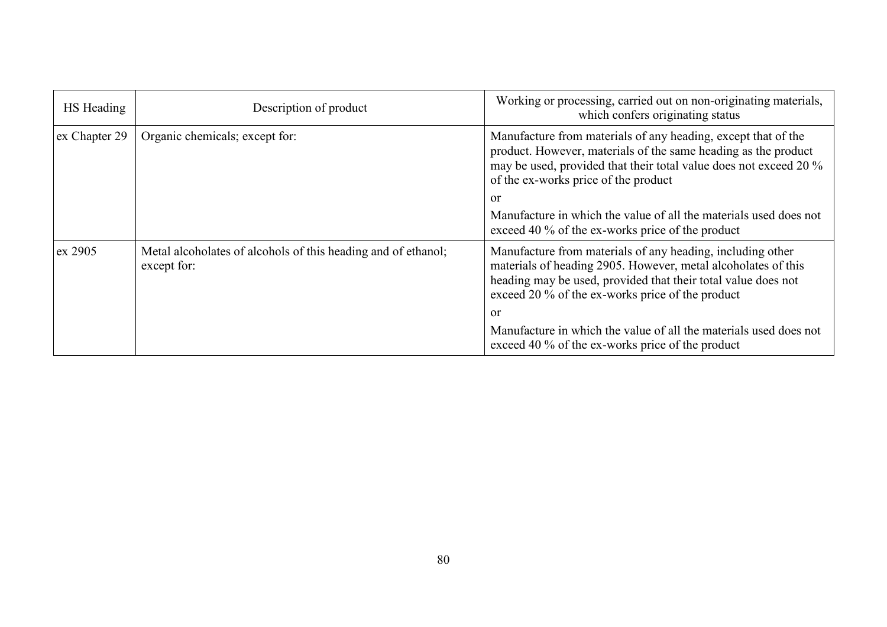| HS Heading | Description of product | Working or processing, carried out on non-originating materials, which confers originating status |
| --- | --- | --- |
| ex Chapter 29 | Organic chemicals; except for: | Manufacture from materials of any heading, except that of the product. However, materials of the same heading as the product may be used, provided that their total value does not exceed 20 % of the ex-works price of the product<br><br>or<br><br>Manufacture in which the value of all the materials used does not exceed 40 % of the ex-works price of the product |
| ex 2905 | Metal alcoholates of alcohols of this heading and of ethanol; except for: | Manufacture from materials of any heading, including other materials of heading 2905. However, metal alcoholates of this heading may be used, provided that their total value does not exceed 20 % of the ex-works price of the product<br><br>or<br><br>Manufacture in which the value of all the materials used does not exceed 40 % of the ex-works price of the product |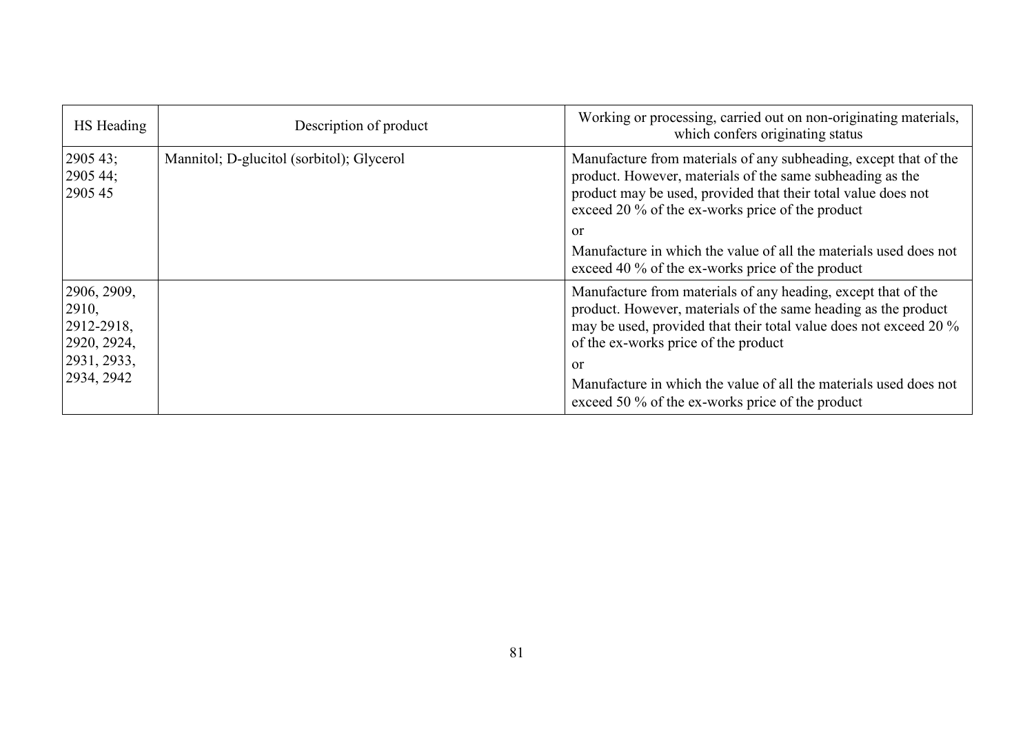| HS Heading | Description of product | Working or processing, carried out on non-originating materials, which confers originating status |
|---|---|---|
| 2905 43; 2905 44; 2905 45 | Mannitol; D-glucitol (sorbitol); Glycerol | Manufacture from materials of any subheading, except that of the product. However, materials of the same subheading as the product may be used, provided that their total value does not exceed 20 % of the ex-works price of the product<br><br>or<br><br>Manufacture in which the value of all the materials used does not exceed 40 % of the ex-works price of the product |
| 2906, 2909, 2910, 2912-2918, 2920, 2924, 2931, 2933, 2934, 2942 | | Manufacture from materials of any heading, except that of the product. However, materials of the same heading as the product may be used, provided that their total value does not exceed 20 % of the ex-works price of the product<br><br>or<br><br>Manufacture in which the value of all the materials used does not exceed 50 % of the ex-works price of the product |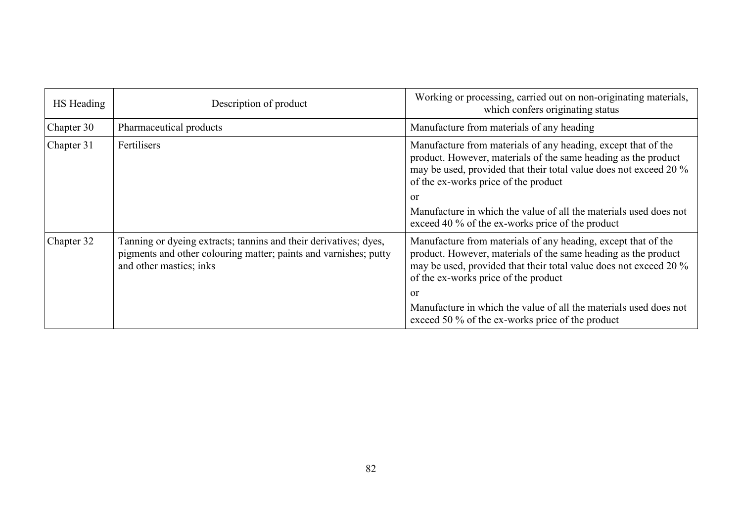| HS Heading | Description of product | Working or processing, carried out on non-originating materials, which confers originating status |
|---|---|---|
| Chapter 30 | Pharmaceutical products | Manufacture from materials of any heading |
| Chapter 31 | Fertilisers | Manufacture from materials of any heading, except that of the product. However, materials of the same heading as the product may be used, provided that their total value does not exceed 20 % of the ex-works price of the product<br>or<br>Manufacture in which the value of all the materials used does not exceed 40 % of the ex-works price of the product |
| Chapter 32 | Tanning or dyeing extracts; tannins and their derivatives; dyes, pigments and other colouring matter; paints and varnishes; putty and other mastics; inks | Manufacture from materials of any heading, except that of the product. However, materials of the same heading as the product may be used, provided that their total value does not exceed 20 % of the ex-works price of the product<br>or<br>Manufacture in which the value of all the materials used does not exceed 50 % of the ex-works price of the product |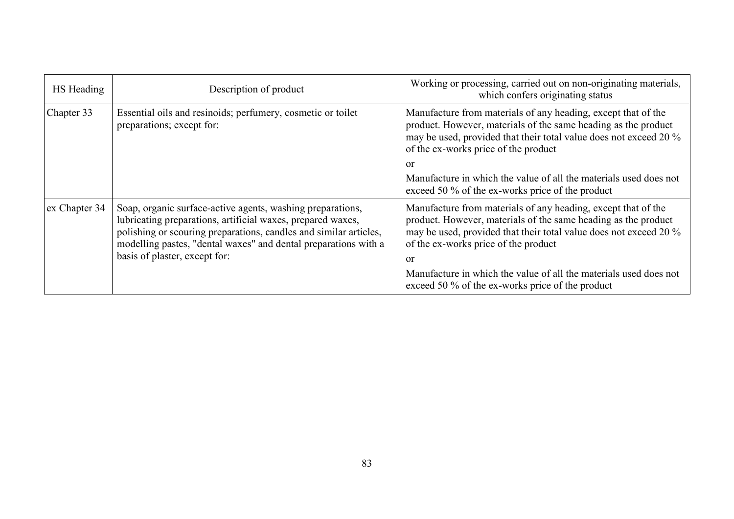| HS Heading | Description of product | Working or processing, carried out on non-originating materials, which confers originating status |
|---|---|---|
| Chapter 33 | Essential oils and resinoids; perfumery, cosmetic or toilet preparations; except for: | Manufacture from materials of any heading, except that of the product. However, materials of the same heading as the product may be used, provided that their total value does not exceed 20 % of the ex-works price of the product<br>or<br>Manufacture in which the value of all the materials used does not exceed 50 % of the ex-works price of the product |
| ex Chapter 34 | Soap, organic surface-active agents, washing preparations, lubricating preparations, artificial waxes, prepared waxes, polishing or scouring preparations, candles and similar articles, modelling pastes, "dental waxes" and dental preparations with a basis of plaster, except for: | Manufacture from materials of any heading, except that of the product. However, materials of the same heading as the product may be used, provided that their total value does not exceed 20 % of the ex-works price of the product<br>or<br>Manufacture in which the value of all the materials used does not exceed 50 % of the ex-works price of the product |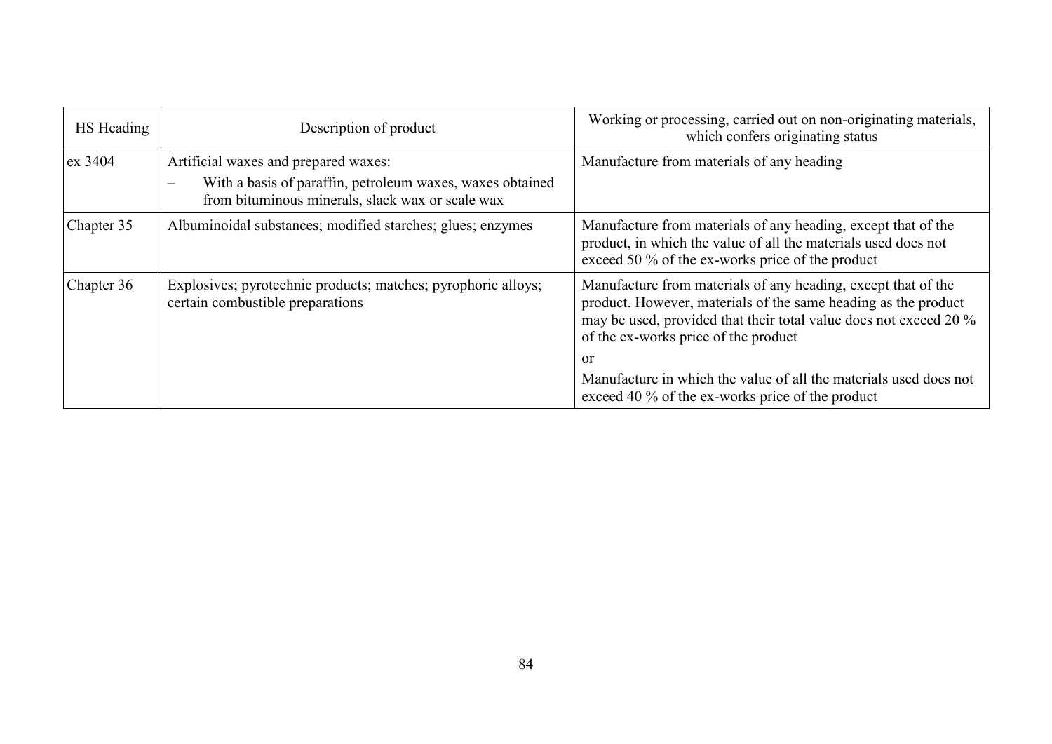| HS Heading | Description of product | Working or processing, carried out on non-originating materials, which confers originating status |
|---|---|---|
| ex 3404 | Artificial waxes and prepared waxes:<br>– With a basis of paraffin, petroleum waxes, waxes obtained from bituminous minerals, slack wax or scale wax | Manufacture from materials of any heading |
| Chapter 35 | Albuminoidal substances; modified starches; glues; enzymes | Manufacture from materials of any heading, except that of the product, in which the value of all the materials used does not exceed 50 % of the ex-works price of the product |
| Chapter 36 | Explosives; pyrotechnic products; matches; pyrophoric alloys; certain combustible preparations | Manufacture from materials of any heading, except that of the product. However, materials of the same heading as the product may be used, provided that their total value does not exceed 20 % of the ex-works price of the product<br>or<br>Manufacture in which the value of all the materials used does not exceed 40 % of the ex-works price of the product |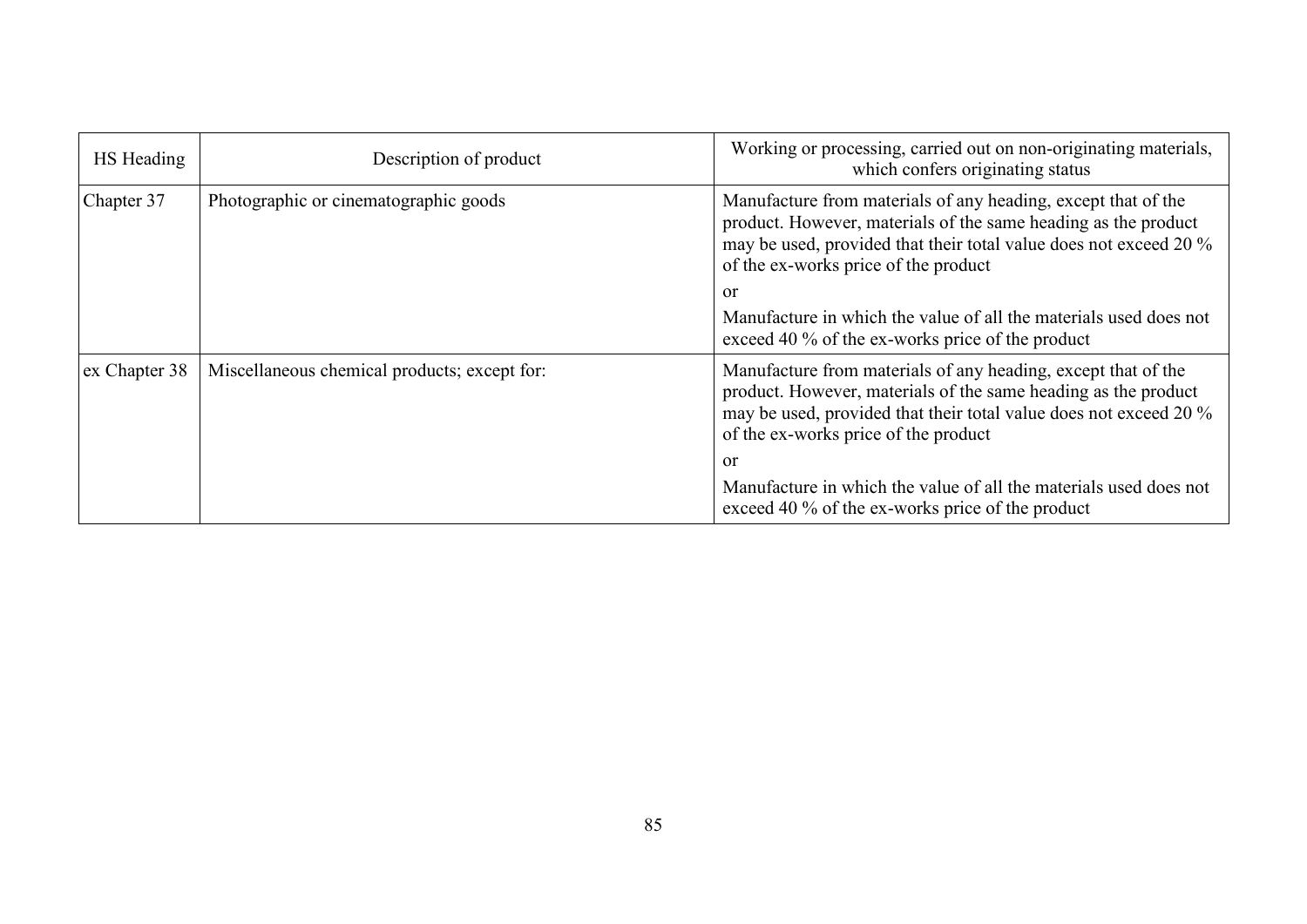| HS Heading | Description of product | Working or processing, carried out on non-originating materials, which confers originating status |
|---|---|---|
| Chapter 37 | Photographic or cinematographic goods | Manufacture from materials of any heading, except that of the product. However, materials of the same heading as the product may be used, provided that their total value does not exceed 20 % of the ex-works price of the product<br><br>or<br><br>Manufacture in which the value of all the materials used does not exceed 40 % of the ex-works price of the product |
| ex Chapter 38 | Miscellaneous chemical products; except for: | Manufacture from materials of any heading, except that of the product. However, materials of the same heading as the product may be used, provided that their total value does not exceed 20 % of the ex-works price of the product<br><br>or<br><br>Manufacture in which the value of all the materials used does not exceed 40 % of the ex-works price of the product |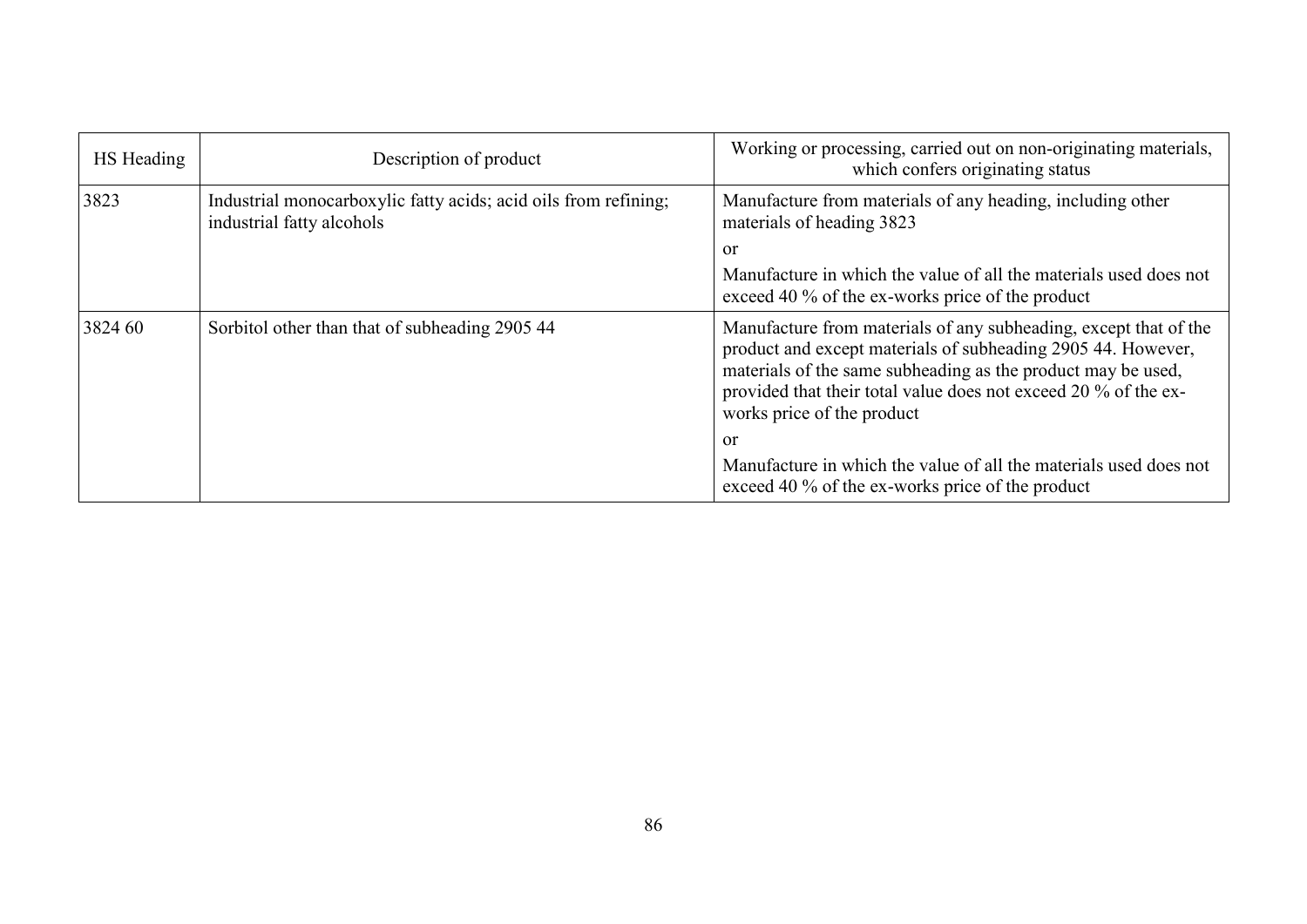| HS Heading | Description of product | Working or processing, carried out on non-originating materials, which confers originating status |
|---|---|---|
| 3823 | Industrial monocarboxylic fatty acids; acid oils from refining; industrial fatty alcohols | Manufacture from materials of any heading, including other materials of heading 3823<br><br>or<br><br>Manufacture in which the value of all the materials used does not exceed 40 % of the ex-works price of the product |
| 3824 60 | Sorbitol other than that of subheading 2905 44 | Manufacture from materials of any subheading, except that of the product and except materials of subheading 2905 44. However, materials of the same subheading as the product may be used, provided that their total value does not exceed 20 % of the ex-works price of the product<br><br>or<br><br>Manufacture in which the value of all the materials used does not exceed 40 % of the ex-works price of the product |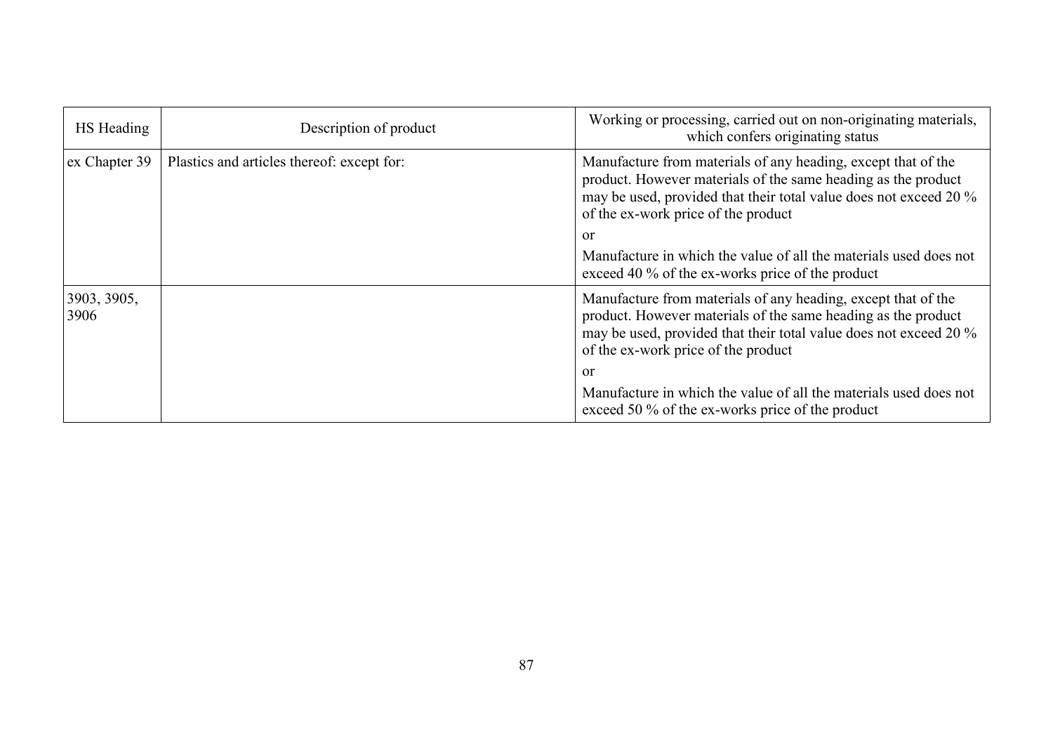| HS Heading | Description of product | Working or processing, carried out on non-originating materials, which confers originating status |
|---|---|---|
| ex Chapter 39 | Plastics and articles thereof: except for: | Manufacture from materials of any heading, except that of the product. However materials of the same heading as the product may be used, provided that their total value does not exceed 20 % of the ex-work price of the product<br><br>or<br><br>Manufacture in which the value of all the materials used does not exceed 40 % of the ex-works price of the product |
| 3903, 3905, 3906 | | Manufacture from materials of any heading, except that of the product. However materials of the same heading as the product may be used, provided that their total value does not exceed 20 % of the ex-work price of the product<br><br>or<br><br>Manufacture in which the value of all the materials used does not exceed 50 % of the ex-works price of the product |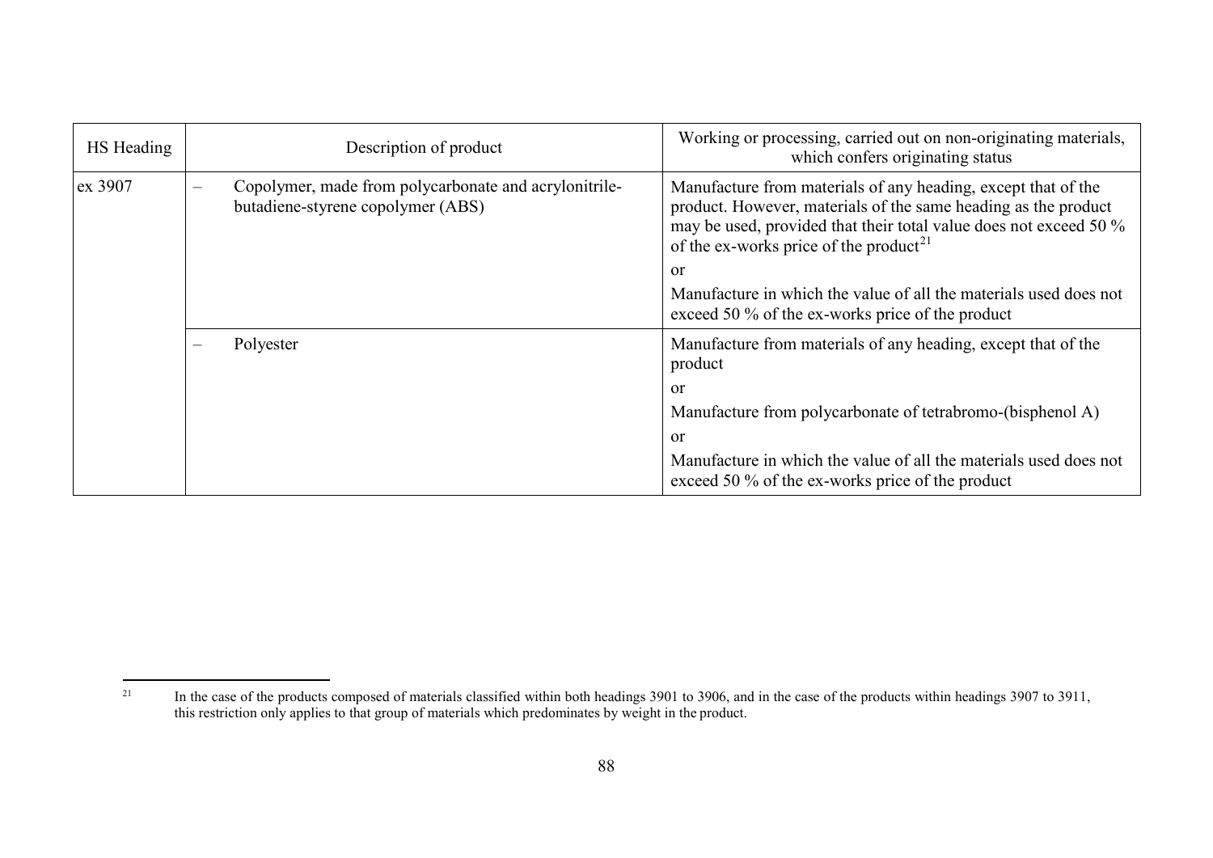| HS Heading | Description of product | Working or processing, carried out on non-originating materials, which confers originating status |
|---|---|---|
| ex 3907 | – Copolymer, made from polycarbonate and acrylonitrile-butadiene-styrene copolymer (ABS) | Manufacture from materials of any heading, except that of the product. However, materials of the same heading as the product may be used, provided that their total value does not exceed 50 % of the ex-works price of the product[21]<br><br>or<br><br>Manufacture in which the value of all the materials used does not exceed 50 % of the ex-works price of the product |
| | – Polyester | Manufacture from materials of any heading, except that of the product<br><br>or<br><br>Manufacture from polycarbonate of tetrabromo-(bisphenol A)<br><br>or<br><br>Manufacture in which the value of all the materials used does not exceed 50 % of the ex-works price of the product |

[21] In the case of the products composed of materials classified within both headings 3901 to 3906, and in the case of the products within headings 3907 to 3911, this restriction only applies to that group of materials which predominates by weight in the product.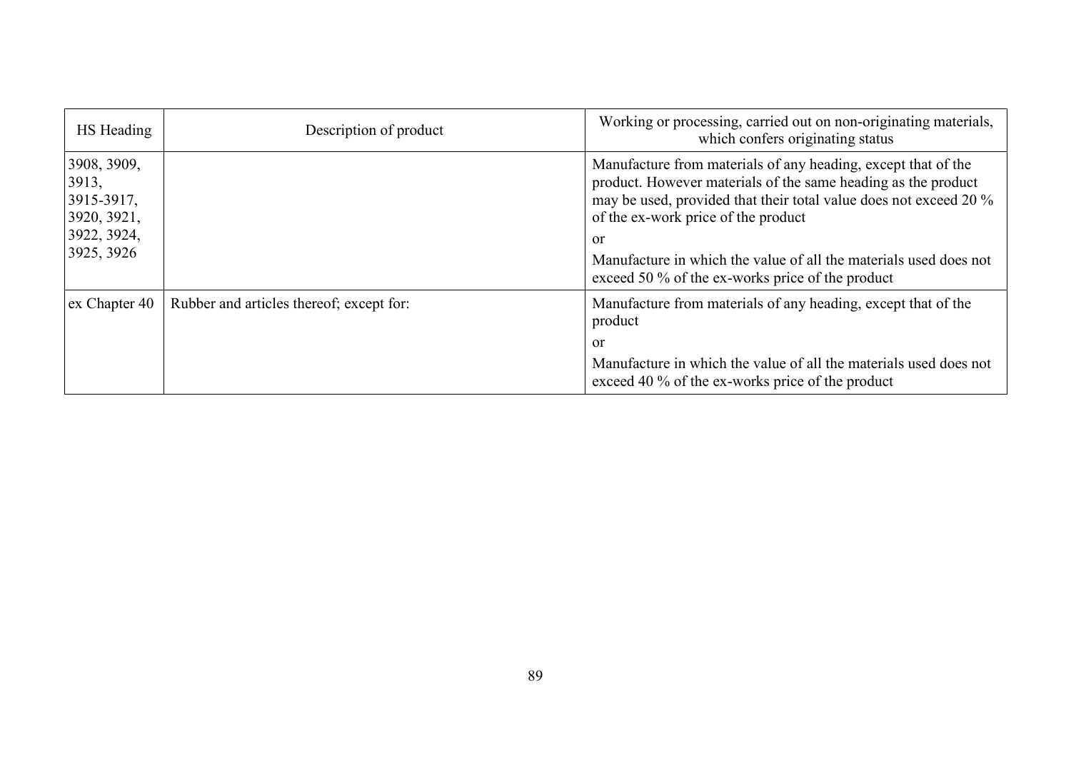| HS Heading | Description of product | Working or processing, carried out on non-originating materials, which confers originating status |
|---|---|---|
| 3908, 3909, 3913, 3915-3917, 3920, 3921, 3922, 3924, 3925, 3926 | | Manufacture from materials of any heading, except that of the product. However materials of the same heading as the product may be used, provided that their total value does not exceed 20 % of the ex-work price of the product<br>or<br>Manufacture in which the value of all the materials used does not exceed 50 % of the ex-works price of the product |
| ex Chapter 40 | Rubber and articles thereof; except for: | Manufacture from materials of any heading, except that of the product<br>or<br>Manufacture in which the value of all the materials used does not exceed 40 % of the ex-works price of the product |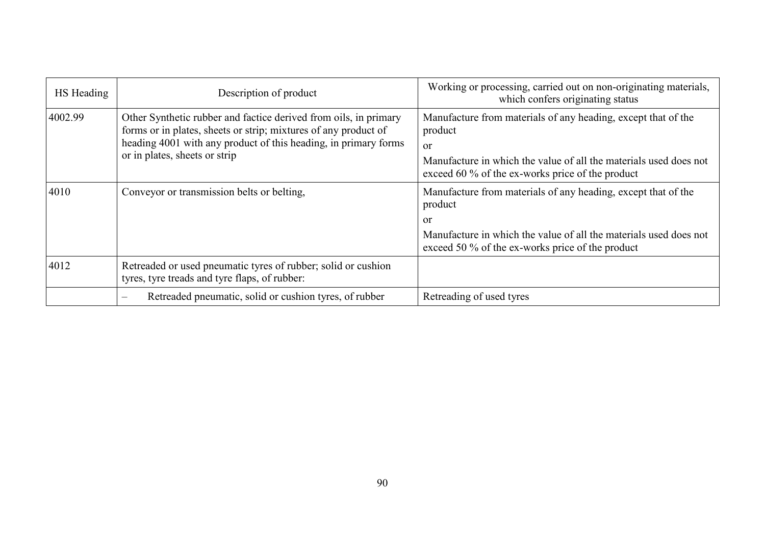| HS Heading | Description of product | Working or processing, carried out on non-originating materials, which confers originating status |
|---|---|---|
| 4002.99 | Other Synthetic rubber and factice derived from oils, in primary forms or in plates, sheets or strip; mixtures of any product of heading 4001 with any product of this heading, in primary forms or in plates, sheets or strip | Manufacture from materials of any heading, except that of the product<br>or<br>Manufacture in which the value of all the materials used does not exceed 60 % of the ex-works price of the product |
| 4010 | Conveyor or transmission belts or belting, | Manufacture from materials of any heading, except that of the product<br>or<br>Manufacture in which the value of all the materials used does not exceed 50 % of the ex-works price of the product |
| 4012 | Retreaded or used pneumatic tyres of rubber; solid or cushion tyres, tyre treads and tyre flaps, of rubber: | |
| | – Retreaded pneumatic, solid or cushion tyres, of rubber | Retreading of used tyres |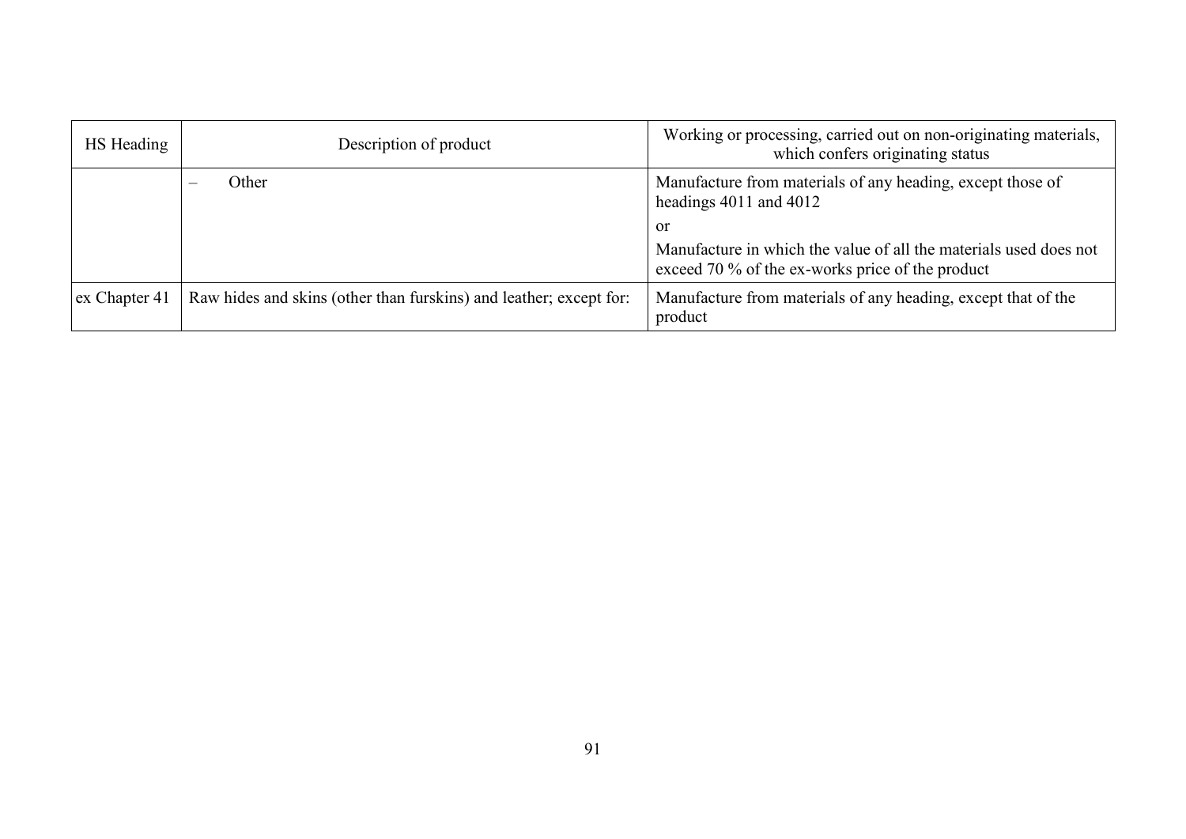| HS Heading | Description of product | Working or processing, carried out on non-originating materials, which confers originating status |
|---|---|---|
| | – Other | Manufacture from materials of any heading, except those of headings 4011 and 4012<br><br>or<br><br>Manufacture in which the value of all the materials used does not exceed 70 % of the ex-works price of the product |
| ex Chapter 41 | Raw hides and skins (other than furskins) and leather; except for: | Manufacture from materials of any heading, except that of the product |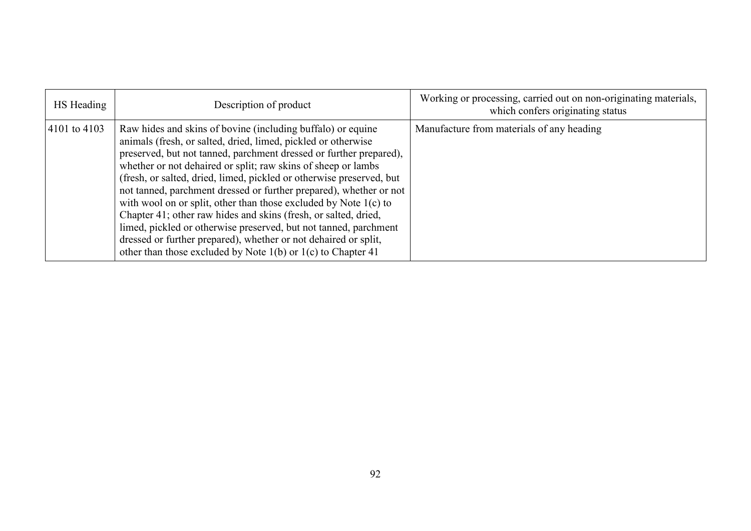| HS Heading | Description of product | Working or processing, carried out on non-originating materials, which confers originating status |
|---|---|---|
| 4101 to 4103 | Raw hides and skins of bovine (including buffalo) or equine animals (fresh, or salted, dried, limed, pickled or otherwise preserved, but not tanned, parchment dressed or further prepared), whether or not dehaired or split; raw skins of sheep or lambs (fresh, or salted, dried, limed, pickled or otherwise preserved, but not tanned, parchment dressed or further prepared), whether or not with wool on or split, other than those excluded by Note 1(c) to Chapter 41; other raw hides and skins (fresh, or salted, dried, limed, pickled or otherwise preserved, but not tanned, parchment dressed or further prepared), whether or not dehaired or split, other than those excluded by Note 1(b) or 1(c) to Chapter 41 | Manufacture from materials of any heading |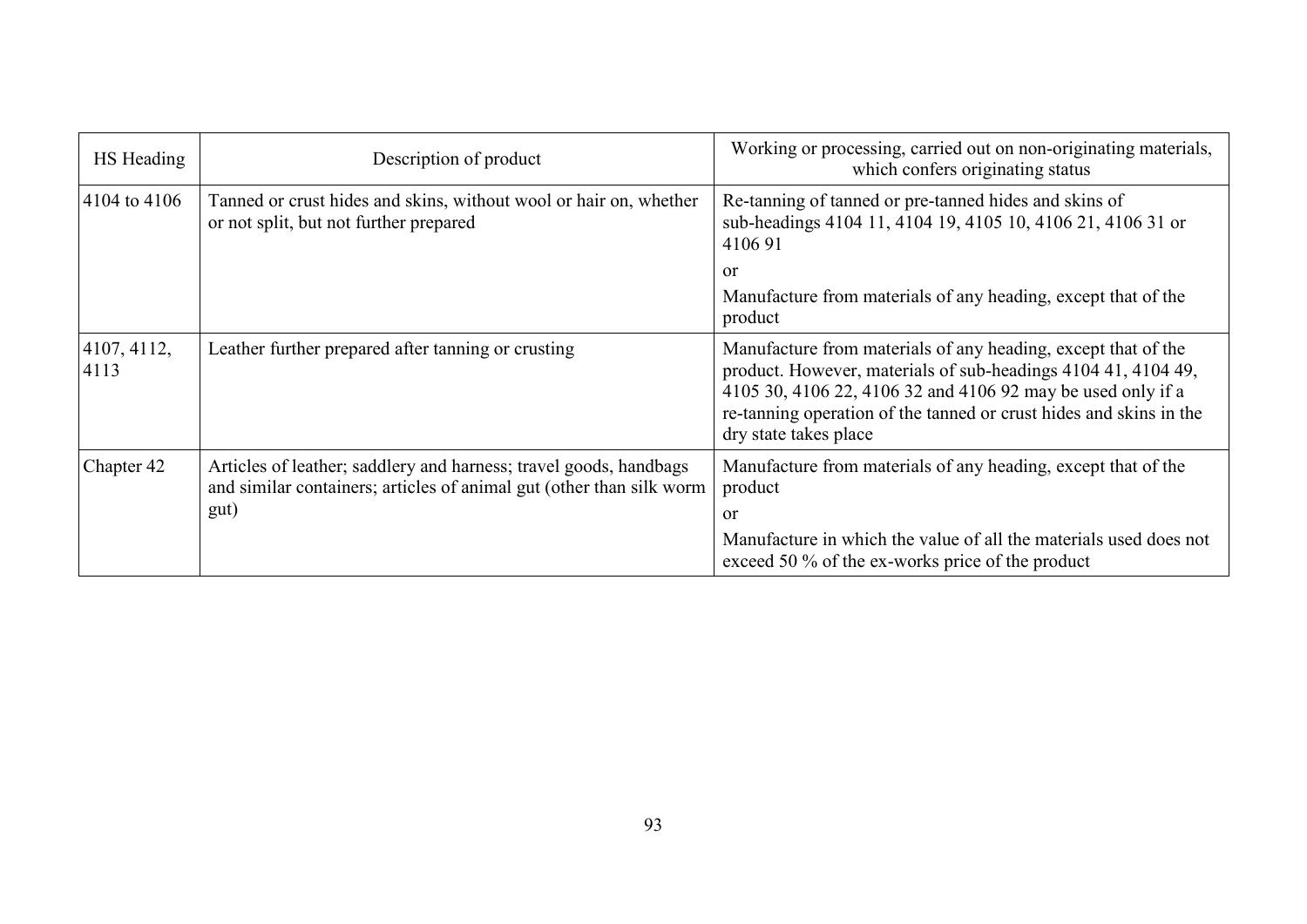| HS Heading | Description of product | Working or processing, carried out on non-originating materials, which confers originating status |
| --- | --- | --- |
| 4104 to 4106 | Tanned or crust hides and skins, without wool or hair on, whether or not split, but not further prepared | Re-tanning of tanned or pre-tanned hides and skins of sub-headings 4104 11, 4104 19, 4105 10, 4106 21, 4106 31 or 4106 91<br>or<br>Manufacture from materials of any heading, except that of the product |
| 4107, 4112, 4113 | Leather further prepared after tanning or crusting | Manufacture from materials of any heading, except that of the product. However, materials of sub-headings 4104 41, 4104 49, 4105 30, 4106 22, 4106 32 and 4106 92 may be used only if a re-tanning operation of the tanned or crust hides and skins in the dry state takes place |
| Chapter 42 | Articles of leather; saddlery and harness; travel goods, handbags and similar containers; articles of animal gut (other than silk worm gut) | Manufacture from materials of any heading, except that of the product<br>or<br>Manufacture in which the value of all the materials used does not exceed 50 % of the ex-works price of the product |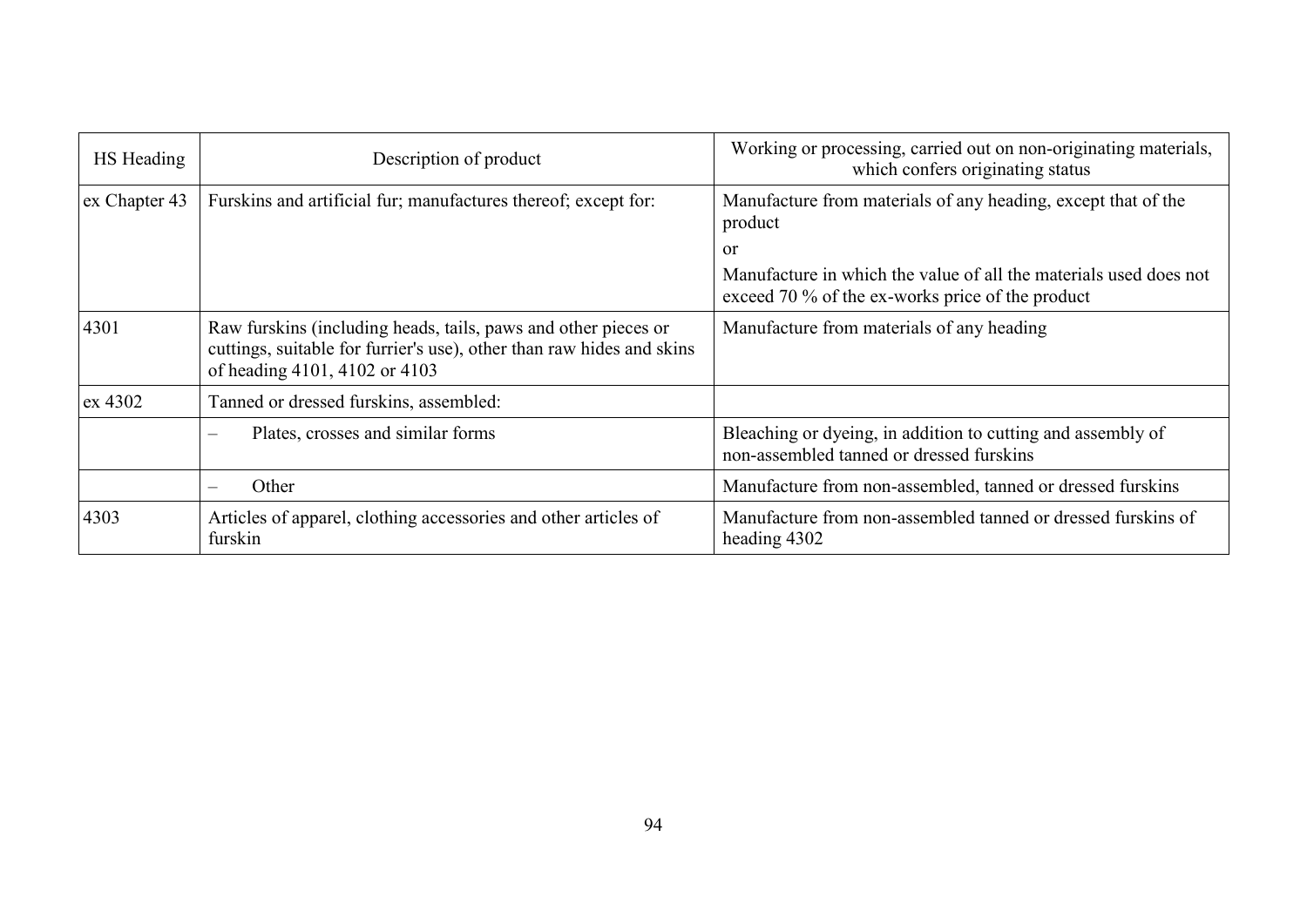| HS Heading | Description of product | Working or processing, carried out on non-originating materials, which confers originating status |
|---|---|---|
| ex Chapter 43 | Furskins and artificial fur; manufactures thereof; except for: | Manufacture from materials of any heading, except that of the product<br>or<br>Manufacture in which the value of all the materials used does not exceed 70 % of the ex-works price of the product |
| 4301 | Raw furskins (including heads, tails, paws and other pieces or cuttings, suitable for furrier's use), other than raw hides and skins of heading 4101, 4102 or 4103 | Manufacture from materials of any heading |
| ex 4302 | Tanned or dressed furskins, assembled: | |
| | – Plates, crosses and similar forms | Bleaching or dyeing, in addition to cutting and assembly of non-assembled tanned or dressed furskins |
| | – Other | Manufacture from non-assembled, tanned or dressed furskins |
| 4303 | Articles of apparel, clothing accessories and other articles of furskin | Manufacture from non-assembled tanned or dressed furskins of heading 4302 |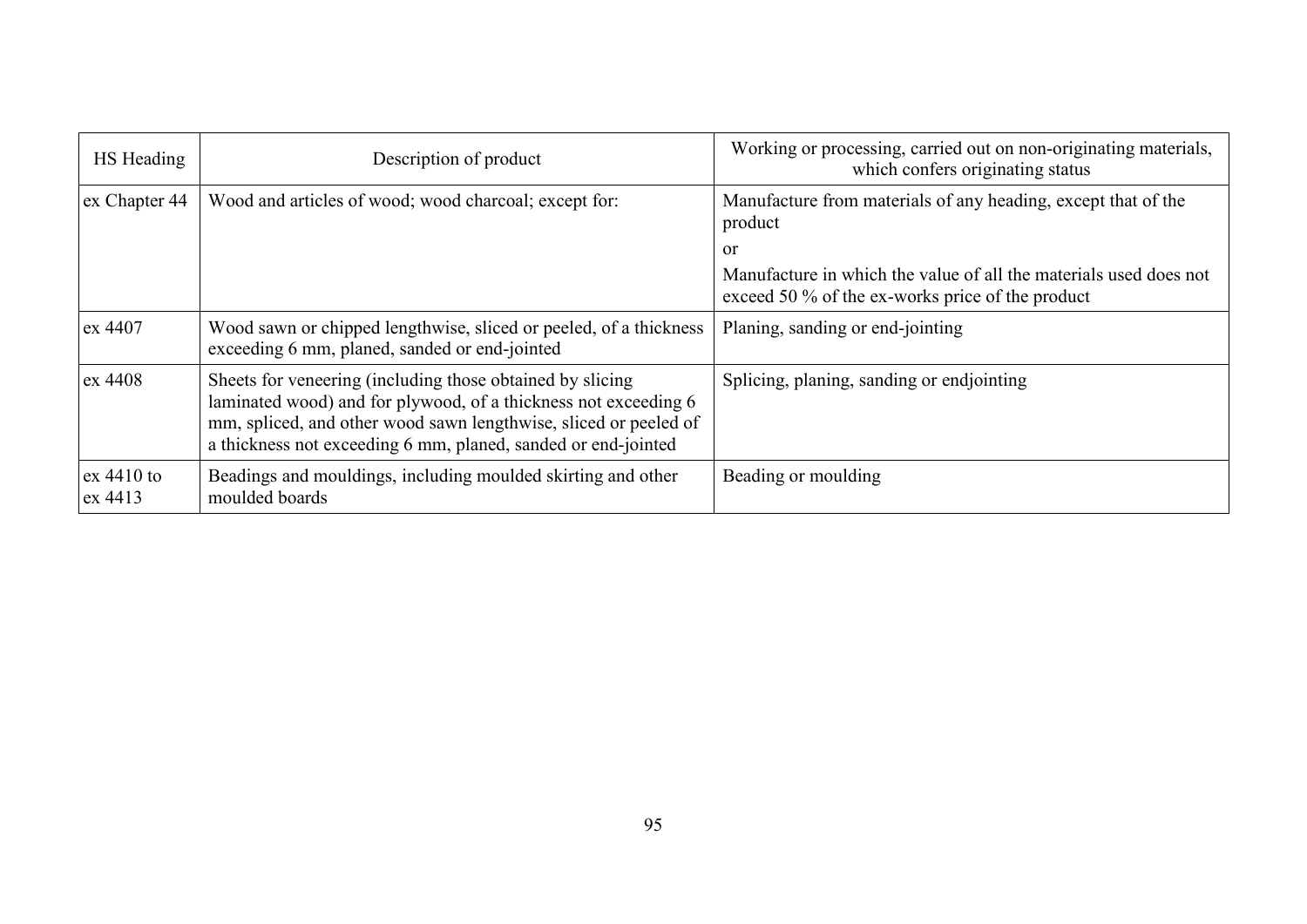| HS Heading | Description of product | Working or processing, carried out on non-originating materials, which confers originating status |
|---|---|---|
| ex Chapter 44 | Wood and articles of wood; wood charcoal; except for: | Manufacture from materials of any heading, except that of the product<br>or<br>Manufacture in which the value of all the materials used does not exceed 50 % of the ex-works price of the product |
| ex 4407 | Wood sawn or chipped lengthwise, sliced or peeled, of a thickness exceeding 6 mm, planed, sanded or end-jointed | Planing, sanding or end-jointing |
| ex 4408 | Sheets for veneering (including those obtained by slicing laminated wood) and for plywood, of a thickness not exceeding 6 mm, spliced, and other wood sawn lengthwise, sliced or peeled of a thickness not exceeding 6 mm, planed, sanded or end-jointed | Splicing, planing, sanding or endjointing |
| ex 4410 to ex 4413 | Beadings and mouldings, including moulded skirting and other moulded boards | Beading or moulding |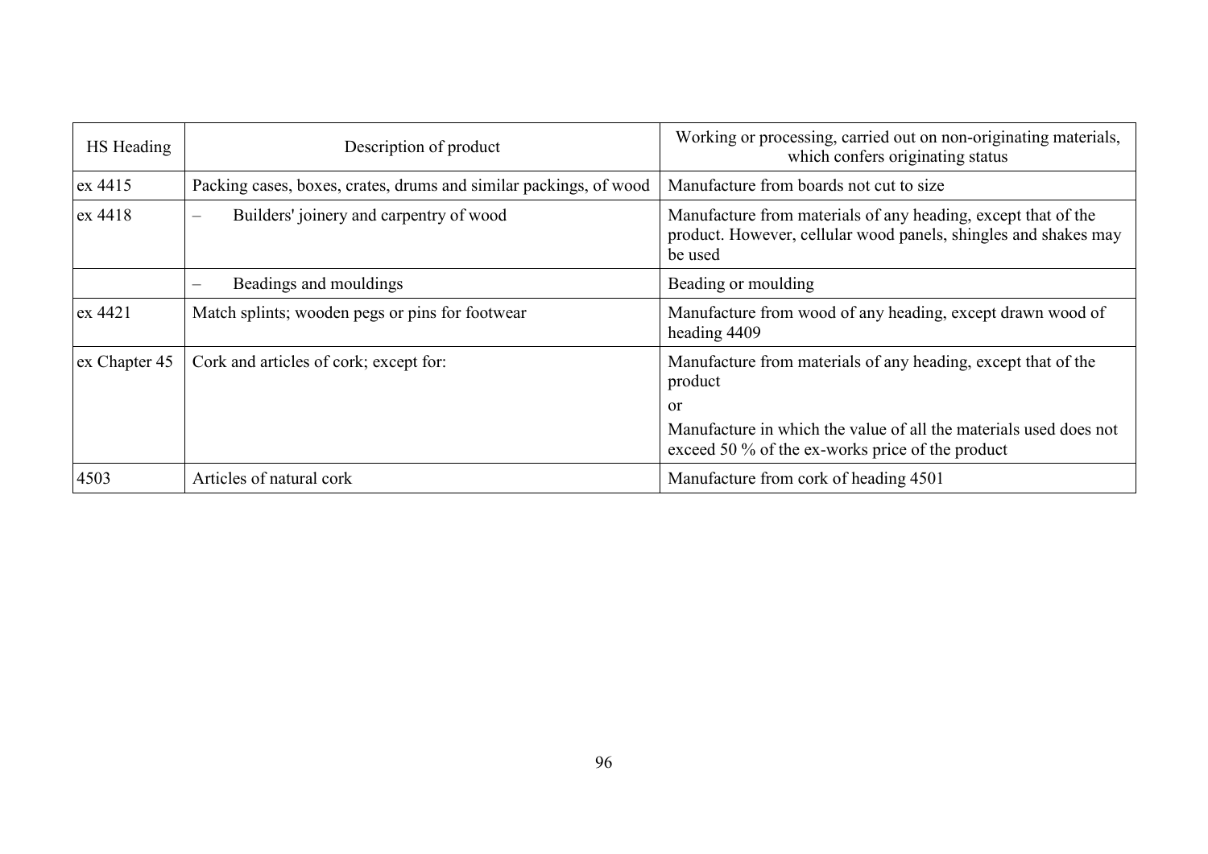| HS Heading | Description of product | Working or processing, carried out on non-originating materials, which confers originating status |
|---|---|---|
| ex 4415 | Packing cases, boxes, crates, drums and similar packings, of wood | Manufacture from boards not cut to size |
| ex 4418 | – Builders' joinery and carpentry of wood | Manufacture from materials of any heading, except that of the product. However, cellular wood panels, shingles and shakes may be used |
| | – Beadings and mouldings | Beading or moulding |
| ex 4421 | Match splints; wooden pegs or pins for footwear | Manufacture from wood of any heading, except drawn wood of heading 4409 |
| ex Chapter 45 | Cork and articles of cork; except for: | Manufacture from materials of any heading, except that of the product<br>or<br>Manufacture in which the value of all the materials used does not exceed 50 % of the ex-works price of the product |
| 4503 | Articles of natural cork | Manufacture from cork of heading 4501 |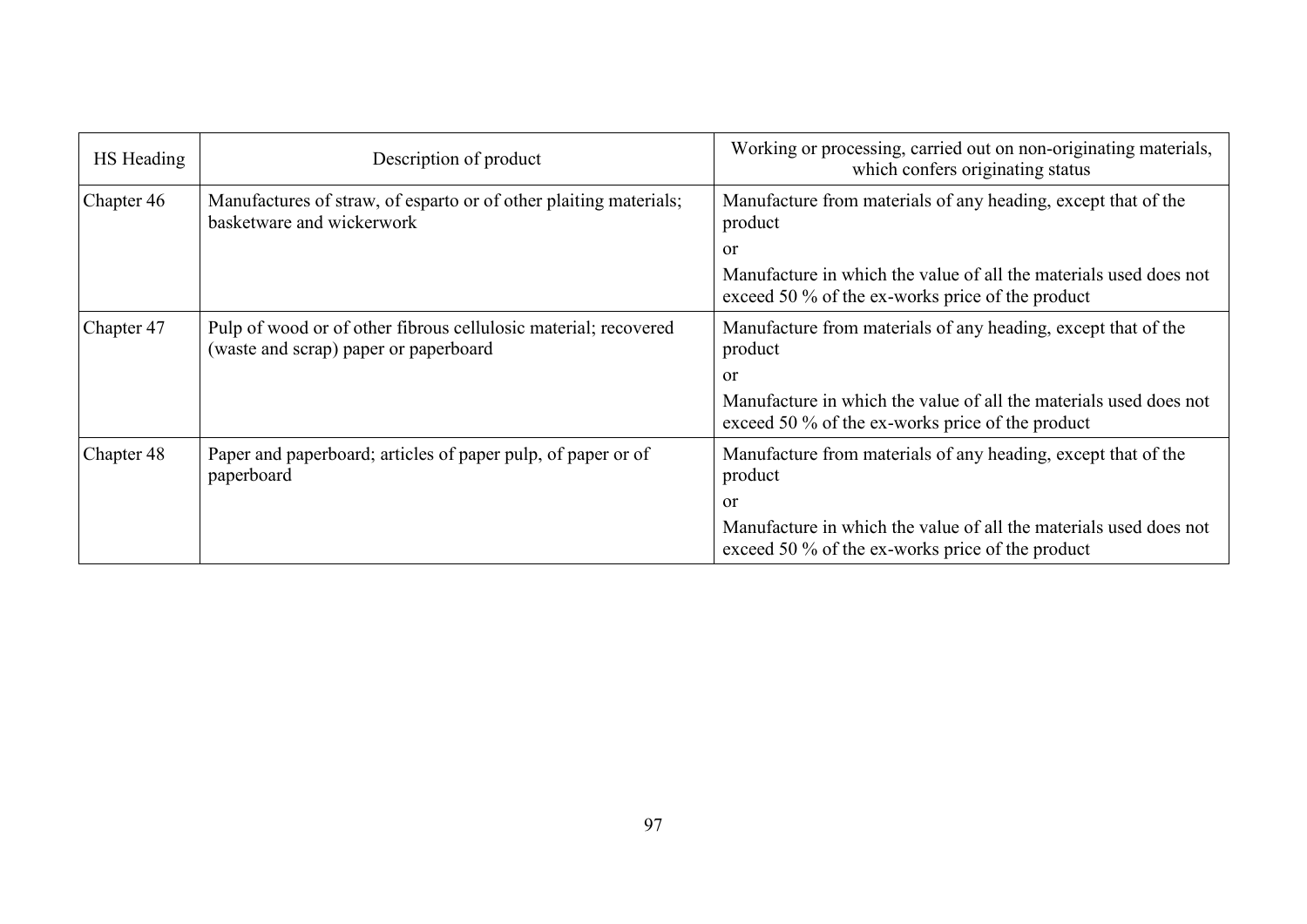| HS Heading | Description of product | Working or processing, carried out on non-originating materials, which confers originating status |
|---|---|---|
| Chapter 46 | Manufactures of straw, of esparto or of other plaiting materials; basketware and wickerwork | Manufacture from materials of any heading, except that of the product<br>or<br>Manufacture in which the value of all the materials used does not exceed 50 % of the ex-works price of the product |
| Chapter 47 | Pulp of wood or of other fibrous cellulosic material; recovered (waste and scrap) paper or paperboard | Manufacture from materials of any heading, except that of the product<br>or<br>Manufacture in which the value of all the materials used does not exceed 50 % of the ex-works price of the product |
| Chapter 48 | Paper and paperboard; articles of paper pulp, of paper or of paperboard | Manufacture from materials of any heading, except that of the product<br>or<br>Manufacture in which the value of all the materials used does not exceed 50 % of the ex-works price of the product |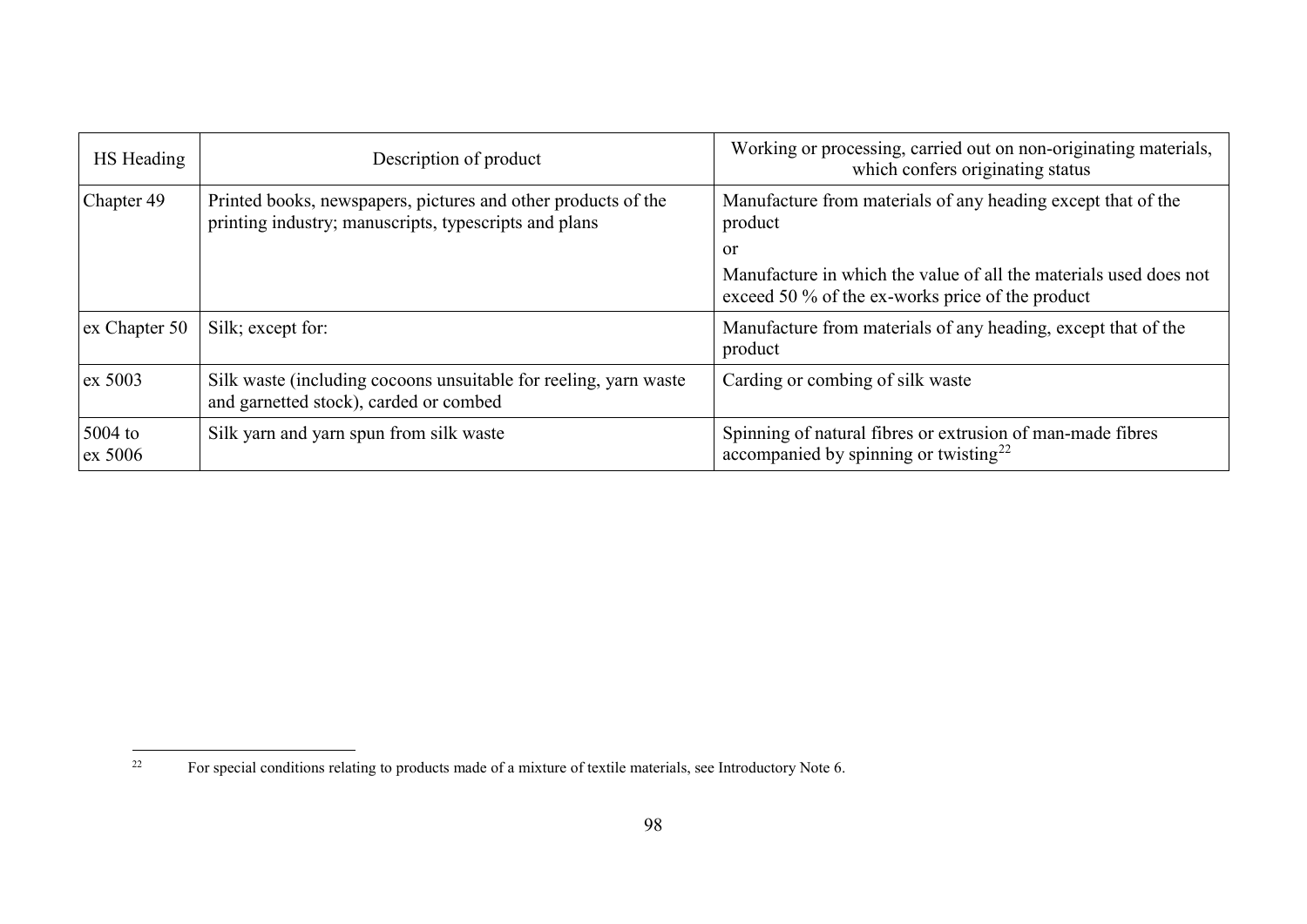| HS Heading | Description of product | Working or processing, carried out on non-originating materials, which confers originating status |
| --- | --- | --- |
| Chapter 49 | Printed books, newspapers, pictures and other products of the printing industry; manuscripts, typescripts and plans | Manufacture from materials of any heading except that of the product<br>or<br>Manufacture in which the value of all the materials used does not exceed 50 % of the ex-works price of the product |
| ex Chapter 50 | Silk; except for: | Manufacture from materials of any heading, except that of the product |
| ex 5003 | Silk waste (including cocoons unsuitable for reeling, yarn waste and garnetted stock), carded or combed | Carding or combing of silk waste |
| 5004 to ex 5006 | Silk yarn and yarn spun from silk waste | Spinning of natural fibres or extrusion of man-made fibres accompanied by spinning or twisting[22] |

[22] For special conditions relating to products made of a mixture of textile materials, see Introductory Note 6.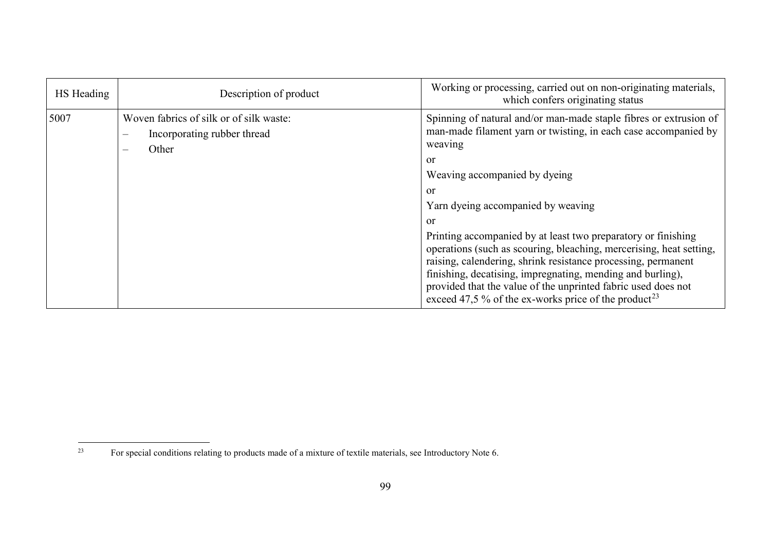| HS Heading | Description of product | Working or processing, carried out on non-originating materials, which confers originating status |
|---|---|---|
| 5007 | Woven fabrics of silk or of silk waste:<br>– Incorporating rubber thread<br>– Other | Spinning of natural and/or man-made staple fibres or extrusion of man-made filament yarn or twisting, in each case accompanied by weaving<br>or<br>Weaving accompanied by dyeing<br>or<br>Yarn dyeing accompanied by weaving<br>or<br>Printing accompanied by at least two preparatory or finishing operations (such as scouring, bleaching, mercerising, heat setting, raising, calendering, shrink resistance processing, permanent finishing, decatising, impregnating, mending and burling), provided that the value of the unprinted fabric used does not exceed 47,5 % of the ex-works price of the product[23] |

[23] For special conditions relating to products made of a mixture of textile materials, see Introductory Note 6.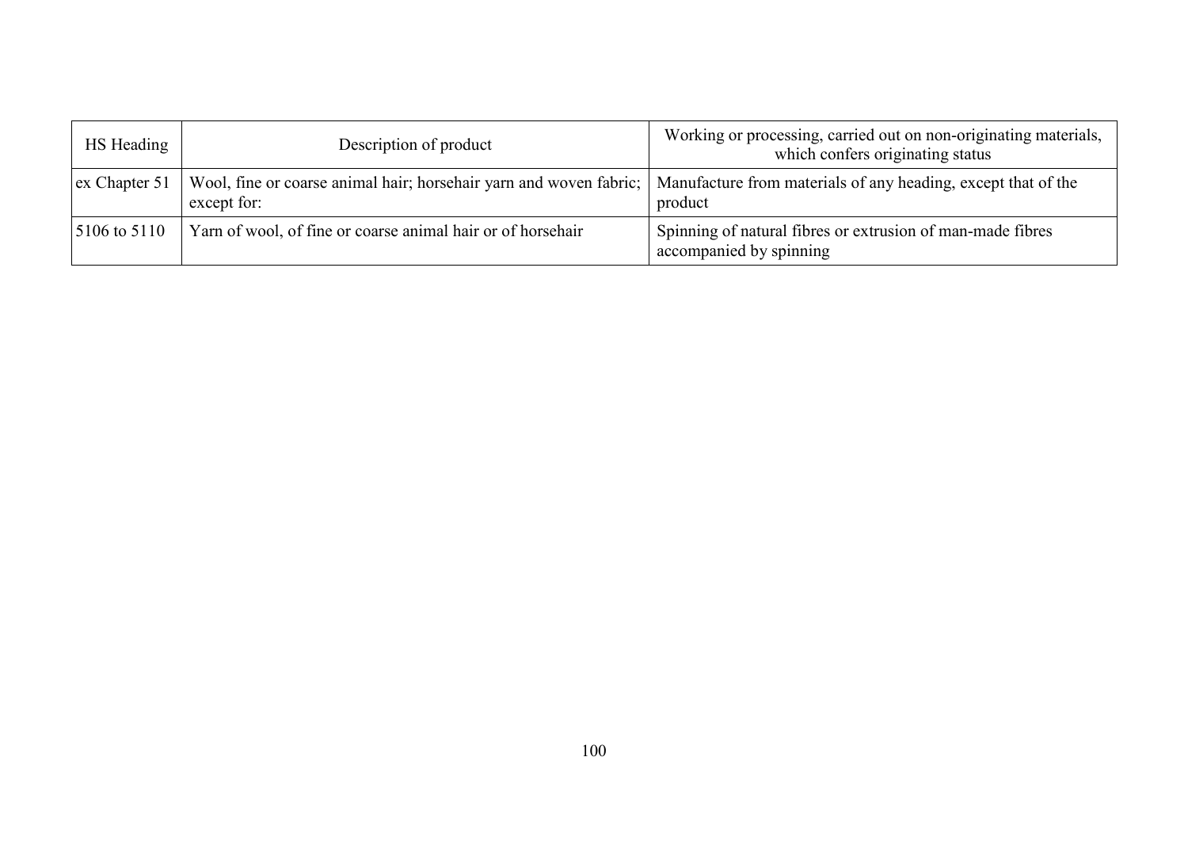| HS Heading | Description of product | Working or processing, carried out on non-originating materials, which confers originating status |
|---|---|---|
| ex Chapter 51 | Wool, fine or coarse animal hair; horsehair yarn and woven fabric; except for: | Manufacture from materials of any heading, except that of the product |
| 5106 to 5110 | Yarn of wool, of fine or coarse animal hair or of horsehair | Spinning of natural fibres or extrusion of man-made fibres accompanied by spinning |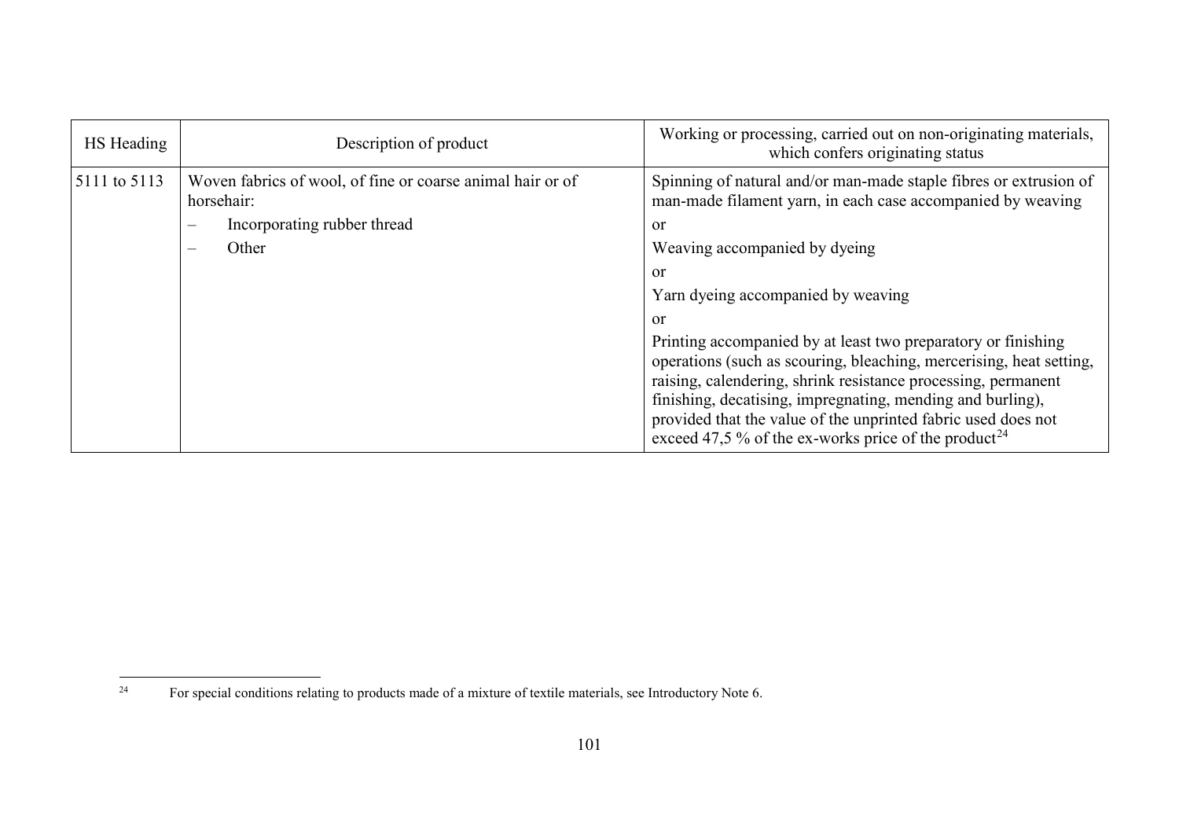| HS Heading | Description of product | Working or processing, carried out on non-originating materials, which confers originating status |
|---|---|---|
| 5111 to 5113 | Woven fabrics of wool, of fine or coarse animal hair or of horsehair: | Spinning of natural and/or man-made staple fibres or extrusion of man-made filament yarn, in each case accompanied by weaving |
| | – Incorporating rubber thread | or |
| | – Other | Weaving accompanied by dyeing |
| | | or |
| | | Yarn dyeing accompanied by weaving |
| | | or |
| | | Printing accompanied by at least two preparatory or finishing operations (such as scouring, bleaching, mercerising, heat setting, raising, calendering, shrink resistance processing, permanent finishing, decatising, impregnating, mending and burling), provided that the value of the unprinted fabric used does not exceed 47,5 % of the ex-works price of the product[24] |

[24] For special conditions relating to products made of a mixture of textile materials, see Introductory Note 6.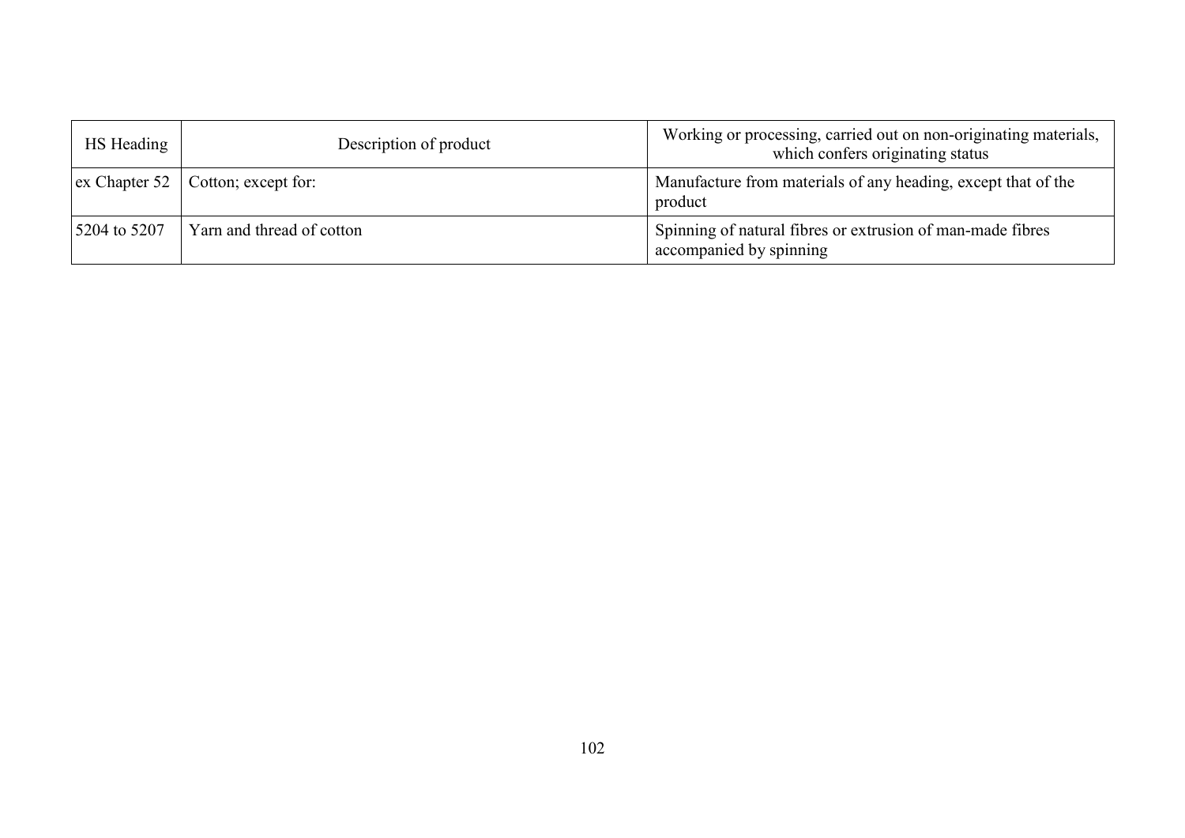| HS Heading | Description of product | Working or processing, carried out on non-originating materials, which confers originating status |
|---|---|---|
| ex Chapter 52 | Cotton; except for: | Manufacture from materials of any heading, except that of the product |
| 5204 to 5207 | Yarn and thread of cotton | Spinning of natural fibres or extrusion of man-made fibres accompanied by spinning |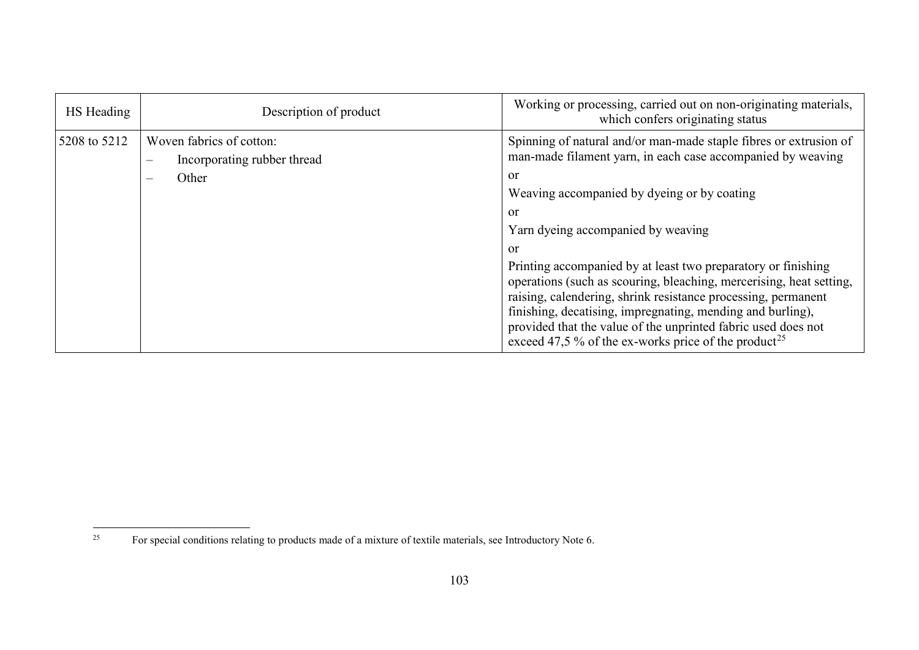| HS Heading | Description of product | Working or processing, carried out on non-originating materials, which confers originating status |
|---|---|---|
| 5208 to 5212 | Woven fabrics of cotton:<br>– Incorporating rubber thread<br>– Other | Spinning of natural and/or man-made staple fibres or extrusion of man-made filament yarn, in each case accompanied by weaving<br>or<br>Weaving accompanied by dyeing or by coating<br>or<br>Yarn dyeing accompanied by weaving<br>or<br>Printing accompanied by at least two preparatory or finishing operations (such as scouring, bleaching, mercerising, heat setting, raising, calendering, shrink resistance processing, permanent finishing, decatising, impregnating, mending and burling), provided that the value of the unprinted fabric used does not exceed 47,5 % of the ex-works price of the product[25] |

[25] For special conditions relating to products made of a mixture of textile materials, see Introductory Note 6.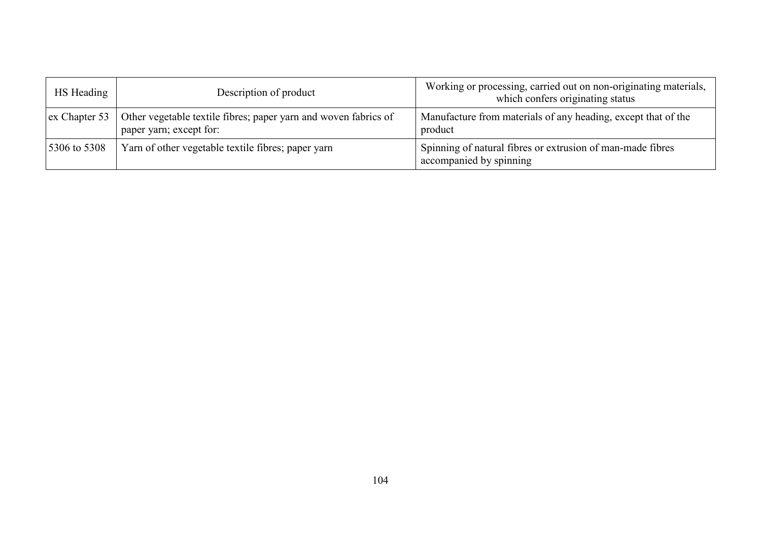| HS Heading | Description of product | Working or processing, carried out on non-originating materials, which confers originating status |
|---|---|---|
| ex Chapter 53 | Other vegetable textile fibres; paper yarn and woven fabrics of paper yarn; except for: | Manufacture from materials of any heading, except that of the product |
| 5306 to 5308 | Yarn of other vegetable textile fibres; paper yarn | Spinning of natural fibres or extrusion of man-made fibres accompanied by spinning |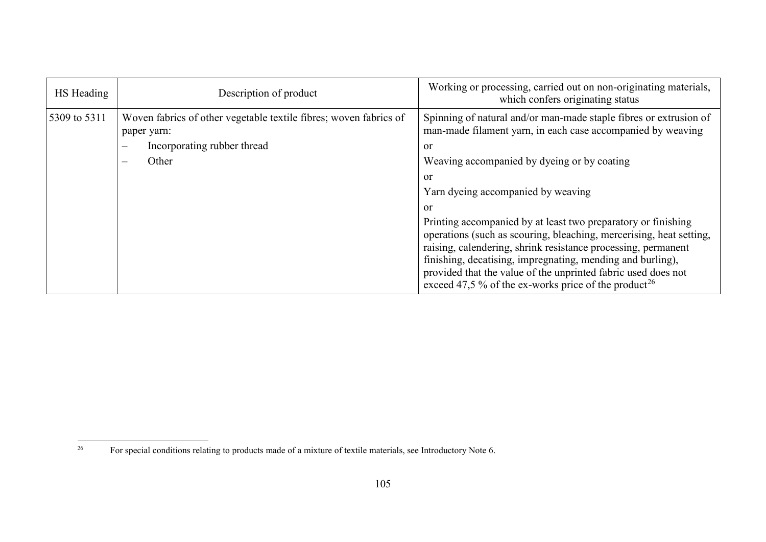| HS Heading | Description of product | Working or processing, carried out on non-originating materials, which confers originating status |
|---|---|---|
| 5309 to 5311 | Woven fabrics of other vegetable textile fibres; woven fabrics of paper yarn:<br>– Incorporating rubber thread<br>– Other | Spinning of natural and/or man-made staple fibres or extrusion of man-made filament yarn, in each case accompanied by weaving<br>or<br>Weaving accompanied by dyeing or by coating<br>or<br>Yarn dyeing accompanied by weaving<br>or<br>Printing accompanied by at least two preparatory or finishing operations (such as scouring, bleaching, mercerising, heat setting, raising, calendering, shrink resistance processing, permanent finishing, decatising, impregnating, mending and burling), provided that the value of the unprinted fabric used does not exceed 47,5 % of the ex-works price of the product[26] |

[26] For special conditions relating to products made of a mixture of textile materials, see Introductory Note 6.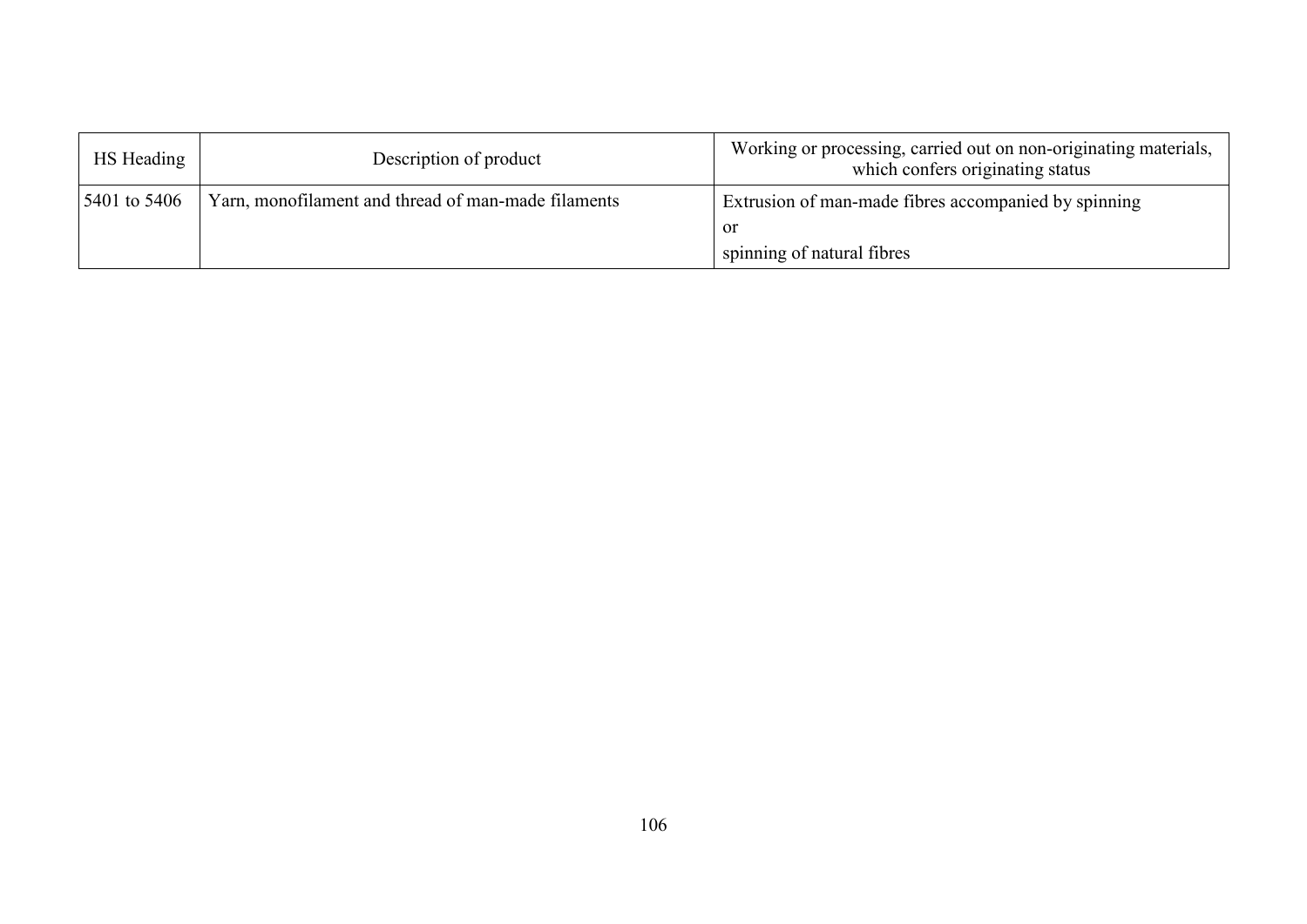| HS Heading | Description of product | Working or processing, carried out on non-originating materials, which confers originating status |
| --- | --- | --- |
| 5401 to 5406 | Yarn, monofilament and thread of man-made filaments | Extrusion of man-made fibres accompanied by spinning<br>or<br>spinning of natural fibres |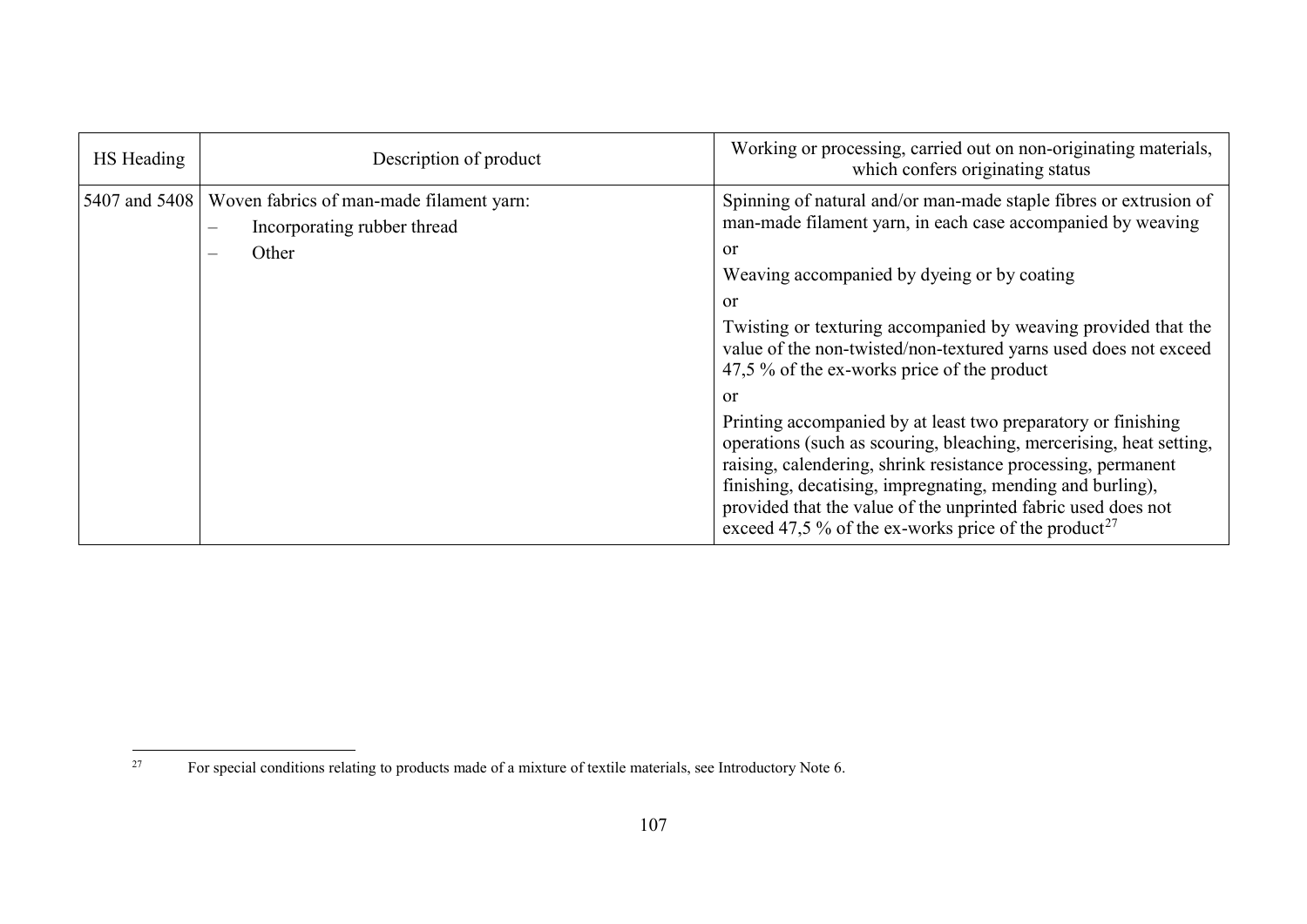| HS Heading | Description of product | Working or processing, carried out on non-originating materials, which confers originating status |
| --- | --- | --- |
| 5407 and 5408 | Woven fabrics of man-made filament yarn:<br>– Incorporating rubber thread<br>– Other | Spinning of natural and/or man-made staple fibres or extrusion of man-made filament yarn, in each case accompanied by weaving<br>or<br>Weaving accompanied by dyeing or by coating<br>or<br>Twisting or texturing accompanied by weaving provided that the value of the non-twisted/non-textured yarns used does not exceed 47,5 % of the ex-works price of the product<br>or<br>Printing accompanied by at least two preparatory or finishing operations (such as scouring, bleaching, mercerising, heat setting, raising, calendering, shrink resistance processing, permanent finishing, decatising, impregnating, mending and burling), provided that the value of the unprinted fabric used does not exceed 47,5 % of the ex-works price of the product[27] |

[27] For special conditions relating to products made of a mixture of textile materials, see Introductory Note 6.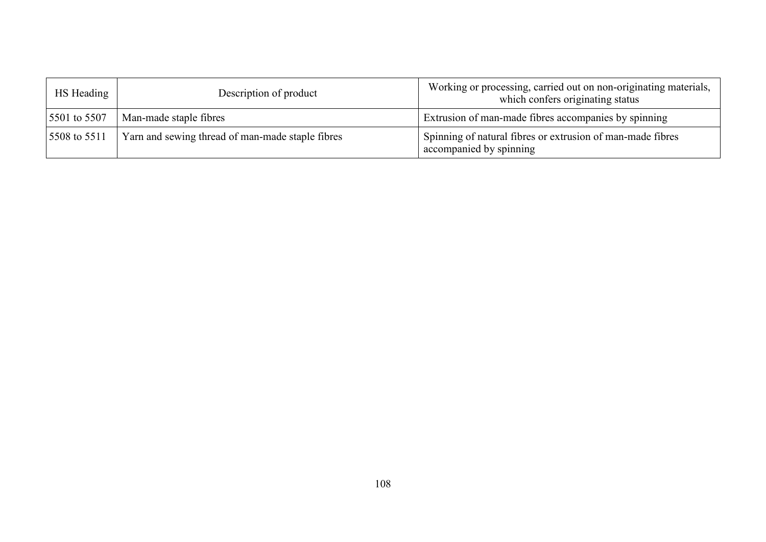| HS Heading | Description of product | Working or processing, carried out on non-originating materials, which confers originating status |
| --- | --- | --- |
| 5501 to 5507 | Man-made staple fibres | Extrusion of man-made fibres accompanies by spinning |
| 5508 to 5511 | Yarn and sewing thread of man-made staple fibres | Spinning of natural fibres or extrusion of man-made fibres accompanied by spinning |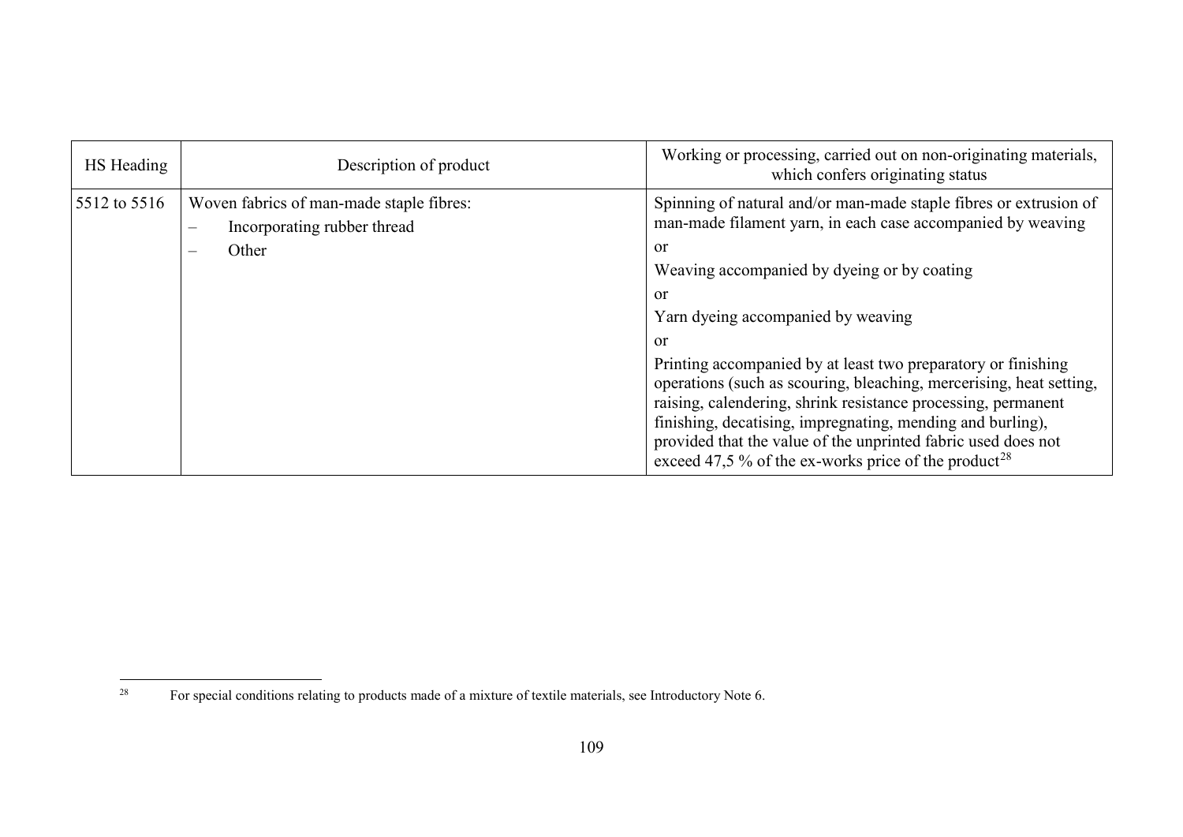| HS Heading | Description of product | Working or processing, carried out on non-originating materials, which confers originating status |
|---|---|---|
| 5512 to 5516 | Woven fabrics of man-made staple fibres:<br>– Incorporating rubber thread<br>– Other | Spinning of natural and/or man-made staple fibres or extrusion of man-made filament yarn, in each case accompanied by weaving<br>or<br>Weaving accompanied by dyeing or by coating<br>or<br>Yarn dyeing accompanied by weaving<br>or<br>Printing accompanied by at least two preparatory or finishing operations (such as scouring, bleaching, mercerising, heat setting, raising, calendering, shrink resistance processing, permanent finishing, decatising, impregnating, mending and burling), provided that the value of the unprinted fabric used does not exceed 47,5 % of the ex-works price of the product[28] |

[28] For special conditions relating to products made of a mixture of textile materials, see Introductory Note 6.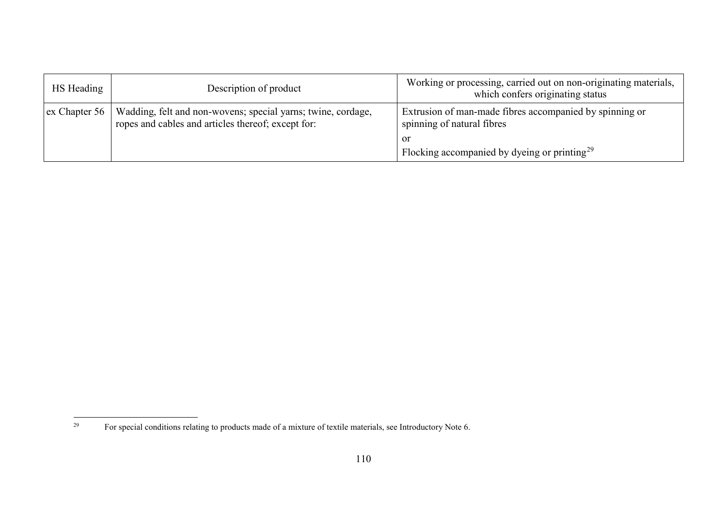| HS Heading | Description of product | Working or processing, carried out on non-originating materials, which confers originating status |
|---|---|---|
| ex Chapter 56 | Wadding, felt and non-wovens; special yarns; twine, cordage, ropes and cables and articles thereof; except for: | Extrusion of man-made fibres accompanied by spinning or spinning of natural fibres<br>or<br>Flocking accompanied by dyeing or printing[29] |

[29] For special conditions relating to products made of a mixture of textile materials, see Introductory Note 6.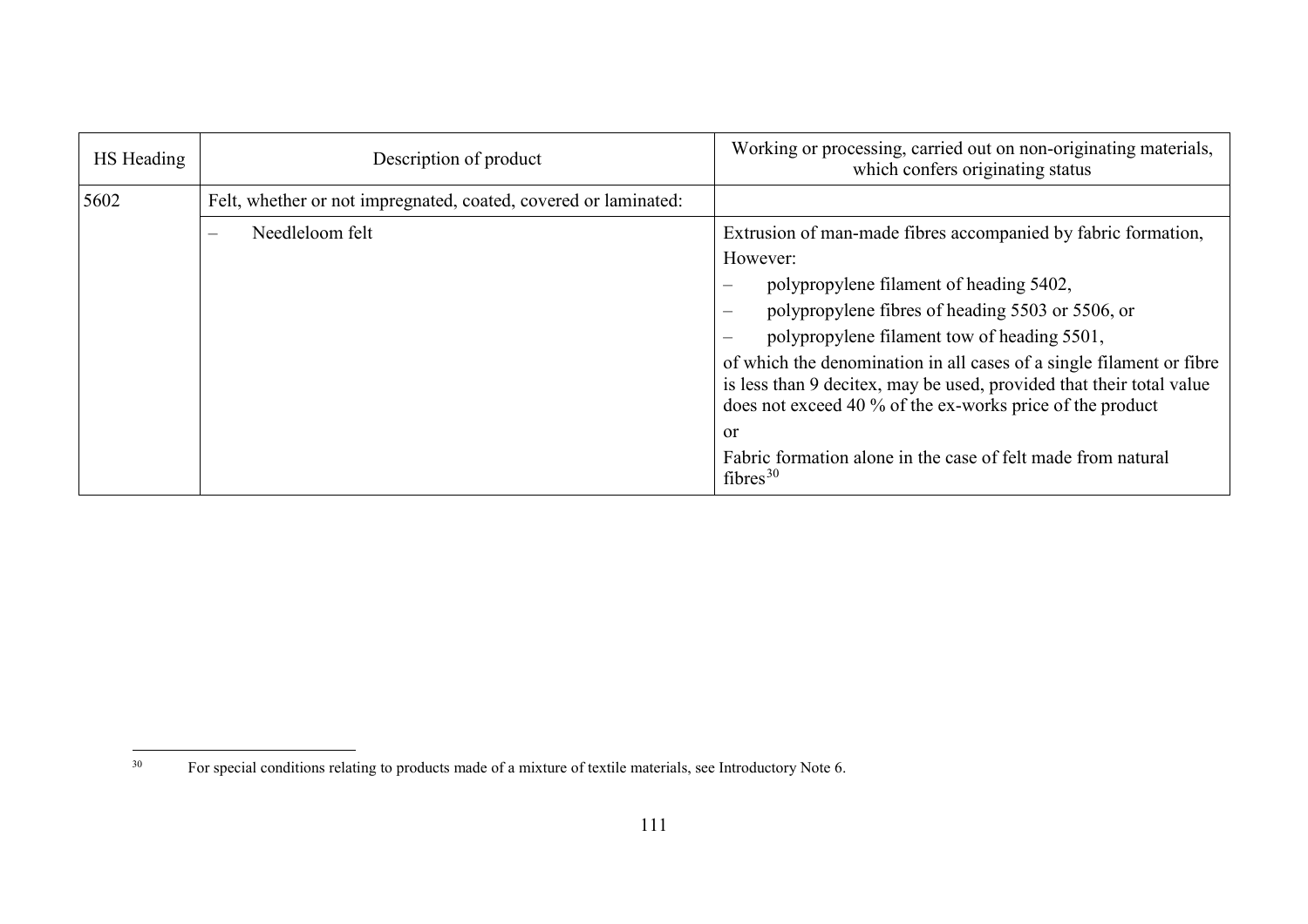| HS Heading | Description of product | Working or processing, carried out on non-originating materials, which confers originating status |
|---|---|---|
| 5602 | Felt, whether or not impregnated, coated, covered or laminated: | |
| | – Needleloom felt | Extrusion of man-made fibres accompanied by fabric formation, However: <br>– polypropylene filament of heading 5402, <br>– polypropylene fibres of heading 5503 or 5506, or <br>– polypropylene filament tow of heading 5501, <br>of which the denomination in all cases of a single filament or fibre is less than 9 decitex, may be used, provided that their total value does not exceed 40 % of the ex-works price of the product <br>or <br>Fabric formation alone in the case of felt made from natural fibres[30] |

[30] For special conditions relating to products made of a mixture of textile materials, see Introductory Note 6.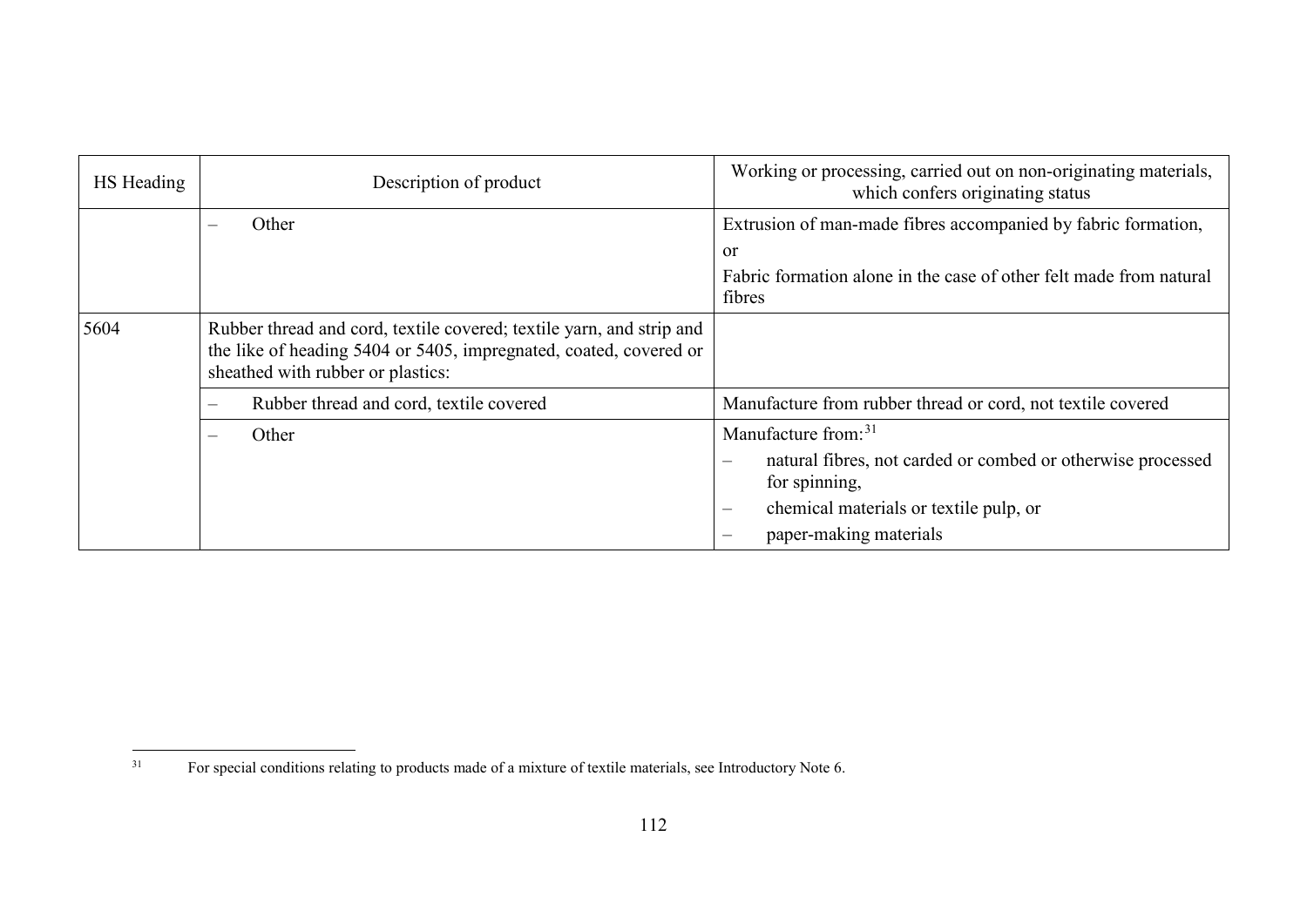| HS Heading | Description of product | Working or processing, carried out on non-originating materials, which confers originating status |
|---|---|---|
| | – Other | Extrusion of man-made fibres accompanied by fabric formation,<br>or<br>Fabric formation alone in the case of other felt made from natural fibres |
| 5604 | Rubber thread and cord, textile covered; textile yarn, and strip and the like of heading 5404 or 5405, impregnated, coated, covered or sheathed with rubber or plastics: | |
| | – Rubber thread and cord, textile covered | Manufacture from rubber thread or cord, not textile covered |
| | – Other | Manufacture from:[31]<br>– natural fibres, not carded or combed or otherwise processed for spinning,<br>– chemical materials or textile pulp, or<br>– paper-making materials |

[31] For special conditions relating to products made of a mixture of textile materials, see Introductory Note 6.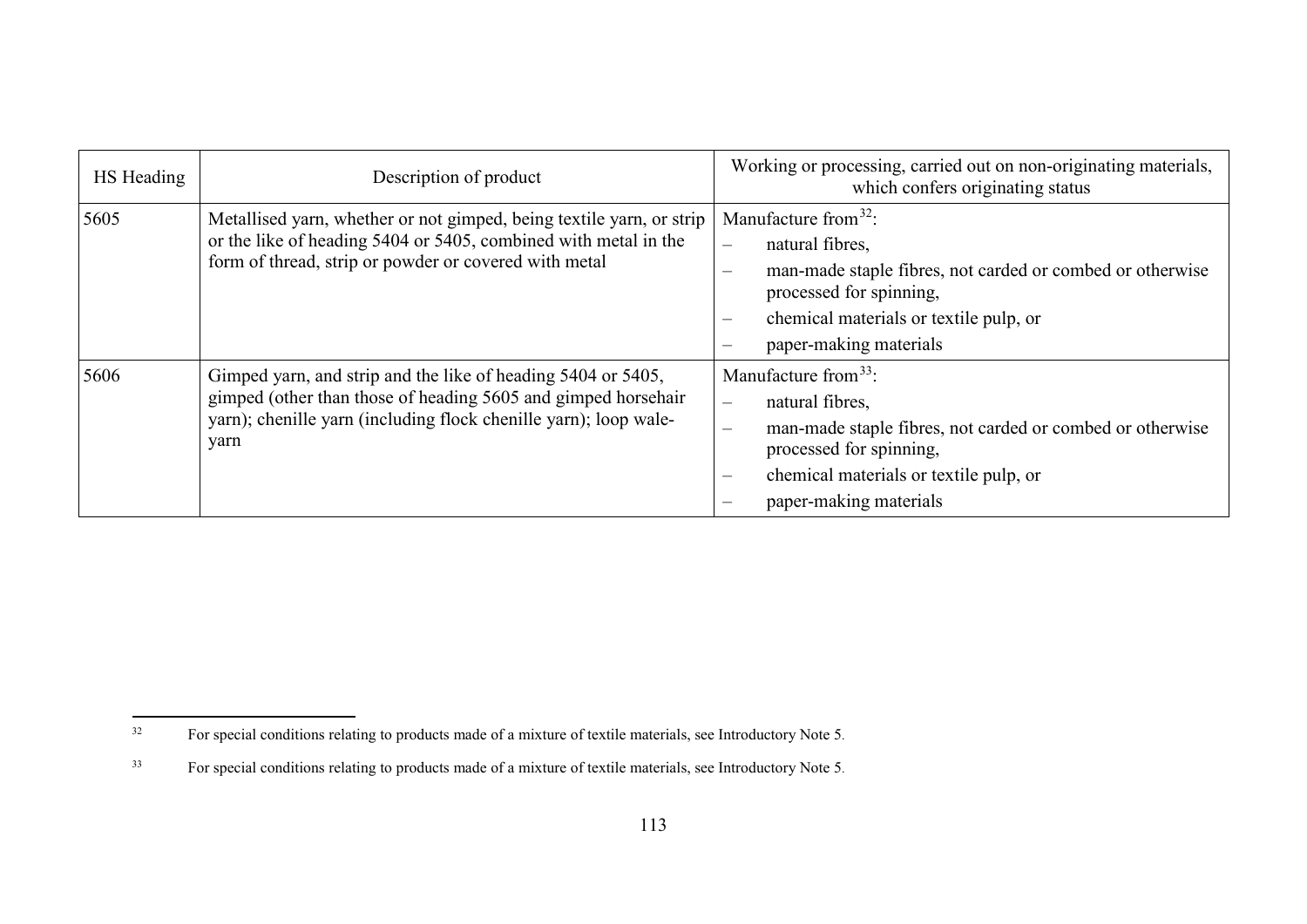| HS Heading | Description of product | Working or processing, carried out on non-originating materials, which confers originating status |
|---|---|---|
| 5605 | Metallised yarn, whether or not gimped, being textile yarn, or strip or the like of heading 5404 or 5405, combined with metal in the form of thread, strip or powder or covered with metal | Manufacture from[32]:<br>– natural fibres,<br>– man-made staple fibres, not carded or combed or otherwise processed for spinning,<br>– chemical materials or textile pulp, or<br>– paper-making materials |
| 5606 | Gimped yarn, and strip and the like of heading 5404 or 5405, gimped (other than those of heading 5605 and gimped horsehair yarn); chenille yarn (including flock chenille yarn); loop wale-yarn | Manufacture from[33]:<br>– natural fibres,<br>– man-made staple fibres, not carded or combed or otherwise processed for spinning,<br>– chemical materials or textile pulp, or<br>– paper-making materials |

[32] For special conditions relating to products made of a mixture of textile materials, see Introductory Note 5.

[33] For special conditions relating to products made of a mixture of textile materials, see Introductory Note 5.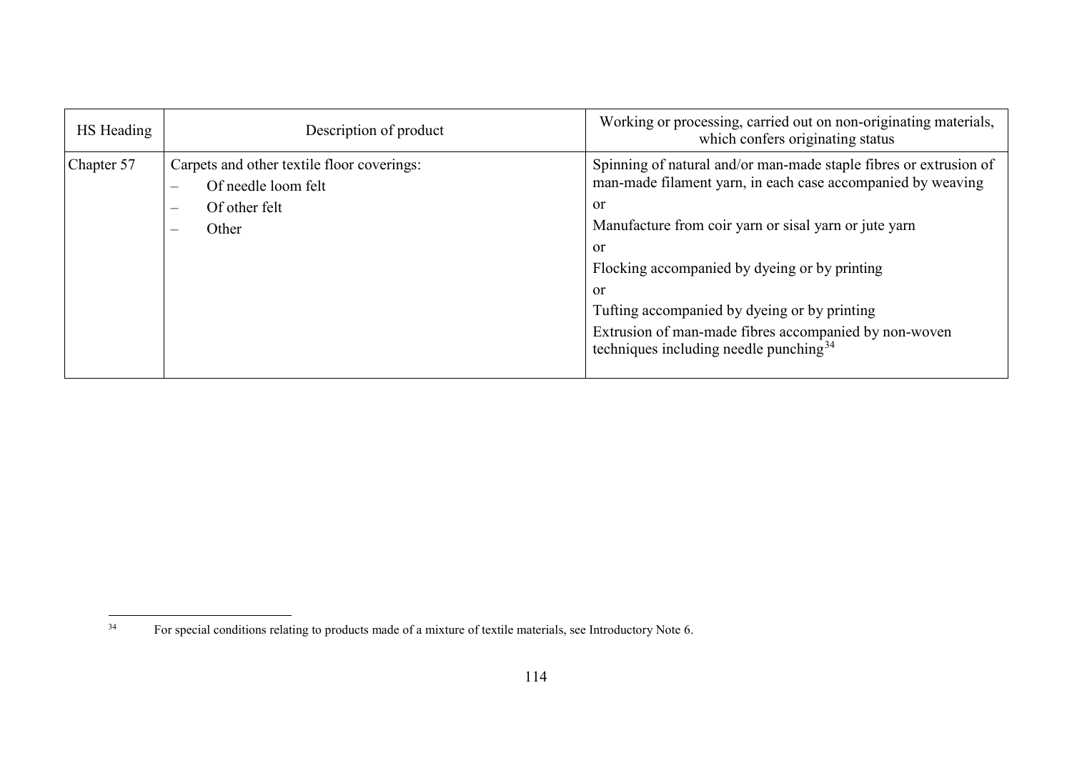| HS Heading | Description of product | Working or processing, carried out on non-originating materials, which confers originating status |
|---|---|---|
| Chapter 57 | Carpets and other textile floor coverings:<br>– Of needle loom felt<br>– Of other felt<br>– Other | Spinning of natural and/or man-made staple fibres or extrusion of man-made filament yarn, in each case accompanied by weaving<br>or<br>Manufacture from coir yarn or sisal yarn or jute yarn<br>or<br>Flocking accompanied by dyeing or by printing<br>or<br>Tufting accompanied by dyeing or by printing<br>Extrusion of man-made fibres accompanied by non-woven techniques including needle punching[34] |

[34] For special conditions relating to products made of a mixture of textile materials, see Introductory Note 6.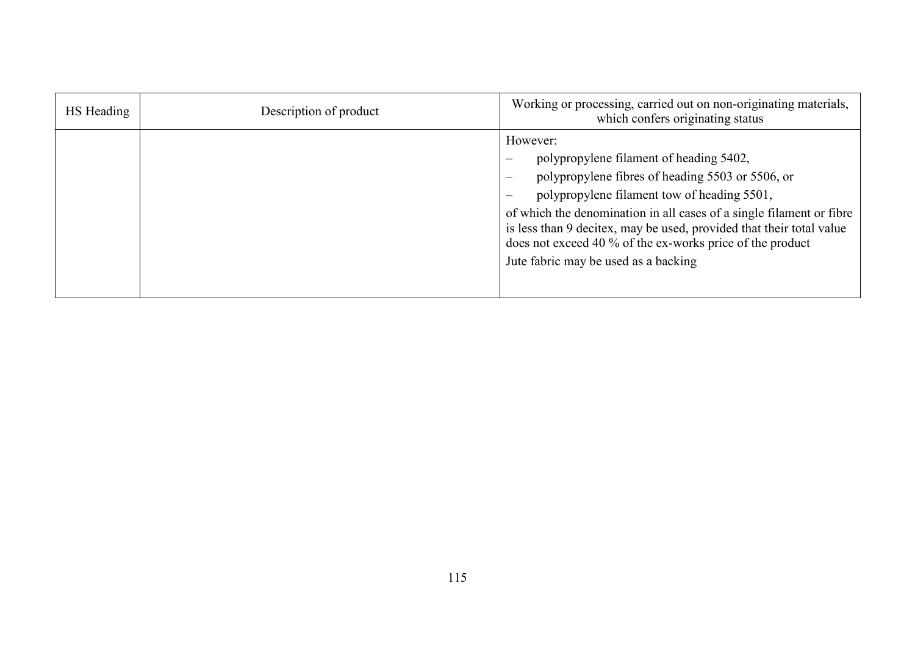| HS Heading | Description of product | Working or processing, carried out on non-originating materials, which confers originating status |
|---|---|---|
| | | However:<br>– polypropylene filament of heading 5402,<br>– polypropylene fibres of heading 5503 or 5506, or<br>– polypropylene filament tow of heading 5501,<br>of which the denomination in all cases of a single filament or fibre is less than 9 decitex, may be used, provided that their total value does not exceed 40 % of the ex-works price of the product<br>Jute fabric may be used as a backing |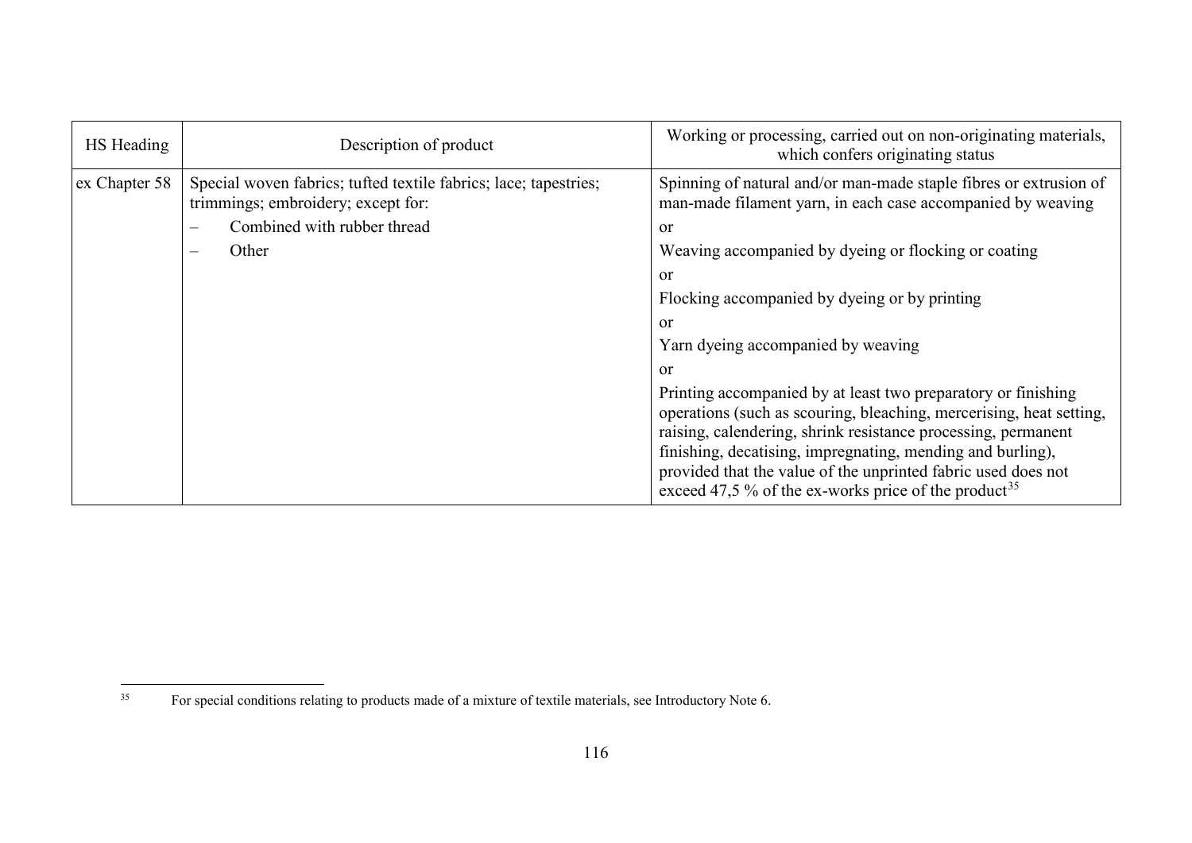| HS Heading | Description of product | Working or processing, carried out on non-originating materials, which confers originating status |
|---|---|---|
| ex Chapter 58 | Special woven fabrics; tufted textile fabrics; lace; tapestries; trimmings; embroidery; except for: | Spinning of natural and/or man-made staple fibres or extrusion of man-made filament yarn, in each case accompanied by weaving |
| | – Combined with rubber thread | or |
| | – Other | Weaving accompanied by dyeing or flocking or coating |
| | | or |
| | | Flocking accompanied by dyeing or by printing |
| | | or |
| | | Yarn dyeing accompanied by weaving |
| | | or |
| | | Printing accompanied by at least two preparatory or finishing operations (such as scouring, bleaching, mercerising, heat setting, raising, calendering, shrink resistance processing, permanent finishing, decatising, impregnating, mending and burling), provided that the value of the unprinted fabric used does not exceed 47,5 % of the ex-works price of the product[35] |

[35] For special conditions relating to products made of a mixture of textile materials, see Introductory Note 6.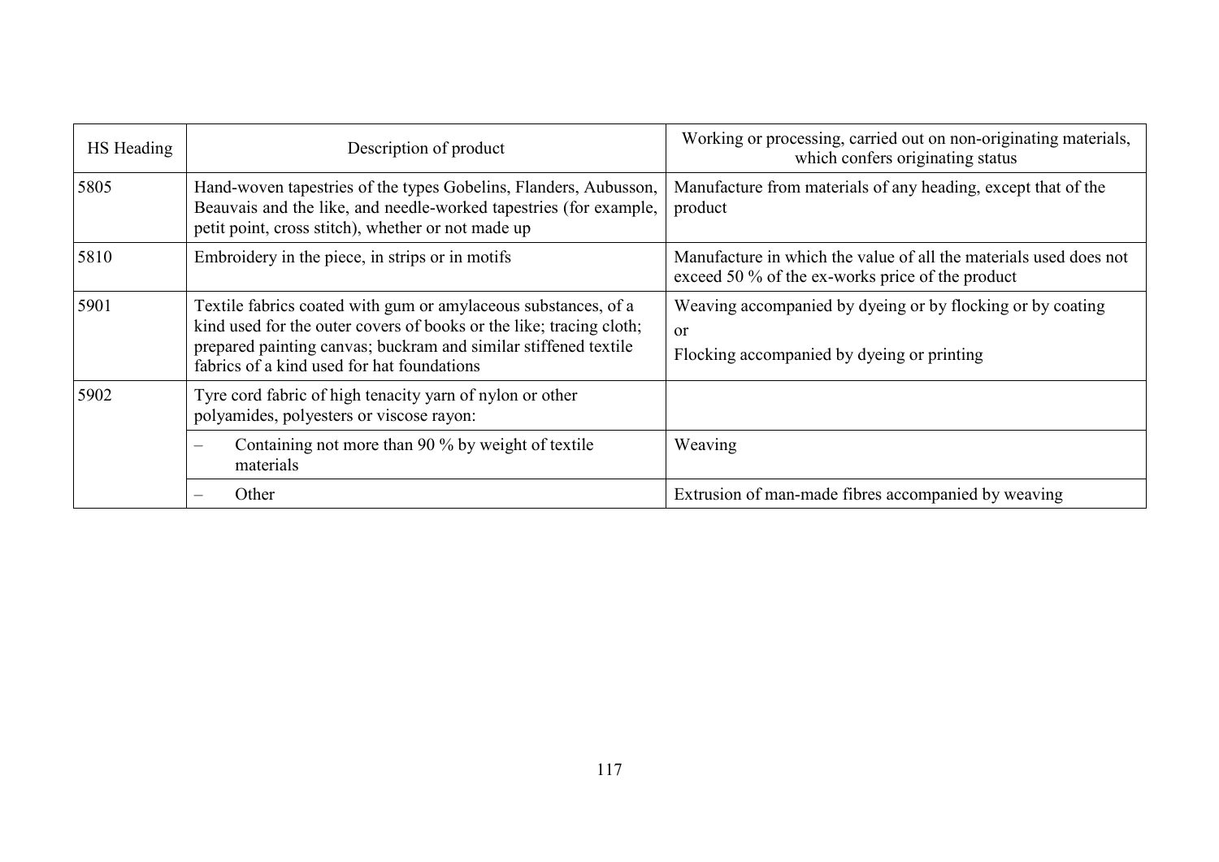| HS Heading | Description of product | Working or processing, carried out on non-originating materials, which confers originating status |
|---|---|---|
| 5805 | Hand-woven tapestries of the types Gobelins, Flanders, Aubusson, Beauvais and the like, and needle-worked tapestries (for example, petit point, cross stitch), whether or not made up | Manufacture from materials of any heading, except that of the product |
| 5810 | Embroidery in the piece, in strips or in motifs | Manufacture in which the value of all the materials used does not exceed 50 % of the ex-works price of the product |
| 5901 | Textile fabrics coated with gum or amylaceous substances, of a kind used for the outer covers of books or the like; tracing cloth; prepared painting canvas; buckram and similar stiffened textile fabrics of a kind used for hat foundations | Weaving accompanied by dyeing or by flocking or by coating<br>or<br>Flocking accompanied by dyeing or printing |
| 5902 | Tyre cord fabric of high tenacity yarn of nylon or other polyamides, polyesters or viscose rayon: | |
| | – Containing not more than 90 % by weight of textile materials | Weaving |
| | – Other | Extrusion of man-made fibres accompanied by weaving |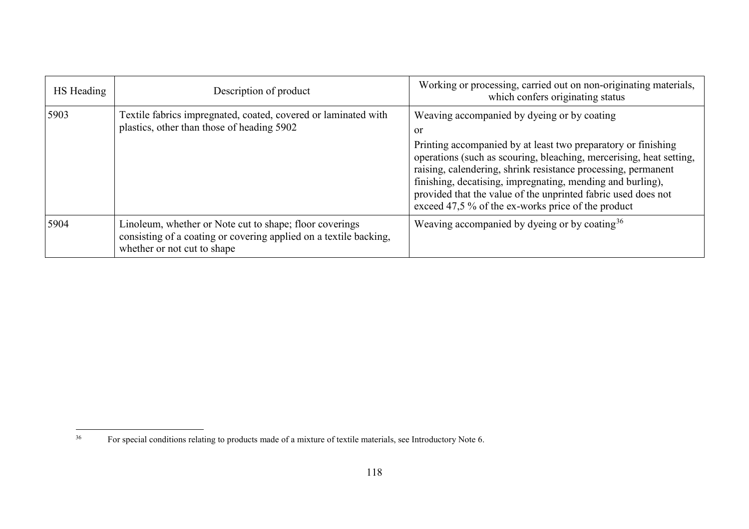| HS Heading | Description of product | Working or processing, carried out on non-originating materials, which confers originating status |
|---|---|---|
| 5903 | Textile fabrics impregnated, coated, covered or laminated with plastics, other than those of heading 5902 | Weaving accompanied by dyeing or by coating<br>or<br>Printing accompanied by at least two preparatory or finishing operations (such as scouring, bleaching, mercerising, heat setting, raising, calendering, shrink resistance processing, permanent finishing, decatising, impregnating, mending and burling), provided that the value of the unprinted fabric used does not exceed 47,5 % of the ex-works price of the product |
| 5904 | Linoleum, whether or Note cut to shape; floor coverings consisting of a coating or covering applied on a textile backing, whether or not cut to shape | Weaving accompanied by dyeing or by coating[36] |

[36] For special conditions relating to products made of a mixture of textile materials, see Introductory Note 6.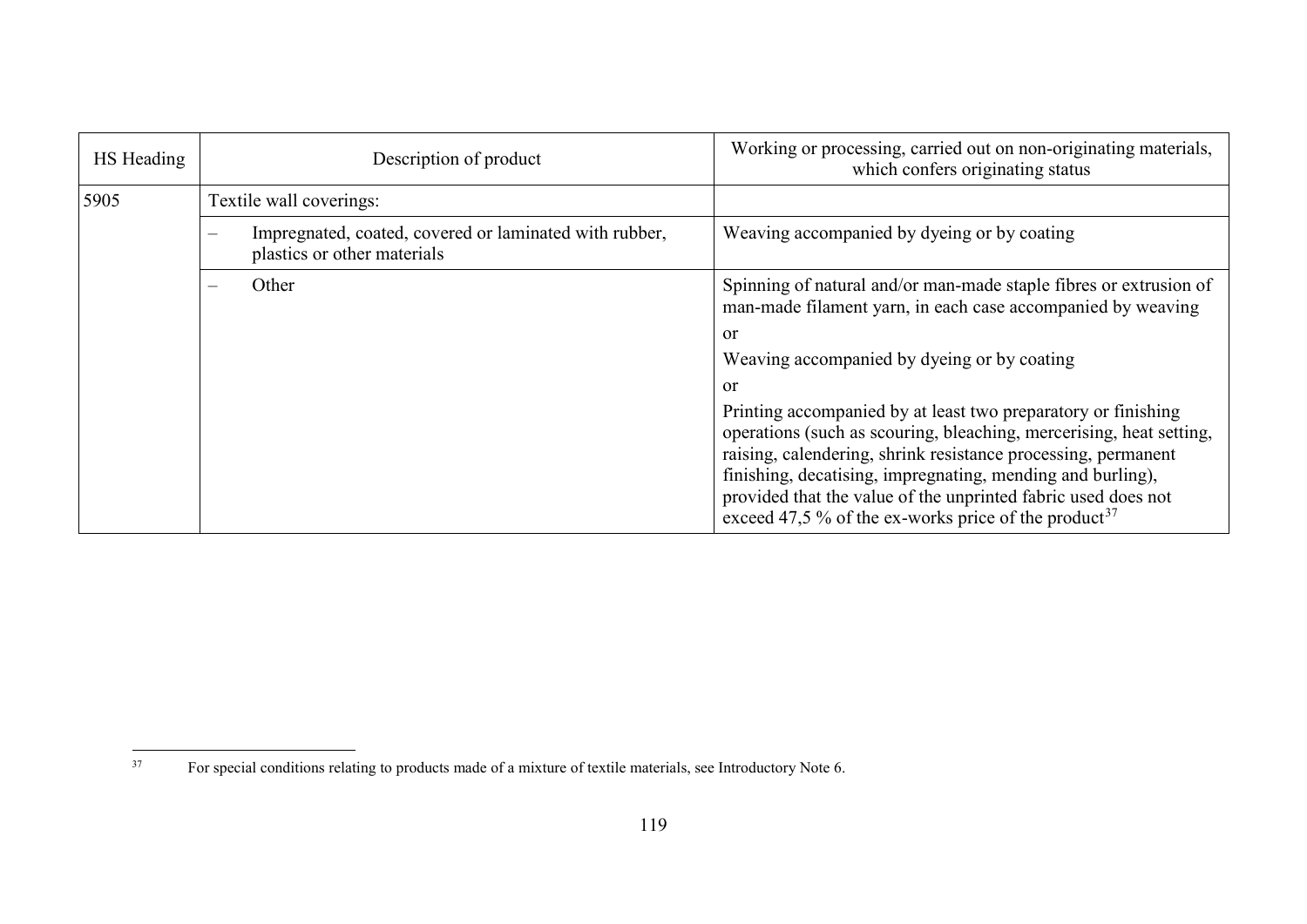| HS Heading | Description of product | Working or processing, carried out on non-originating materials, which confers originating status |
|---|---|---|
| 5905 | Textile wall coverings: | |
| | – Impregnated, coated, covered or laminated with rubber, plastics or other materials | Weaving accompanied by dyeing or by coating |
| | – Other | Spinning of natural and/or man-made staple fibres or extrusion of man-made filament yarn, in each case accompanied by weaving<br>or<br>Weaving accompanied by dyeing or by coating<br>or<br>Printing accompanied by at least two preparatory or finishing operations (such as scouring, bleaching, mercerising, heat setting, raising, calendering, shrink resistance processing, permanent finishing, decatising, impregnating, mending and burling), provided that the value of the unprinted fabric used does not exceed 47,5 % of the ex-works price of the product[37] |

[37] For special conditions relating to products made of a mixture of textile materials, see Introductory Note 6.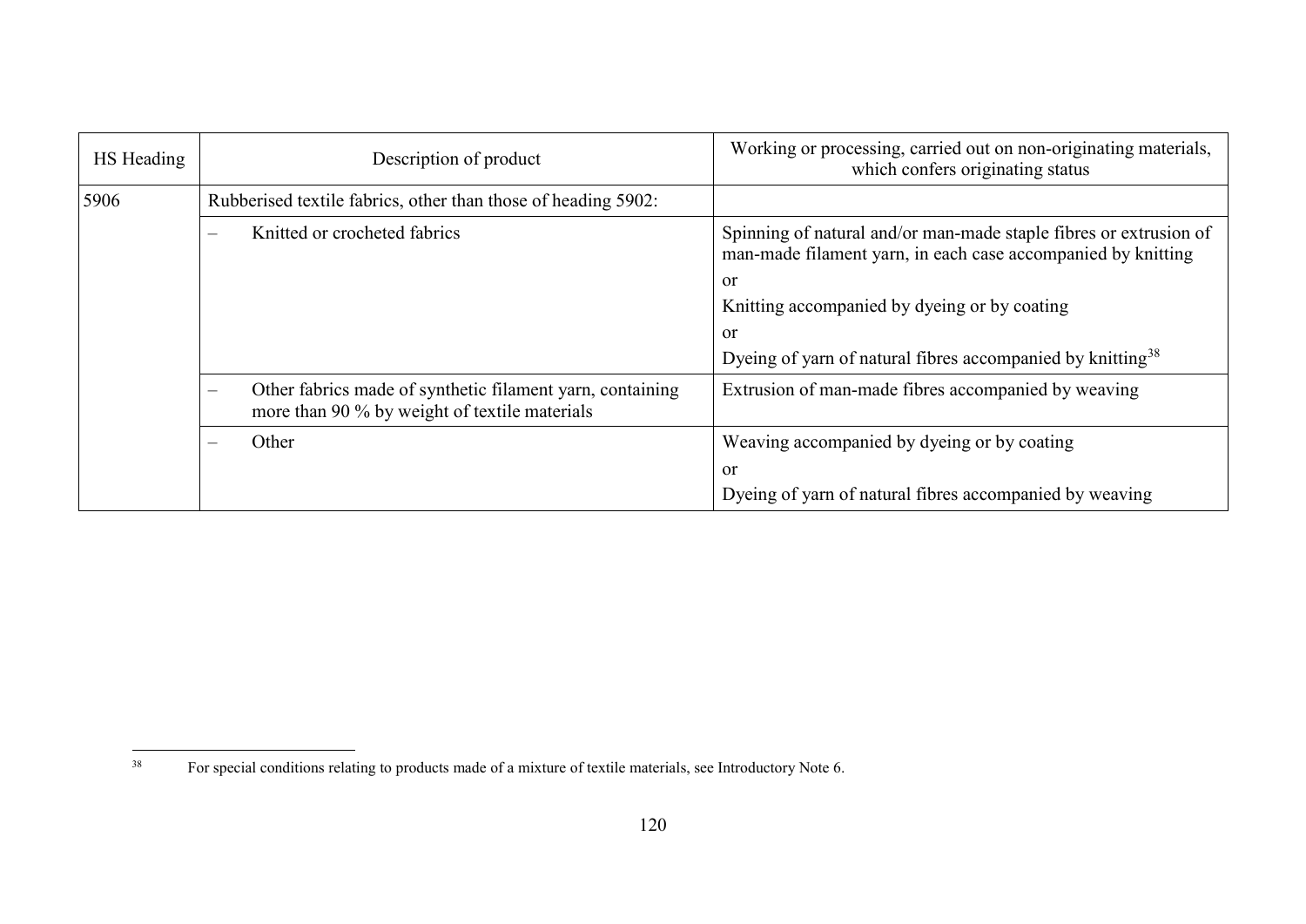| HS Heading | Description of product | Working or processing, carried out on non-originating materials, which confers originating status |
|---|---|---|
| 5906 | Rubberised textile fabrics, other than those of heading 5902: | |
| | – Knitted or crocheted fabrics | Spinning of natural and/or man-made staple fibres or extrusion of man-made filament yarn, in each case accompanied by knitting<br>or<br>Knitting accompanied by dyeing or by coating<br>or<br>Dyeing of yarn of natural fibres accompanied by knitting[38] |
| | – Other fabrics made of synthetic filament yarn, containing more than 90 % by weight of textile materials | Extrusion of man-made fibres accompanied by weaving |
| | – Other | Weaving accompanied by dyeing or by coating<br>or<br>Dyeing of yarn of natural fibres accompanied by weaving |

[38] For special conditions relating to products made of a mixture of textile materials, see Introductory Note 6.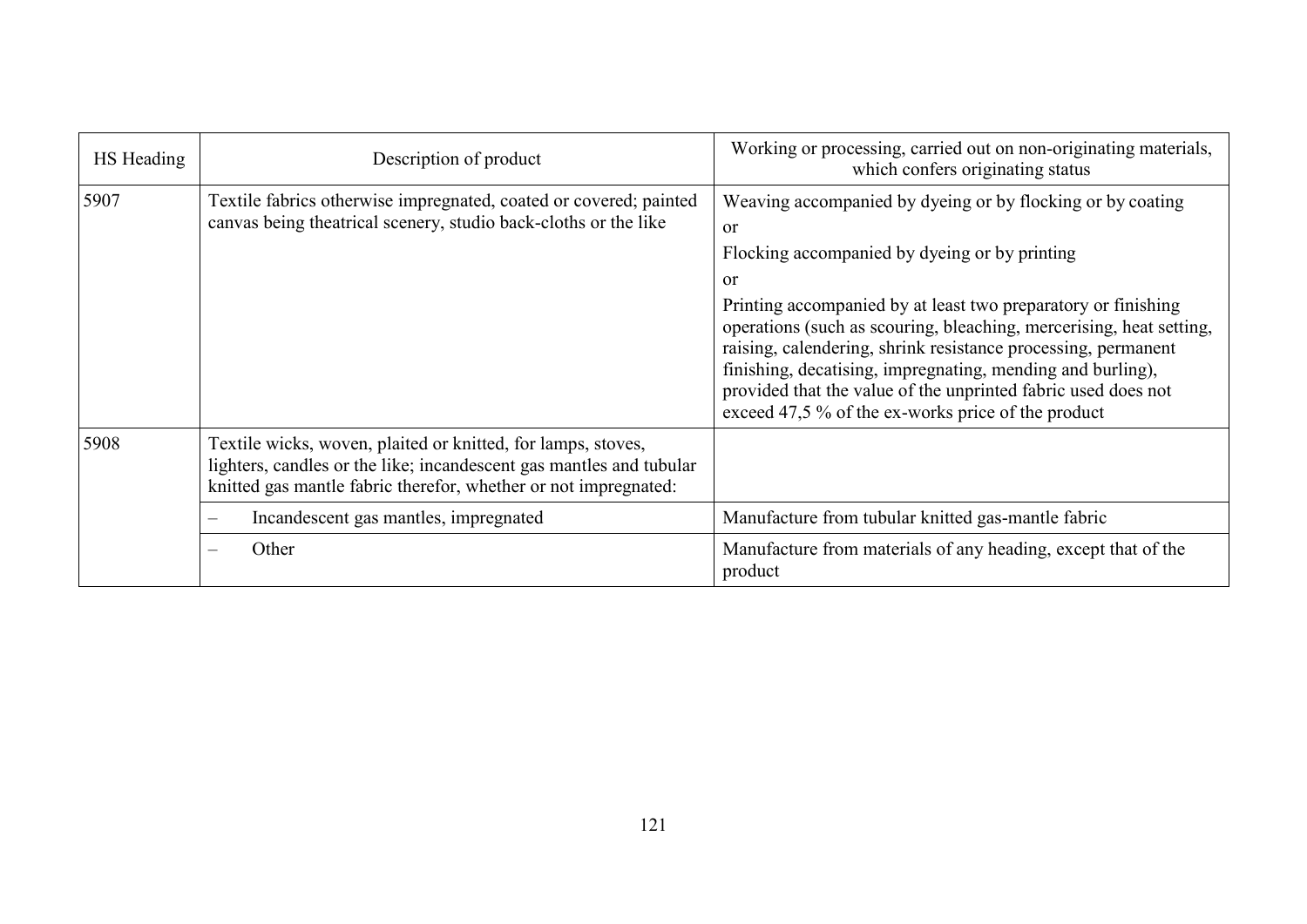| HS Heading | Description of product | Working or processing, carried out on non-originating materials, which confers originating status |
|---|---|---|
| 5907 | Textile fabrics otherwise impregnated, coated or covered; painted canvas being theatrical scenery, studio back-cloths or the like | Weaving accompanied by dyeing or by flocking or by coating<br>or<br>Flocking accompanied by dyeing or by printing<br>or<br>Printing accompanied by at least two preparatory or finishing operations (such as scouring, bleaching, mercerising, heat setting, raising, calendering, shrink resistance processing, permanent finishing, decatising, impregnating, mending and burling), provided that the value of the unprinted fabric used does not exceed 47,5 % of the ex-works price of the product |
| 5908 | Textile wicks, woven, plaited or knitted, for lamps, stoves, lighters, candles or the like; incandescent gas mantles and tubular knitted gas mantle fabric therefor, whether or not impregnated: | |
| | – Incandescent gas mantles, impregnated | Manufacture from tubular knitted gas-mantle fabric |
| | – Other | Manufacture from materials of any heading, except that of the product |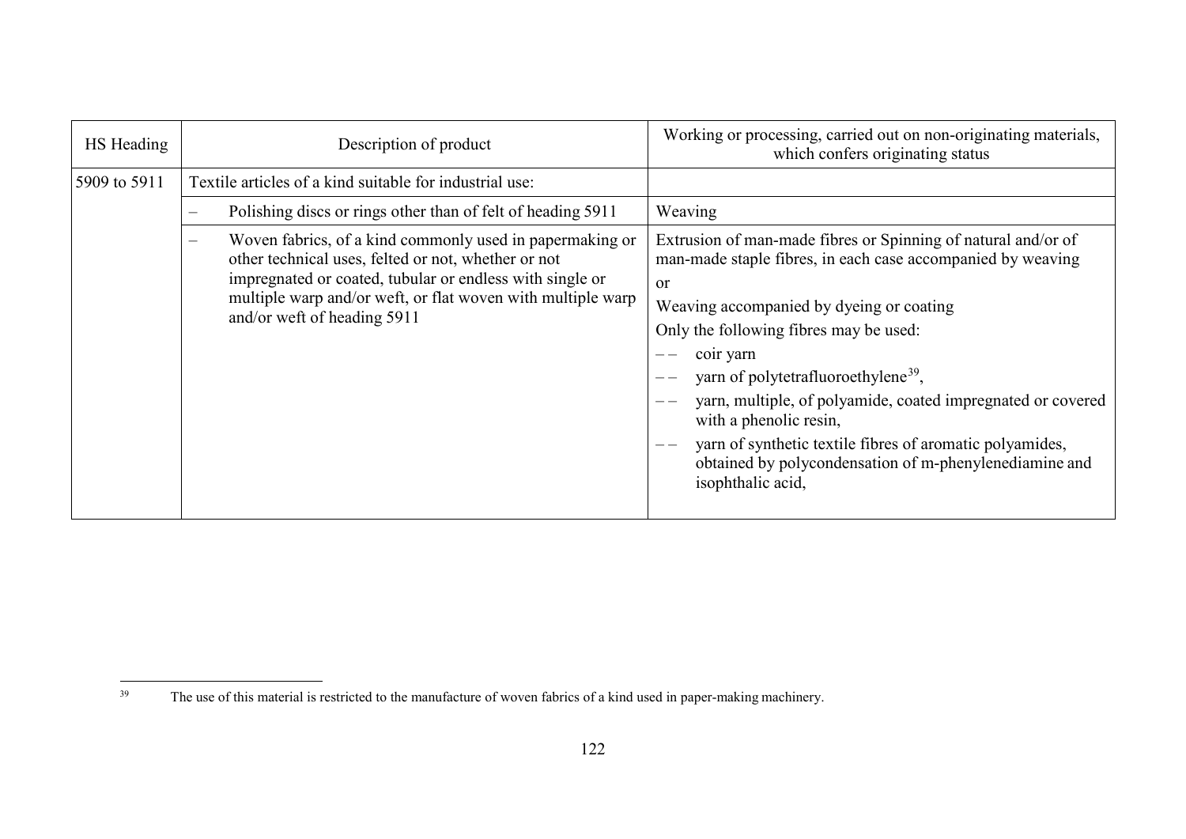| HS Heading | Description of product | Working or processing, carried out on non-originating materials, which confers originating status |
|---|---|---|
| 5909 to 5911 | Textile articles of a kind suitable for industrial use: | |
| | – Polishing discs or rings other than of felt of heading 5911 | Weaving |
| | – Woven fabrics, of a kind commonly used in papermaking or other technical uses, felted or not, whether or not impregnated or coated, tubular or endless with single or multiple warp and/or weft, or flat woven with multiple warp and/or weft of heading 5911 | Extrusion of man-made fibres or Spinning of natural and/or of man-made staple fibres, in each case accompanied by weaving<br>or<br>Weaving accompanied by dyeing or coating<br>Only the following fibres may be used:<br>– – coir yarn<br>– – yarn of polytetrafluoroethylene[39],<br>– – yarn, multiple, of polyamide, coated impregnated or covered with a phenolic resin,<br>– – yarn of synthetic textile fibres of aromatic polyamides, obtained by polycondensation of m-phenylenediamine and isophthalic acid, |

[39] The use of this material is restricted to the manufacture of woven fabrics of a kind used in paper-making machinery.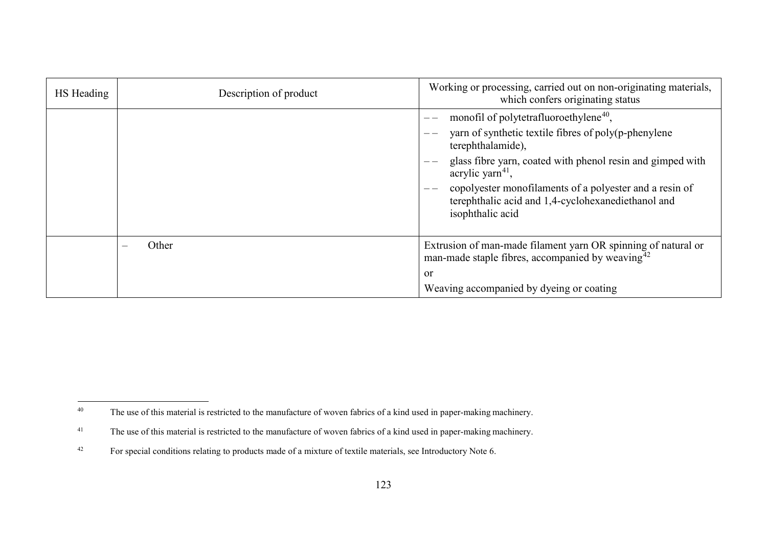| HS Heading | Description of product | Working or processing, carried out on non-originating materials, which confers originating status |
|---|---|---|
| | | – – monofil of polytetrafluoroethylene[40], <br> – – yarn of synthetic textile fibres of poly(p-phenylene terephthalamide), <br> – – glass fibre yarn, coated with phenol resin and gimped with acrylic yarn[41], <br> – – copolyester monofilaments of a polyester and a resin of terephthalic acid and 1,4-cyclohexanediethanol and isophthalic acid |
| | – Other | Extrusion of man-made filament yarn OR spinning of natural or man-made staple fibres, accompanied by weaving[42] <br> or <br> Weaving accompanied by dyeing or coating |

[40] The use of this material is restricted to the manufacture of woven fabrics of a kind used in paper-making machinery.

[41] The use of this material is restricted to the manufacture of woven fabrics of a kind used in paper-making machinery.

[42] For special conditions relating to products made of a mixture of textile materials, see Introductory Note 6.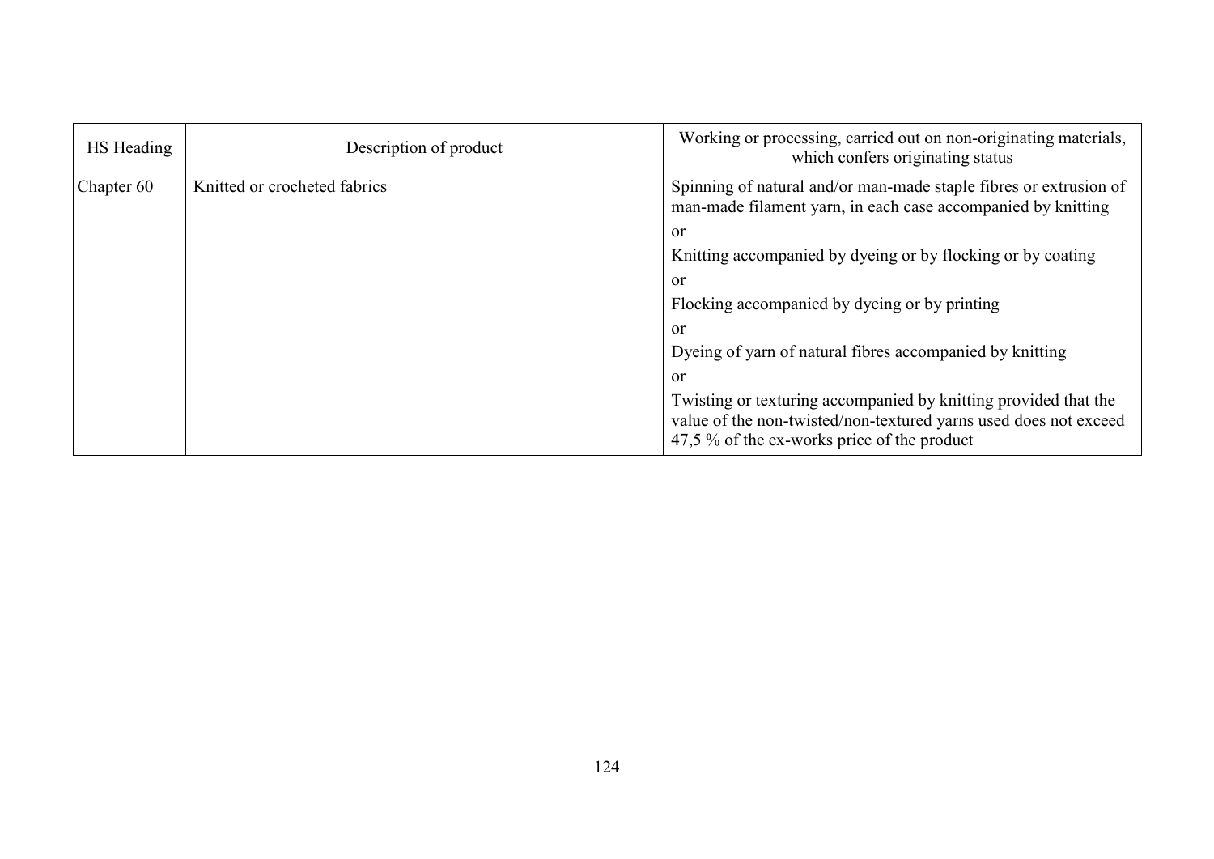| HS Heading | Description of product | Working or processing, carried out on non-originating materials, which confers originating status |
|---|---|---|
| Chapter 60 | Knitted or crocheted fabrics | Spinning of natural and/or man-made staple fibres or extrusion of man-made filament yarn, in each case accompanied by knitting<br>or<br>Knitting accompanied by dyeing or by flocking or by coating<br>or<br>Flocking accompanied by dyeing or by printing<br>or<br>Dyeing of yarn of natural fibres accompanied by knitting<br>or<br>Twisting or texturing accompanied by knitting provided that the value of the non-twisted/non-textured yarns used does not exceed 47,5 % of the ex-works price of the product |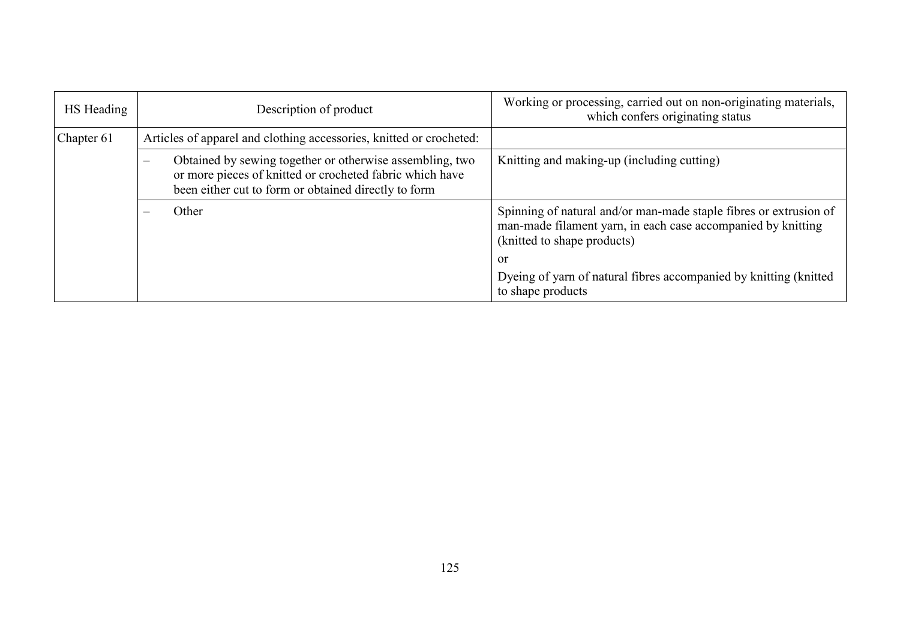| HS Heading | Description of product | Working or processing, carried out on non-originating materials, which confers originating status |
|---|---|---|
| Chapter 61 | Articles of apparel and clothing accessories, knitted or crocheted: | |
| | – Obtained by sewing together or otherwise assembling, two or more pieces of knitted or crocheted fabric which have been either cut to form or obtained directly to form | Knitting and making-up (including cutting) |
| | – Other | Spinning of natural and/or man-made staple fibres or extrusion of man-made filament yarn, in each case accompanied by knitting (knitted to shape products)<br><br>or<br><br>Dyeing of yarn of natural fibres accompanied by knitting (knitted to shape products |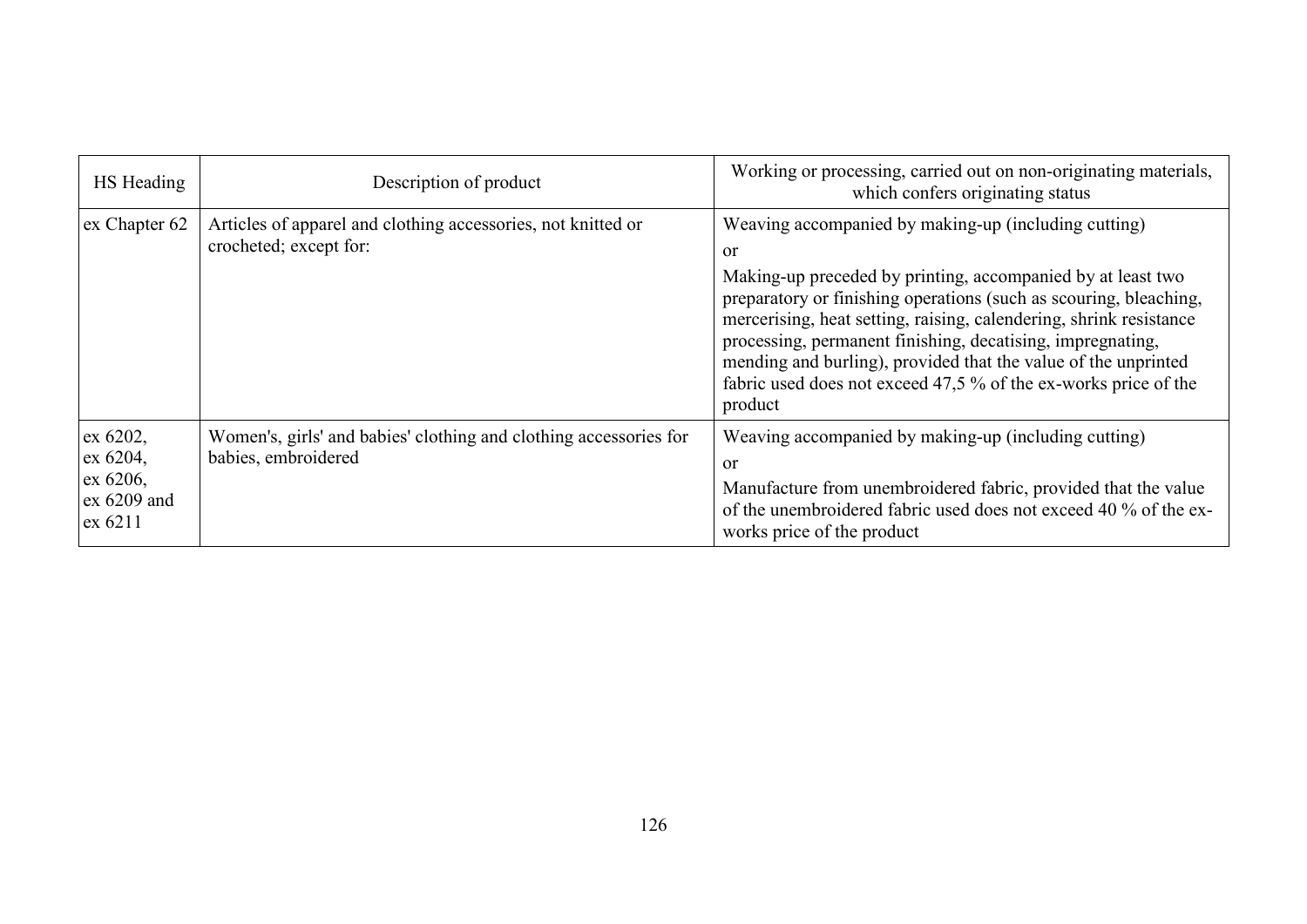| HS Heading | Description of product | Working or processing, carried out on non-originating materials, which confers originating status |
|---|---|---|
| ex Chapter 62 | Articles of apparel and clothing accessories, not knitted or crocheted; except for: | Weaving accompanied by making-up (including cutting)<br>or<br>Making-up preceded by printing, accompanied by at least two preparatory or finishing operations (such as scouring, bleaching, mercerising, heat setting, raising, calendering, shrink resistance processing, permanent finishing, decatising, impregnating, mending and burling), provided that the value of the unprinted fabric used does not exceed 47,5 % of the ex-works price of the product |
| ex 6202, ex 6204, ex 6206, ex 6209 and ex 6211 | Women's, girls' and babies' clothing and clothing accessories for babies, embroidered | Weaving accompanied by making-up (including cutting)<br>or<br>Manufacture from unembroidered fabric, provided that the value of the unembroidered fabric used does not exceed 40 % of the ex-works price of the product |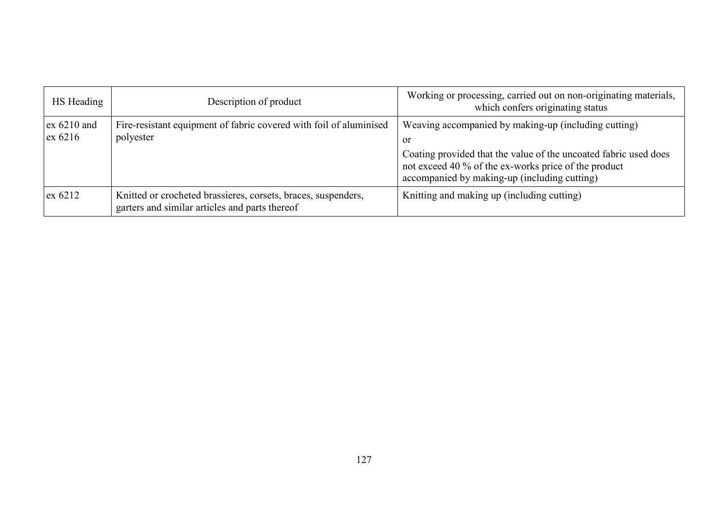| HS Heading | Description of product | Working or processing, carried out on non-originating materials, which confers originating status |
|---|---|---|
| ex 6210 and ex 6216 | Fire-resistant equipment of fabric covered with foil of aluminised polyester | Weaving accompanied by making-up (including cutting)<br>or<br>Coating provided that the value of the uncoated fabric used does not exceed 40 % of the ex-works price of the product accompanied by making-up (including cutting) |
| ex 6212 | Knitted or crocheted brassieres, corsets, braces, suspenders, garters and similar articles and parts thereof | Knitting and making up (including cutting) |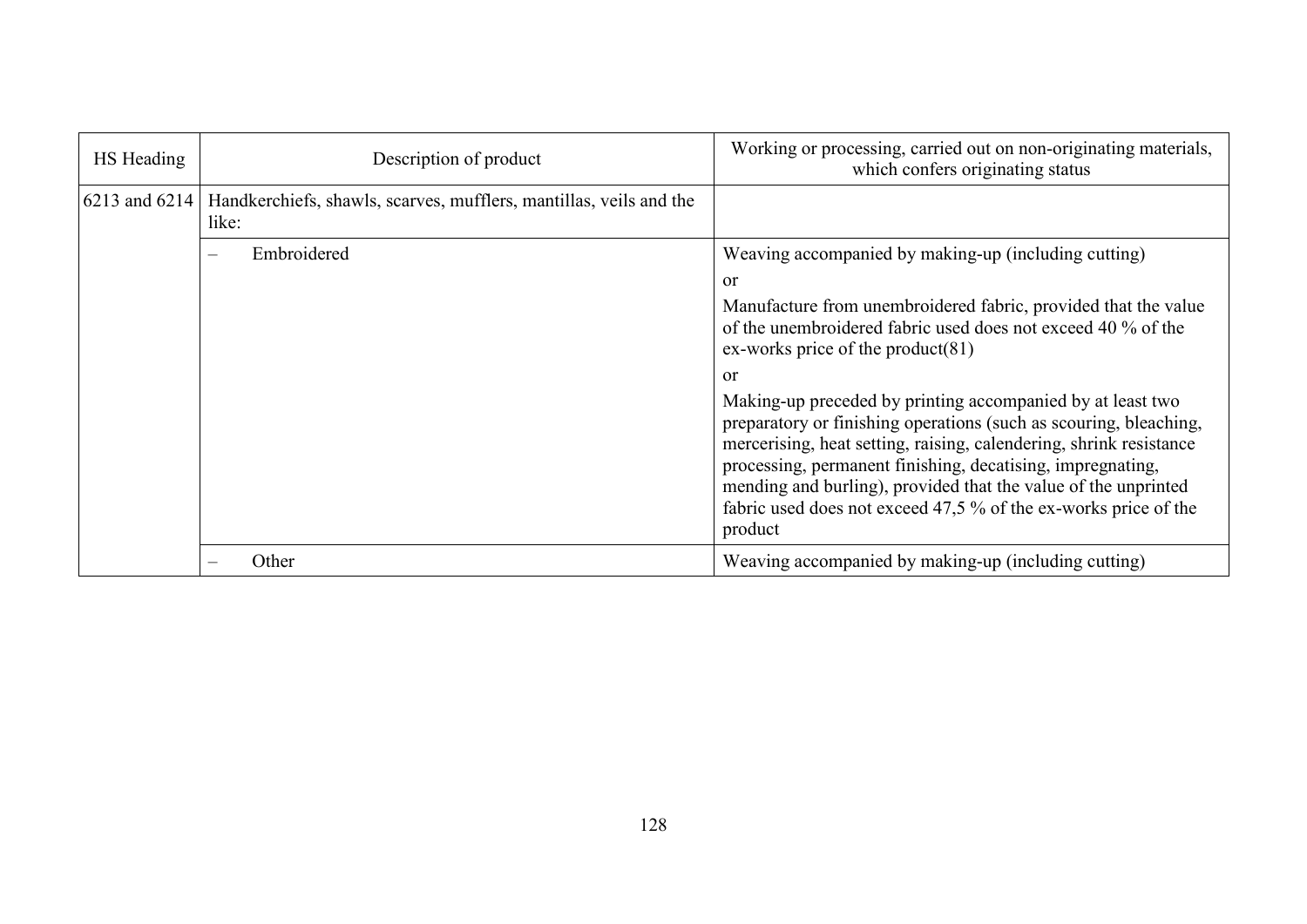| HS Heading | Description of product | Working or processing, carried out on non-originating materials, which confers originating status |
|---|---|---|
| 6213 and 6214 | Handkerchiefs, shawls, scarves, mufflers, mantillas, veils and the like: | |
| | – Embroidered | Weaving accompanied by making-up (including cutting)<br><br>or<br><br>Manufacture from unembroidered fabric, provided that the value of the unembroidered fabric used does not exceed 40 % of the ex-works price of the product(81)<br><br>or<br><br>Making-up preceded by printing accompanied by at least two preparatory or finishing operations (such as scouring, bleaching, mercerising, heat setting, raising, calendering, shrink resistance processing, permanent finishing, decatising, impregnating, mending and burling), provided that the value of the unprinted fabric used does not exceed 47,5 % of the ex-works price of the product |
| | – Other | Weaving accompanied by making-up (including cutting) |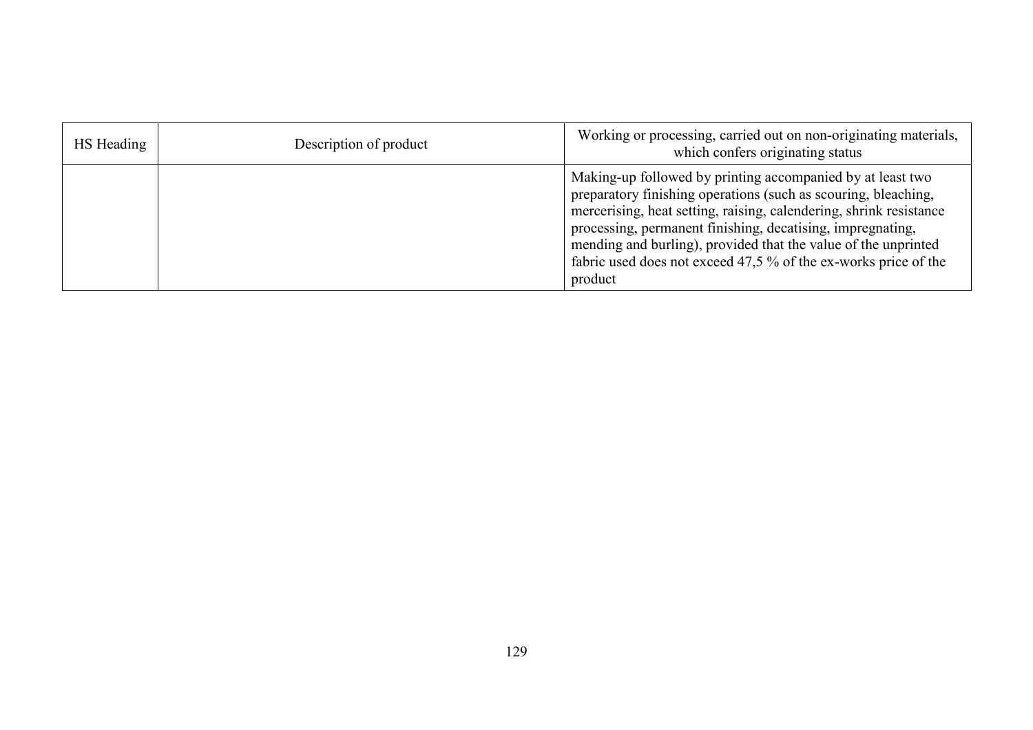| HS Heading | Description of product | Working or processing, carried out on non-originating materials, which confers originating status |
|---|---|---|
| | | Making-up followed by printing accompanied by at least two preparatory finishing operations (such as scouring, bleaching, mercerising, heat setting, raising, calendering, shrink resistance processing, permanent finishing, decatising, impregnating, mending and burling), provided that the value of the unprinted fabric used does not exceed 47,5 % of the ex-works price of the product |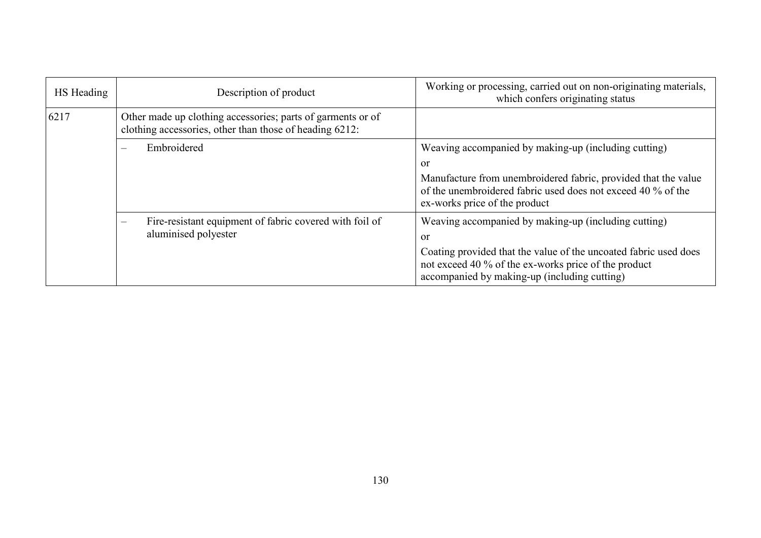| HS Heading | Description of product | Working or processing, carried out on non-originating materials, which confers originating status |
|---|---|---|
| 6217 | Other made up clothing accessories; parts of garments or of clothing accessories, other than those of heading 6212: | |
| | – Embroidered | Weaving accompanied by making-up (including cutting)<br>or<br>Manufacture from unembroidered fabric, provided that the value of the unembroidered fabric used does not exceed 40 % of the ex-works price of the product |
| | – Fire-resistant equipment of fabric covered with foil of aluminised polyester | Weaving accompanied by making-up (including cutting)<br>or<br>Coating provided that the value of the uncoated fabric used does not exceed 40 % of the ex-works price of the product accompanied by making-up (including cutting) |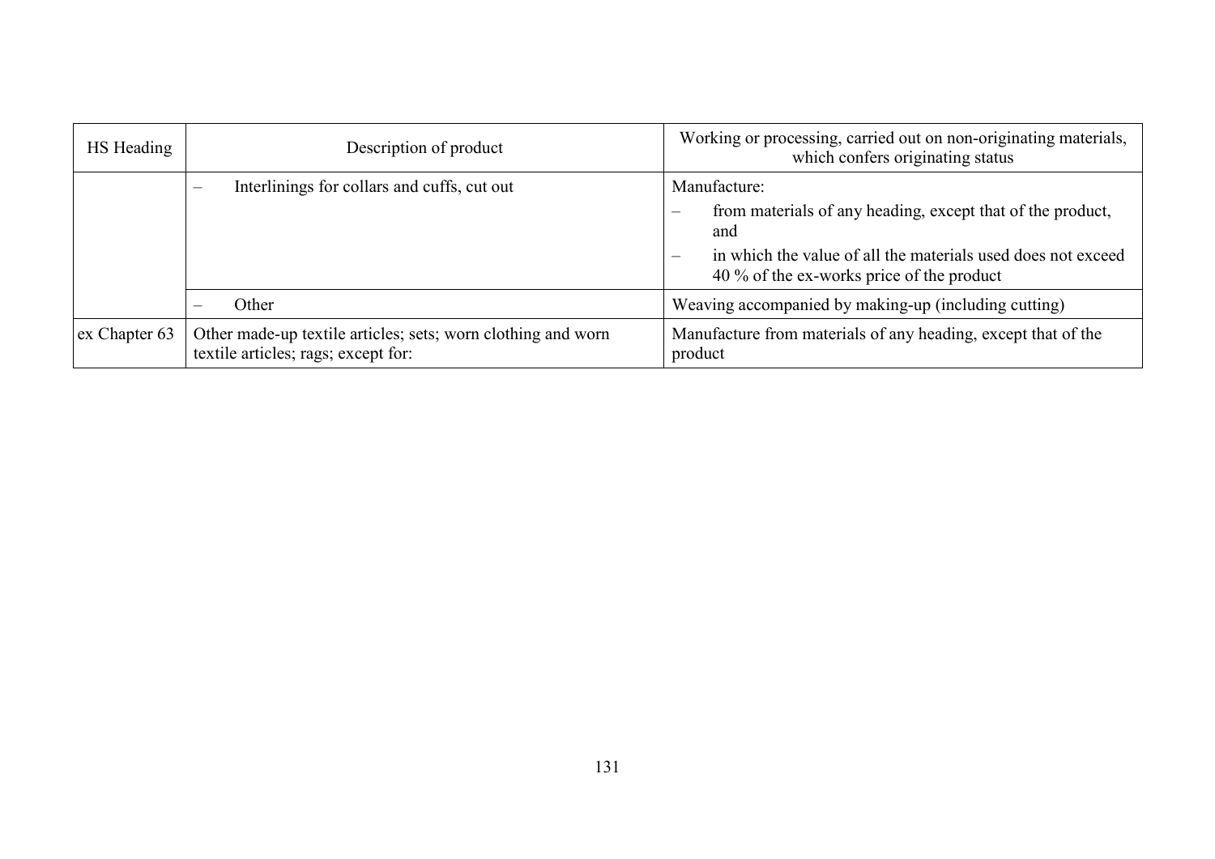| HS Heading | Description of product | Working or processing, carried out on non-originating materials, which confers originating status |
|---|---|---|
| | – Interlinings for collars and cuffs, cut out | Manufacture:<br>– from materials of any heading, except that of the product, and<br>– in which the value of all the materials used does not exceed 40 % of the ex-works price of the product |
| | – Other | Weaving accompanied by making-up (including cutting) |
| ex Chapter 63 | Other made-up textile articles; sets; worn clothing and worn textile articles; rags; except for: | Manufacture from materials of any heading, except that of the product |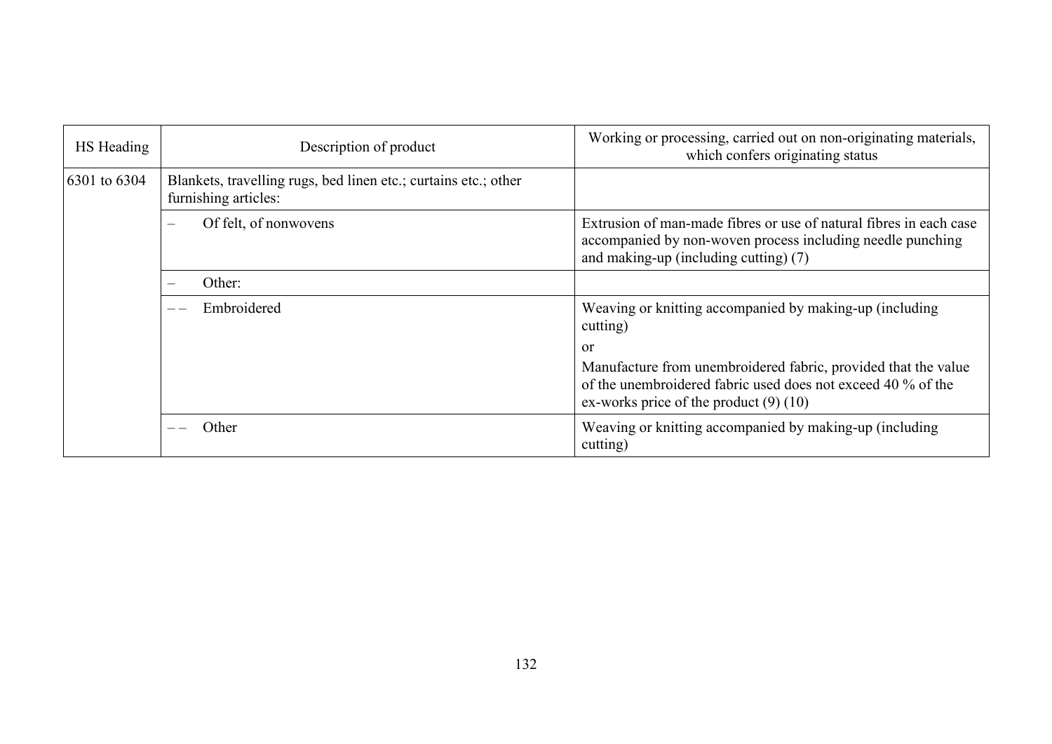| HS Heading | Description of product | Working or processing, carried out on non-originating materials, which confers originating status |
|---|---|---|
| 6301 to 6304 | Blankets, travelling rugs, bed linen etc.; curtains etc.; other furnishing articles: | |
| | – Of felt, of nonwovens | Extrusion of man-made fibres or use of natural fibres in each case accompanied by non-woven process including needle punching and making-up (including cutting) (7) |
| | – Other: | |
| | – – Embroidered | Weaving or knitting accompanied by making-up (including cutting)<br>or<br>Manufacture from unembroidered fabric, provided that the value of the unembroidered fabric used does not exceed 40 % of the ex-works price of the product (9) (10) |
| | – – Other | Weaving or knitting accompanied by making-up (including cutting) |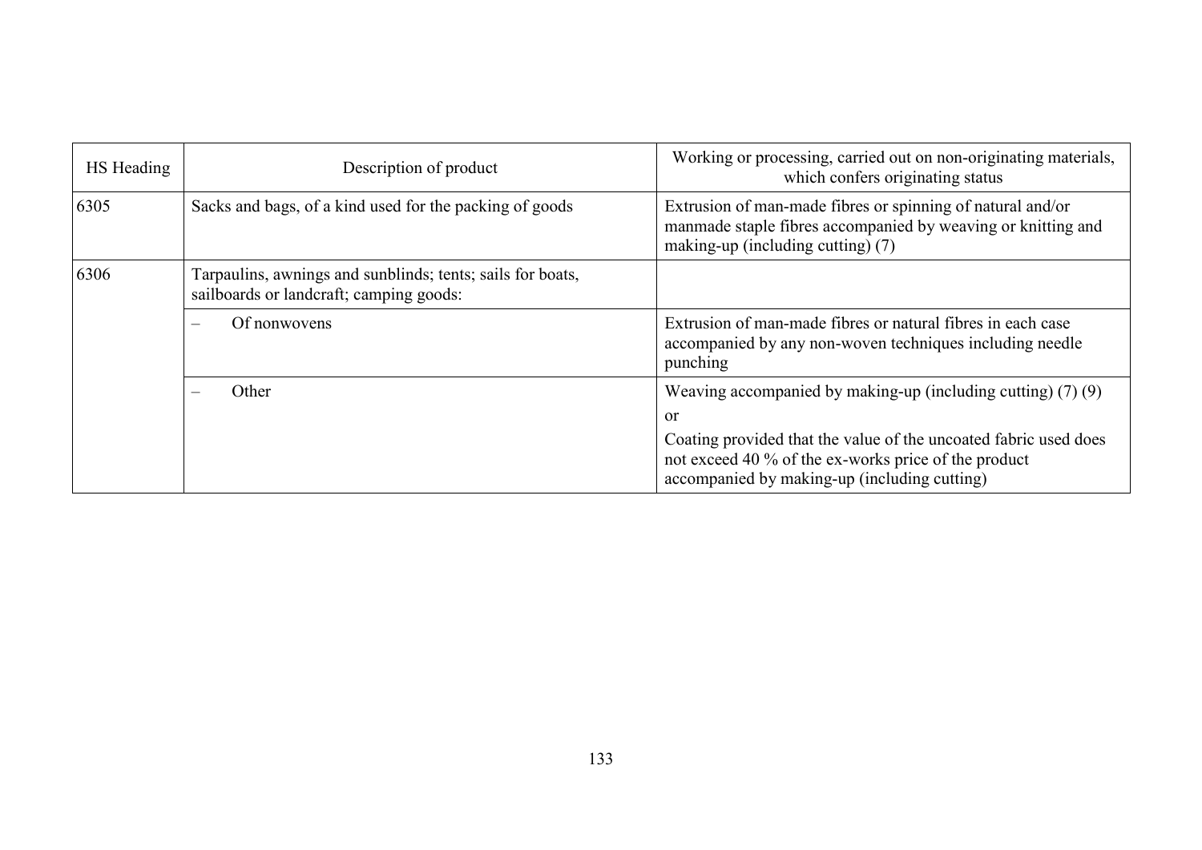| HS Heading | Description of product | Working or processing, carried out on non-originating materials, which confers originating status |
| --- | --- | --- |
| 6305 | Sacks and bags, of a kind used for the packing of goods | Extrusion of man-made fibres or spinning of natural and/or manmade staple fibres accompanied by weaving or knitting and making-up (including cutting) (7) |
| 6306 | Tarpaulins, awnings and sunblinds; tents; sails for boats, sailboards or landcraft; camping goods: | |
| | – Of nonwovens | Extrusion of man-made fibres or natural fibres in each case accompanied by any non-woven techniques including needle punching |
| | – Other | Weaving accompanied by making-up (including cutting) (7) (9)<br>or<br>Coating provided that the value of the uncoated fabric used does not exceed 40 % of the ex-works price of the product accompanied by making-up (including cutting) |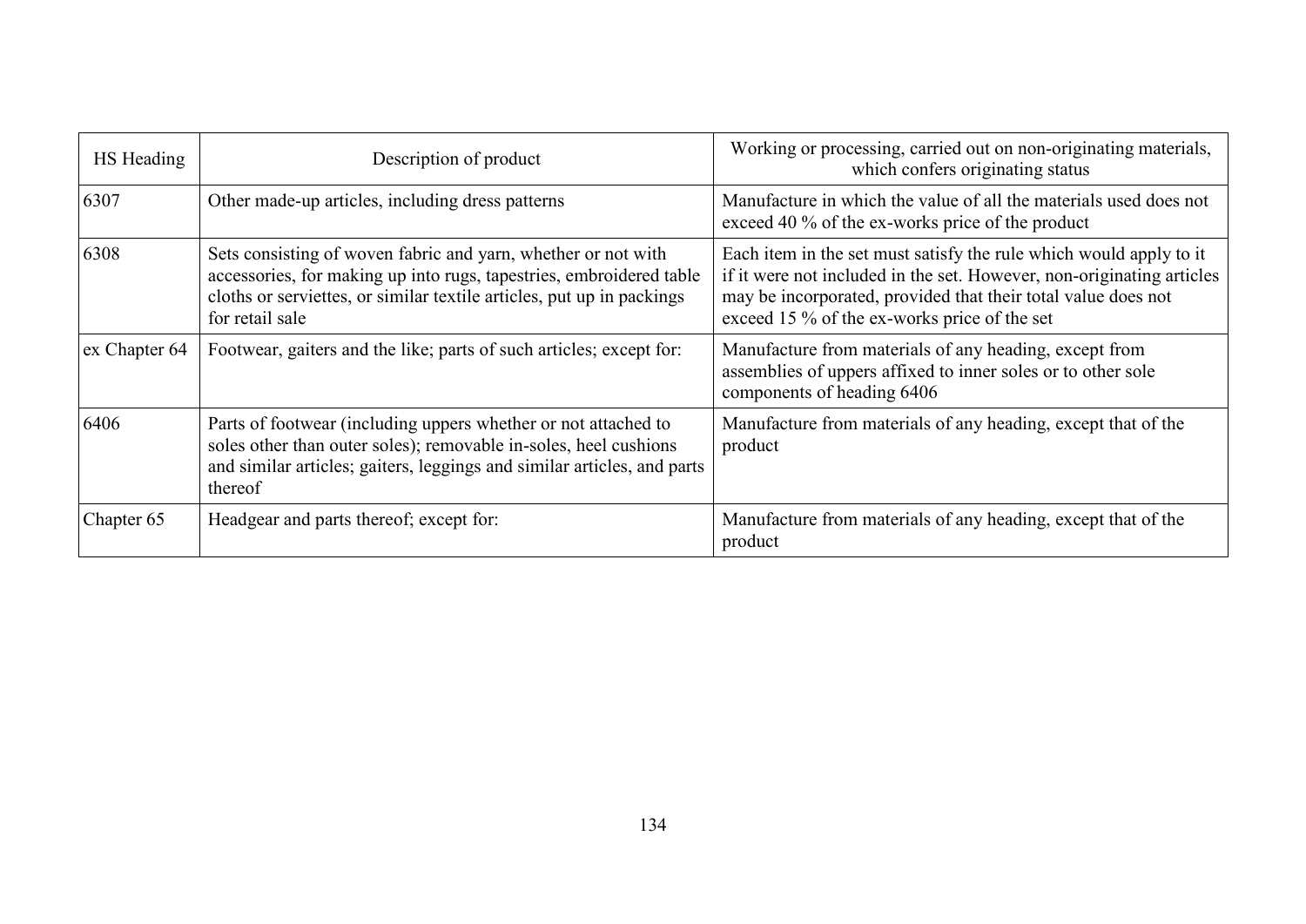| HS Heading | Description of product | Working or processing, carried out on non-originating materials, which confers originating status |
|---|---|---|
| 6307 | Other made-up articles, including dress patterns | Manufacture in which the value of all the materials used does not exceed 40 % of the ex-works price of the product |
| 6308 | Sets consisting of woven fabric and yarn, whether or not with accessories, for making up into rugs, tapestries, embroidered table cloths or serviettes, or similar textile articles, put up in packings for retail sale | Each item in the set must satisfy the rule which would apply to it if it were not included in the set. However, non-originating articles may be incorporated, provided that their total value does not exceed 15 % of the ex-works price of the set |
| ex Chapter 64 | Footwear, gaiters and the like; parts of such articles; except for: | Manufacture from materials of any heading, except from assemblies of uppers affixed to inner soles or to other sole components of heading 6406 |
| 6406 | Parts of footwear (including uppers whether or not attached to soles other than outer soles); removable in-soles, heel cushions and similar articles; gaiters, leggings and similar articles, and parts thereof | Manufacture from materials of any heading, except that of the product |
| Chapter 65 | Headgear and parts thereof; except for: | Manufacture from materials of any heading, except that of the product |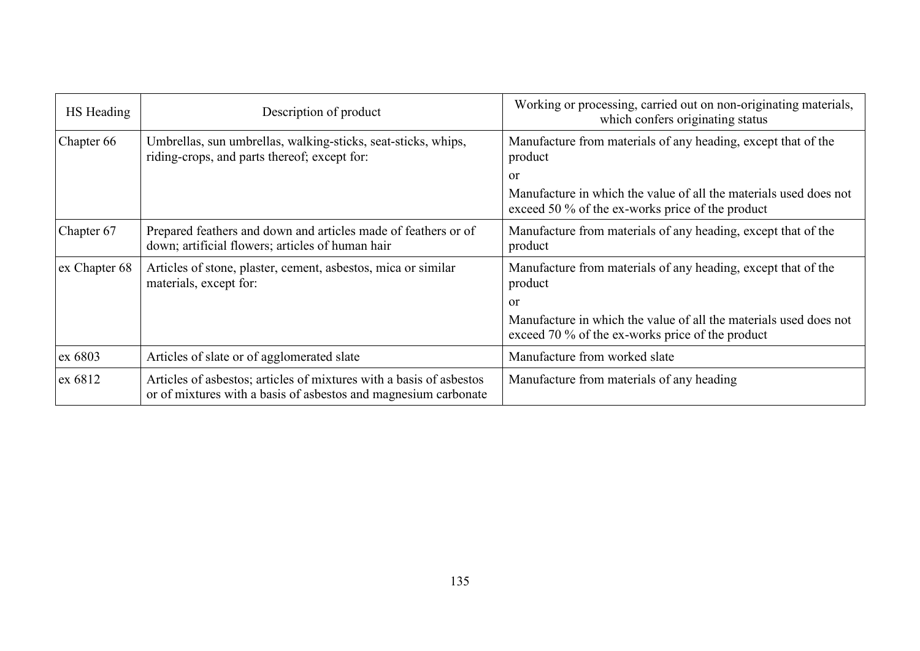| HS Heading | Description of product | Working or processing, carried out on non-originating materials, which confers originating status |
|---|---|---|
| Chapter 66 | Umbrellas, sun umbrellas, walking-sticks, seat-sticks, whips, riding-crops, and parts thereof; except for: | Manufacture from materials of any heading, except that of the product<br>or<br>Manufacture in which the value of all the materials used does not exceed 50 % of the ex-works price of the product |
| Chapter 67 | Prepared feathers and down and articles made of feathers or of down; artificial flowers; articles of human hair | Manufacture from materials of any heading, except that of the product |
| ex Chapter 68 | Articles of stone, plaster, cement, asbestos, mica or similar materials, except for: | Manufacture from materials of any heading, except that of the product<br>or<br>Manufacture in which the value of all the materials used does not exceed 70 % of the ex-works price of the product |
| ex 6803 | Articles of slate or of agglomerated slate | Manufacture from worked slate |
| ex 6812 | Articles of asbestos; articles of mixtures with a basis of asbestos or of mixtures with a basis of asbestos and magnesium carbonate | Manufacture from materials of any heading |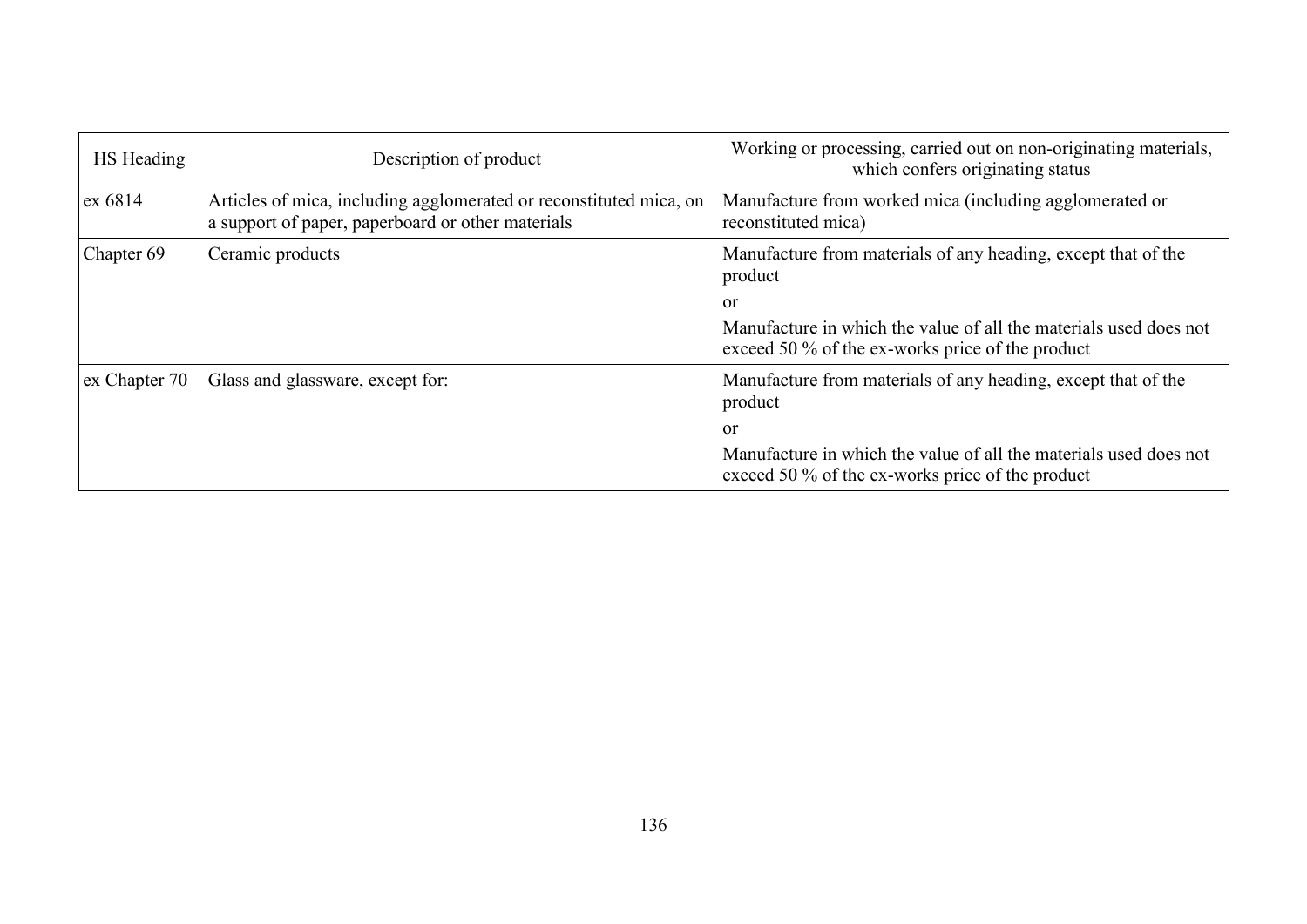| HS Heading | Description of product | Working or processing, carried out on non-originating materials, which confers originating status |
|---|---|---|
| ex 6814 | Articles of mica, including agglomerated or reconstituted mica, on a support of paper, paperboard or other materials | Manufacture from worked mica (including agglomerated or reconstituted mica) |
| Chapter 69 | Ceramic products | Manufacture from materials of any heading, except that of the product<br>or<br>Manufacture in which the value of all the materials used does not exceed 50 % of the ex-works price of the product |
| ex Chapter 70 | Glass and glassware, except for: | Manufacture from materials of any heading, except that of the product<br>or<br>Manufacture in which the value of all the materials used does not exceed 50 % of the ex-works price of the product |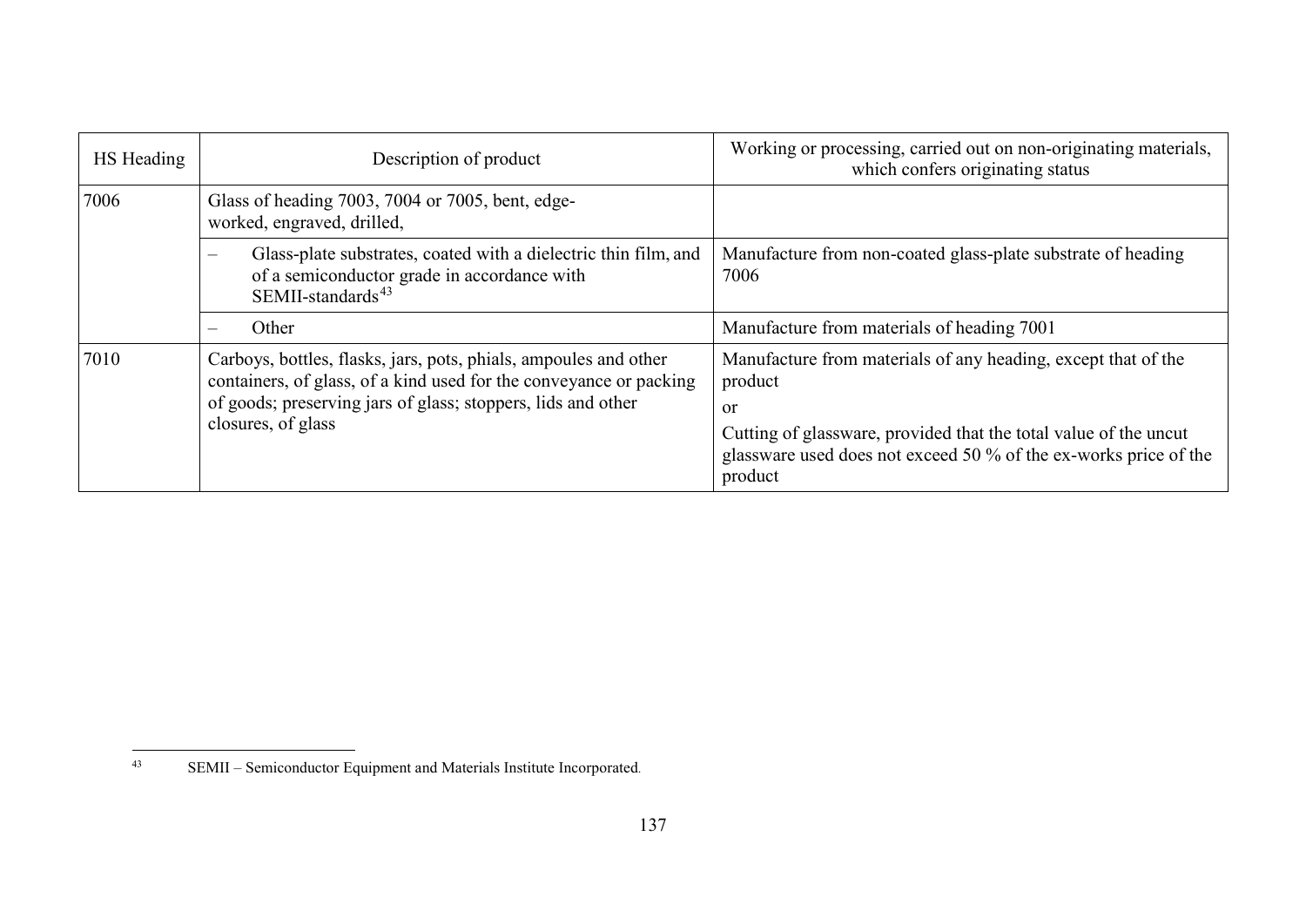| HS Heading | Description of product | Working or processing, carried out on non-originating materials, which confers originating status |
|---|---|---|
| 7006 | Glass of heading 7003, 7004 or 7005, bent, edge-worked, engraved, drilled, | |
| | – Glass-plate substrates, coated with a dielectric thin film, and of a semiconductor grade in accordance with SEMII-standards[43] | Manufacture from non-coated glass-plate substrate of heading 7006 |
| | – Other | Manufacture from materials of heading 7001 |
| 7010 | Carboys, bottles, flasks, jars, pots, phials, ampoules and other containers, of glass, of a kind used for the conveyance or packing of goods; preserving jars of glass; stoppers, lids and other closures, of glass | Manufacture from materials of any heading, except that of the product<br>or<br>Cutting of glassware, provided that the total value of the uncut glassware used does not exceed 50 % of the ex-works price of the product |

[43] SEMII – Semiconductor Equipment and Materials Institute Incorporated.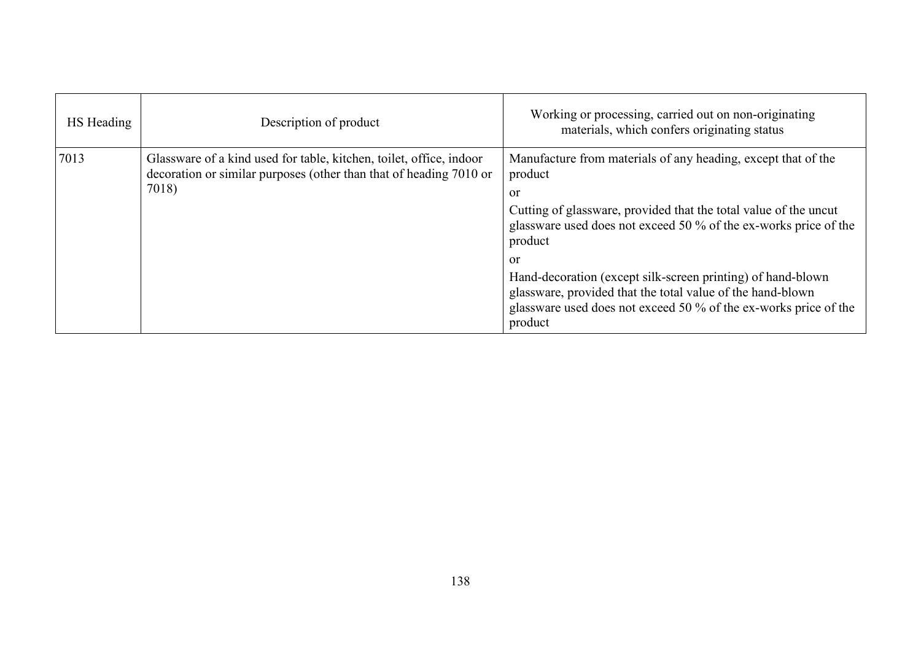| HS Heading | Description of product | Working or processing, carried out on non-originating materials, which confers originating status |
|---|---|---|
| 7013 | Glassware of a kind used for table, kitchen, toilet, office, indoor decoration or similar purposes (other than that of heading 7010 or 7018) | Manufacture from materials of any heading, except that of the product<br>or<br>Cutting of glassware, provided that the total value of the uncut glassware used does not exceed 50 % of the ex-works price of the product<br>or<br>Hand-decoration (except silk-screen printing) of hand-blown glassware, provided that the total value of the hand-blown glassware used does not exceed 50 % of the ex-works price of the product |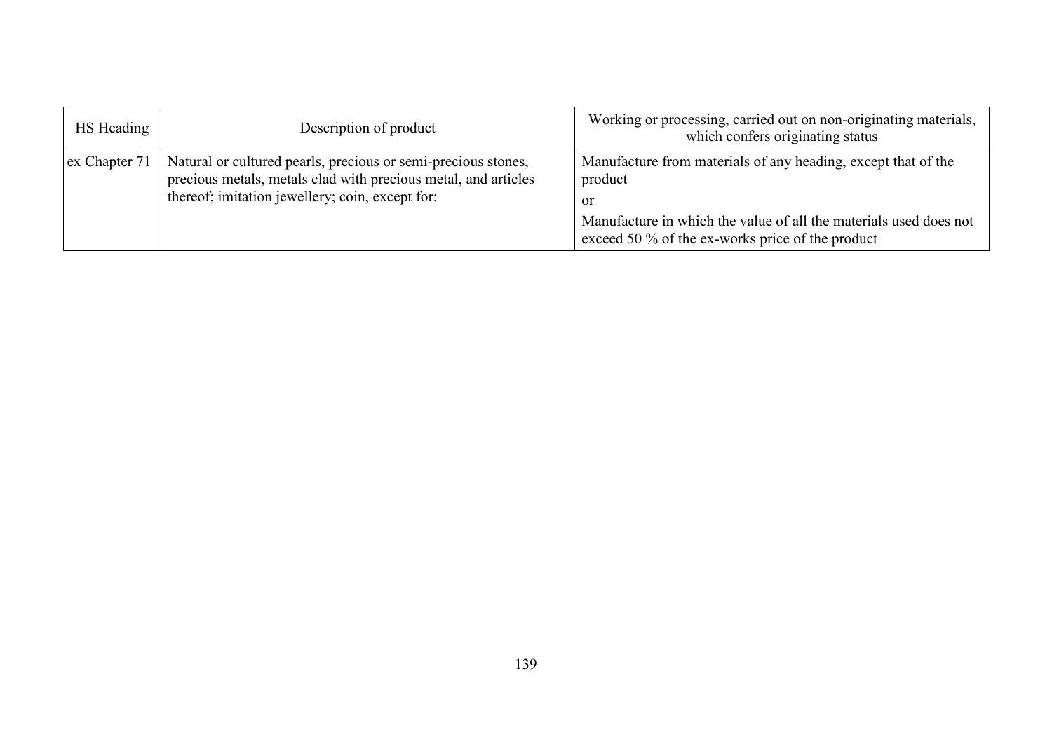| HS Heading | Description of product | Working or processing, carried out on non-originating materials, which confers originating status |
| --- | --- | --- |
| ex Chapter 71 | Natural or cultured pearls, precious or semi-precious stones, precious metals, metals clad with precious metal, and articles thereof; imitation jewellery; coin, except for: | Manufacture from materials of any heading, except that of the product<br>or<br>Manufacture in which the value of all the materials used does not exceed 50 % of the ex-works price of the product |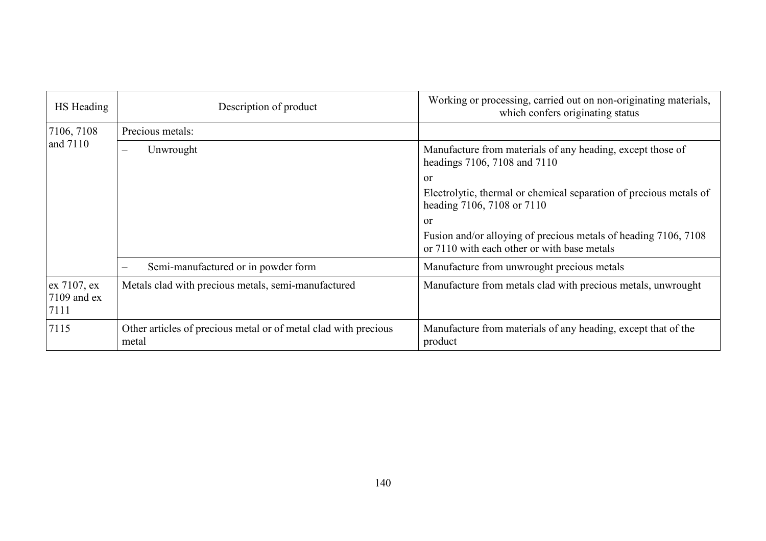| HS Heading | Description of product | Working or processing, carried out on non-originating materials, which confers originating status |
|---|---|---|
| 7106, 7108 and 7110 | Precious metals: | |
| | – Unwrought | Manufacture from materials of any heading, except those of headings 7106, 7108 and 7110<br>or<br>Electrolytic, thermal or chemical separation of precious metals of heading 7106, 7108 or 7110<br>or<br>Fusion and/or alloying of precious metals of heading 7106, 7108 or 7110 with each other or with base metals |
| | – Semi-manufactured or in powder form | Manufacture from unwrought precious metals |
| ex 7107, ex 7109 and ex 7111 | Metals clad with precious metals, semi-manufactured | Manufacture from metals clad with precious metals, unwrought |
| 7115 | Other articles of precious metal or of metal clad with precious metal | Manufacture from materials of any heading, except that of the product |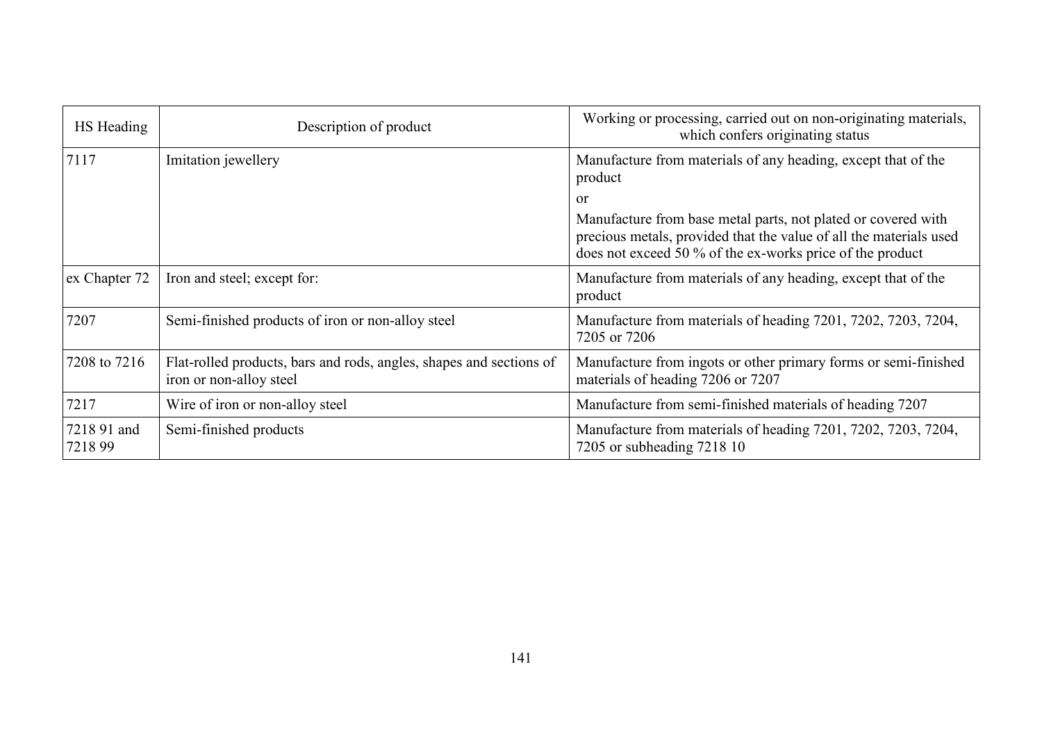| HS Heading | Description of product | Working or processing, carried out on non-originating materials, which confers originating status |
| --- | --- | --- |
| 7117 | Imitation jewellery | Manufacture from materials of any heading, except that of the product<br>or<br>Manufacture from base metal parts, not plated or covered with precious metals, provided that the value of all the materials used does not exceed 50 % of the ex-works price of the product |
| ex Chapter 72 | Iron and steel; except for: | Manufacture from materials of any heading, except that of the product |
| 7207 | Semi-finished products of iron or non-alloy steel | Manufacture from materials of heading 7201, 7202, 7203, 7204, 7205 or 7206 |
| 7208 to 7216 | Flat-rolled products, bars and rods, angles, shapes and sections of iron or non-alloy steel | Manufacture from ingots or other primary forms or semi-finished materials of heading 7206 or 7207 |
| 7217 | Wire of iron or non-alloy steel | Manufacture from semi-finished materials of heading 7207 |
| 7218 91 and 7218 99 | Semi-finished products | Manufacture from materials of heading 7201, 7202, 7203, 7204, 7205 or subheading 7218 10 |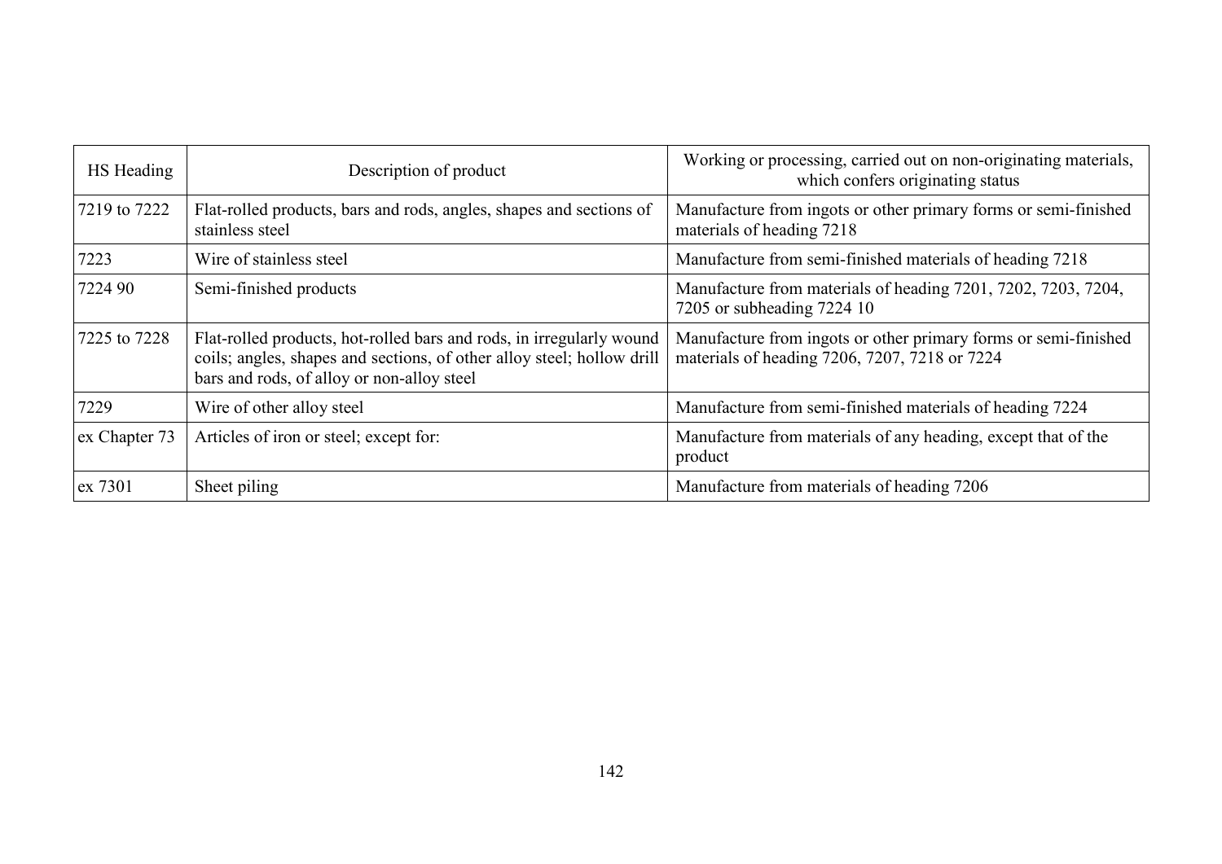| HS Heading | Description of product | Working or processing, carried out on non-originating materials, which confers originating status |
|---|---|---|
| 7219 to 7222 | Flat-rolled products, bars and rods, angles, shapes and sections of stainless steel | Manufacture from ingots or other primary forms or semi-finished materials of heading 7218 |
| 7223 | Wire of stainless steel | Manufacture from semi-finished materials of heading 7218 |
| 7224 90 | Semi-finished products | Manufacture from materials of heading 7201, 7202, 7203, 7204, 7205 or subheading 7224 10 |
| 7225 to 7228 | Flat-rolled products, hot-rolled bars and rods, in irregularly wound coils; angles, shapes and sections, of other alloy steel; hollow drill bars and rods, of alloy or non-alloy steel | Manufacture from ingots or other primary forms or semi-finished materials of heading 7206, 7207, 7218 or 7224 |
| 7229 | Wire of other alloy steel | Manufacture from semi-finished materials of heading 7224 |
| ex Chapter 73 | Articles of iron or steel; except for: | Manufacture from materials of any heading, except that of the product |
| ex 7301 | Sheet piling | Manufacture from materials of heading 7206 |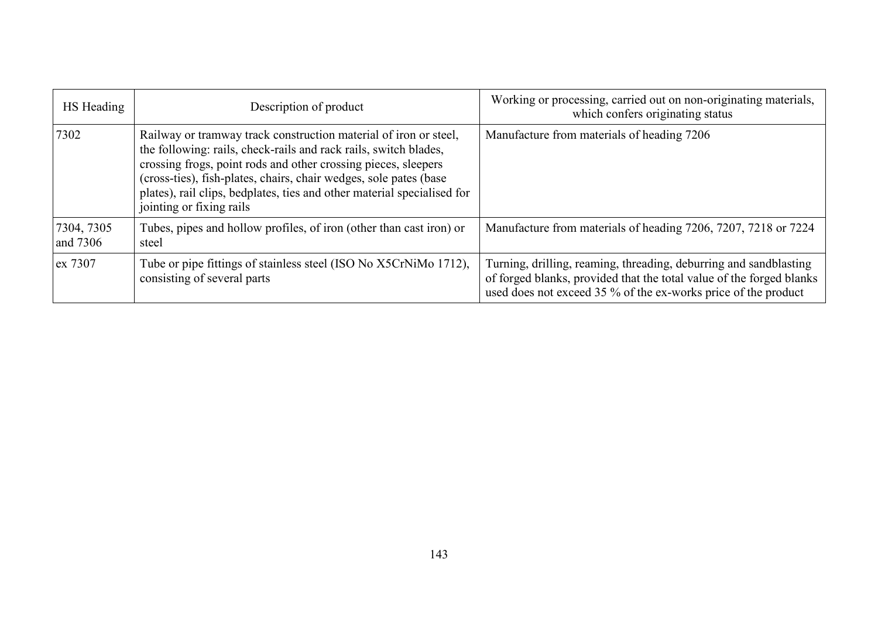| HS Heading | Description of product | Working or processing, carried out on non-originating materials, which confers originating status |
|---|---|---|
| 7302 | Railway or tramway track construction material of iron or steel, the following: rails, check-rails and rack rails, switch blades, crossing frogs, point rods and other crossing pieces, sleepers (cross-ties), fish-plates, chairs, chair wedges, sole pates (base plates), rail clips, bedplates, ties and other material specialised for jointing or fixing rails | Manufacture from materials of heading 7206 |
| 7304, 7305 and 7306 | Tubes, pipes and hollow profiles, of iron (other than cast iron) or steel | Manufacture from materials of heading 7206, 7207, 7218 or 7224 |
| ex 7307 | Tube or pipe fittings of stainless steel (ISO No X5CrNiMo 1712), consisting of several parts | Turning, drilling, reaming, threading, deburring and sandblasting of forged blanks, provided that the total value of the forged blanks used does not exceed 35 % of the ex-works price of the product |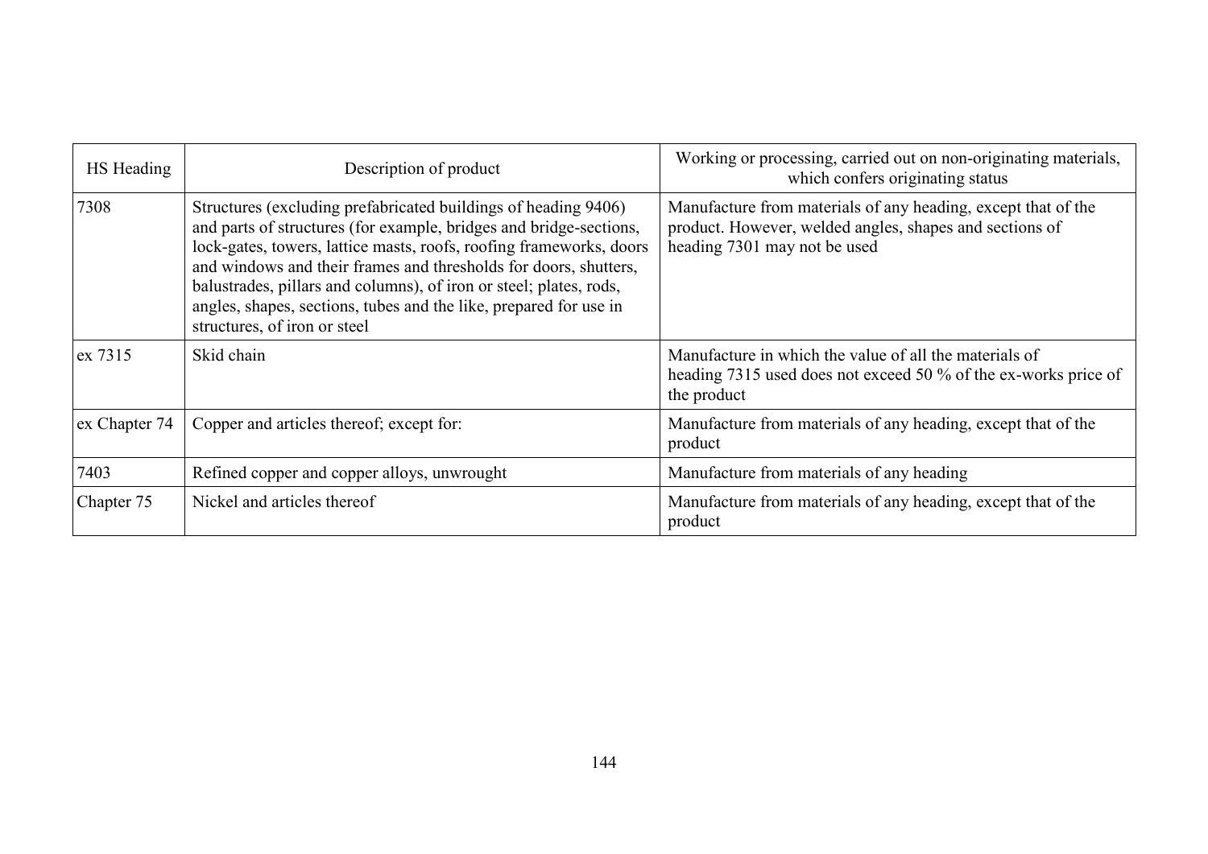| HS Heading | Description of product | Working or processing, carried out on non-originating materials, which confers originating status |
|---|---|---|
| 7308 | Structures (excluding prefabricated buildings of heading 9406) and parts of structures (for example, bridges and bridge-sections, lock-gates, towers, lattice masts, roofs, roofing frameworks, doors and windows and their frames and thresholds for doors, shutters, balustrades, pillars and columns), of iron or steel; plates, rods, angles, shapes, sections, tubes and the like, prepared for use in structures, of iron or steel | Manufacture from materials of any heading, except that of the product. However, welded angles, shapes and sections of heading 7301 may not be used |
| ex 7315 | Skid chain | Manufacture in which the value of all the materials of heading 7315 used does not exceed 50 % of the ex-works price of the product |
| ex Chapter 74 | Copper and articles thereof; except for: | Manufacture from materials of any heading, except that of the product |
| 7403 | Refined copper and copper alloys, unwrought | Manufacture from materials of any heading |
| Chapter 75 | Nickel and articles thereof | Manufacture from materials of any heading, except that of the product |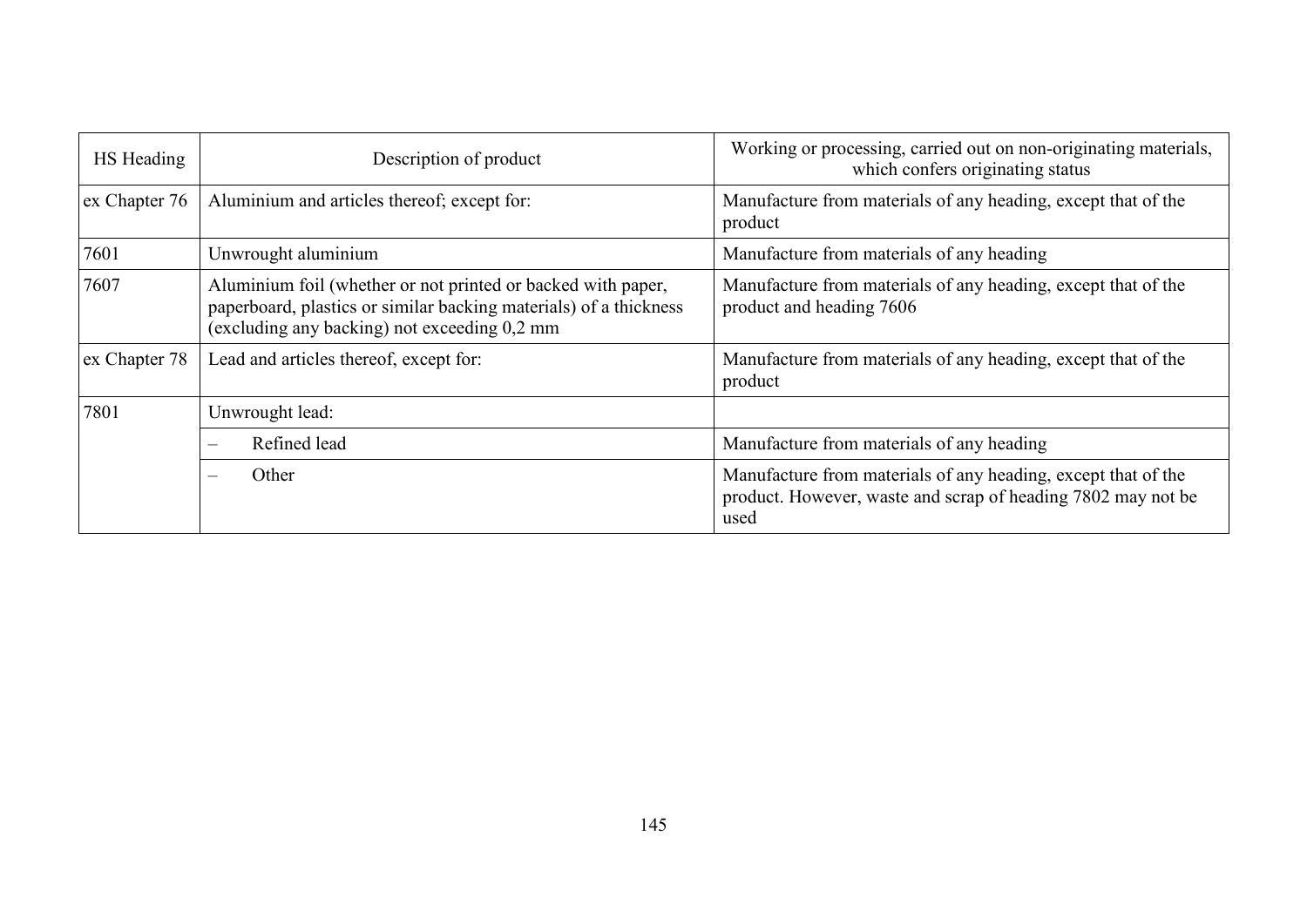| HS Heading | Description of product | Working or processing, carried out on non-originating materials, which confers originating status |
|---|---|---|
| ex Chapter 76 | Aluminium and articles thereof; except for: | Manufacture from materials of any heading, except that of the product |
| 7601 | Unwrought aluminium | Manufacture from materials of any heading |
| 7607 | Aluminium foil (whether or not printed or backed with paper, paperboard, plastics or similar backing materials) of a thickness (excluding any backing) not exceeding 0,2 mm | Manufacture from materials of any heading, except that of the product and heading 7606 |
| ex Chapter 78 | Lead and articles thereof, except for: | Manufacture from materials of any heading, except that of the product |
| 7801 | Unwrought lead: | |
| | – Refined lead | Manufacture from materials of any heading |
| | – Other | Manufacture from materials of any heading, except that of the product. However, waste and scrap of heading 7802 may not be used |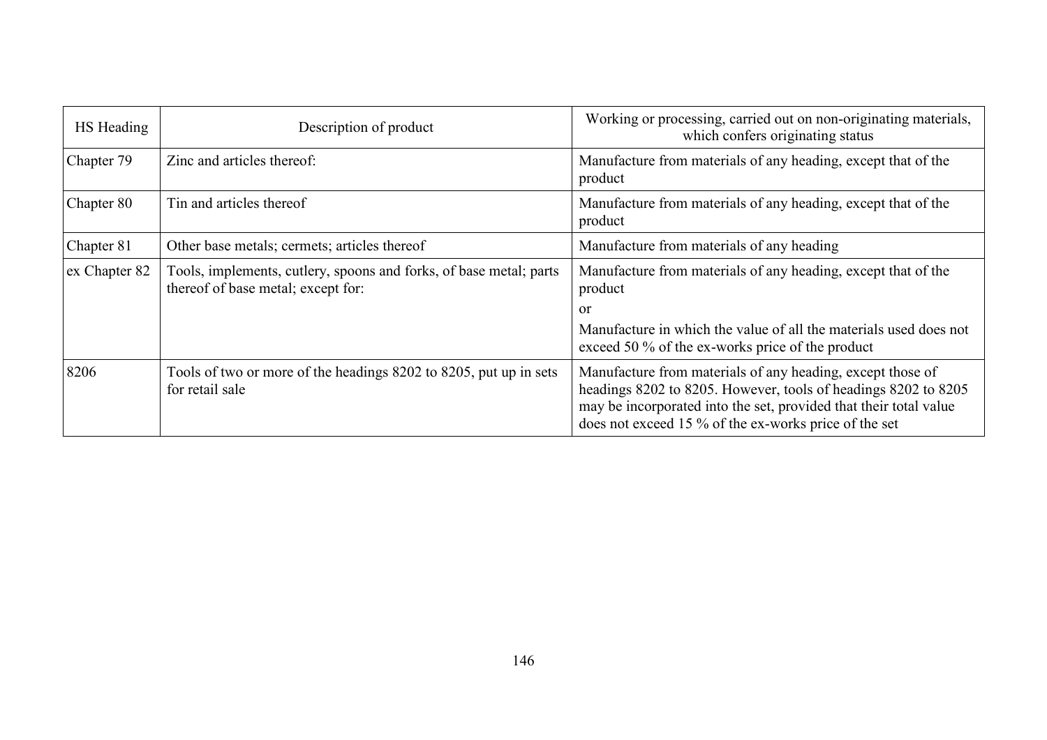| HS Heading | Description of product | Working or processing, carried out on non-originating materials, which confers originating status |
|---|---|---|
| Chapter 79 | Zinc and articles thereof: | Manufacture from materials of any heading, except that of the product |
| Chapter 80 | Tin and articles thereof | Manufacture from materials of any heading, except that of the product |
| Chapter 81 | Other base metals; cermets; articles thereof | Manufacture from materials of any heading |
| ex Chapter 82 | Tools, implements, cutlery, spoons and forks, of base metal; parts thereof of base metal; except for: | Manufacture from materials of any heading, except that of the product<br>or<br>Manufacture in which the value of all the materials used does not exceed 50 % of the ex-works price of the product |
| 8206 | Tools of two or more of the headings 8202 to 8205, put up in sets for retail sale | Manufacture from materials of any heading, except those of headings 8202 to 8205. However, tools of headings 8202 to 8205 may be incorporated into the set, provided that their total value does not exceed 15 % of the ex-works price of the set |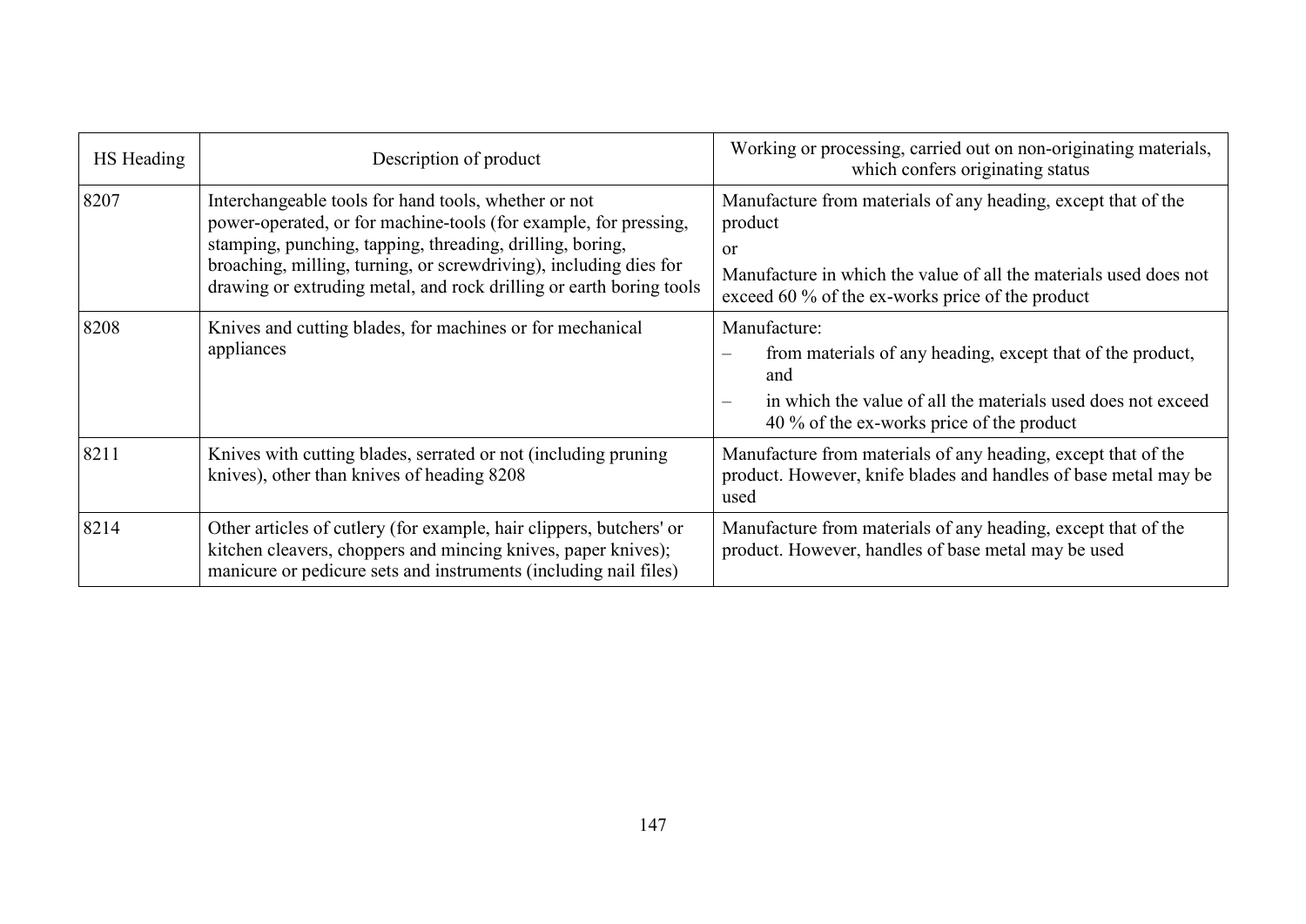| HS Heading | Description of product | Working or processing, carried out on non-originating materials, which confers originating status |
|---|---|---|
| 8207 | Interchangeable tools for hand tools, whether or not power-operated, or for machine-tools (for example, for pressing, stamping, punching, tapping, threading, drilling, boring, broaching, milling, turning, or screwdriving), including dies for drawing or extruding metal, and rock drilling or earth boring tools | Manufacture from materials of any heading, except that of the product<br>or<br>Manufacture in which the value of all the materials used does not exceed 60 % of the ex-works price of the product |
| 8208 | Knives and cutting blades, for machines or for mechanical appliances | Manufacture:<br>– from materials of any heading, except that of the product, and<br>– in which the value of all the materials used does not exceed 40 % of the ex-works price of the product |
| 8211 | Knives with cutting blades, serrated or not (including pruning knives), other than knives of heading 8208 | Manufacture from materials of any heading, except that of the product. However, knife blades and handles of base metal may be used |
| 8214 | Other articles of cutlery (for example, hair clippers, butchers' or kitchen cleavers, choppers and mincing knives, paper knives); manicure or pedicure sets and instruments (including nail files) | Manufacture from materials of any heading, except that of the product. However, handles of base metal may be used |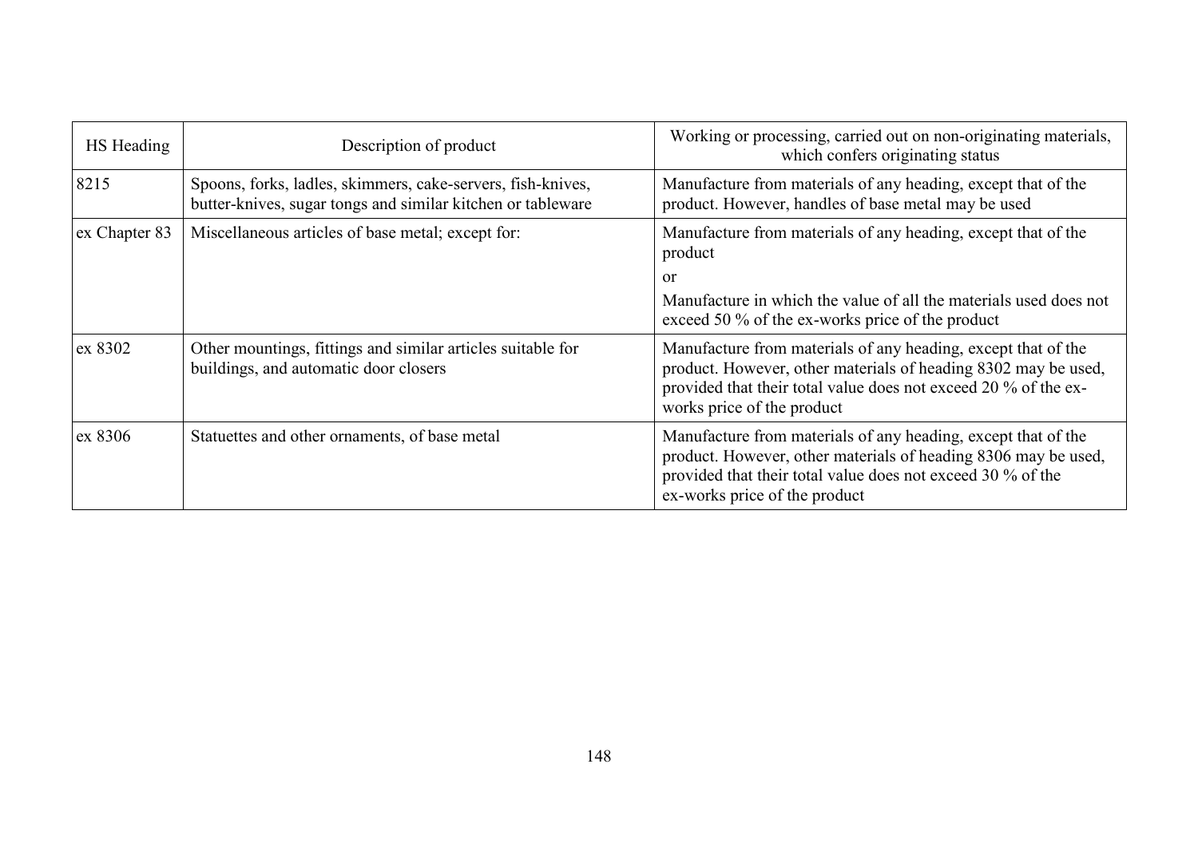| HS Heading | Description of product | Working or processing, carried out on non-originating materials, which confers originating status |
|---|---|---|
| 8215 | Spoons, forks, ladles, skimmers, cake-servers, fish-knives, butter-knives, sugar tongs and similar kitchen or tableware | Manufacture from materials of any heading, except that of the product. However, handles of base metal may be used |
| ex Chapter 83 | Miscellaneous articles of base metal; except for: | Manufacture from materials of any heading, except that of the product<br>or<br>Manufacture in which the value of all the materials used does not exceed 50 % of the ex-works price of the product |
| ex 8302 | Other mountings, fittings and similar articles suitable for buildings, and automatic door closers | Manufacture from materials of any heading, except that of the product. However, other materials of heading 8302 may be used, provided that their total value does not exceed 20 % of the ex-works price of the product |
| ex 8306 | Statuettes and other ornaments, of base metal | Manufacture from materials of any heading, except that of the product. However, other materials of heading 8306 may be used, provided that their total value does not exceed 30 % of the ex-works price of the product |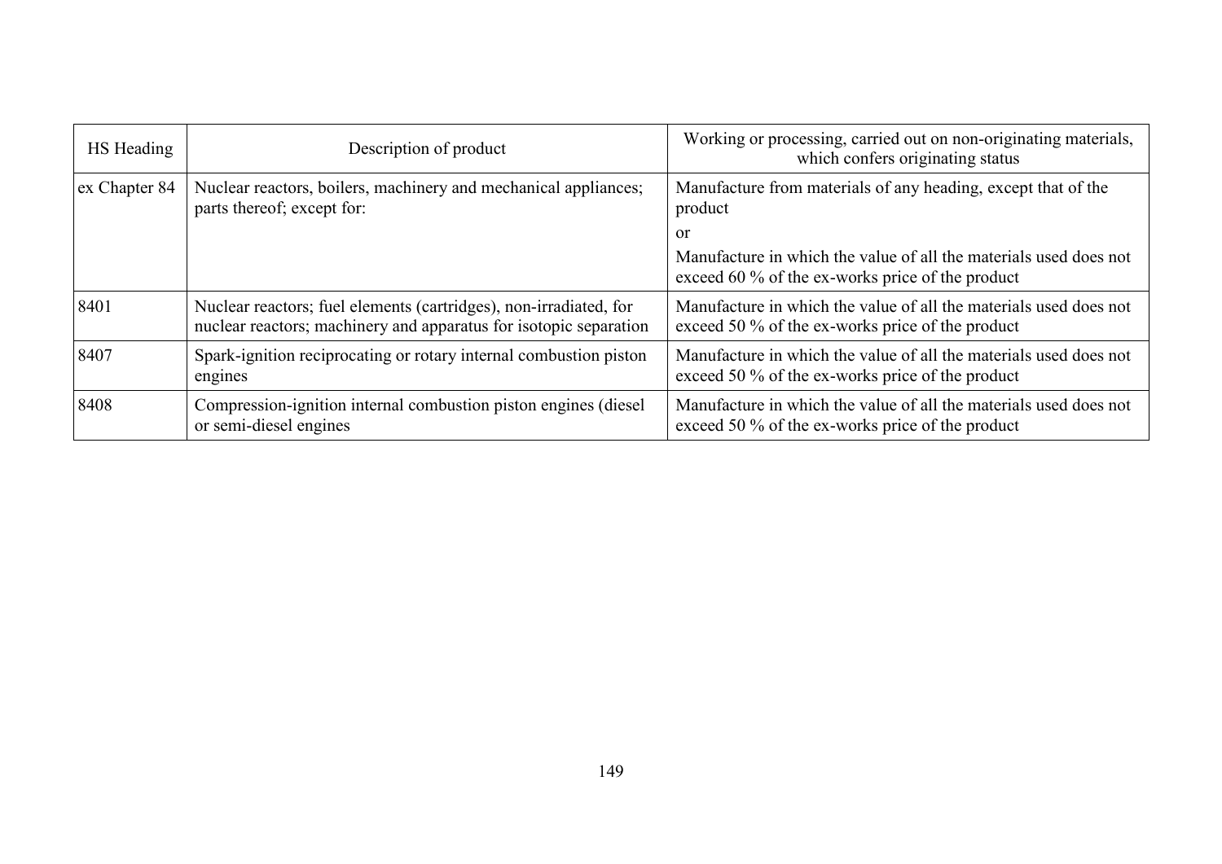| HS Heading | Description of product | Working or processing, carried out on non-originating materials, which confers originating status |
|---|---|---|
| ex Chapter 84 | Nuclear reactors, boilers, machinery and mechanical appliances; parts thereof; except for: | Manufacture from materials of any heading, except that of the product<br>or<br>Manufacture in which the value of all the materials used does not exceed 60 % of the ex-works price of the product |
| 8401 | Nuclear reactors; fuel elements (cartridges), non-irradiated, for nuclear reactors; machinery and apparatus for isotopic separation | Manufacture in which the value of all the materials used does not exceed 50 % of the ex-works price of the product |
| 8407 | Spark-ignition reciprocating or rotary internal combustion piston engines | Manufacture in which the value of all the materials used does not exceed 50 % of the ex-works price of the product |
| 8408 | Compression-ignition internal combustion piston engines (diesel or semi-diesel engines | Manufacture in which the value of all the materials used does not exceed 50 % of the ex-works price of the product |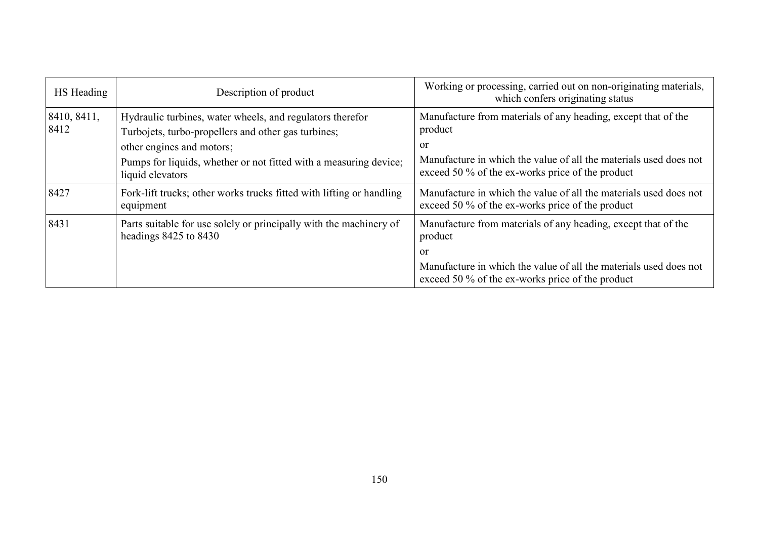| HS Heading | Description of product | Working or processing, carried out on non-originating materials, which confers originating status |
|---|---|---|
| 8410, 8411, 8412 | Hydraulic turbines, water wheels, and regulators therefor<br>Turbojets, turbo-propellers and other gas turbines;<br>other engines and motors;<br>Pumps for liquids, whether or not fitted with a measuring device; liquid elevators | Manufacture from materials of any heading, except that of the product<br>or<br>Manufacture in which the value of all the materials used does not exceed 50 % of the ex-works price of the product |
| 8427 | Fork-lift trucks; other works trucks fitted with lifting or handling equipment | Manufacture in which the value of all the materials used does not exceed 50 % of the ex-works price of the product |
| 8431 | Parts suitable for use solely or principally with the machinery of headings 8425 to 8430 | Manufacture from materials of any heading, except that of the product<br>or<br>Manufacture in which the value of all the materials used does not exceed 50 % of the ex-works price of the product |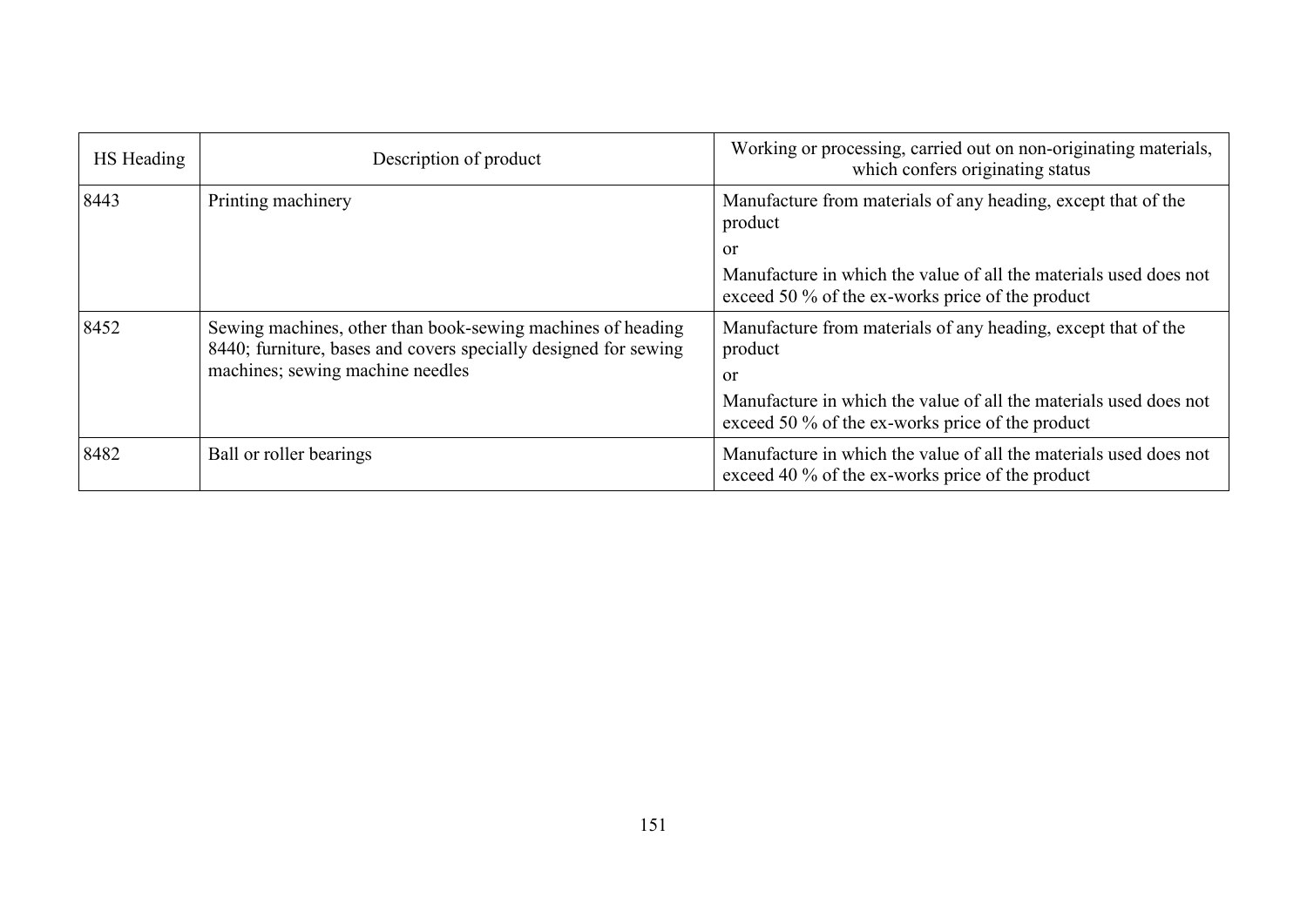| HS Heading | Description of product | Working or processing, carried out on non-originating materials, which confers originating status |
|---|---|---|
| 8443 | Printing machinery | Manufacture from materials of any heading, except that of the product<br>or<br>Manufacture in which the value of all the materials used does not exceed 50 % of the ex-works price of the product |
| 8452 | Sewing machines, other than book-sewing machines of heading 8440; furniture, bases and covers specially designed for sewing machines; sewing machine needles | Manufacture from materials of any heading, except that of the product<br>or<br>Manufacture in which the value of all the materials used does not exceed 50 % of the ex-works price of the product |
| 8482 | Ball or roller bearings | Manufacture in which the value of all the materials used does not exceed 40 % of the ex-works price of the product |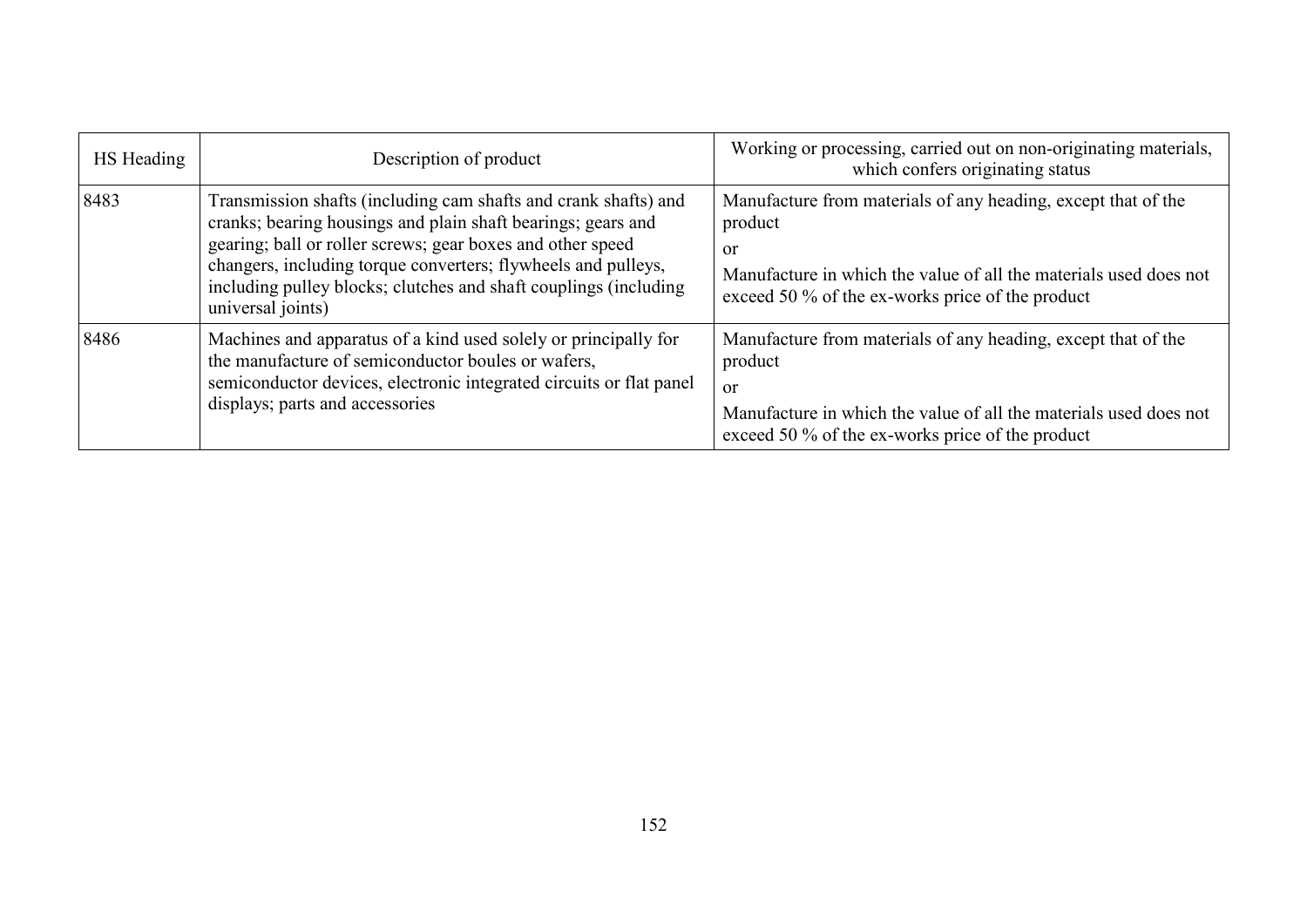| HS Heading | Description of product | Working or processing, carried out on non-originating materials, which confers originating status |
|---|---|---|
| 8483 | Transmission shafts (including cam shafts and crank shafts) and cranks; bearing housings and plain shaft bearings; gears and gearing; ball or roller screws; gear boxes and other speed changers, including torque converters; flywheels and pulleys, including pulley blocks; clutches and shaft couplings (including universal joints) | Manufacture from materials of any heading, except that of the product<br>or<br>Manufacture in which the value of all the materials used does not exceed 50 % of the ex-works price of the product |
| 8486 | Machines and apparatus of a kind used solely or principally for the manufacture of semiconductor boules or wafers, semiconductor devices, electronic integrated circuits or flat panel displays; parts and accessories | Manufacture from materials of any heading, except that of the product<br>or<br>Manufacture in which the value of all the materials used does not exceed 50 % of the ex-works price of the product |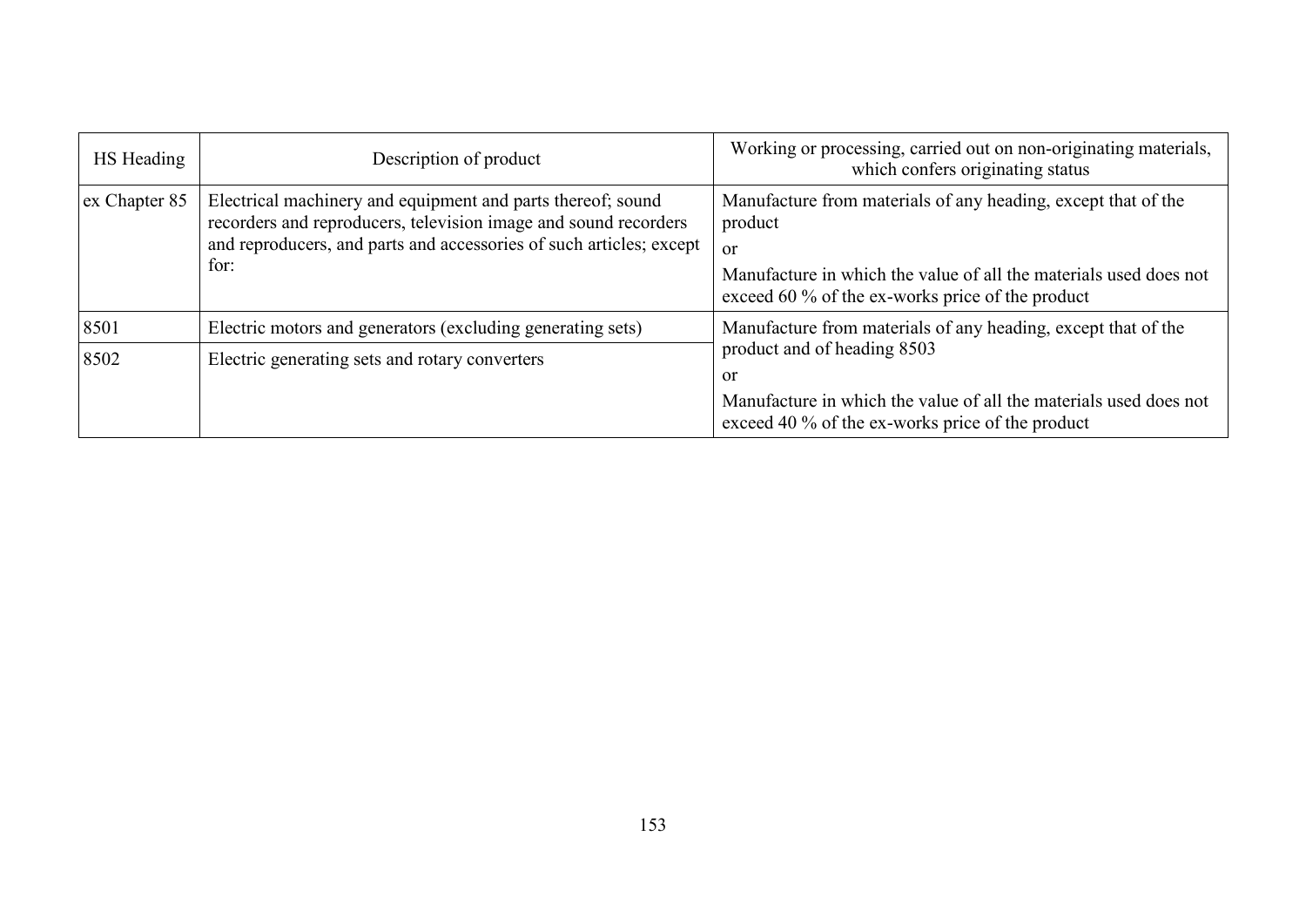| HS Heading | Description of product | Working or processing, carried out on non-originating materials, which confers originating status |
|---|---|---|
| ex Chapter 85 | Electrical machinery and equipment and parts thereof; sound recorders and reproducers, television image and sound recorders and reproducers, and parts and accessories of such articles; except for: | Manufacture from materials of any heading, except that of the product<br>or<br>Manufacture in which the value of all the materials used does not exceed 60 % of the ex-works price of the product |
| 8501 | Electric motors and generators (excluding generating sets) | Manufacture from materials of any heading, except that of the product and of heading 8503<br>or<br>Manufacture in which the value of all the materials used does not exceed 40 % of the ex-works price of the product |
| 8502 | Electric generating sets and rotary converters | |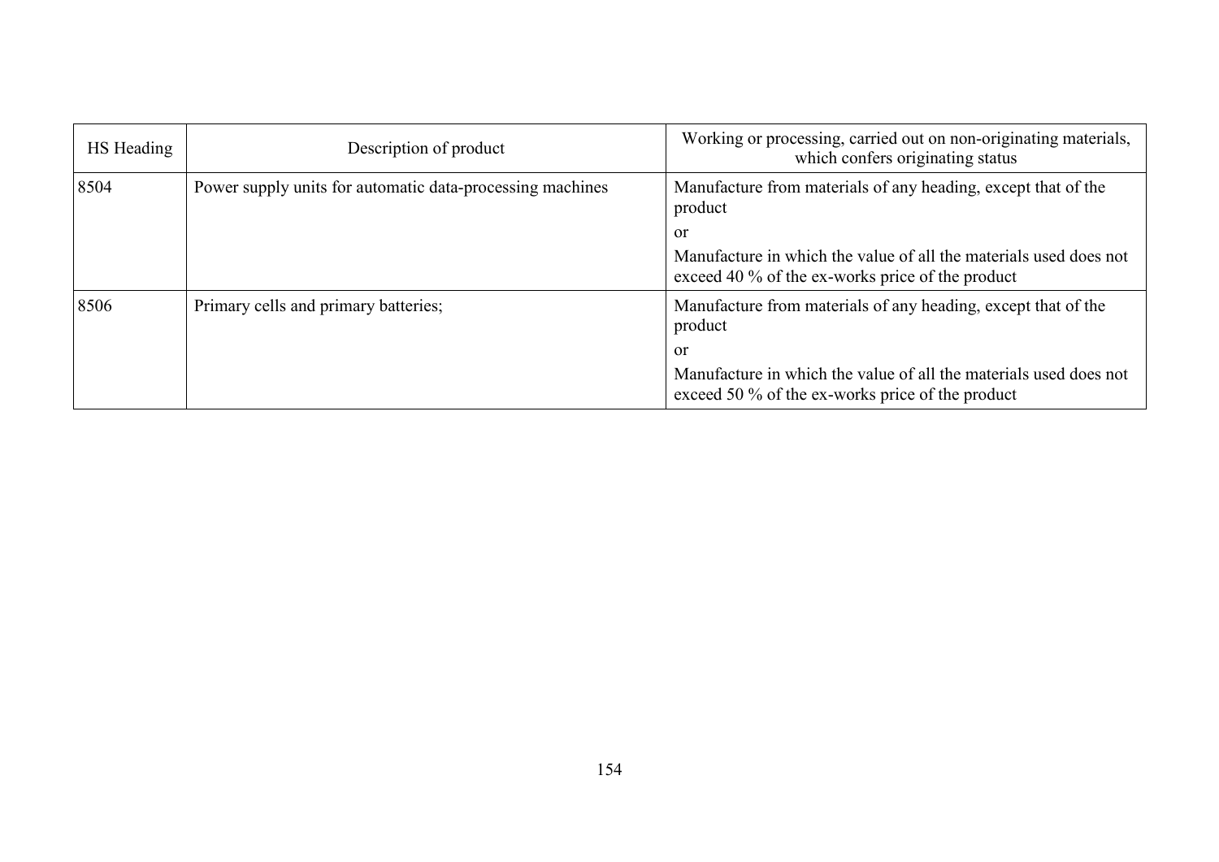| HS Heading | Description of product | Working or processing, carried out on non-originating materials, which confers originating status |
|---|---|---|
| 8504 | Power supply units for automatic data-processing machines | Manufacture from materials of any heading, except that of the product<br>or<br>Manufacture in which the value of all the materials used does not exceed 40 % of the ex-works price of the product |
| 8506 | Primary cells and primary batteries; | Manufacture from materials of any heading, except that of the product<br>or<br>Manufacture in which the value of all the materials used does not exceed 50 % of the ex-works price of the product |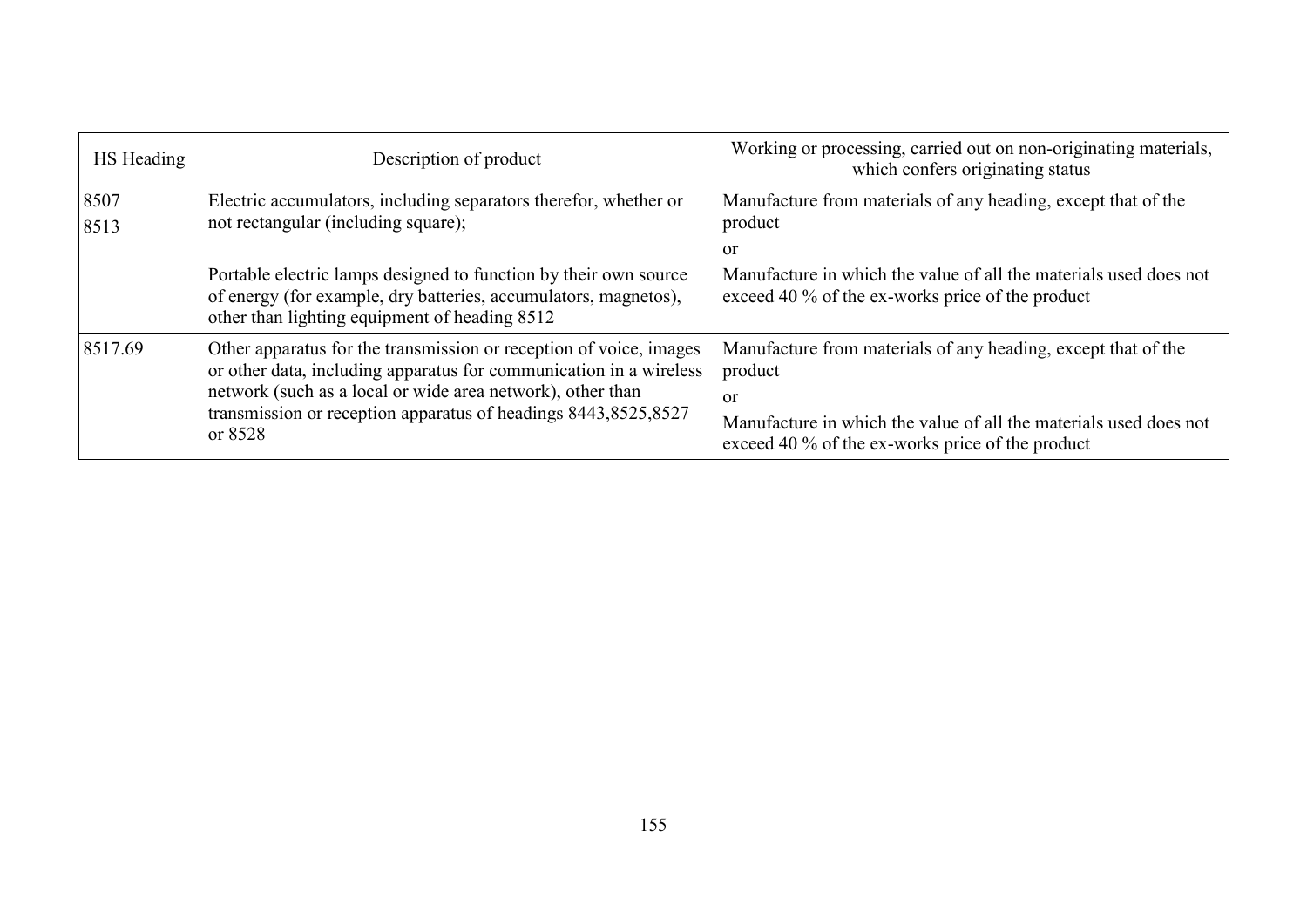| HS Heading | Description of product | Working or processing, carried out on non-originating materials, which confers originating status |
|---|---|---|
| 8507<br>8513 | Electric accumulators, including separators therefor, whether or not rectangular (including square);<br><br>Portable electric lamps designed to function by their own source of energy (for example, dry batteries, accumulators, magnetos), other than lighting equipment of heading 8512 | Manufacture from materials of any heading, except that of the product<br>or<br>Manufacture in which the value of all the materials used does not exceed 40 % of the ex-works price of the product |
| 8517.69 | Other apparatus for the transmission or reception of voice, images or other data, including apparatus for communication in a wireless network (such as a local or wide area network), other than transmission or reception apparatus of headings 8443,8525,8527 or 8528 | Manufacture from materials of any heading, except that of the product<br>or<br>Manufacture in which the value of all the materials used does not exceed 40 % of the ex-works price of the product |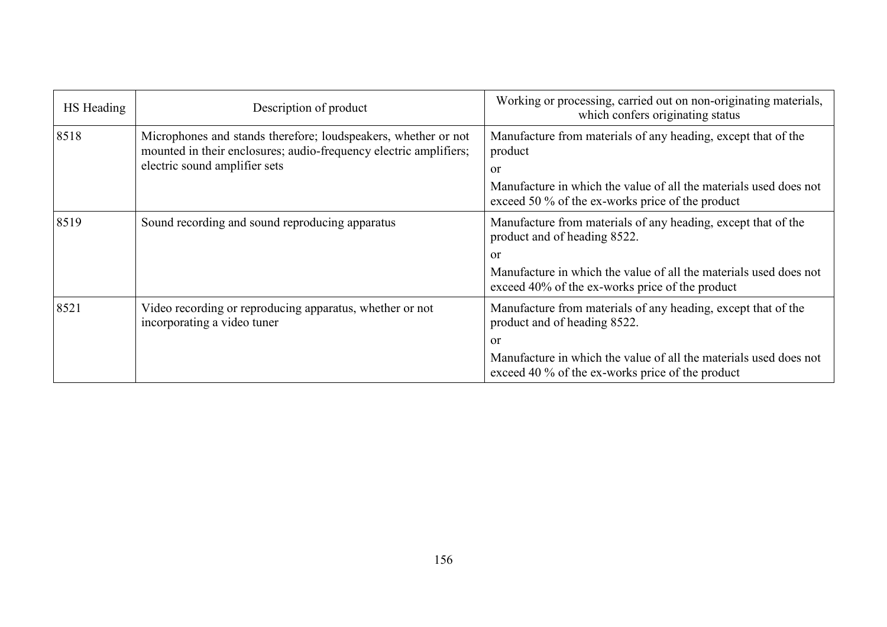| HS Heading | Description of product | Working or processing, carried out on non-originating materials, which confers originating status |
|---|---|---|
| 8518 | Microphones and stands therefore; loudspeakers, whether or not mounted in their enclosures; audio-frequency electric amplifiers; electric sound amplifier sets | Manufacture from materials of any heading, except that of the product<br>or<br>Manufacture in which the value of all the materials used does not exceed 50 % of the ex-works price of the product |
| 8519 | Sound recording and sound reproducing apparatus | Manufacture from materials of any heading, except that of the product and of heading 8522.<br>or<br>Manufacture in which the value of all the materials used does not exceed 40% of the ex-works price of the product |
| 8521 | Video recording or reproducing apparatus, whether or not incorporating a video tuner | Manufacture from materials of any heading, except that of the product and of heading 8522.<br>or<br>Manufacture in which the value of all the materials used does not exceed 40 % of the ex-works price of the product |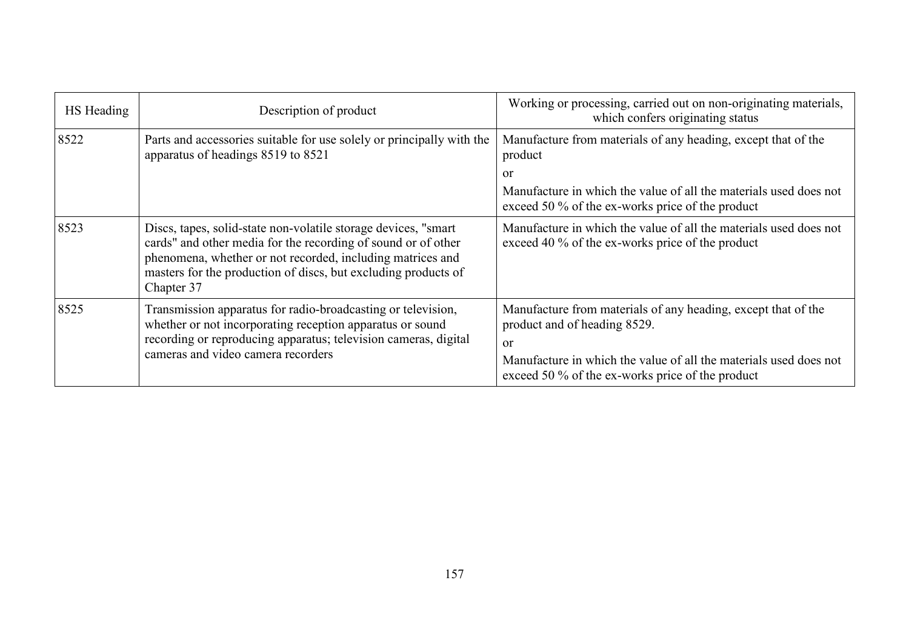| HS Heading | Description of product | Working or processing, carried out on non-originating materials, which confers originating status |
|---|---|---|
| 8522 | Parts and accessories suitable for use solely or principally with the apparatus of headings 8519 to 8521 | Manufacture from materials of any heading, except that of the product<br>or<br>Manufacture in which the value of all the materials used does not exceed 50 % of the ex-works price of the product |
| 8523 | Discs, tapes, solid-state non-volatile storage devices, "smart cards" and other media for the recording of sound or of other phenomena, whether or not recorded, including matrices and masters for the production of discs, but excluding products of Chapter 37 | Manufacture in which the value of all the materials used does not exceed 40 % of the ex-works price of the product |
| 8525 | Transmission apparatus for radio-broadcasting or television, whether or not incorporating reception apparatus or sound recording or reproducing apparatus; television cameras, digital cameras and video camera recorders | Manufacture from materials of any heading, except that of the product and of heading 8529.<br>or<br>Manufacture in which the value of all the materials used does not exceed 50 % of the ex-works price of the product |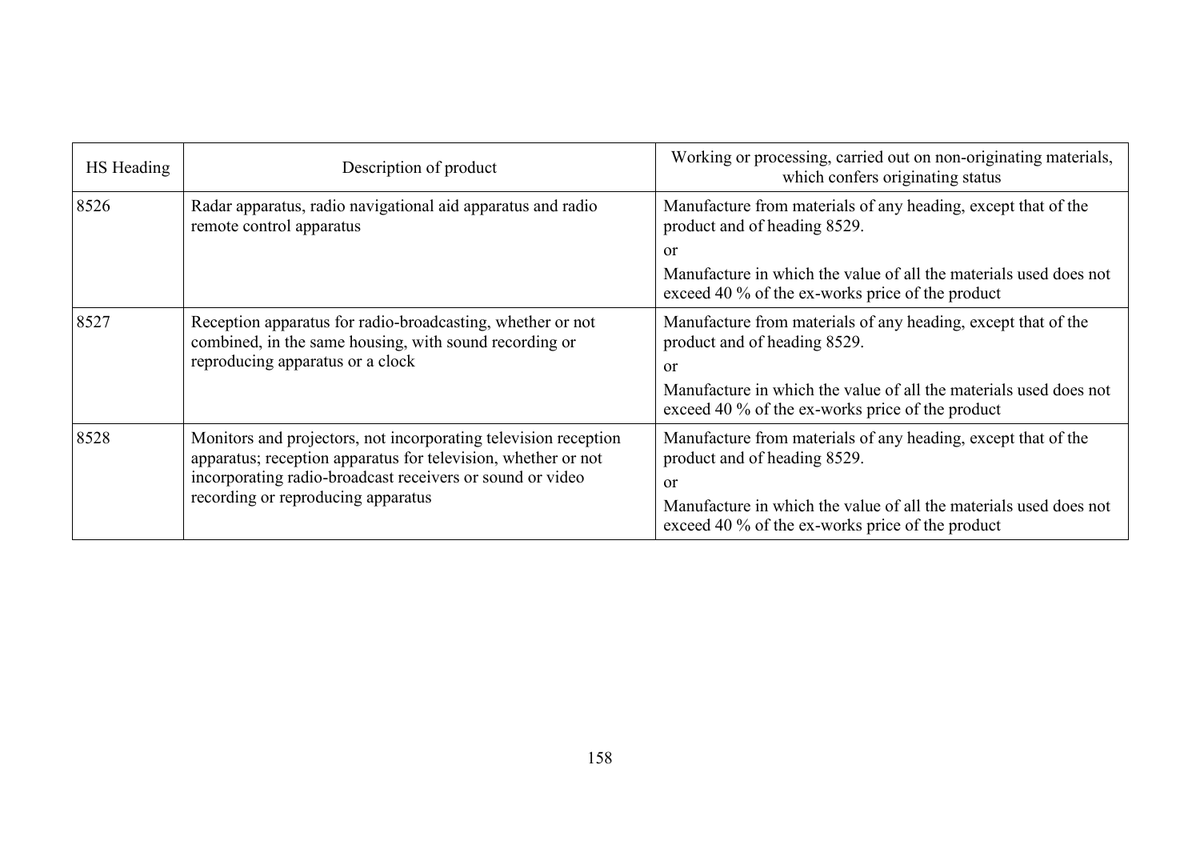| HS Heading | Description of product | Working or processing, carried out on non-originating materials, which confers originating status |
|---|---|---|
| 8526 | Radar apparatus, radio navigational aid apparatus and radio remote control apparatus | Manufacture from materials of any heading, except that of the product and of heading 8529.<br>or<br>Manufacture in which the value of all the materials used does not exceed 40 % of the ex-works price of the product |
| 8527 | Reception apparatus for radio-broadcasting, whether or not combined, in the same housing, with sound recording or reproducing apparatus or a clock | Manufacture from materials of any heading, except that of the product and of heading 8529.<br>or<br>Manufacture in which the value of all the materials used does not exceed 40 % of the ex-works price of the product |
| 8528 | Monitors and projectors, not incorporating television reception apparatus; reception apparatus for television, whether or not incorporating radio-broadcast receivers or sound or video recording or reproducing apparatus | Manufacture from materials of any heading, except that of the product and of heading 8529.<br>or<br>Manufacture in which the value of all the materials used does not exceed 40 % of the ex-works price of the product |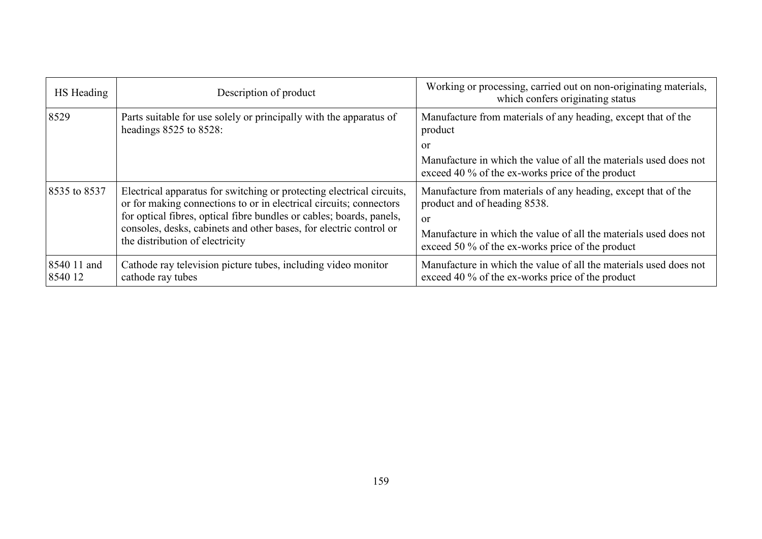| HS Heading | Description of product | Working or processing, carried out on non-originating materials, which confers originating status |
| --- | --- | --- |
| 8529 | Parts suitable for use solely or principally with the apparatus of headings 8525 to 8528: | Manufacture from materials of any heading, except that of the product<br>or<br>Manufacture in which the value of all the materials used does not exceed 40 % of the ex-works price of the product |
| 8535 to 8537 | Electrical apparatus for switching or protecting electrical circuits, or for making connections to or in electrical circuits; connectors for optical fibres, optical fibre bundles or cables; boards, panels, consoles, desks, cabinets and other bases, for electric control or the distribution of electricity | Manufacture from materials of any heading, except that of the product and of heading 8538.<br>or<br>Manufacture in which the value of all the materials used does not exceed 50 % of the ex-works price of the product |
| 8540 11 and 8540 12 | Cathode ray television picture tubes, including video monitor cathode ray tubes | Manufacture in which the value of all the materials used does not exceed 40 % of the ex-works price of the product |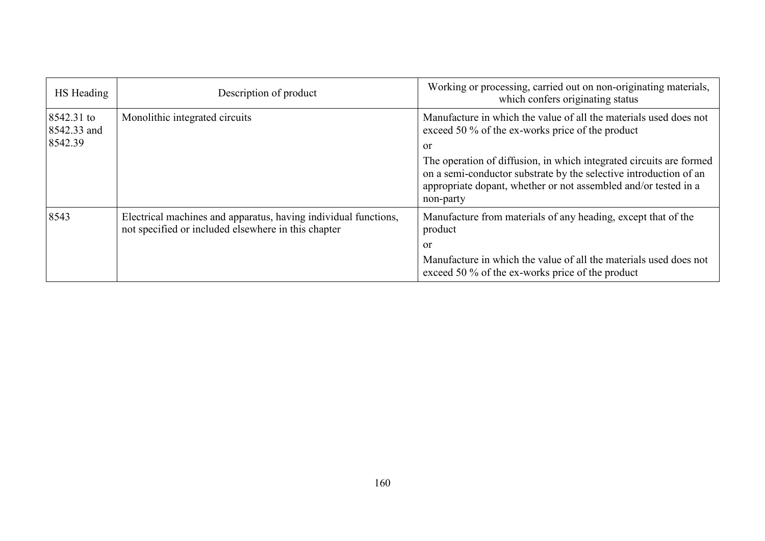| HS Heading | Description of product | Working or processing, carried out on non-originating materials, which confers originating status |
|---|---|---|
| 8542.31 to 8542.33 and 8542.39 | Monolithic integrated circuits | Manufacture in which the value of all the materials used does not exceed 50 % of the ex-works price of the product<br>or<br>The operation of diffusion, in which integrated circuits are formed on a semi-conductor substrate by the selective introduction of an appropriate dopant, whether or not assembled and/or tested in a non-party |
| 8543 | Electrical machines and apparatus, having individual functions, not specified or included elsewhere in this chapter | Manufacture from materials of any heading, except that of the product<br>or<br>Manufacture in which the value of all the materials used does not exceed 50 % of the ex-works price of the product |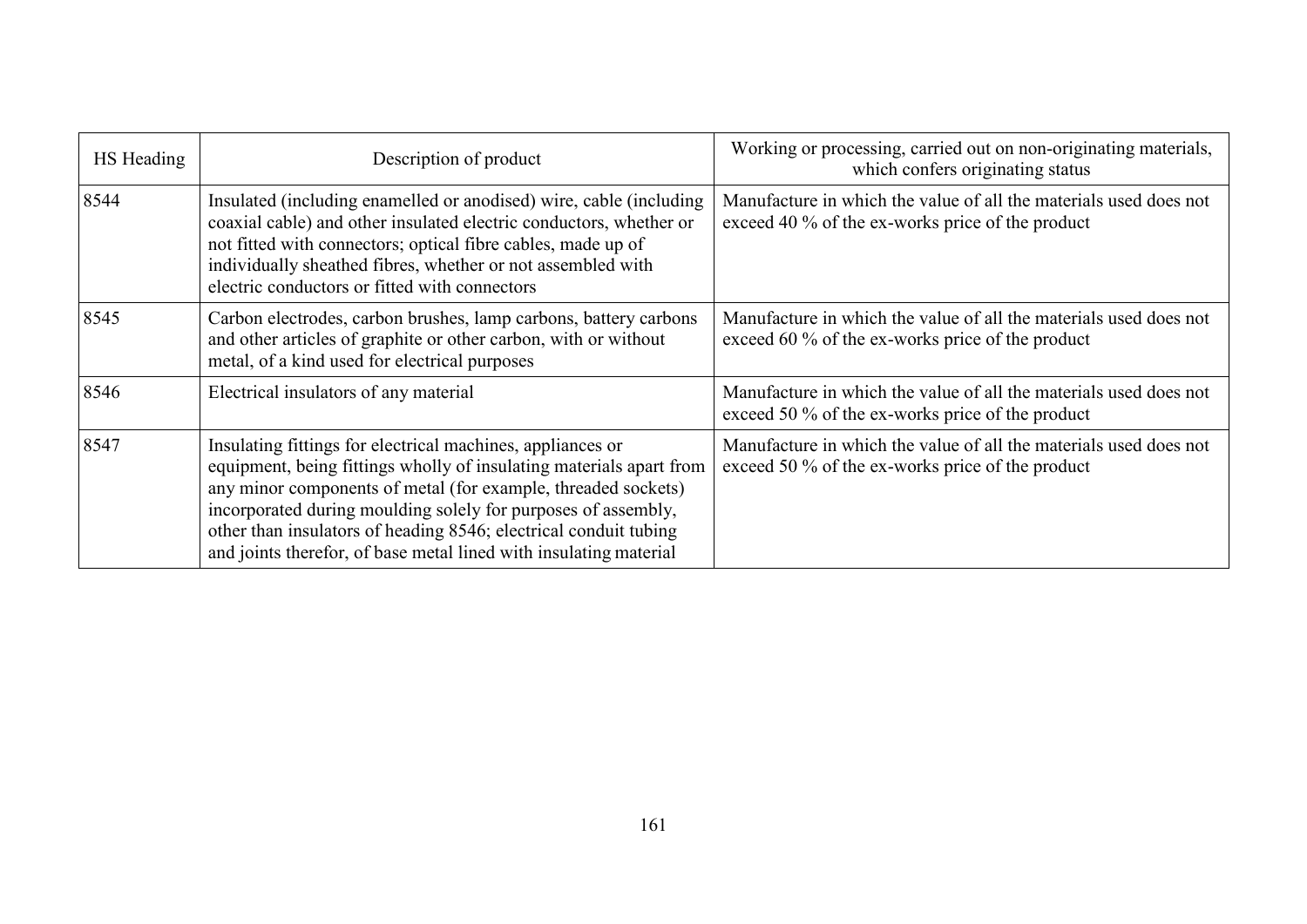| HS Heading | Description of product | Working or processing, carried out on non-originating materials, which confers originating status |
|---|---|---|
| 8544 | Insulated (including enamelled or anodised) wire, cable (including coaxial cable) and other insulated electric conductors, whether or not fitted with connectors; optical fibre cables, made up of individually sheathed fibres, whether or not assembled with electric conductors or fitted with connectors | Manufacture in which the value of all the materials used does not exceed 40 % of the ex-works price of the product |
| 8545 | Carbon electrodes, carbon brushes, lamp carbons, battery carbons and other articles of graphite or other carbon, with or without metal, of a kind used for electrical purposes | Manufacture in which the value of all the materials used does not exceed 60 % of the ex-works price of the product |
| 8546 | Electrical insulators of any material | Manufacture in which the value of all the materials used does not exceed 50 % of the ex-works price of the product |
| 8547 | Insulating fittings for electrical machines, appliances or equipment, being fittings wholly of insulating materials apart from any minor components of metal (for example, threaded sockets) incorporated during moulding solely for purposes of assembly, other than insulators of heading 8546; electrical conduit tubing and joints therefor, of base metal lined with insulating material | Manufacture in which the value of all the materials used does not exceed 50 % of the ex-works price of the product |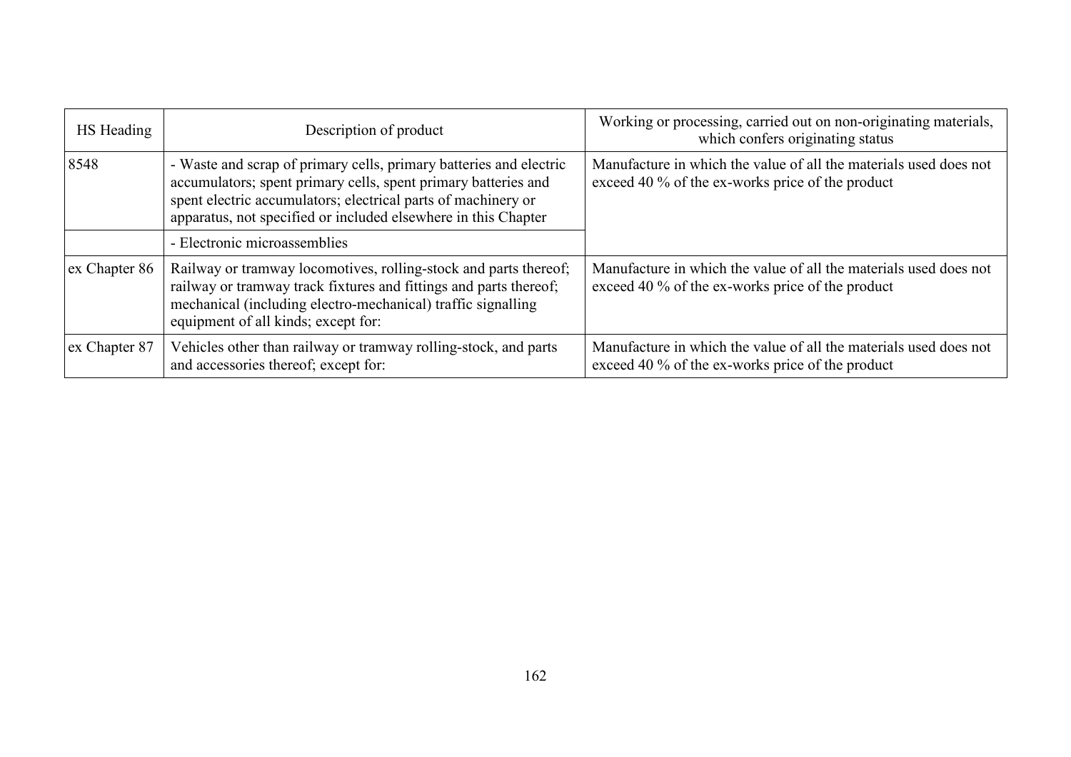| HS Heading | Description of product | Working or processing, carried out on non-originating materials, which confers originating status |
|---|---|---|
| 8548 | - Waste and scrap of primary cells, primary batteries and electric accumulators; spent primary cells, spent primary batteries and spent electric accumulators; electrical parts of machinery or apparatus, not specified or included elsewhere in this Chapter | Manufacture in which the value of all the materials used does not exceed 40 % of the ex-works price of the product |
| | - Electronic microassemblies | |
| ex Chapter 86 | Railway or tramway locomotives, rolling-stock and parts thereof; railway or tramway track fixtures and fittings and parts thereof; mechanical (including electro-mechanical) traffic signalling equipment of all kinds; except for: | Manufacture in which the value of all the materials used does not exceed 40 % of the ex-works price of the product |
| ex Chapter 87 | Vehicles other than railway or tramway rolling-stock, and parts and accessories thereof; except for: | Manufacture in which the value of all the materials used does not exceed 40 % of the ex-works price of the product |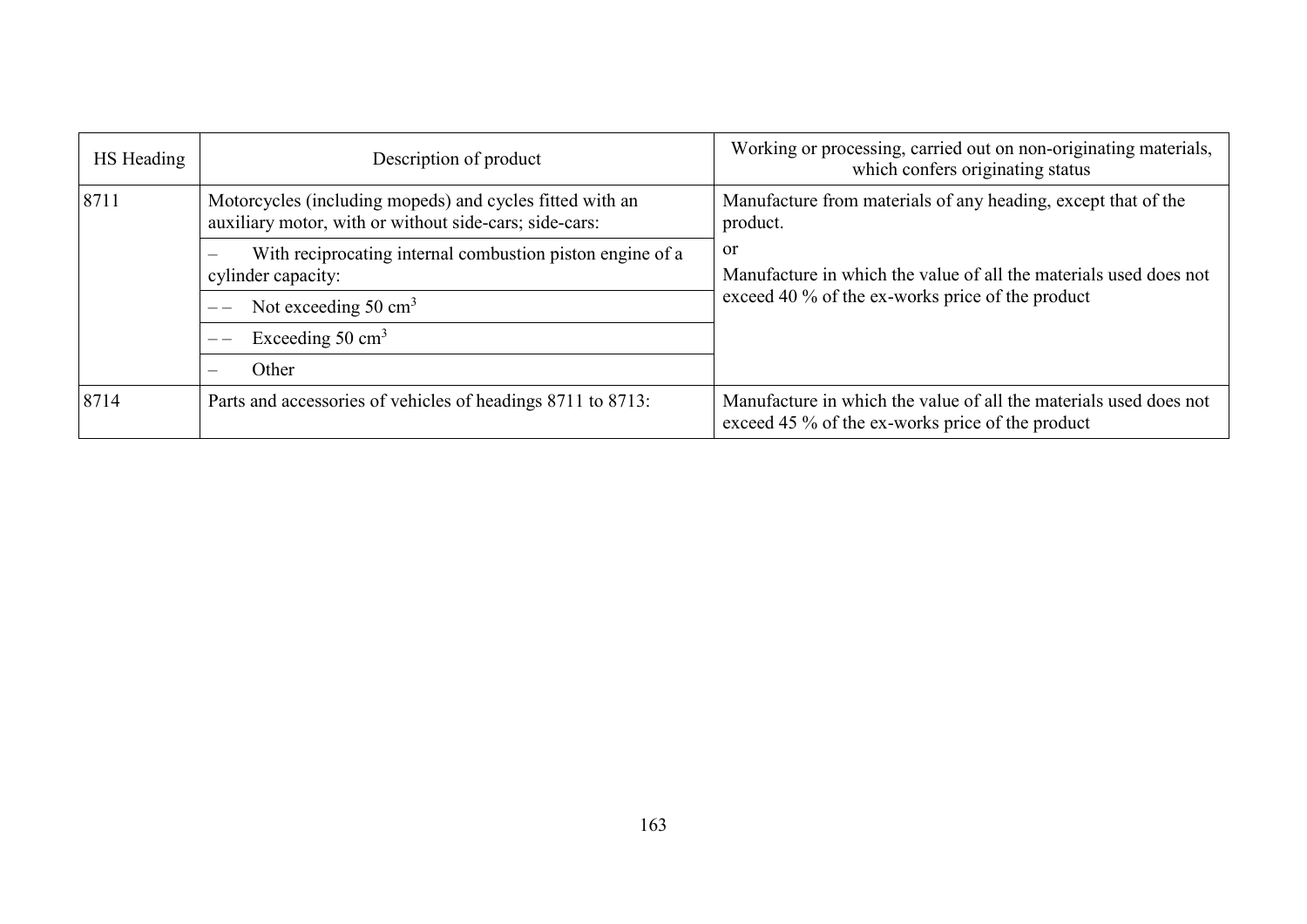| HS Heading | Description of product | Working or processing, carried out on non-originating materials, which confers originating status |
|---|---|---|
| 8711 | Motorcycles (including mopeds) and cycles fitted with an auxiliary motor, with or without side-cars; side-cars: | Manufacture from materials of any heading, except that of the product.<br>or<br>Manufacture in which the value of all the materials used does not exceed 40 % of the ex-works price of the product |
| | – With reciprocating internal combustion piston engine of a cylinder capacity: | |
| | – – Not exceeding 50 $cm^3$ | |
| | – – Exceeding 50 $cm^3$ | |
| | – Other | |
| 8714 | Parts and accessories of vehicles of headings 8711 to 8713: | Manufacture in which the value of all the materials used does not exceed 45 % of the ex-works price of the product |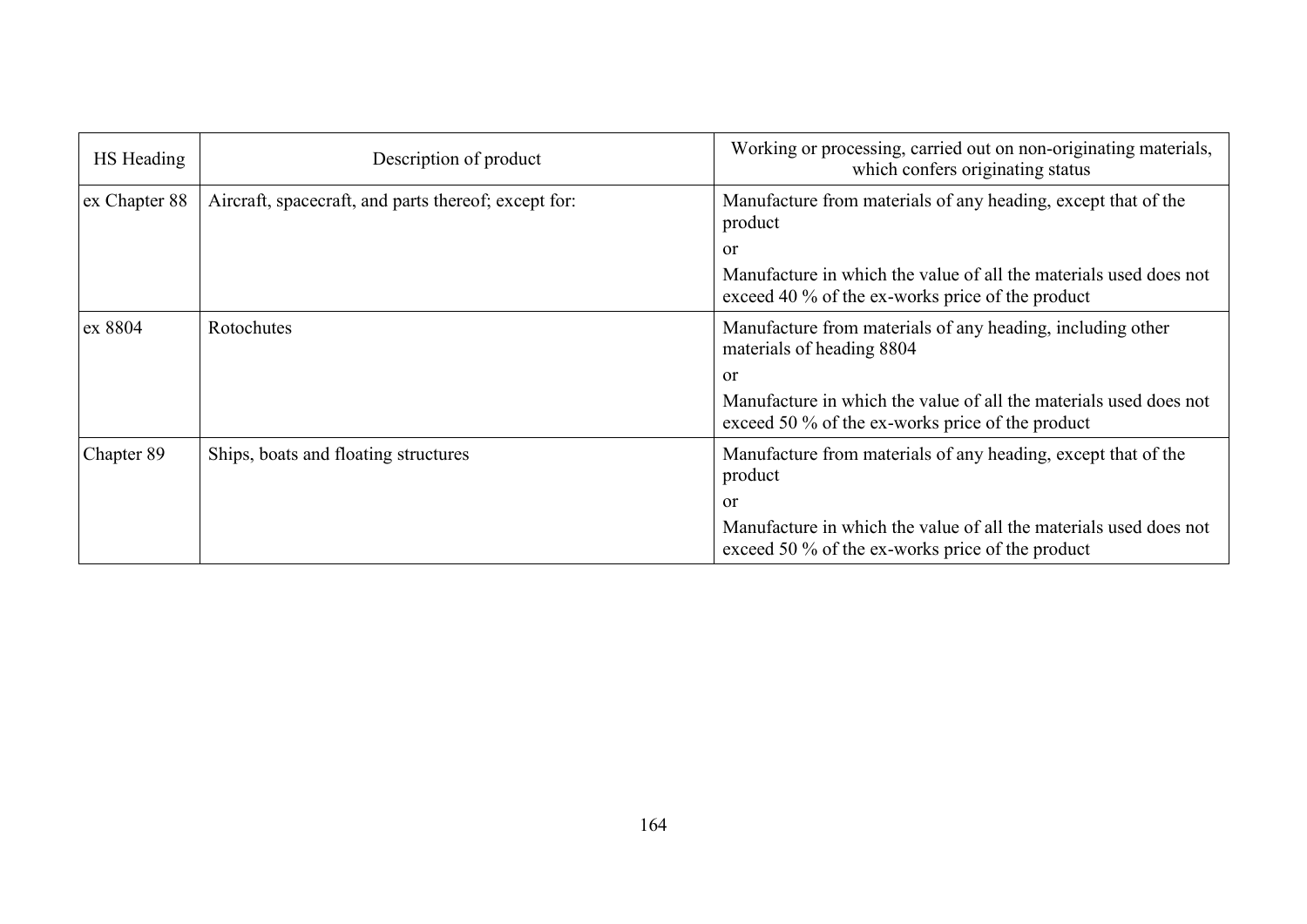| HS Heading | Description of product | Working or processing, carried out on non-originating materials, which confers originating status |
|---|---|---|
| ex Chapter 88 | Aircraft, spacecraft, and parts thereof; except for: | Manufacture from materials of any heading, except that of the product<br>or<br>Manufacture in which the value of all the materials used does not exceed 40 % of the ex-works price of the product |
| ex 8804 | Rotochutes | Manufacture from materials of any heading, including other materials of heading 8804<br>or<br>Manufacture in which the value of all the materials used does not exceed 50 % of the ex-works price of the product |
| Chapter 89 | Ships, boats and floating structures | Manufacture from materials of any heading, except that of the product<br>or<br>Manufacture in which the value of all the materials used does not exceed 50 % of the ex-works price of the product |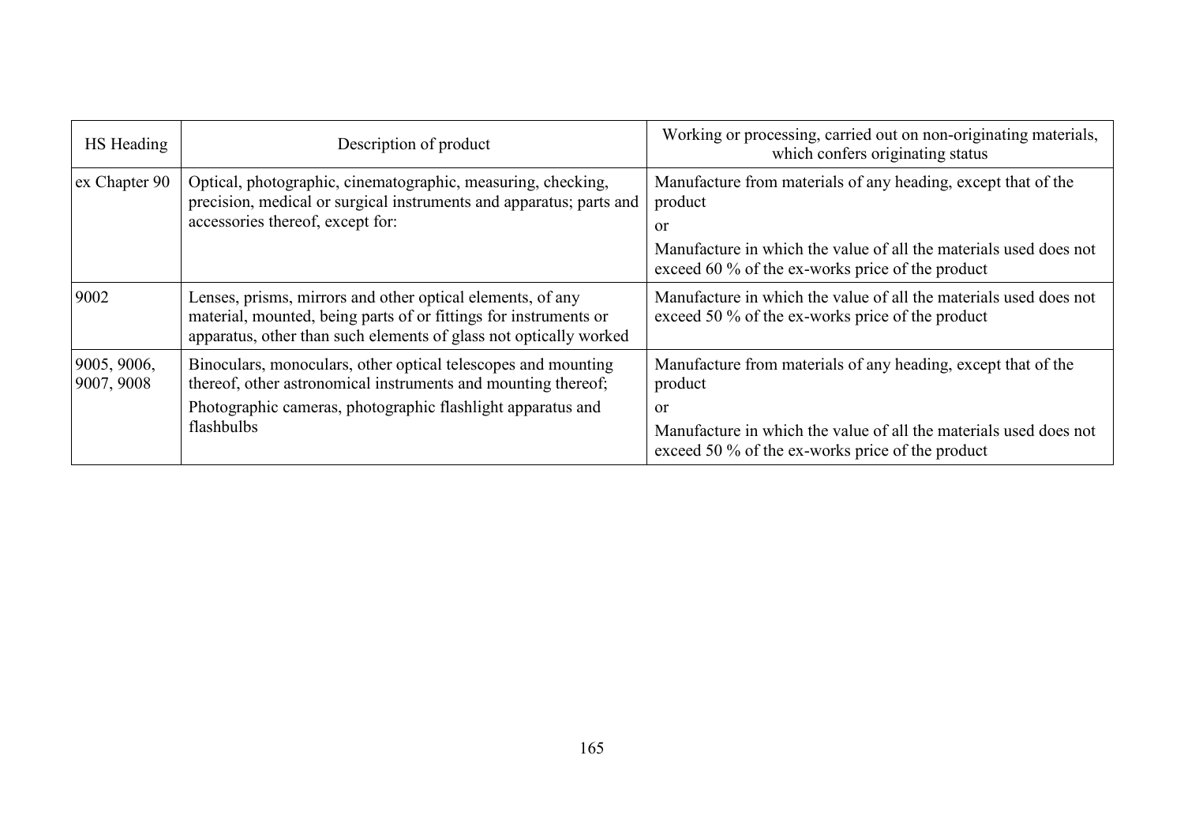| HS Heading | Description of product | Working or processing, carried out on non-originating materials, which confers originating status |
|---|---|---|
| ex Chapter 90 | Optical, photographic, cinematographic, measuring, checking, precision, medical or surgical instruments and apparatus; parts and accessories thereof, except for: | Manufacture from materials of any heading, except that of the product<br>or<br>Manufacture in which the value of all the materials used does not exceed 60 % of the ex-works price of the product |
| 9002 | Lenses, prisms, mirrors and other optical elements, of any material, mounted, being parts of or fittings for instruments or apparatus, other than such elements of glass not optically worked | Manufacture in which the value of all the materials used does not exceed 50 % of the ex-works price of the product |
| 9005, 9006, 9007, 9008 | Binoculars, monoculars, other optical telescopes and mounting thereof, other astronomical instruments and mounting thereof;<br>Photographic cameras, photographic flashlight apparatus and flashbulbs | Manufacture from materials of any heading, except that of the product<br>or<br>Manufacture in which the value of all the materials used does not exceed 50 % of the ex-works price of the product |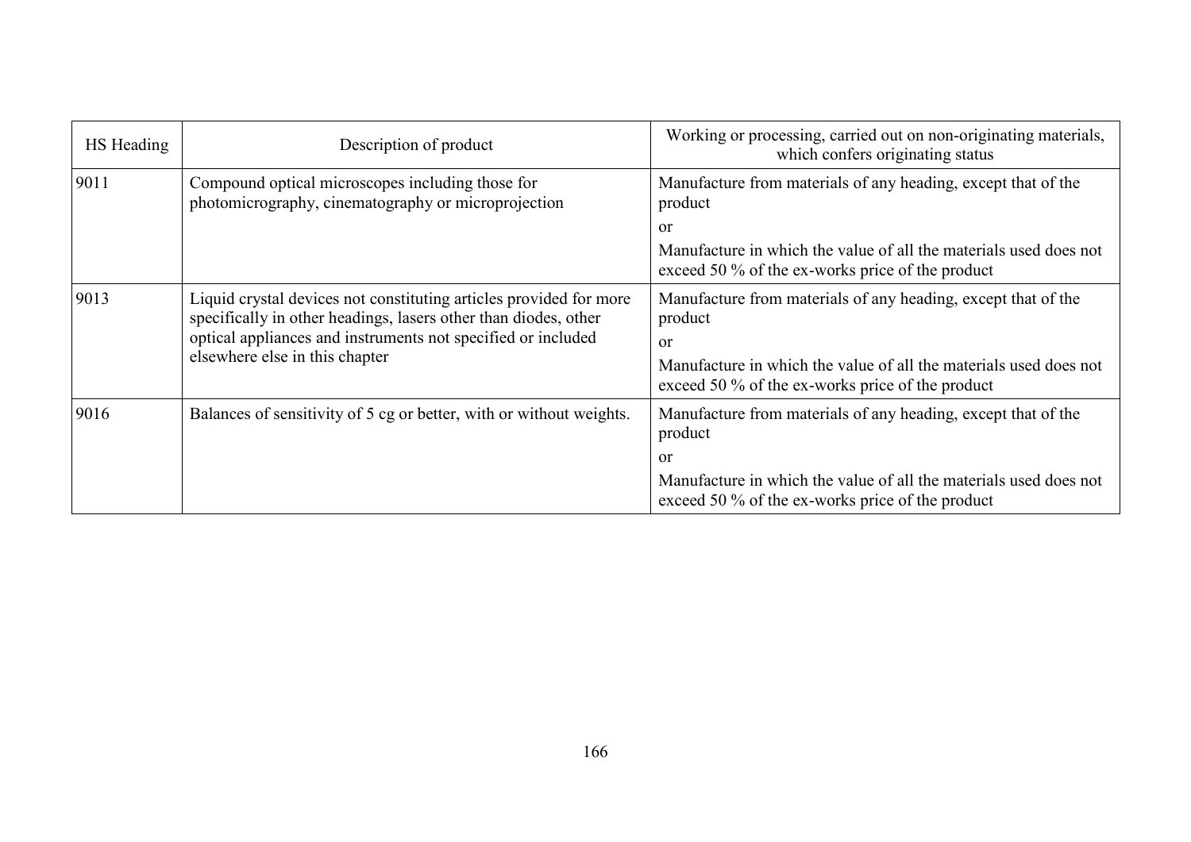| HS Heading | Description of product | Working or processing, carried out on non-originating materials, which confers originating status |
|---|---|---|
| 9011 | Compound optical microscopes including those for photomicrography, cinematography or microprojection | Manufacture from materials of any heading, except that of the product<br>or<br>Manufacture in which the value of all the materials used does not exceed 50 % of the ex-works price of the product |
| 9013 | Liquid crystal devices not constituting articles provided for more specifically in other headings, lasers other than diodes, other optical appliances and instruments not specified or included elsewhere else in this chapter | Manufacture from materials of any heading, except that of the product<br>or<br>Manufacture in which the value of all the materials used does not exceed 50 % of the ex-works price of the product |
| 9016 | Balances of sensitivity of 5 cg or better, with or without weights. | Manufacture from materials of any heading, except that of the product<br>or<br>Manufacture in which the value of all the materials used does not exceed 50 % of the ex-works price of the product |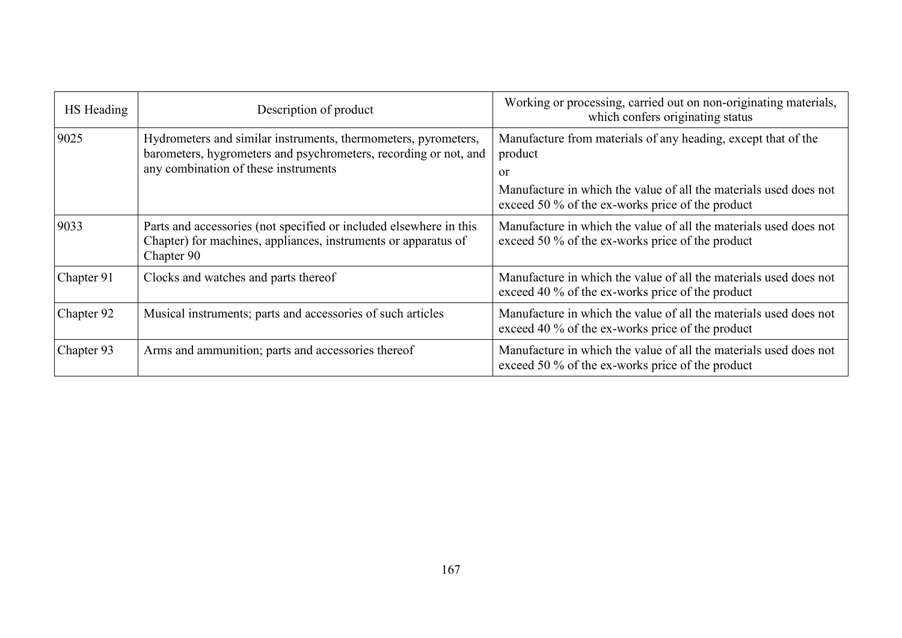| HS Heading | Description of product | Working or processing, carried out on non-originating materials, which confers originating status |
|---|---|---|
| 9025 | Hydrometers and similar instruments, thermometers, pyrometers, barometers, hygrometers and psychrometers, recording or not, and any combination of these instruments | Manufacture from materials of any heading, except that of the product<br>or<br>Manufacture in which the value of all the materials used does not exceed 50 % of the ex-works price of the product |
| 9033 | Parts and accessories (not specified or included elsewhere in this Chapter) for machines, appliances, instruments or apparatus of Chapter 90 | Manufacture in which the value of all the materials used does not exceed 50 % of the ex-works price of the product |
| Chapter 91 | Clocks and watches and parts thereof | Manufacture in which the value of all the materials used does not exceed 40 % of the ex-works price of the product |
| Chapter 92 | Musical instruments; parts and accessories of such articles | Manufacture in which the value of all the materials used does not exceed 40 % of the ex-works price of the product |
| Chapter 93 | Arms and ammunition; parts and accessories thereof | Manufacture in which the value of all the materials used does not exceed 50 % of the ex-works price of the product |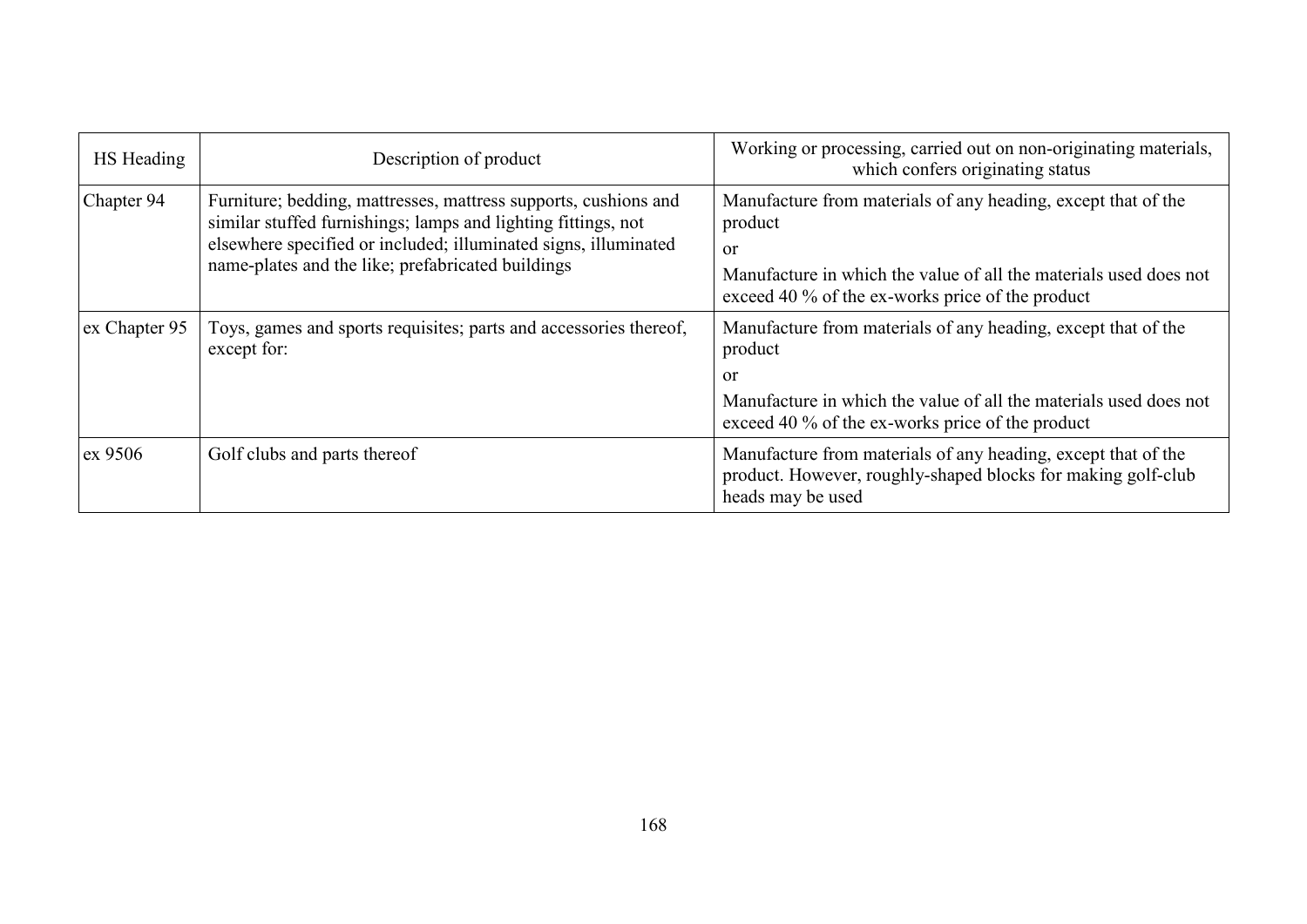| HS Heading | Description of product | Working or processing, carried out on non-originating materials, which confers originating status |
|---|---|---|
| Chapter 94 | Furniture; bedding, mattresses, mattress supports, cushions and similar stuffed furnishings; lamps and lighting fittings, not elsewhere specified or included; illuminated signs, illuminated name-plates and the like; prefabricated buildings | Manufacture from materials of any heading, except that of the product<br>or<br>Manufacture in which the value of all the materials used does not exceed 40 % of the ex-works price of the product |
| ex Chapter 95 | Toys, games and sports requisites; parts and accessories thereof, except for: | Manufacture from materials of any heading, except that of the product<br>or<br>Manufacture in which the value of all the materials used does not exceed 40 % of the ex-works price of the product |
| ex 9506 | Golf clubs and parts thereof | Manufacture from materials of any heading, except that of the product. However, roughly-shaped blocks for making golf-club heads may be used |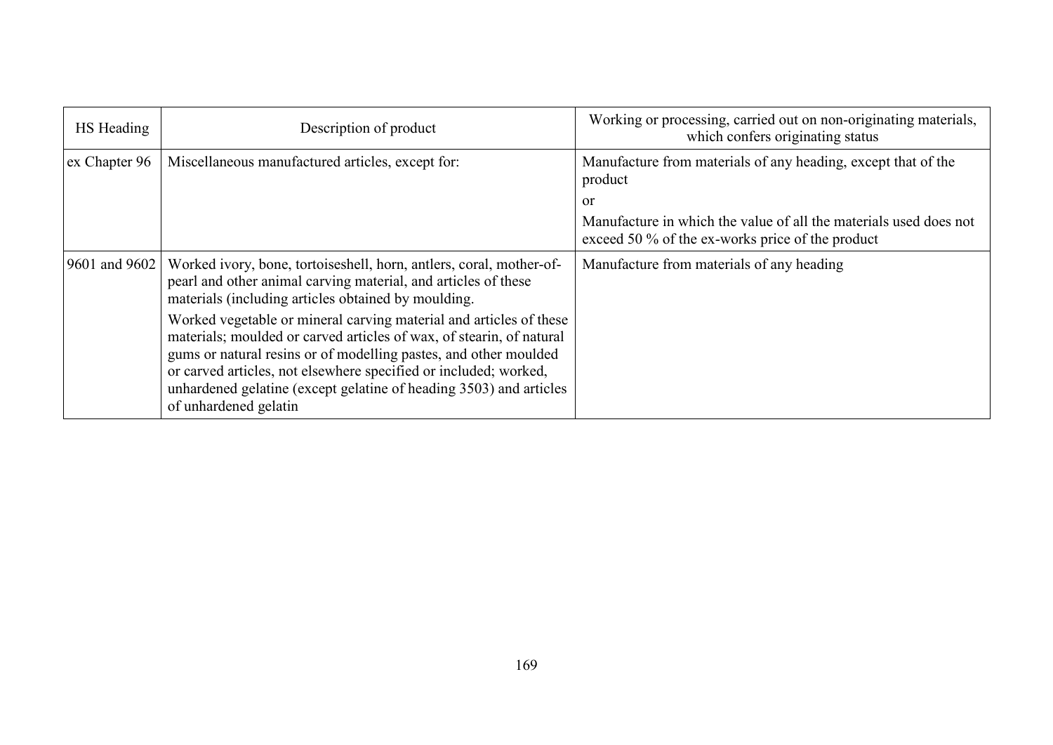| HS Heading | Description of product | Working or processing, carried out on non-originating materials, which confers originating status |
|---|---|---|
| ex Chapter 96 | Miscellaneous manufactured articles, except for: | Manufacture from materials of any heading, except that of the product<br>or<br>Manufacture in which the value of all the materials used does not exceed 50 % of the ex-works price of the product |
| 9601 and 9602 | Worked ivory, bone, tortoiseshell, horn, antlers, coral, mother-of-pearl and other animal carving material, and articles of these materials (including articles obtained by moulding.<br>Worked vegetable or mineral carving material and articles of these materials; moulded or carved articles of wax, of stearin, of natural gums or natural resins or of modelling pastes, and other moulded or carved articles, not elsewhere specified or included; worked, unhardened gelatine (except gelatine of heading 3503) and articles of unhardened gelatin | Manufacture from materials of any heading |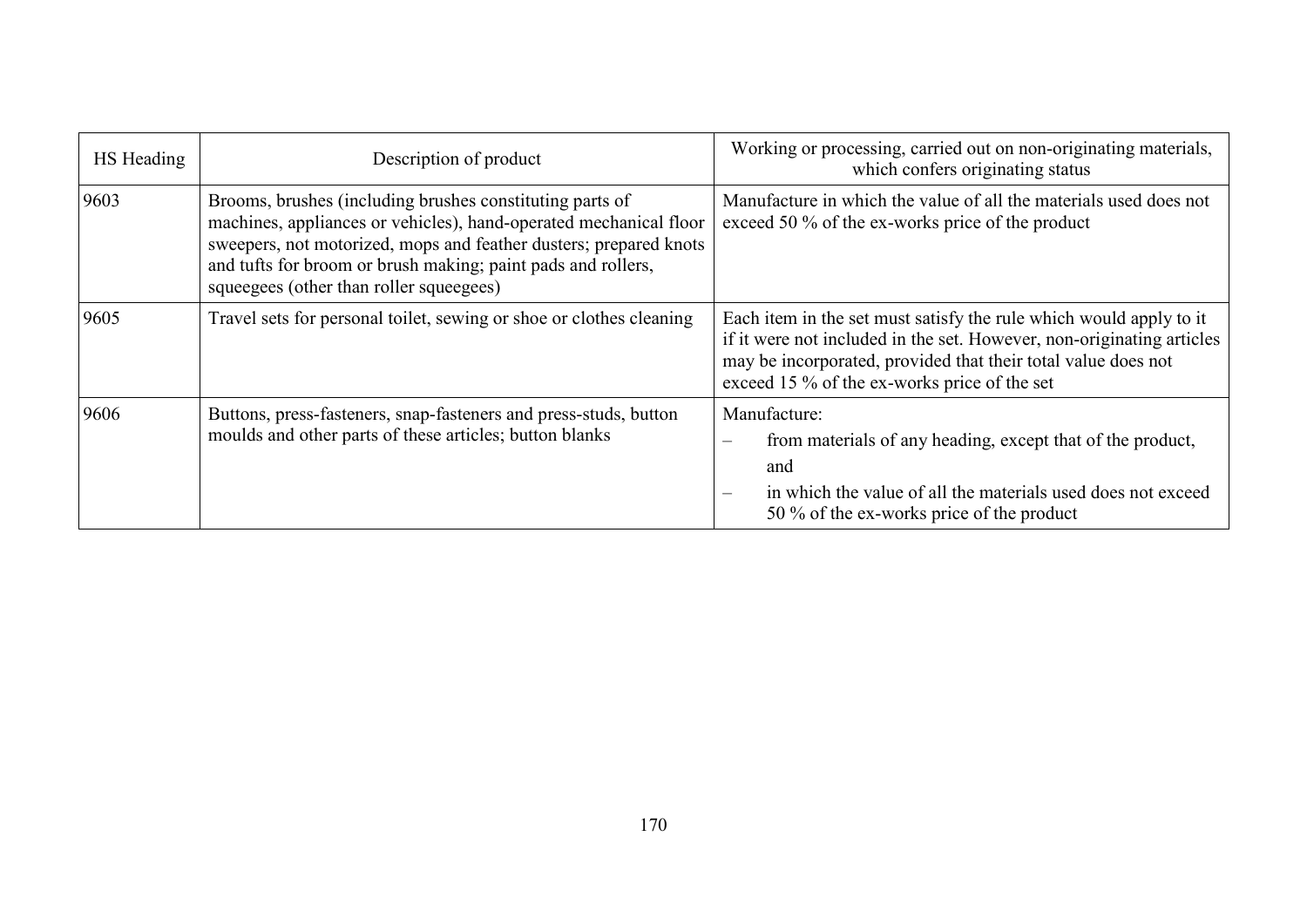| HS Heading | Description of product | Working or processing, carried out on non-originating materials, which confers originating status |
|---|---|---|
| 9603 | Brooms, brushes (including brushes constituting parts of machines, appliances or vehicles), hand-operated mechanical floor sweepers, not motorized, mops and feather dusters; prepared knots and tufts for broom or brush making; paint pads and rollers, squeegees (other than roller squeegees) | Manufacture in which the value of all the materials used does not exceed 50 % of the ex-works price of the product |
| 9605 | Travel sets for personal toilet, sewing or shoe or clothes cleaning | Each item in the set must satisfy the rule which would apply to it if it were not included in the set. However, non-originating articles may be incorporated, provided that their total value does not exceed 15 % of the ex-works price of the set |
| 9606 | Buttons, press-fasteners, snap-fasteners and press-studs, button moulds and other parts of these articles; button blanks | Manufacture:<br>– from materials of any heading, except that of the product, and<br>– in which the value of all the materials used does not exceed 50 % of the ex-works price of the product |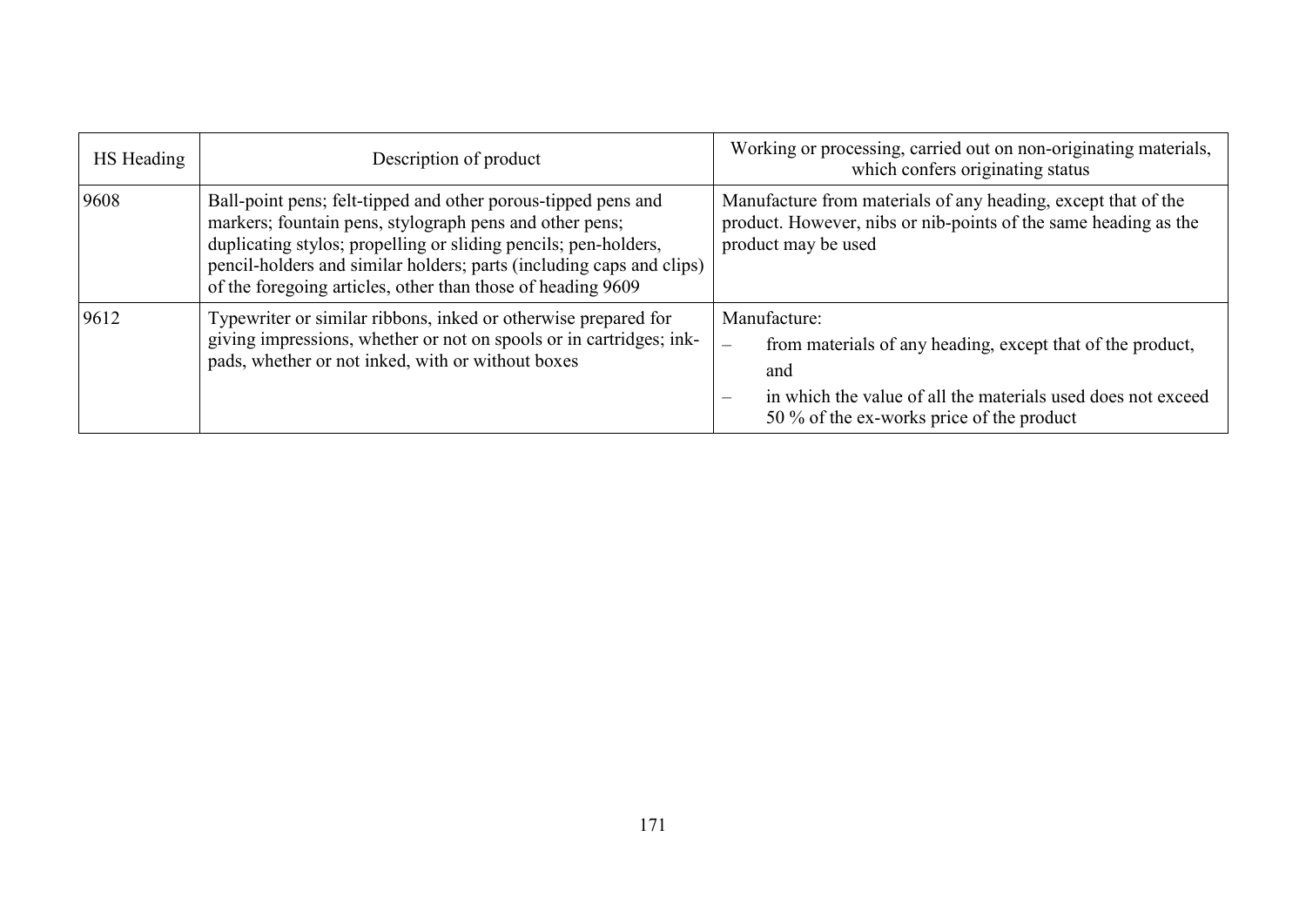| HS Heading | Description of product | Working or processing, carried out on non-originating materials, which confers originating status |
|---|---|---|
| 9608 | Ball-point pens; felt-tipped and other porous-tipped pens and markers; fountain pens, stylograph pens and other pens; duplicating stylos; propelling or sliding pencils; pen-holders, pencil-holders and similar holders; parts (including caps and clips) of the foregoing articles, other than those of heading 9609 | Manufacture from materials of any heading, except that of the product. However, nibs or nib-points of the same heading as the product may be used |
| 9612 | Typewriter or similar ribbons, inked or otherwise prepared for giving impressions, whether or not on spools or in cartridges; ink-pads, whether or not inked, with or without boxes | Manufacture: <br> – from materials of any heading, except that of the product, and <br> – in which the value of all the materials used does not exceed 50 % of the ex-works price of the product |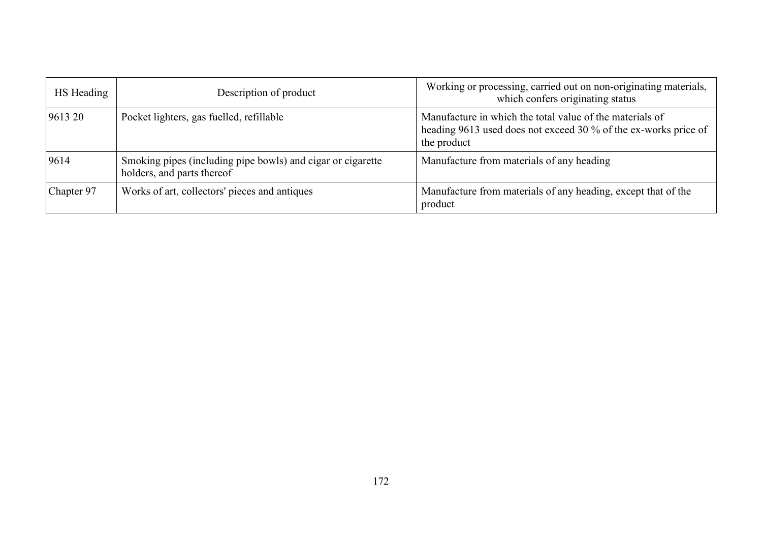| HS Heading | Description of product | Working or processing, carried out on non-originating materials, which confers originating status |
|---|---|---|
| 9613 20 | Pocket lighters, gas fuelled, refillable | Manufacture in which the total value of the materials of heading 9613 used does not exceed 30 % of the ex-works price of the product |
| 9614 | Smoking pipes (including pipe bowls) and cigar or cigarette holders, and parts thereof | Manufacture from materials of any heading |
| Chapter 97 | Works of art, collectors' pieces and antiques | Manufacture from materials of any heading, except that of the product |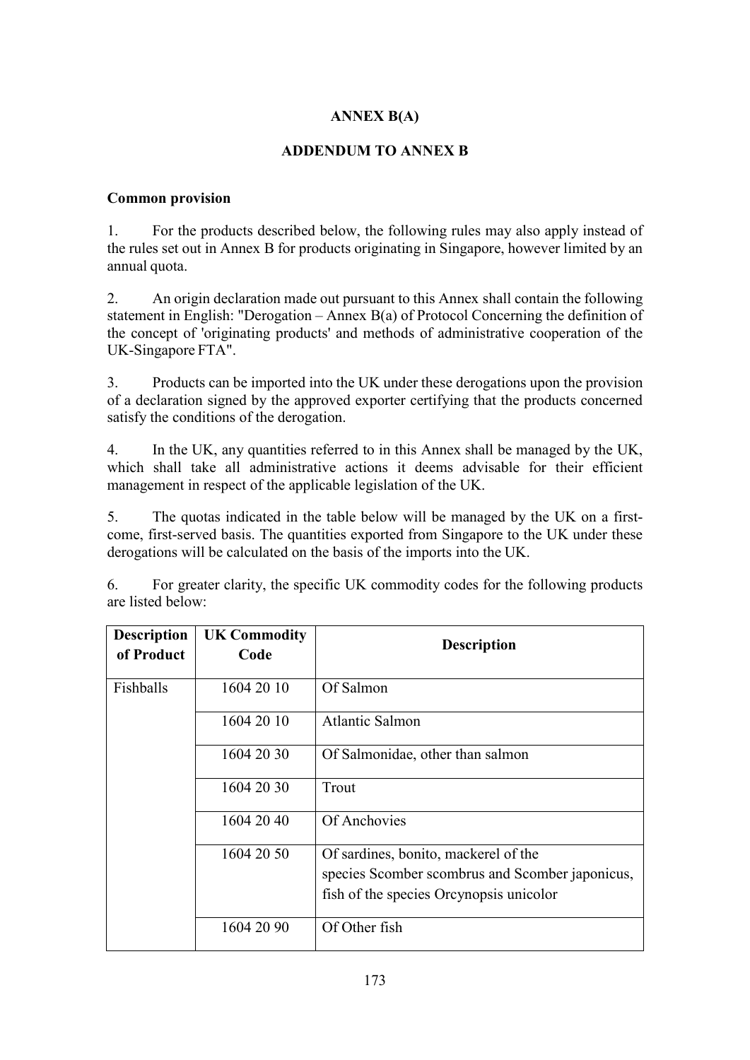**ANNEX B(A)**

**ADDENDUM TO ANNEX B**

**Common provision**

1. For the products described below, the following rules may also apply instead of the rules set out in Annex B for products originating in Singapore, however limited by an annual quota.

2. An origin declaration made out pursuant to this Annex shall contain the following statement in English: "Derogation – Annex B(a) of Protocol Concerning the definition of the concept of 'originating products' and methods of administrative cooperation of the UK-Singapore FTA".

3. Products can be imported into the UK under these derogations upon the provision of a declaration signed by the approved exporter certifying that the products concerned satisfy the conditions of the derogation.

4. In the UK, any quantities referred to in this Annex shall be managed by the UK, which shall take all administrative actions it deems advisable for their efficient management in respect of the applicable legislation of the UK.

5. The quotas indicated in the table below will be managed by the UK on a first-come, first-served basis. The quantities exported from Singapore to the UK under these derogations will be calculated on the basis of the imports into the UK.

6. For greater clarity, the specific UK commodity codes for the following products are listed below:

| Description of Product | UK Commodity Code | Description |
|---|---|---|
| Fishballs | 1604 20 10 | Of Salmon |
| | 1604 20 10 | Atlantic Salmon |
| | 1604 20 30 | Of Salmonidae, other than salmon |
| | 1604 20 30 | Trout |
| | 1604 20 40 | Of Anchovies |
| | 1604 20 50 | Of sardines, bonito, mackerel of the species Scomber scombrus and Scomber japonicus, fish of the species Orcynopsis unicolor |
| | 1604 20 90 | Of Other fish |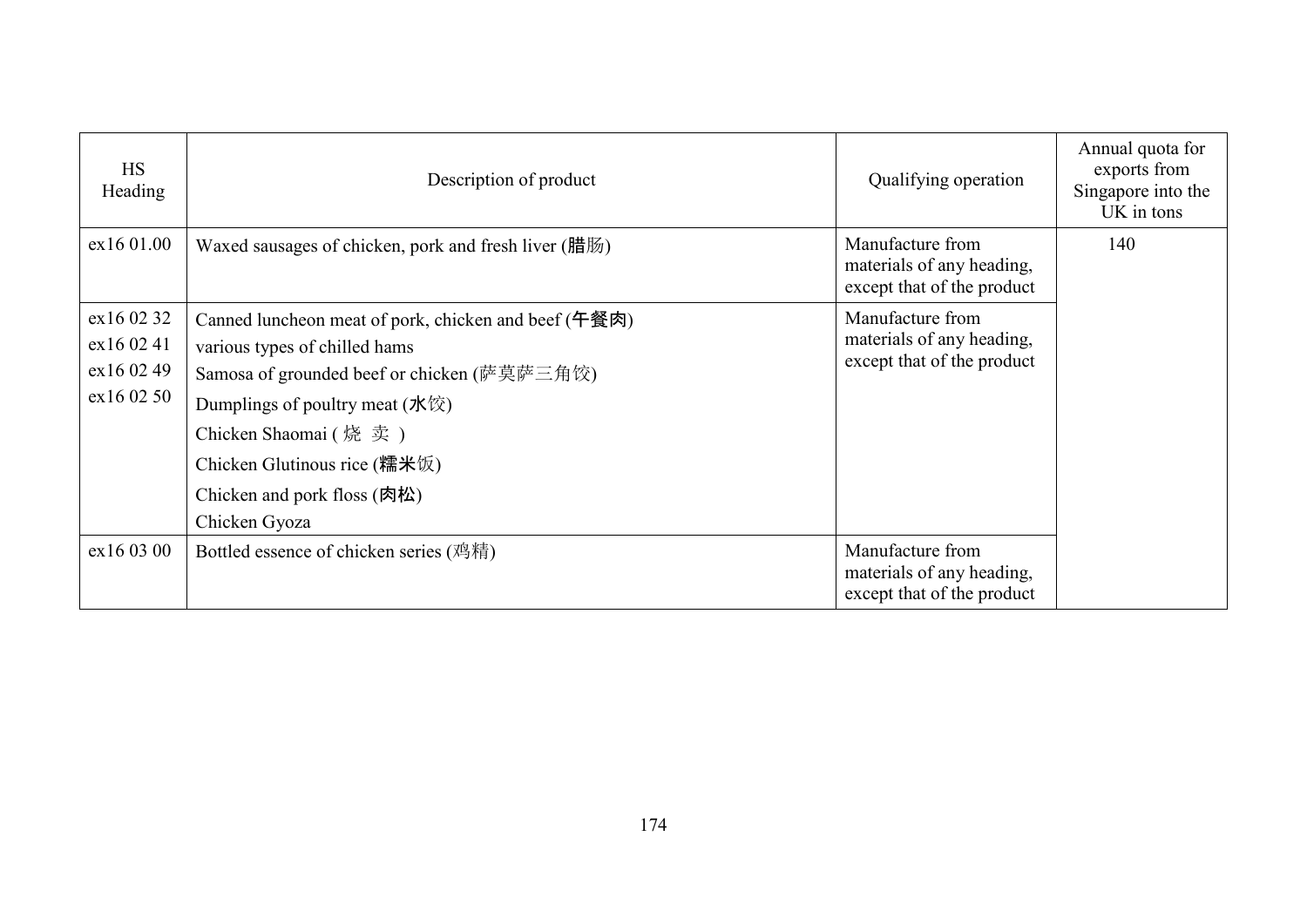| HS Heading | Description of product | Qualifying operation | Annual quota for exports from Singapore into the UK in tons |
|---|---|---|---|
| ex16 01.00 | Waxed sausages of chicken, pork and fresh liver (腊肠) | Manufacture from materials of any heading, except that of the product | 140 |
| ex16 02 32<br>ex16 02 41<br>ex16 02 49<br>ex16 02 50 | Canned luncheon meat of pork, chicken and beef (午餐肉)<br>various types of chilled hams<br>Samosa of grounded beef or chicken (萨莫萨三角饺)<br>Dumplings of poultry meat (水饺)<br>Chicken Shaomai ( 烧 卖 )<br>Chicken Glutinous rice (糯米饭)<br>Chicken and pork floss (肉松)<br>Chicken Gyoza | Manufacture from materials of any heading, except that of the product | |
| ex16 03 00 | Bottled essence of chicken series (鸡精) | Manufacture from materials of any heading, except that of the product | |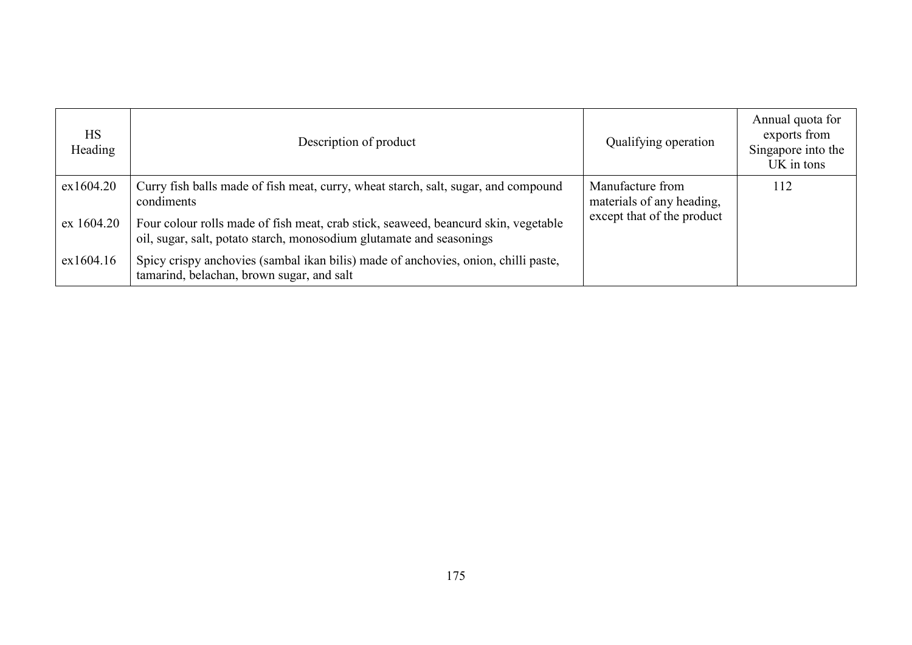| HS Heading | Description of product | Qualifying operation | Annual quota for exports from Singapore into the UK in tons |
|---|---|---|---|
| ex1604.20 | Curry fish balls made of fish meat, curry, wheat starch, salt, sugar, and compound condiments | Manufacture from materials of any heading, except that of the product | 112 |
| ex 1604.20 | Four colour rolls made of fish meat, crab stick, seaweed, beancurd skin, vegetable oil, sugar, salt, potato starch, monosodium glutamate and seasonings | | |
| ex1604.16 | Spicy crispy anchovies (sambal ikan bilis) made of anchovies, onion, chilli paste, tamarind, belachan, brown sugar, and salt | | |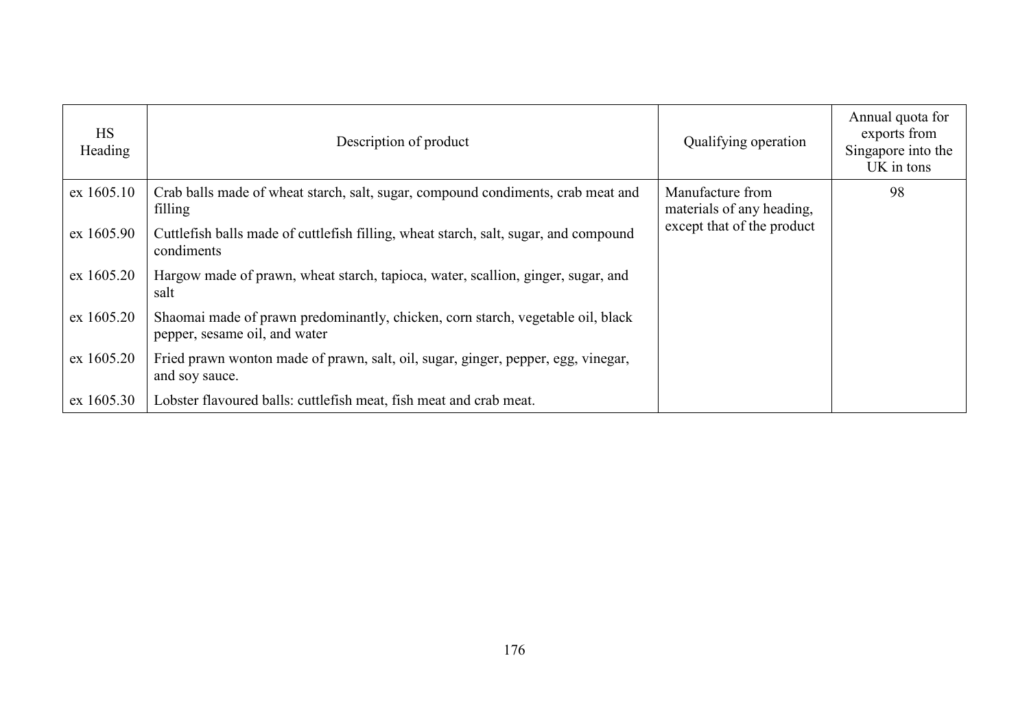| HS Heading | Description of product | Qualifying operation | Annual quota for exports from Singapore into the UK in tons |
|---|---|---|---|
| ex 1605.10 | Crab balls made of wheat starch, salt, sugar, compound condiments, crab meat and filling | Manufacture from materials of any heading, except that of the product | 98 |
| ex 1605.90 | Cuttlefish balls made of cuttlefish filling, wheat starch, salt, sugar, and compound condiments | | |
| ex 1605.20 | Hargow made of prawn, wheat starch, tapioca, water, scallion, ginger, sugar, and salt | | |
| ex 1605.20 | Shaomai made of prawn predominantly, chicken, corn starch, vegetable oil, black pepper, sesame oil, and water | | |
| ex 1605.20 | Fried prawn wonton made of prawn, salt, oil, sugar, ginger, pepper, egg, vinegar, and soy sauce. | | |
| ex 1605.30 | Lobster flavoured balls: cuttlefish meat, fish meat and crab meat. | | |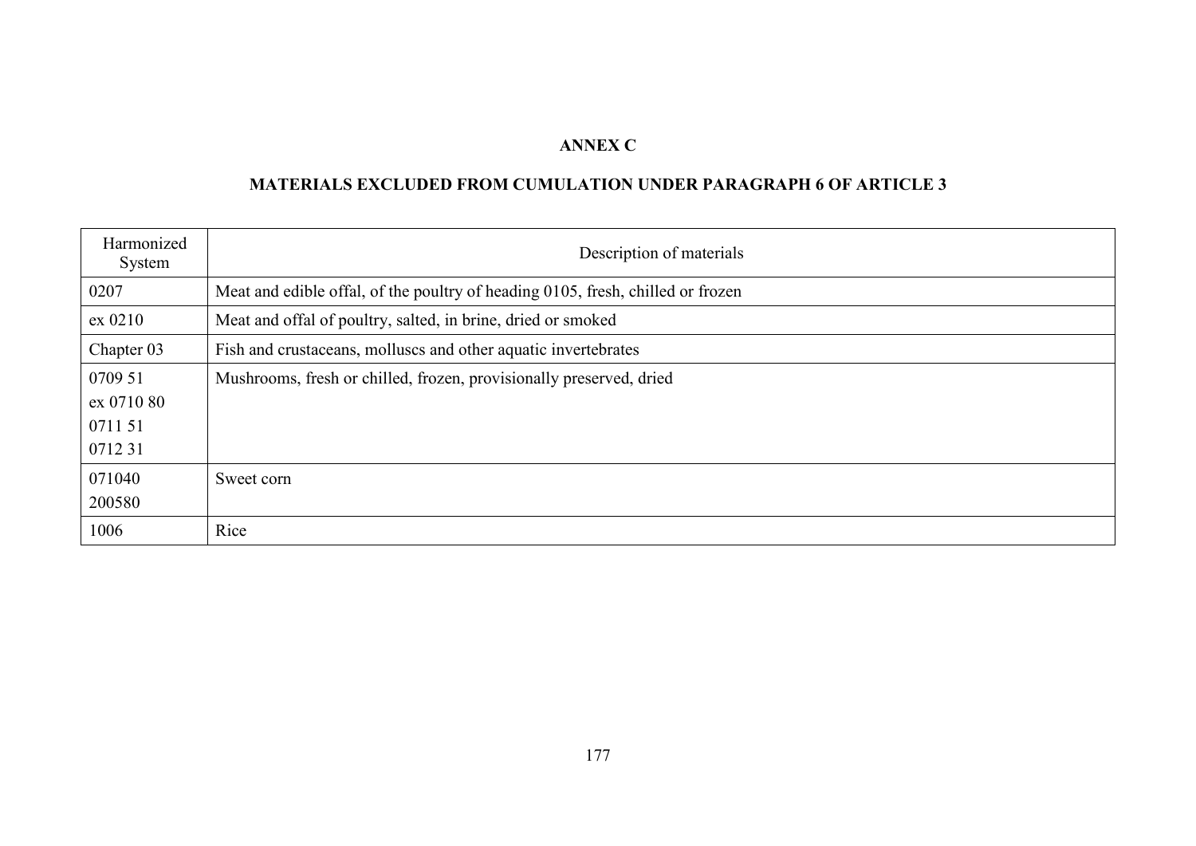# ANNEX C

## MATERIALS EXCLUDED FROM CUMULATION UNDER PARAGRAPH 6 OF ARTICLE 3

| Harmonized System | Description of materials |
|---|---|
| 0207 | Meat and edible offal, of the poultry of heading 0105, fresh, chilled or frozen |
| ex 0210 | Meat and offal of poultry, salted, in brine, dried or smoked |
| Chapter 03 | Fish and crustaceans, molluscs and other aquatic invertebrates |
| 0709 51<br>ex 0710 80<br>0711 51<br>0712 31 | Mushrooms, fresh or chilled, frozen, provisionally preserved, dried |
| 071040<br>200580 | Sweet corn |
| 1006 | Rice |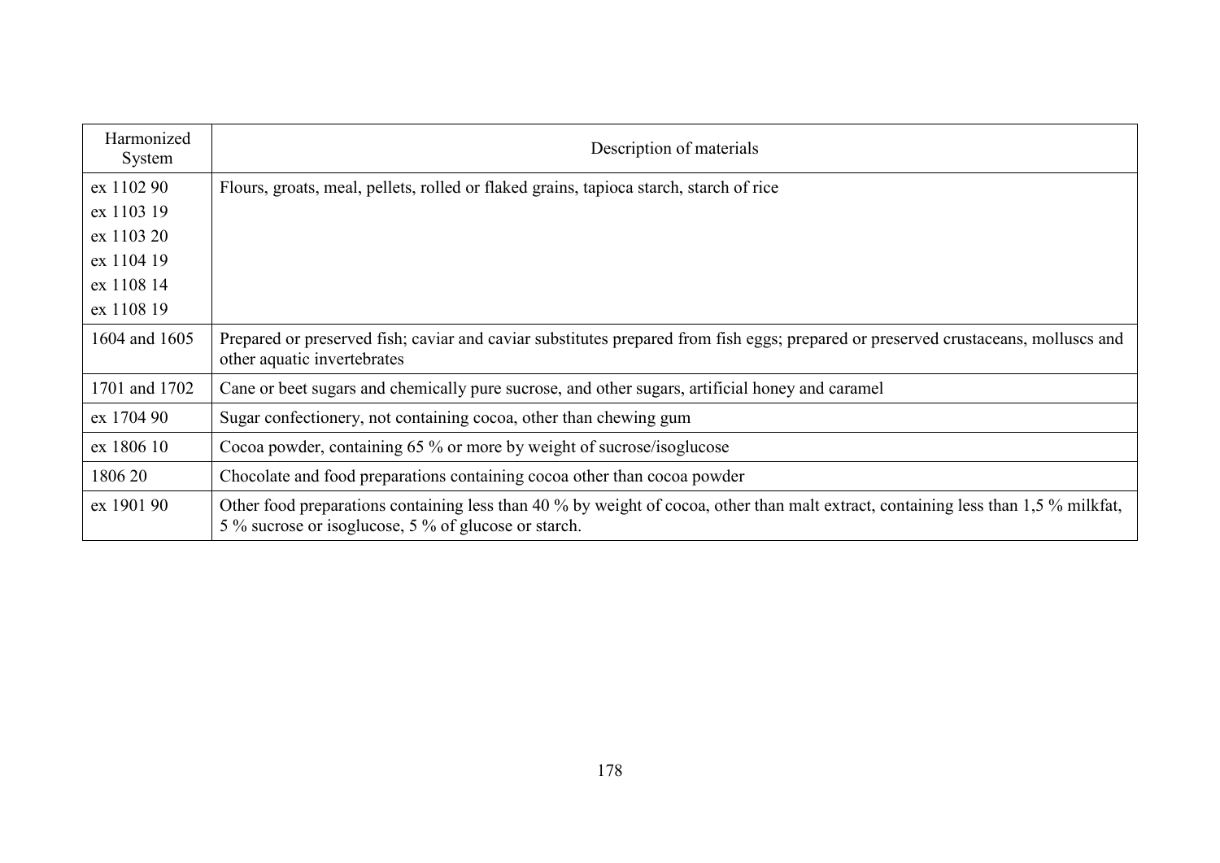| Harmonized System | Description of materials |
|---|---|
| ex 1102 90<br>ex 1103 19<br>ex 1103 20<br>ex 1104 19<br>ex 1108 14<br>ex 1108 19 | Flours, groats, meal, pellets, rolled or flaked grains, tapioca starch, starch of rice |
| 1604 and 1605 | Prepared or preserved fish; caviar and caviar substitutes prepared from fish eggs; prepared or preserved crustaceans, molluscs and other aquatic invertebrates |
| 1701 and 1702 | Cane or beet sugars and chemically pure sucrose, and other sugars, artificial honey and caramel |
| ex 1704 90 | Sugar confectionery, not containing cocoa, other than chewing gum |
| ex 1806 10 | Cocoa powder, containing 65 % or more by weight of sucrose/isoglucose |
| 1806 20 | Chocolate and food preparations containing cocoa other than cocoa powder |
| ex 1901 90 | Other food preparations containing less than 40 % by weight of cocoa, other than malt extract, containing less than 1,5 % milkfat, 5 % sucrose or isoglucose, 5 % of glucose or starch. |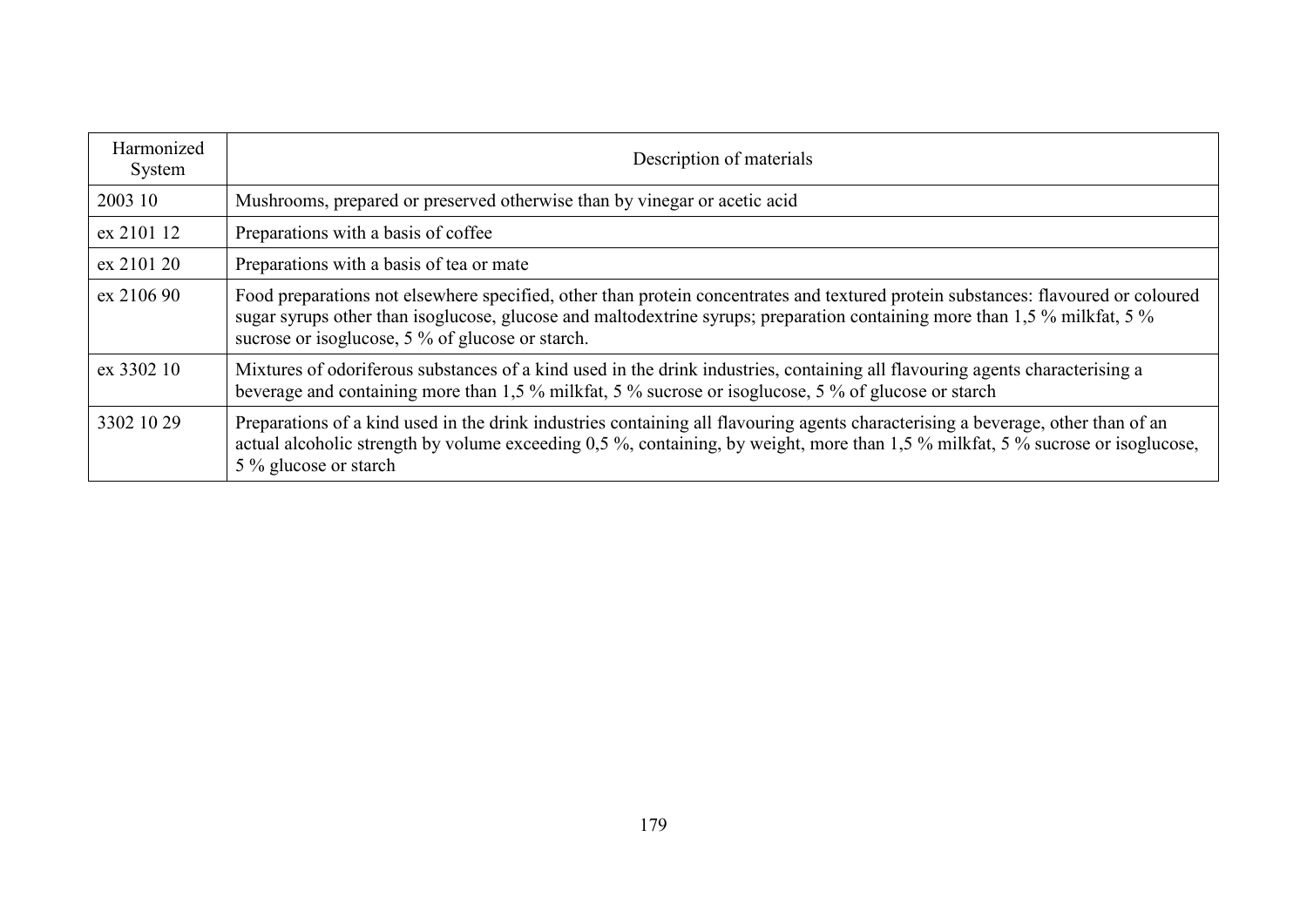| Harmonized System | Description of materials |
|---|---|
| 2003 10 | Mushrooms, prepared or preserved otherwise than by vinegar or acetic acid |
| ex 2101 12 | Preparations with a basis of coffee |
| ex 2101 20 | Preparations with a basis of tea or mate |
| ex 2106 90 | Food preparations not elsewhere specified, other than protein concentrates and textured protein substances: flavoured or coloured sugar syrups other than isoglucose, glucose and maltodextrine syrups; preparation containing more than 1,5 % milkfat, 5 % sucrose or isoglucose, 5 % of glucose or starch. |
| ex 3302 10 | Mixtures of odoriferous substances of a kind used in the drink industries, containing all flavouring agents characterising a beverage and containing more than 1,5 % milkfat, 5 % sucrose or isoglucose, 5 % of glucose or starch |
| 3302 10 29 | Preparations of a kind used in the drink industries containing all flavouring agents characterising a beverage, other than of an actual alcoholic strength by volume exceeding 0,5 %, containing, by weight, more than 1,5 % milkfat, 5 % sucrose or isoglucose, 5 % glucose or starch |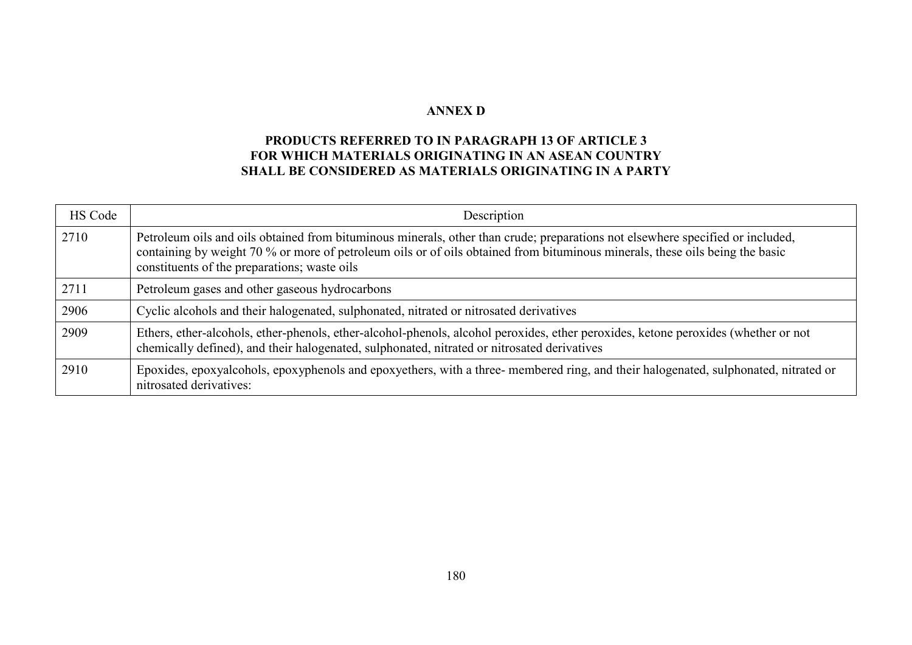# ANNEX D

## PRODUCTS REFERRED TO IN PARAGRAPH 13 OF ARTICLE 3 FOR WHICH MATERIALS ORIGINATING IN AN ASEAN COUNTRY SHALL BE CONSIDERED AS MATERIALS ORIGINATING IN A PARTY

| HS Code | Description |
|---|---|
| 2710 | Petroleum oils and oils obtained from bituminous minerals, other than crude; preparations not elsewhere specified or included, containing by weight 70 % or more of petroleum oils or of oils obtained from bituminous minerals, these oils being the basic constituents of the preparations; waste oils |
| 2711 | Petroleum gases and other gaseous hydrocarbons |
| 2906 | Cyclic alcohols and their halogenated, sulphonated, nitrated or nitrosated derivatives |
| 2909 | Ethers, ether-alcohols, ether-phenols, ether-alcohol-phenols, alcohol peroxides, ether peroxides, ketone peroxides (whether or not chemically defined), and their halogenated, sulphonated, nitrated or nitrosated derivatives |
| 2910 | Epoxides, epoxyalcohols, epoxyphenols and epoxyethers, with a three- membered ring, and their halogenated, sulphonated, nitrated or nitrosated derivatives: |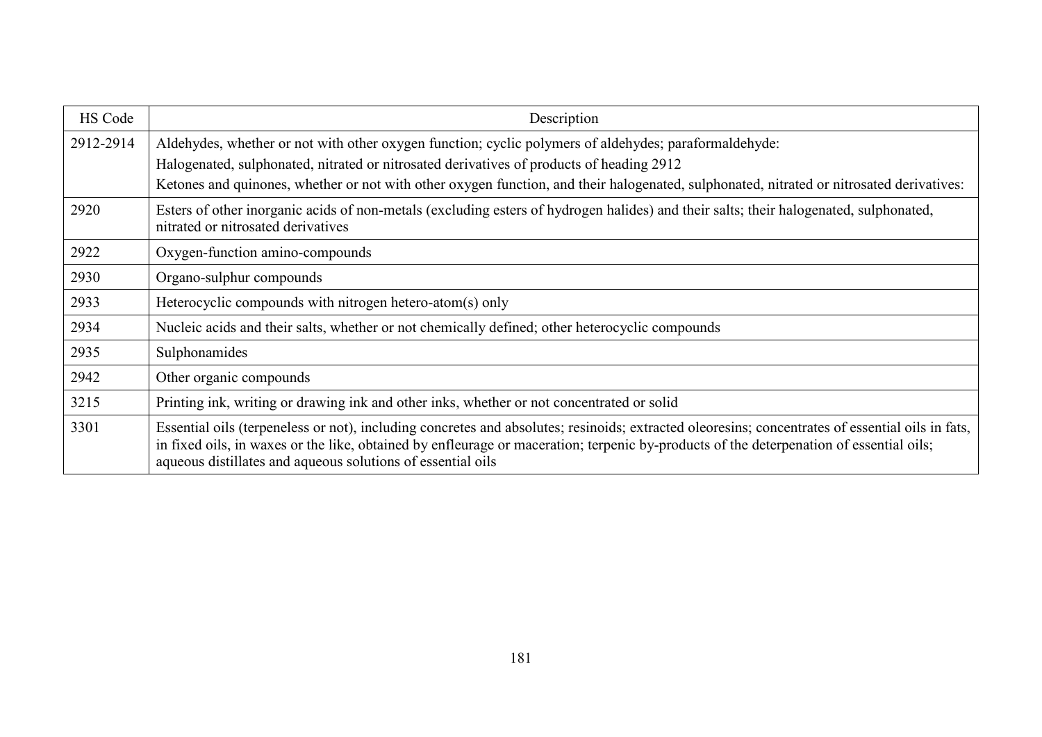| HS Code | Description |
|---|---|
| 2912-2914 | Aldehydes, whether or not with other oxygen function; cyclic polymers of aldehydes; paraformaldehyde:<br>Halogenated, sulphonated, nitrated or nitrosated derivatives of products of heading 2912<br>Ketones and quinones, whether or not with other oxygen function, and their halogenated, sulphonated, nitrated or nitrosated derivatives: |
| 2920 | Esters of other inorganic acids of non-metals (excluding esters of hydrogen halides) and their salts; their halogenated, sulphonated, nitrated or nitrosated derivatives |
| 2922 | Oxygen-function amino-compounds |
| 2930 | Organo-sulphur compounds |
| 2933 | Heterocyclic compounds with nitrogen hetero-atom(s) only |
| 2934 | Nucleic acids and their salts, whether or not chemically defined; other heterocyclic compounds |
| 2935 | Sulphonamides |
| 2942 | Other organic compounds |
| 3215 | Printing ink, writing or drawing ink and other inks, whether or not concentrated or solid |
| 3301 | Essential oils (terpeneless or not), including concretes and absolutes; resinoids; extracted oleoresins; concentrates of essential oils in fats, in fixed oils, in waxes or the like, obtained by enfleurage or maceration; terpenic by-products of the deterpenation of essential oils; aqueous distillates and aqueous solutions of essential oils |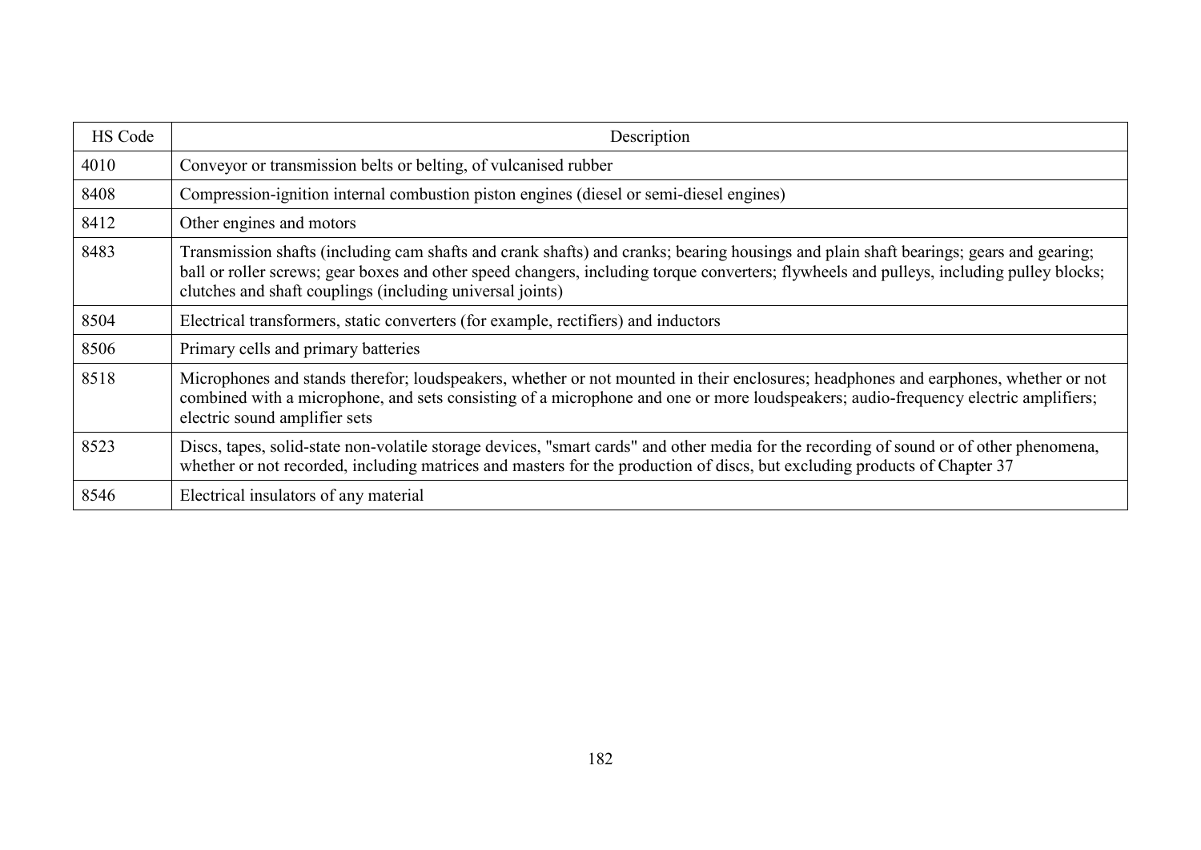| HS Code | Description |
| --- | --- |
| 4010 | Conveyor or transmission belts or belting, of vulcanised rubber |
| 8408 | Compression-ignition internal combustion piston engines (diesel or semi-diesel engines) |
| 8412 | Other engines and motors |
| 8483 | Transmission shafts (including cam shafts and crank shafts) and cranks; bearing housings and plain shaft bearings; gears and gearing; ball or roller screws; gear boxes and other speed changers, including torque converters; flywheels and pulleys, including pulley blocks; clutches and shaft couplings (including universal joints) |
| 8504 | Electrical transformers, static converters (for example, rectifiers) and inductors |
| 8506 | Primary cells and primary batteries |
| 8518 | Microphones and stands therefor; loudspeakers, whether or not mounted in their enclosures; headphones and earphones, whether or not combined with a microphone, and sets consisting of a microphone and one or more loudspeakers; audio-frequency electric amplifiers; electric sound amplifier sets |
| 8523 | Discs, tapes, solid-state non-volatile storage devices, "smart cards" and other media for the recording of sound or of other phenomena, whether or not recorded, including matrices and masters for the production of discs, but excluding products of Chapter 37 |
| 8546 | Electrical insulators of any material |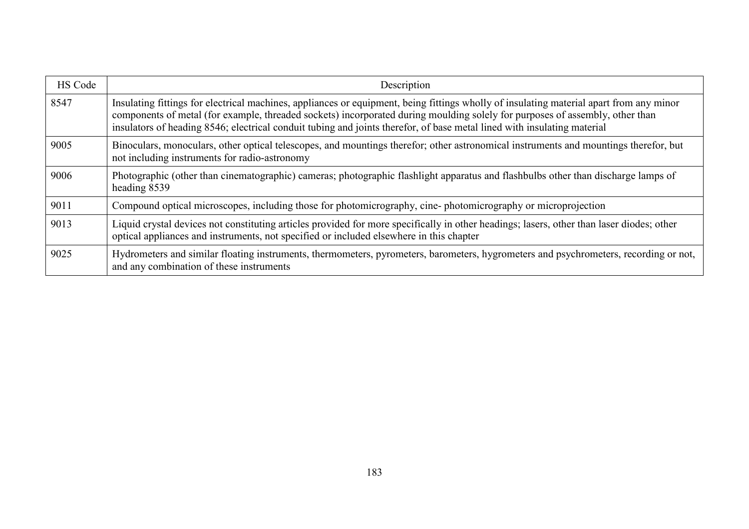| HS Code | Description |
|---|---|
| 8547 | Insulating fittings for electrical machines, appliances or equipment, being fittings wholly of insulating material apart from any minor components of metal (for example, threaded sockets) incorporated during moulding solely for purposes of assembly, other than insulators of heading 8546; electrical conduit tubing and joints therefor, of base metal lined with insulating material |
| 9005 | Binoculars, monoculars, other optical telescopes, and mountings therefor; other astronomical instruments and mountings therefor, but not including instruments for radio-astronomy |
| 9006 | Photographic (other than cinematographic) cameras; photographic flashlight apparatus and flashbulbs other than discharge lamps of heading 8539 |
| 9011 | Compound optical microscopes, including those for photomicrography, cine- photomicrography or microprojection |
| 9013 | Liquid crystal devices not constituting articles provided for more specifically in other headings; lasers, other than laser diodes; other optical appliances and instruments, not specified or included elsewhere in this chapter |
| 9025 | Hydrometers and similar floating instruments, thermometers, pyrometers, barometers, hygrometers and psychrometers, recording or not, and any combination of these instruments |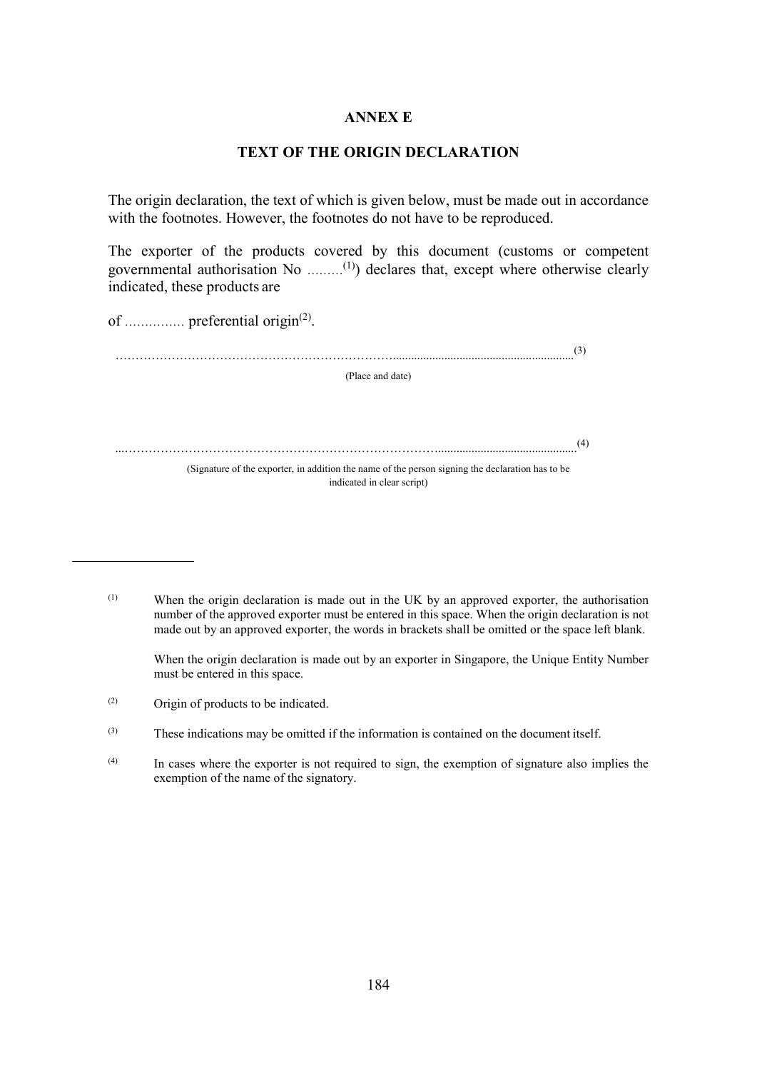# ANNEX E

## TEXT OF THE ORIGIN DECLARATION

The origin declaration, the text of which is given below, must be made out in accordance with the footnotes. However, the footnotes do not have to be reproduced.

The exporter of the products covered by this document (customs or competent governmental authorisation No .........[(1)]) declares that, except where otherwise clearly indicated, these products are

of ............... preferential origin[(2)].

..............................................................................................................................[(3)]

(Place and date)

..............................................................................................................................[(4)]

(Signature of the exporter, in addition the name of the person signing the declaration has to be indicated in clear script)

---

(1) When the origin declaration is made out in the UK by an approved exporter, the authorisation number of the approved exporter must be entered in this space. When the origin declaration is not made out by an approved exporter, the words in brackets shall be omitted or the space left blank.

When the origin declaration is made out by an exporter in Singapore, the Unique Entity Number must be entered in this space.

(2) Origin of products to be indicated.

(3) These indications may be omitted if the information is contained on the document itself.

(4) In cases where the exporter is not required to sign, the exemption of signature also implies the exemption of the name of the signatory.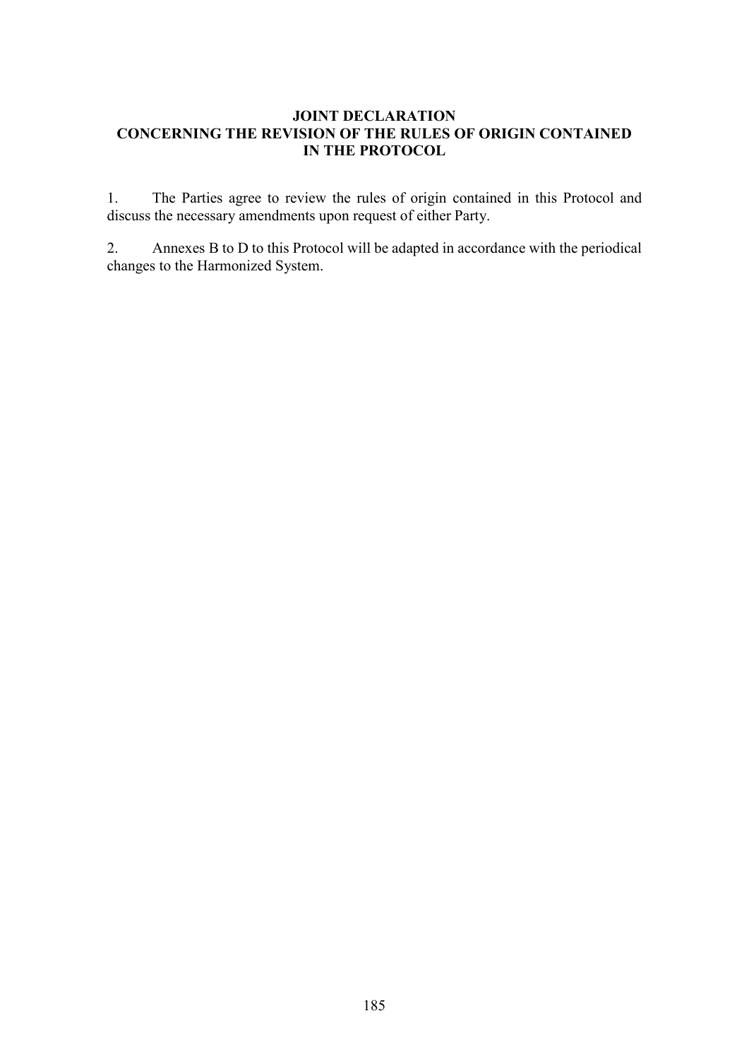## JOINT DECLARATION
## CONCERNING THE REVISION OF THE RULES OF ORIGIN CONTAINED IN THE PROTOCOL

1. The Parties agree to review the rules of origin contained in this Protocol and discuss the necessary amendments upon request of either Party.

2. Annexes B to D to this Protocol will be adapted in accordance with the periodical changes to the Harmonized System.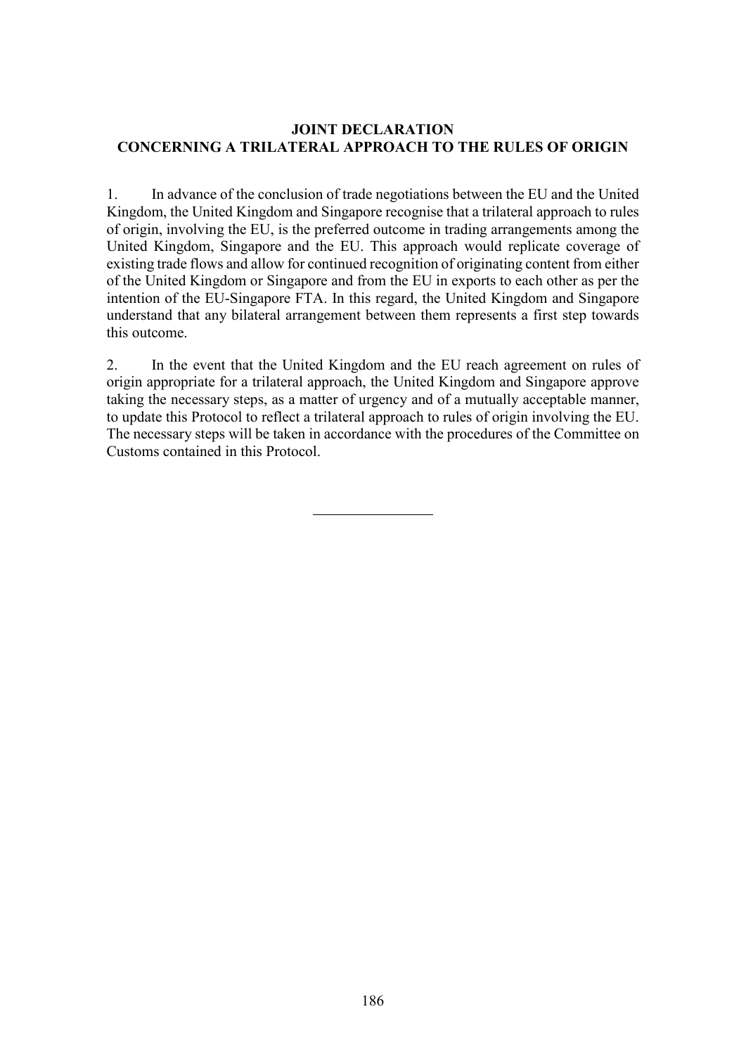## JOINT DECLARATION
## CONCERNING A TRILATERAL APPROACH TO THE RULES OF ORIGIN

1. In advance of the conclusion of trade negotiations between the EU and the United Kingdom, the United Kingdom and Singapore recognise that a trilateral approach to rules of origin, involving the EU, is the preferred outcome in trading arrangements among the United Kingdom, Singapore and the EU. This approach would replicate coverage of existing trade flows and allow for continued recognition of originating content from either of the United Kingdom or Singapore and from the EU in exports to each other as per the intention of the EU-Singapore FTA. In this regard, the United Kingdom and Singapore understand that any bilateral arrangement between them represents a first step towards this outcome.

2. In the event that the United Kingdom and the EU reach agreement on rules of origin appropriate for a trilateral approach, the United Kingdom and Singapore approve taking the necessary steps, as a matter of urgency and of a mutually acceptable manner, to update this Protocol to reflect a trilateral approach to rules of origin involving the EU. The necessary steps will be taken in accordance with the procedures of the Committee on Customs contained in this Protocol.